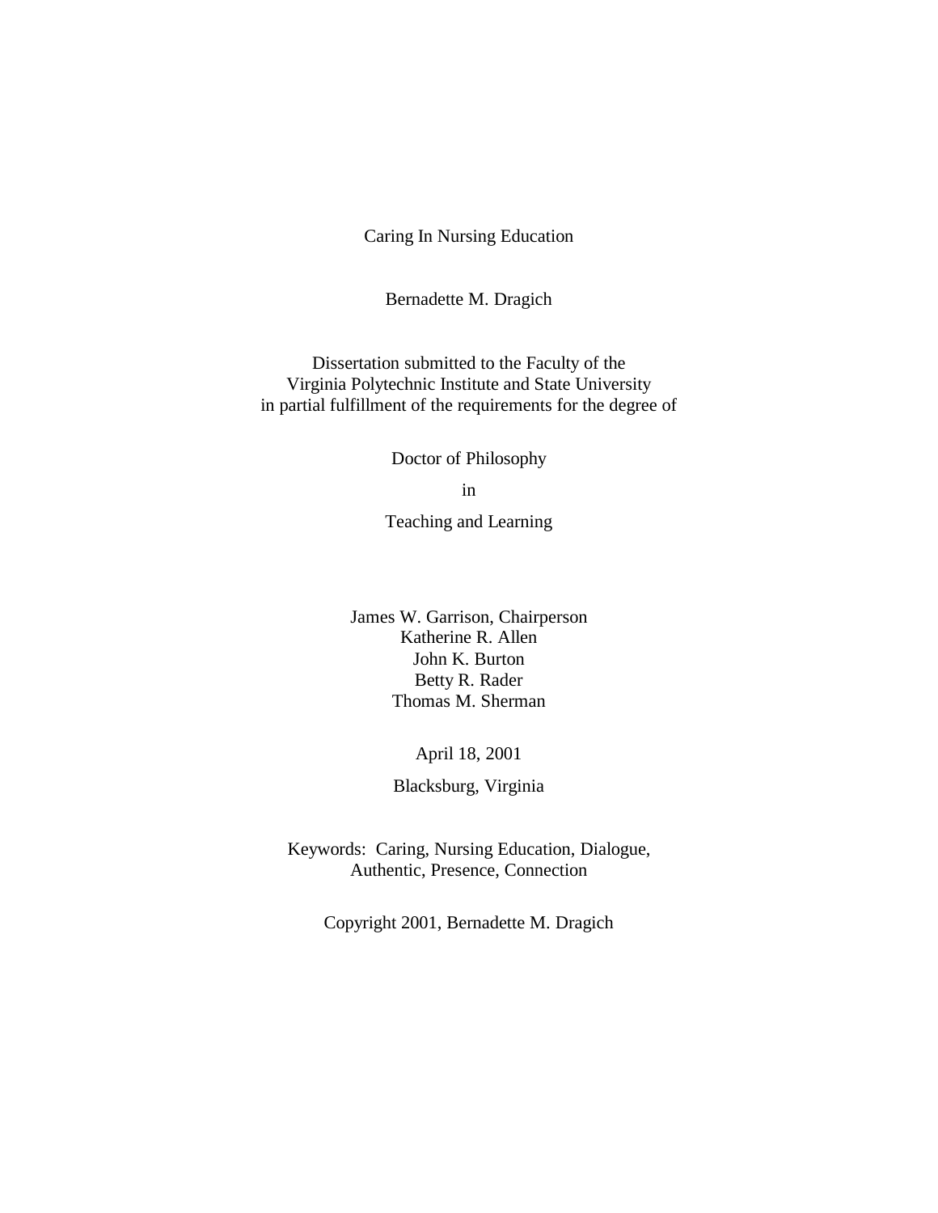# Caring In Nursing Education

Bernadette M. Dragich

Dissertation submitted to the Faculty of the
Virginia Polytechnic Institute and State University
in partial fulfillment of the requirements for the degree of

Doctor of Philosophy

in

Teaching and Learning

James W. Garrison, Chairperson
Katherine R. Allen
John K. Burton
Betty R. Rader
Thomas M. Sherman

April 18, 2001

Blacksburg, Virginia

Keywords: Caring, Nursing Education, Dialogue, Authentic, Presence, Connection

Copyright 2001, Bernadette M. Dragich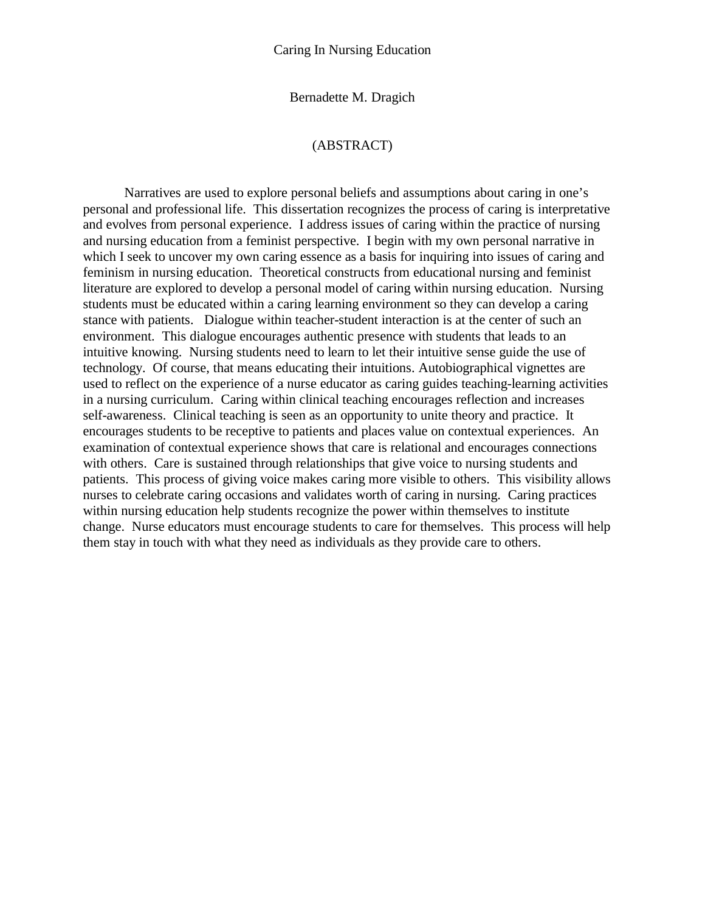# Caring In Nursing Education

Bernadette M. Dragich

(ABSTRACT)

Narratives are used to explore personal beliefs and assumptions about caring in one's personal and professional life. This dissertation recognizes the process of caring is interpretative and evolves from personal experience. I address issues of caring within the practice of nursing and nursing education from a feminist perspective. I begin with my own personal narrative in which I seek to uncover my own caring essence as a basis for inquiring into issues of caring and feminism in nursing education. Theoretical constructs from educational nursing and feminist literature are explored to develop a personal model of caring within nursing education. Nursing students must be educated within a caring learning environment so they can develop a caring stance with patients. Dialogue within teacher-student interaction is at the center of such an environment. This dialogue encourages authentic presence with students that leads to an intuitive knowing. Nursing students need to learn to let their intuitive sense guide the use of technology. Of course, that means educating their intuitions. Autobiographical vignettes are used to reflect on the experience of a nurse educator as caring guides teaching-learning activities in a nursing curriculum. Caring within clinical teaching encourages reflection and increases self-awareness. Clinical teaching is seen as an opportunity to unite theory and practice. It encourages students to be receptive to patients and places value on contextual experiences. An examination of contextual experience shows that care is relational and encourages connections with others. Care is sustained through relationships that give voice to nursing students and patients. This process of giving voice makes caring more visible to others. This visibility allows nurses to celebrate caring occasions and validates worth of caring in nursing. Caring practices within nursing education help students recognize the power within themselves to institute change. Nurse educators must encourage students to care for themselves. This process will help them stay in touch with what they need as individuals as they provide care to others.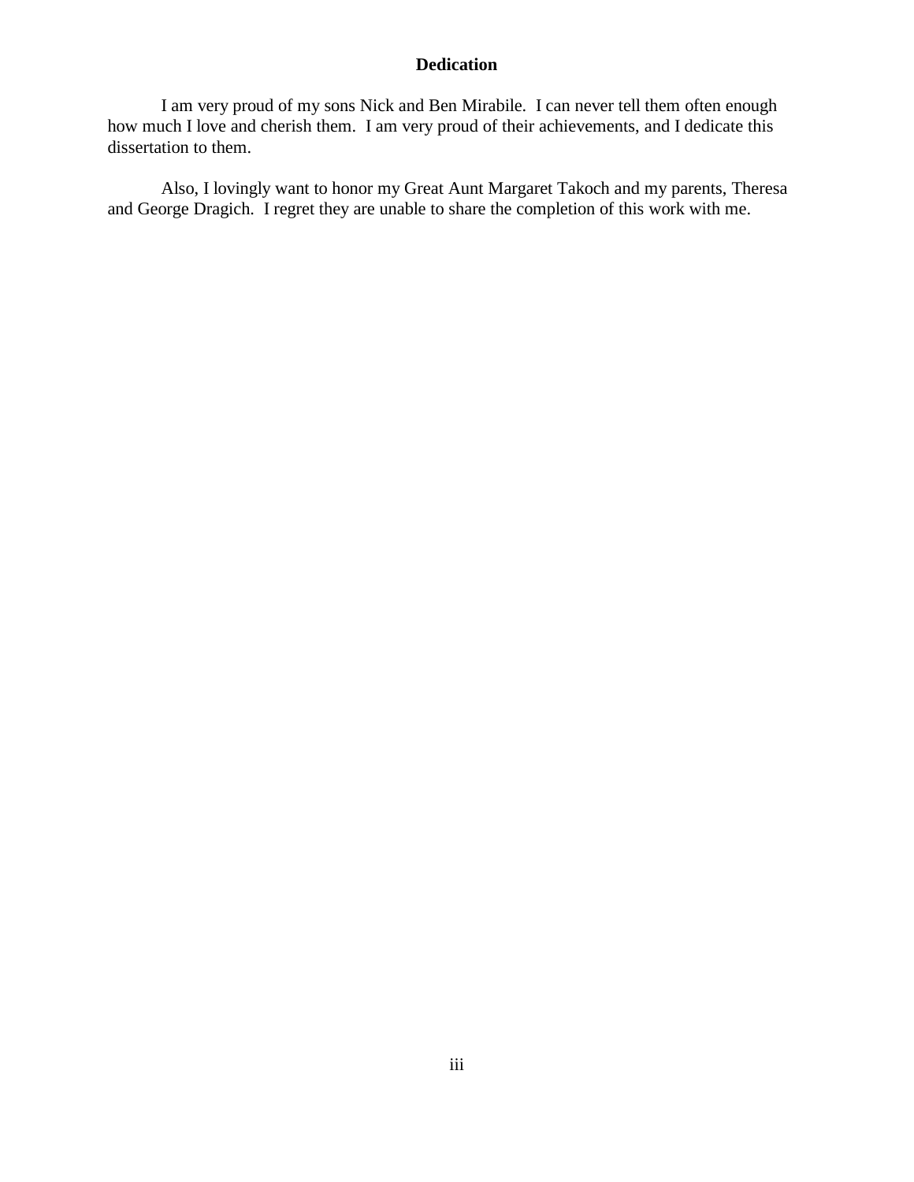# Dedication

I am very proud of my sons Nick and Ben Mirabile. I can never tell them often enough how much I love and cherish them. I am very proud of their achievements, and I dedicate this dissertation to them.

Also, I lovingly want to honor my Great Aunt Margaret Takoch and my parents, Theresa and George Dragich. I regret they are unable to share the completion of this work with me.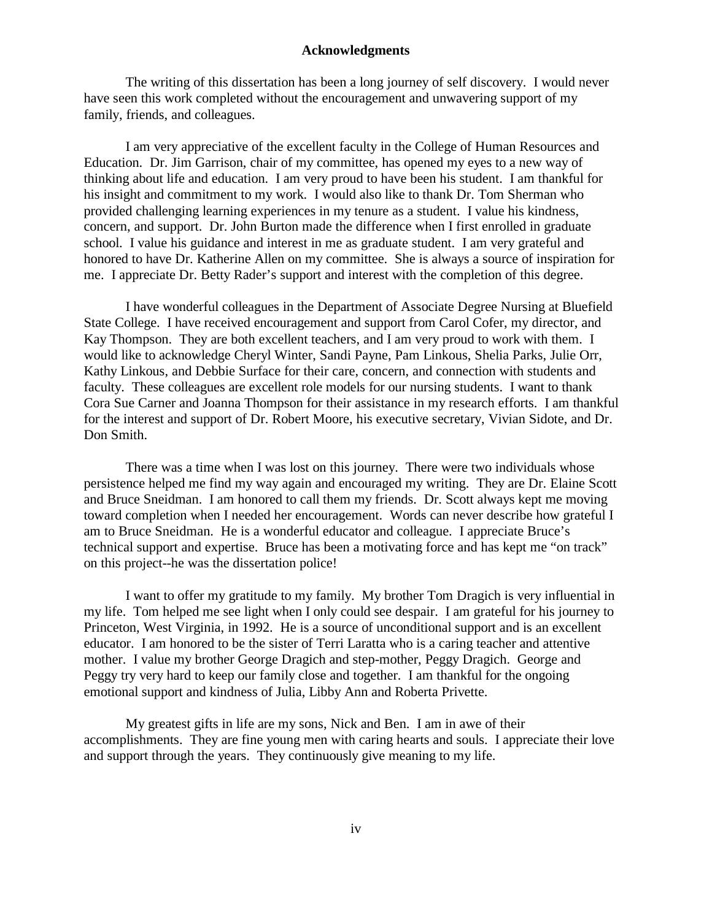## Acknowledgments

The writing of this dissertation has been a long journey of self discovery. I would never have seen this work completed without the encouragement and unwavering support of my family, friends, and colleagues.

I am very appreciative of the excellent faculty in the College of Human Resources and Education. Dr. Jim Garrison, chair of my committee, has opened my eyes to a new way of thinking about life and education. I am very proud to have been his student. I am thankful for his insight and commitment to my work. I would also like to thank Dr. Tom Sherman who provided challenging learning experiences in my tenure as a student. I value his kindness, concern, and support. Dr. John Burton made the difference when I first enrolled in graduate school. I value his guidance and interest in me as graduate student. I am very grateful and honored to have Dr. Katherine Allen on my committee. She is always a source of inspiration for me. I appreciate Dr. Betty Rader's support and interest with the completion of this degree.

I have wonderful colleagues in the Department of Associate Degree Nursing at Bluefield State College. I have received encouragement and support from Carol Cofer, my director, and Kay Thompson. They are both excellent teachers, and I am very proud to work with them. I would like to acknowledge Cheryl Winter, Sandi Payne, Pam Linkous, Shelia Parks, Julie Orr, Kathy Linkous, and Debbie Surface for their care, concern, and connection with students and faculty. These colleagues are excellent role models for our nursing students. I want to thank Cora Sue Carner and Joanna Thompson for their assistance in my research efforts. I am thankful for the interest and support of Dr. Robert Moore, his executive secretary, Vivian Sidote, and Dr. Don Smith.

There was a time when I was lost on this journey. There were two individuals whose persistence helped me find my way again and encouraged my writing. They are Dr. Elaine Scott and Bruce Sneidman. I am honored to call them my friends. Dr. Scott always kept me moving toward completion when I needed her encouragement. Words can never describe how grateful I am to Bruce Sneidman. He is a wonderful educator and colleague. I appreciate Bruce's technical support and expertise. Bruce has been a motivating force and has kept me "on track" on this project--he was the dissertation police!

I want to offer my gratitude to my family. My brother Tom Dragich is very influential in my life. Tom helped me see light when I only could see despair. I am grateful for his journey to Princeton, West Virginia, in 1992. He is a source of unconditional support and is an excellent educator. I am honored to be the sister of Terri Laratta who is a caring teacher and attentive mother. I value my brother George Dragich and step-mother, Peggy Dragich. George and Peggy try very hard to keep our family close and together. I am thankful for the ongoing emotional support and kindness of Julia, Libby Ann and Roberta Privette.

My greatest gifts in life are my sons, Nick and Ben. I am in awe of their accomplishments. They are fine young men with caring hearts and souls. I appreciate their love and support through the years. They continuously give meaning to my life.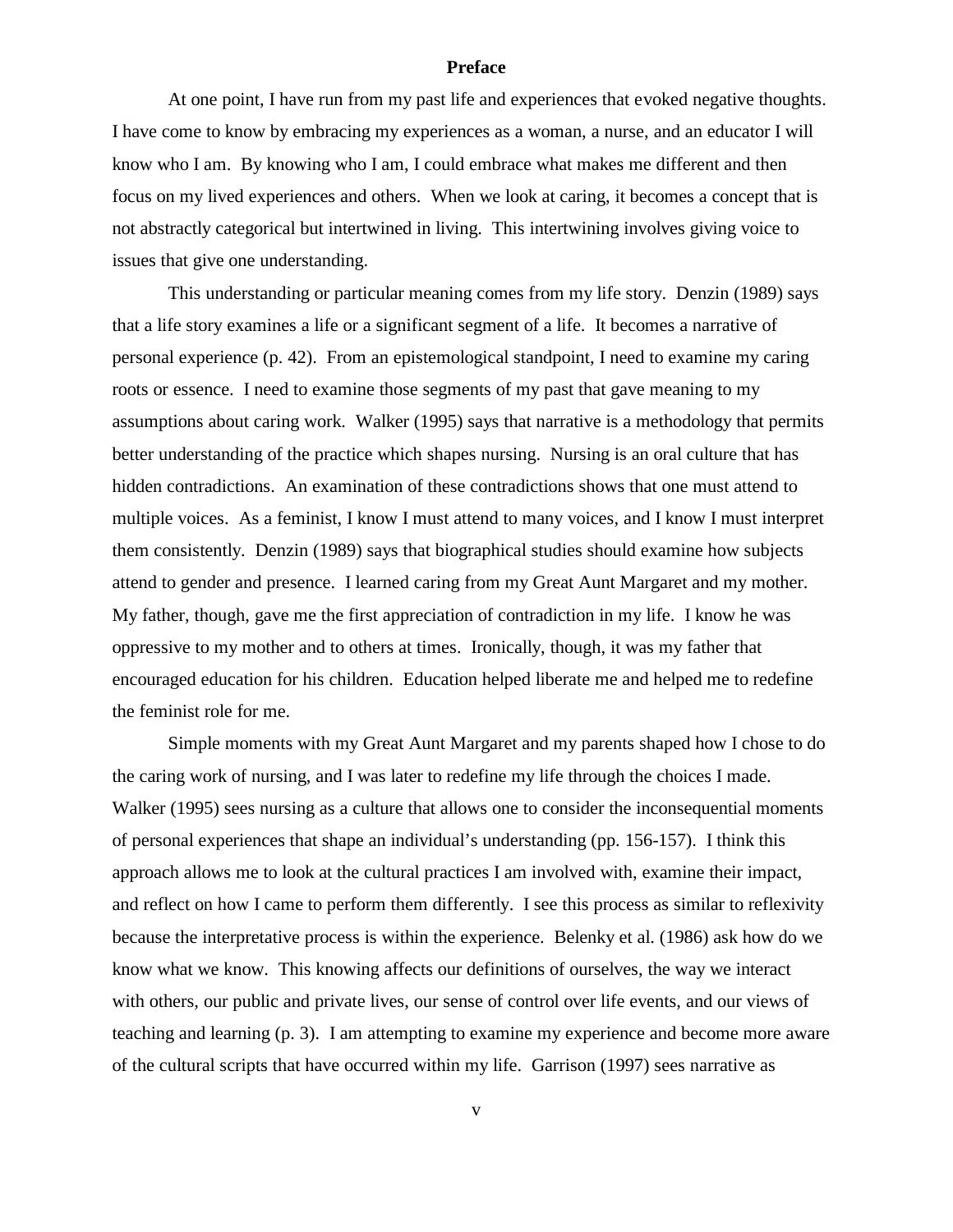# Preface

At one point, I have run from my past life and experiences that evoked negative thoughts. I have come to know by embracing my experiences as a woman, a nurse, and an educator I will know who I am. By knowing who I am, I could embrace what makes me different and then focus on my lived experiences and others. When we look at caring, it becomes a concept that is not abstractly categorical but intertwined in living. This intertwining involves giving voice to issues that give one understanding.

This understanding or particular meaning comes from my life story. Denzin (1989) says that a life story examines a life or a significant segment of a life. It becomes a narrative of personal experience (p. 42). From an epistemological standpoint, I need to examine my caring roots or essence. I need to examine those segments of my past that gave meaning to my assumptions about caring work. Walker (1995) says that narrative is a methodology that permits better understanding of the practice which shapes nursing. Nursing is an oral culture that has hidden contradictions. An examination of these contradictions shows that one must attend to multiple voices. As a feminist, I know I must attend to many voices, and I know I must interpret them consistently. Denzin (1989) says that biographical studies should examine how subjects attend to gender and presence. I learned caring from my Great Aunt Margaret and my mother. My father, though, gave me the first appreciation of contradiction in my life. I know he was oppressive to my mother and to others at times. Ironically, though, it was my father that encouraged education for his children. Education helped liberate me and helped me to redefine the feminist role for me.

Simple moments with my Great Aunt Margaret and my parents shaped how I chose to do the caring work of nursing, and I was later to redefine my life through the choices I made. Walker (1995) sees nursing as a culture that allows one to consider the inconsequential moments of personal experiences that shape an individual's understanding (pp. 156-157). I think this approach allows me to look at the cultural practices I am involved with, examine their impact, and reflect on how I came to perform them differently. I see this process as similar to reflexivity because the interpretative process is within the experience. Belenky et al. (1986) ask how do we know what we know. This knowing affects our definitions of ourselves, the way we interact with others, our public and private lives, our sense of control over life events, and our views of teaching and learning (p. 3). I am attempting to examine my experience and become more aware of the cultural scripts that have occurred within my life. Garrison (1997) sees narrative as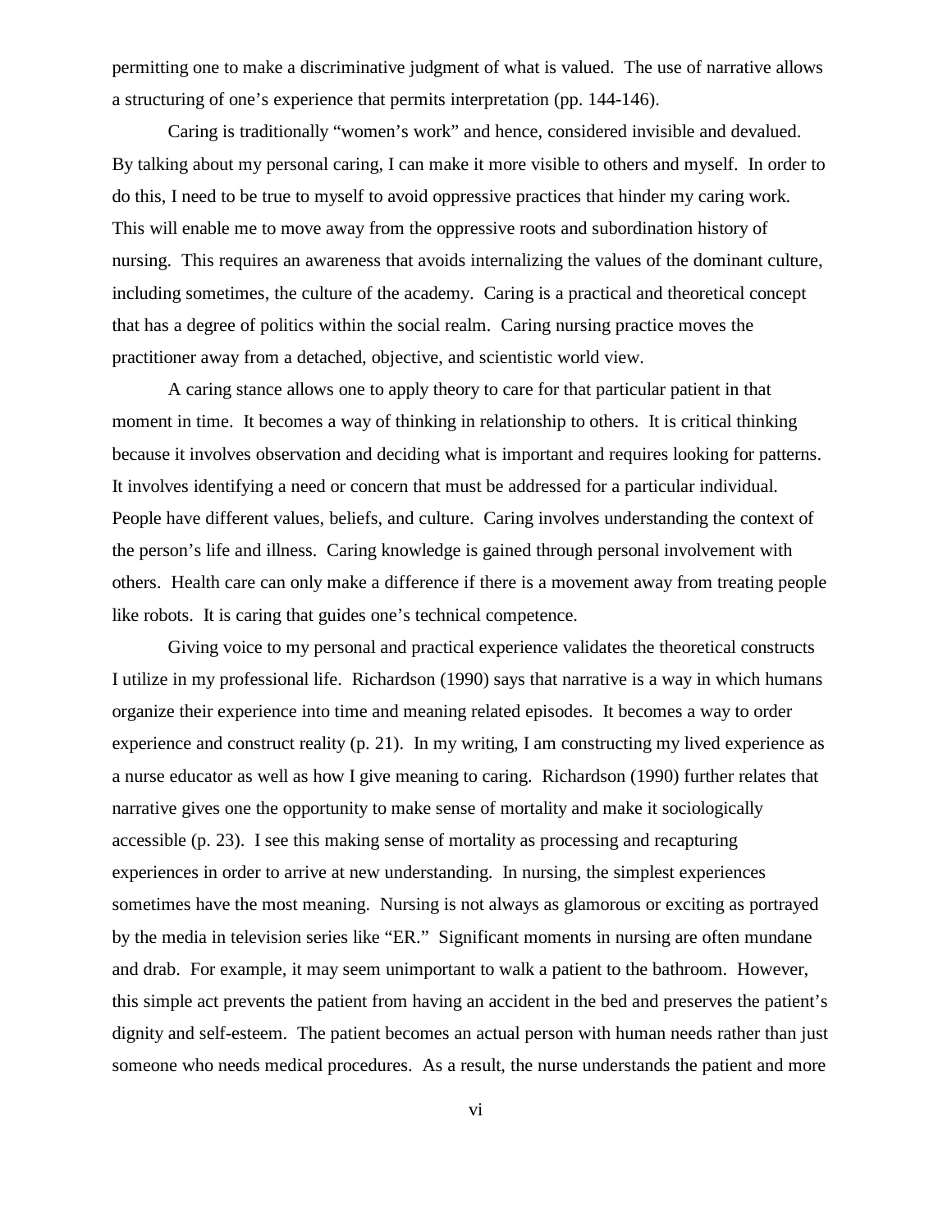permitting one to make a discriminative judgment of what is valued. The use of narrative allows a structuring of one's experience that permits interpretation (pp. 144-146).

Caring is traditionally "women's work" and hence, considered invisible and devalued. By talking about my personal caring, I can make it more visible to others and myself. In order to do this, I need to be true to myself to avoid oppressive practices that hinder my caring work. This will enable me to move away from the oppressive roots and subordination history of nursing. This requires an awareness that avoids internalizing the values of the dominant culture, including sometimes, the culture of the academy. Caring is a practical and theoretical concept that has a degree of politics within the social realm. Caring nursing practice moves the practitioner away from a detached, objective, and scientistic world view.

A caring stance allows one to apply theory to care for that particular patient in that moment in time. It becomes a way of thinking in relationship to others. It is critical thinking because it involves observation and deciding what is important and requires looking for patterns. It involves identifying a need or concern that must be addressed for a particular individual. People have different values, beliefs, and culture. Caring involves understanding the context of the person's life and illness. Caring knowledge is gained through personal involvement with others. Health care can only make a difference if there is a movement away from treating people like robots. It is caring that guides one's technical competence.

Giving voice to my personal and practical experience validates the theoretical constructs I utilize in my professional life. Richardson (1990) says that narrative is a way in which humans organize their experience into time and meaning related episodes. It becomes a way to order experience and construct reality (p. 21). In my writing, I am constructing my lived experience as a nurse educator as well as how I give meaning to caring. Richardson (1990) further relates that narrative gives one the opportunity to make sense of mortality and make it sociologically accessible (p. 23). I see this making sense of mortality as processing and recapturing experiences in order to arrive at new understanding. In nursing, the simplest experiences sometimes have the most meaning. Nursing is not always as glamorous or exciting as portrayed by the media in television series like "ER." Significant moments in nursing are often mundane and drab. For example, it may seem unimportant to walk a patient to the bathroom. However, this simple act prevents the patient from having an accident in the bed and preserves the patient's dignity and self-esteem. The patient becomes an actual person with human needs rather than just someone who needs medical procedures. As a result, the nurse understands the patient and more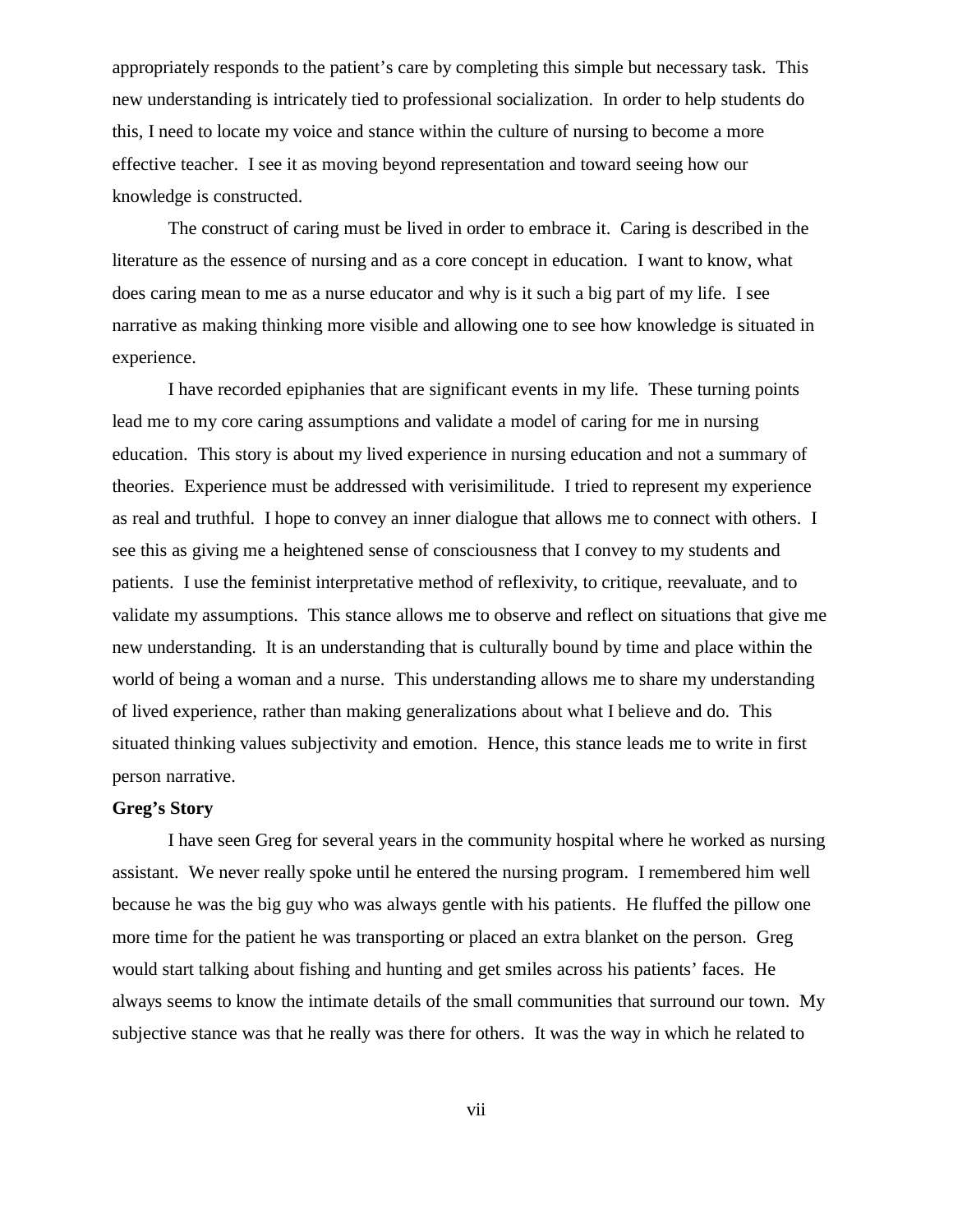appropriately responds to the patient's care by completing this simple but necessary task. This new understanding is intricately tied to professional socialization. In order to help students do this, I need to locate my voice and stance within the culture of nursing to become a more effective teacher. I see it as moving beyond representation and toward seeing how our knowledge is constructed.

The construct of caring must be lived in order to embrace it. Caring is described in the literature as the essence of nursing and as a core concept in education. I want to know, what does caring mean to me as a nurse educator and why is it such a big part of my life. I see narrative as making thinking more visible and allowing one to see how knowledge is situated in experience.

I have recorded epiphanies that are significant events in my life. These turning points lead me to my core caring assumptions and validate a model of caring for me in nursing education. This story is about my lived experience in nursing education and not a summary of theories. Experience must be addressed with verisimilitude. I tried to represent my experience as real and truthful. I hope to convey an inner dialogue that allows me to connect with others. I see this as giving me a heightened sense of consciousness that I convey to my students and patients. I use the feminist interpretative method of reflexivity, to critique, reevaluate, and to validate my assumptions. This stance allows me to observe and reflect on situations that give me new understanding. It is an understanding that is culturally bound by time and place within the world of being a woman and a nurse. This understanding allows me to share my understanding of lived experience, rather than making generalizations about what I believe and do. This situated thinking values subjectivity and emotion. Hence, this stance leads me to write in first person narrative.

**Greg's Story**

I have seen Greg for several years in the community hospital where he worked as nursing assistant. We never really spoke until he entered the nursing program. I remembered him well because he was the big guy who was always gentle with his patients. He fluffed the pillow one more time for the patient he was transporting or placed an extra blanket on the person. Greg would start talking about fishing and hunting and get smiles across his patients' faces. He always seems to know the intimate details of the small communities that surround our town. My subjective stance was that he really was there for others. It was the way in which he related to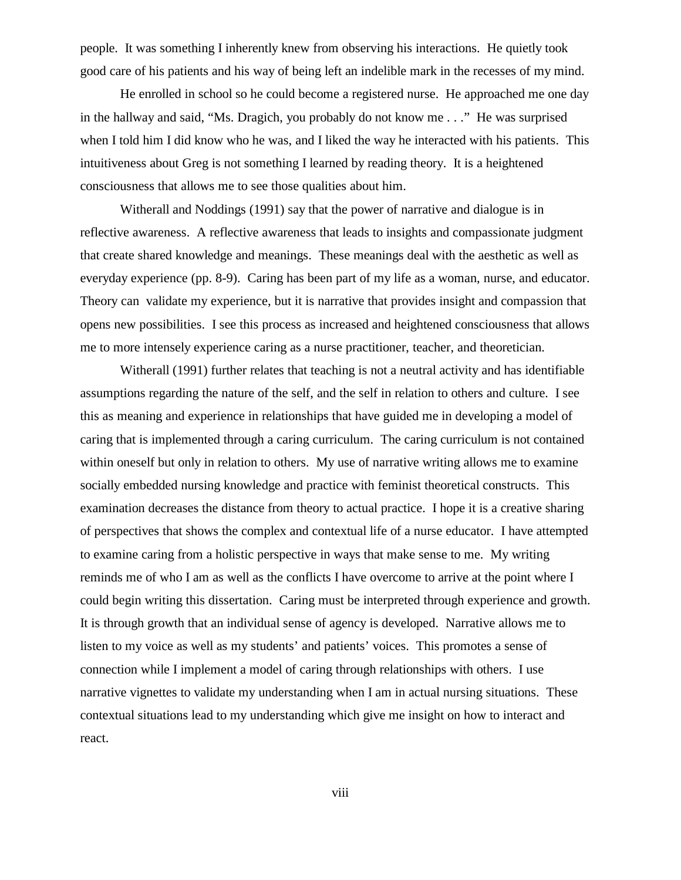people. It was something I inherently knew from observing his interactions. He quietly took good care of his patients and his way of being left an indelible mark in the recesses of my mind.

He enrolled in school so he could become a registered nurse. He approached me one day in the hallway and said, "Ms. Dragich, you probably do not know me . . ." He was surprised when I told him I did know who he was, and I liked the way he interacted with his patients. This intuitiveness about Greg is not something I learned by reading theory. It is a heightened consciousness that allows me to see those qualities about him.

Witherall and Noddings (1991) say that the power of narrative and dialogue is in reflective awareness. A reflective awareness that leads to insights and compassionate judgment that create shared knowledge and meanings. These meanings deal with the aesthetic as well as everyday experience (pp. 8-9). Caring has been part of my life as a woman, nurse, and educator. Theory can validate my experience, but it is narrative that provides insight and compassion that opens new possibilities. I see this process as increased and heightened consciousness that allows me to more intensely experience caring as a nurse practitioner, teacher, and theoretician.

Witherall (1991) further relates that teaching is not a neutral activity and has identifiable assumptions regarding the nature of the self, and the self in relation to others and culture. I see this as meaning and experience in relationships that have guided me in developing a model of caring that is implemented through a caring curriculum. The caring curriculum is not contained within oneself but only in relation to others. My use of narrative writing allows me to examine socially embedded nursing knowledge and practice with feminist theoretical constructs. This examination decreases the distance from theory to actual practice. I hope it is a creative sharing of perspectives that shows the complex and contextual life of a nurse educator. I have attempted to examine caring from a holistic perspective in ways that make sense to me. My writing reminds me of who I am as well as the conflicts I have overcome to arrive at the point where I could begin writing this dissertation. Caring must be interpreted through experience and growth. It is through growth that an individual sense of agency is developed. Narrative allows me to listen to my voice as well as my students' and patients' voices. This promotes a sense of connection while I implement a model of caring through relationships with others. I use narrative vignettes to validate my understanding when I am in actual nursing situations. These contextual situations lead to my understanding which give me insight on how to interact and react.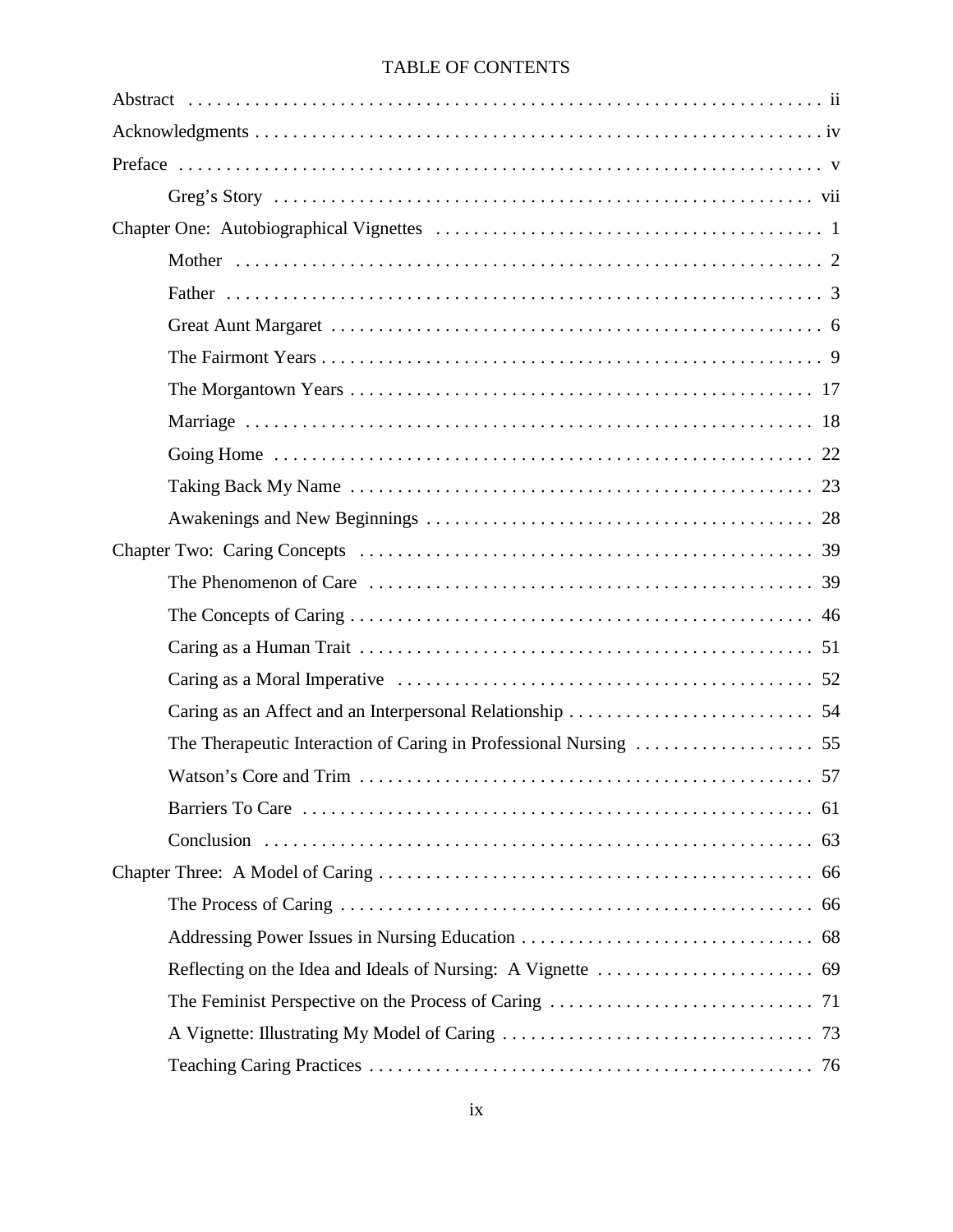# TABLE OF CONTENTS

Abstract . . . . . . . . . . . . . . . . . . . . . . . . . . . . . . . . . . . . . . . . . . . . . . . . . . . . . . . . . . . . . . . ii

Acknowledgments . . . . . . . . . . . . . . . . . . . . . . . . . . . . . . . . . . . . . . . . . . . . . . . . . . . . . . . . . . . iv

Preface . . . . . . . . . . . . . . . . . . . . . . . . . . . . . . . . . . . . . . . . . . . . . . . . . . . . . . . . . . . . . . . . . v

- Greg's Story . . . . . . . . . . . . . . . . . . . . . . . . . . . . . . . . . . . . . . . . . . . . . . . . . . . . . . vii

Chapter One: Autobiographical Vignettes . . . . . . . . . . . . . . . . . . . . . . . . . . . . . . . . . . . . . . . 1

- Mother . . . . . . . . . . . . . . . . . . . . . . . . . . . . . . . . . . . . . . . . . . . . . . . . . . . . . . . . . . . 2
- Father . . . . . . . . . . . . . . . . . . . . . . . . . . . . . . . . . . . . . . . . . . . . . . . . . . . . . . . . . . . . 3
- Great Aunt Margaret . . . . . . . . . . . . . . . . . . . . . . . . . . . . . . . . . . . . . . . . . . . . . . . . . . . 6
- The Fairmont Years . . . . . . . . . . . . . . . . . . . . . . . . . . . . . . . . . . . . . . . . . . . . . . . . . . . . 9
- The Morgantown Years . . . . . . . . . . . . . . . . . . . . . . . . . . . . . . . . . . . . . . . . . . . . . . . . 17
- Marriage . . . . . . . . . . . . . . . . . . . . . . . . . . . . . . . . . . . . . . . . . . . . . . . . . . . . . . . . . 18
- Going Home . . . . . . . . . . . . . . . . . . . . . . . . . . . . . . . . . . . . . . . . . . . . . . . . . . . . . . . 22
- Taking Back My Name . . . . . . . . . . . . . . . . . . . . . . . . . . . . . . . . . . . . . . . . . . . . . . . . 23
- Awakenings and New Beginnings . . . . . . . . . . . . . . . . . . . . . . . . . . . . . . . . . . . . . . . . 28

Chapter Two: Caring Concepts . . . . . . . . . . . . . . . . . . . . . . . . . . . . . . . . . . . . . . . . . . . . . . 39

- The Phenomenon of Care . . . . . . . . . . . . . . . . . . . . . . . . . . . . . . . . . . . . . . . . . . . . . . 39
- The Concepts of Caring . . . . . . . . . . . . . . . . . . . . . . . . . . . . . . . . . . . . . . . . . . . . . . . 46
- Caring as a Human Trait . . . . . . . . . . . . . . . . . . . . . . . . . . . . . . . . . . . . . . . . . . . . . . 51
- Caring as a Moral Imperative . . . . . . . . . . . . . . . . . . . . . . . . . . . . . . . . . . . . . . . . . . . 52
- Caring as an Affect and an Interpersonal Relationship . . . . . . . . . . . . . . . . . . . . . . . . . . 54
- The Therapeutic Interaction of Caring in Professional Nursing . . . . . . . . . . . . . . . . . . . 55
- Watson's Core and Trim . . . . . . . . . . . . . . . . . . . . . . . . . . . . . . . . . . . . . . . . . . . . . . 57
- Barriers To Care . . . . . . . . . . . . . . . . . . . . . . . . . . . . . . . . . . . . . . . . . . . . . . . . . . . . 61
- Conclusion . . . . . . . . . . . . . . . . . . . . . . . . . . . . . . . . . . . . . . . . . . . . . . . . . . . . . . . 63

Chapter Three: A Model of Caring . . . . . . . . . . . . . . . . . . . . . . . . . . . . . . . . . . . . . . . . . . . . 66

- The Process of Caring . . . . . . . . . . . . . . . . . . . . . . . . . . . . . . . . . . . . . . . . . . . . . . . . . 66
- Addressing Power Issues in Nursing Education . . . . . . . . . . . . . . . . . . . . . . . . . . . . . . 68
- Reflecting on the Idea and Ideals of Nursing: A Vignette . . . . . . . . . . . . . . . . . . . . . . . 69
- The Feminist Perspective on the Process of Caring . . . . . . . . . . . . . . . . . . . . . . . . . . . 71
- A Vignette: Illustrating My Model of Caring . . . . . . . . . . . . . . . . . . . . . . . . . . . . . . . . 73
- Teaching Caring Practices . . . . . . . . . . . . . . . . . . . . . . . . . . . . . . . . . . . . . . . . . . . . . 76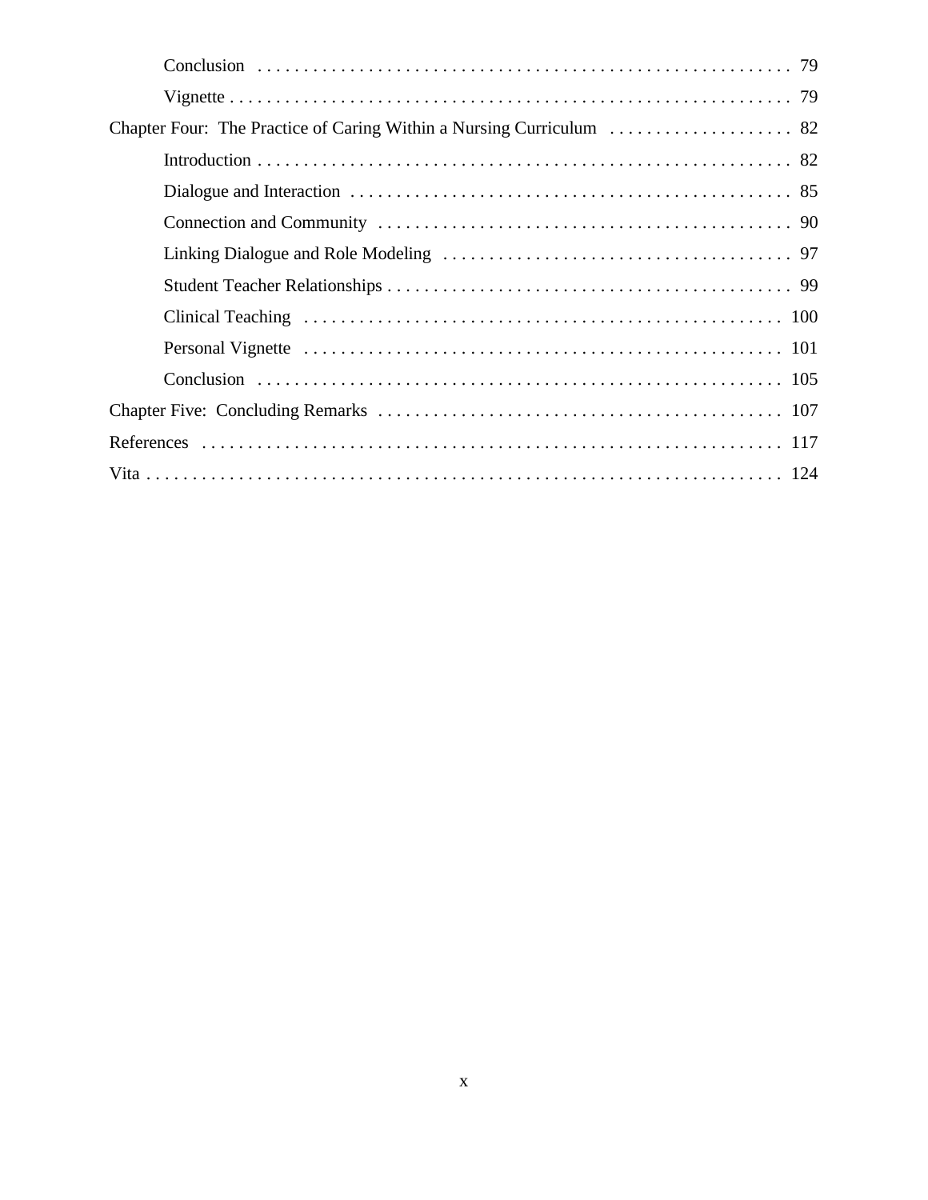Conclusion . . . . . . . . . . . . . . . . . . . . . . . . . . . . . . . . . . . . . . . . . . . . . . . . . . . . . . . . . . 79

Vignette . . . . . . . . . . . . . . . . . . . . . . . . . . . . . . . . . . . . . . . . . . . . . . . . . . . . . . . . . . . . . 79

Chapter Four: The Practice of Caring Within a Nursing Curriculum . . . . . . . . . . . . . . . . . . . . 82

Introduction . . . . . . . . . . . . . . . . . . . . . . . . . . . . . . . . . . . . . . . . . . . . . . . . . . . . . . . . . . 82

Dialogue and Interaction . . . . . . . . . . . . . . . . . . . . . . . . . . . . . . . . . . . . . . . . . . . . . . . . 85

Connection and Community . . . . . . . . . . . . . . . . . . . . . . . . . . . . . . . . . . . . . . . . . . . . . 90

Linking Dialogue and Role Modeling . . . . . . . . . . . . . . . . . . . . . . . . . . . . . . . . . . . . . . 97

Student Teacher Relationships . . . . . . . . . . . . . . . . . . . . . . . . . . . . . . . . . . . . . . . . . . . . 99

Clinical Teaching . . . . . . . . . . . . . . . . . . . . . . . . . . . . . . . . . . . . . . . . . . . . . . . . . . . . 100

Personal Vignette . . . . . . . . . . . . . . . . . . . . . . . . . . . . . . . . . . . . . . . . . . . . . . . . . . . . 101

Conclusion . . . . . . . . . . . . . . . . . . . . . . . . . . . . . . . . . . . . . . . . . . . . . . . . . . . . . . . . . 105

Chapter Five: Concluding Remarks . . . . . . . . . . . . . . . . . . . . . . . . . . . . . . . . . . . . . . . . . . . . 107

References . . . . . . . . . . . . . . . . . . . . . . . . . . . . . . . . . . . . . . . . . . . . . . . . . . . . . . . . . . . . . . . 117

Vita . . . . . . . . . . . . . . . . . . . . . . . . . . . . . . . . . . . . . . . . . . . . . . . . . . . . . . . . . . . . . . . . . . . . 124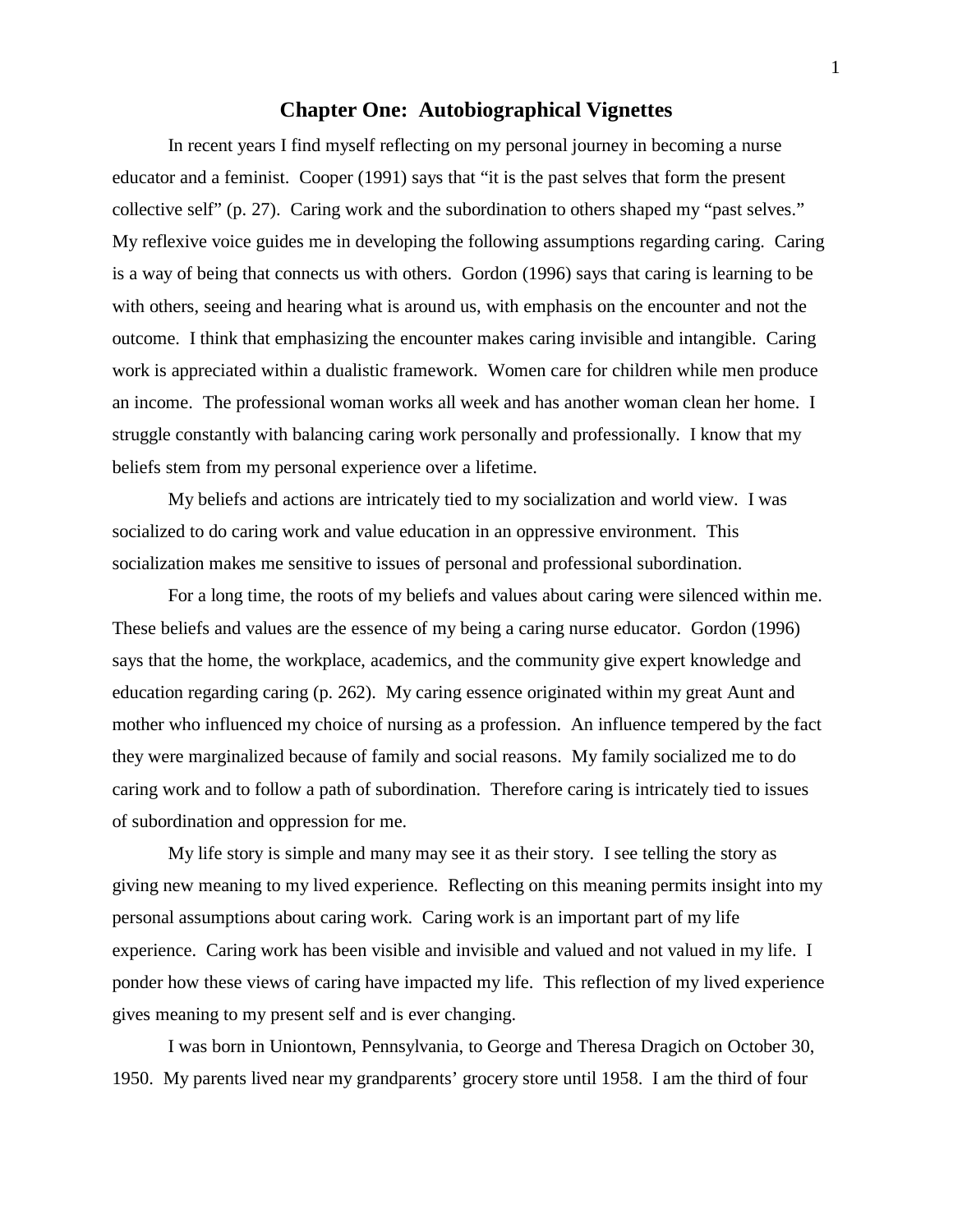# Chapter One: Autobiographical Vignettes

In recent years I find myself reflecting on my personal journey in becoming a nurse educator and a feminist. Cooper (1991) says that "it is the past selves that form the present collective self" (p. 27). Caring work and the subordination to others shaped my "past selves." My reflexive voice guides me in developing the following assumptions regarding caring. Caring is a way of being that connects us with others. Gordon (1996) says that caring is learning to be with others, seeing and hearing what is around us, with emphasis on the encounter and not the outcome. I think that emphasizing the encounter makes caring invisible and intangible. Caring work is appreciated within a dualistic framework. Women care for children while men produce an income. The professional woman works all week and has another woman clean her home. I struggle constantly with balancing caring work personally and professionally. I know that my beliefs stem from my personal experience over a lifetime.

My beliefs and actions are intricately tied to my socialization and world view. I was socialized to do caring work and value education in an oppressive environment. This socialization makes me sensitive to issues of personal and professional subordination.

For a long time, the roots of my beliefs and values about caring were silenced within me. These beliefs and values are the essence of my being a caring nurse educator. Gordon (1996) says that the home, the workplace, academics, and the community give expert knowledge and education regarding caring (p. 262). My caring essence originated within my great Aunt and mother who influenced my choice of nursing as a profession. An influence tempered by the fact they were marginalized because of family and social reasons. My family socialized me to do caring work and to follow a path of subordination. Therefore caring is intricately tied to issues of subordination and oppression for me.

My life story is simple and many may see it as their story. I see telling the story as giving new meaning to my lived experience. Reflecting on this meaning permits insight into my personal assumptions about caring work. Caring work is an important part of my life experience. Caring work has been visible and invisible and valued and not valued in my life. I ponder how these views of caring have impacted my life. This reflection of my lived experience gives meaning to my present self and is ever changing.

I was born in Uniontown, Pennsylvania, to George and Theresa Dragich on October 30, 1950. My parents lived near my grandparents' grocery store until 1958. I am the third of four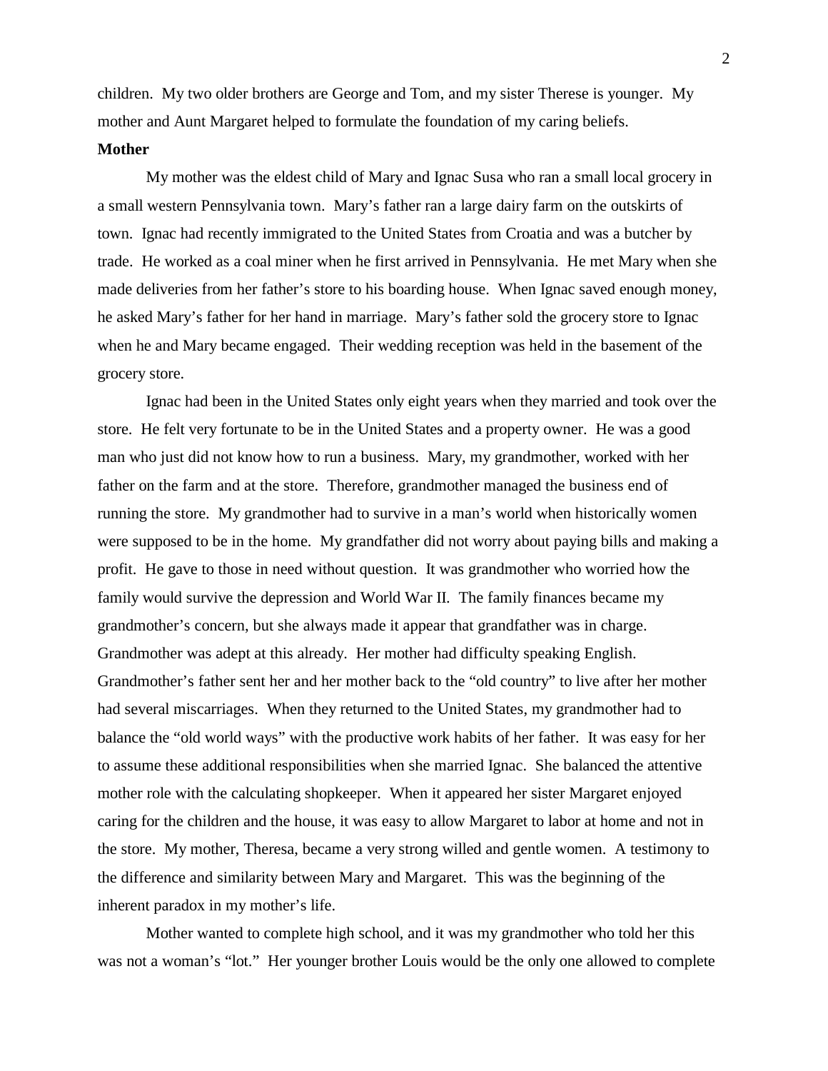children. My two older brothers are George and Tom, and my sister Therese is younger. My mother and Aunt Margaret helped to formulate the foundation of my caring beliefs.

**Mother**

My mother was the eldest child of Mary and Ignac Susa who ran a small local grocery in a small western Pennsylvania town. Mary's father ran a large dairy farm on the outskirts of town. Ignac had recently immigrated to the United States from Croatia and was a butcher by trade. He worked as a coal miner when he first arrived in Pennsylvania. He met Mary when she made deliveries from her father's store to his boarding house. When Ignac saved enough money, he asked Mary's father for her hand in marriage. Mary's father sold the grocery store to Ignac when he and Mary became engaged. Their wedding reception was held in the basement of the grocery store.

Ignac had been in the United States only eight years when they married and took over the store. He felt very fortunate to be in the United States and a property owner. He was a good man who just did not know how to run a business. Mary, my grandmother, worked with her father on the farm and at the store. Therefore, grandmother managed the business end of running the store. My grandmother had to survive in a man's world when historically women were supposed to be in the home. My grandfather did not worry about paying bills and making a profit. He gave to those in need without question. It was grandmother who worried how the family would survive the depression and World War II. The family finances became my grandmother's concern, but she always made it appear that grandfather was in charge. Grandmother was adept at this already. Her mother had difficulty speaking English. Grandmother's father sent her and her mother back to the "old country" to live after her mother had several miscarriages. When they returned to the United States, my grandmother had to balance the "old world ways" with the productive work habits of her father. It was easy for her to assume these additional responsibilities when she married Ignac. She balanced the attentive mother role with the calculating shopkeeper. When it appeared her sister Margaret enjoyed caring for the children and the house, it was easy to allow Margaret to labor at home and not in the store. My mother, Theresa, became a very strong willed and gentle women. A testimony to the difference and similarity between Mary and Margaret. This was the beginning of the inherent paradox in my mother's life.

Mother wanted to complete high school, and it was my grandmother who told her this was not a woman's "lot." Her younger brother Louis would be the only one allowed to complete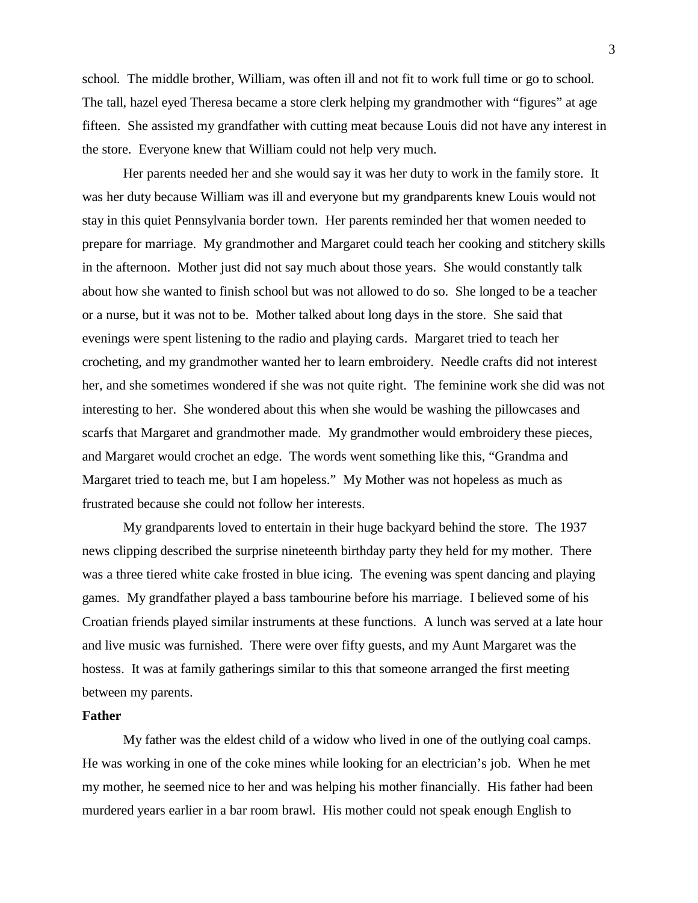school. The middle brother, William, was often ill and not fit to work full time or go to school. The tall, hazel eyed Theresa became a store clerk helping my grandmother with "figures" at age fifteen. She assisted my grandfather with cutting meat because Louis did not have any interest in the store. Everyone knew that William could not help very much.

Her parents needed her and she would say it was her duty to work in the family store. It was her duty because William was ill and everyone but my grandparents knew Louis would not stay in this quiet Pennsylvania border town. Her parents reminded her that women needed to prepare for marriage. My grandmother and Margaret could teach her cooking and stitchery skills in the afternoon. Mother just did not say much about those years. She would constantly talk about how she wanted to finish school but was not allowed to do so. She longed to be a teacher or a nurse, but it was not to be. Mother talked about long days in the store. She said that evenings were spent listening to the radio and playing cards. Margaret tried to teach her crocheting, and my grandmother wanted her to learn embroidery. Needle crafts did not interest her, and she sometimes wondered if she was not quite right. The feminine work she did was not interesting to her. She wondered about this when she would be washing the pillowcases and scarfs that Margaret and grandmother made. My grandmother would embroidery these pieces, and Margaret would crochet an edge. The words went something like this, "Grandma and Margaret tried to teach me, but I am hopeless." My Mother was not hopeless as much as frustrated because she could not follow her interests.

My grandparents loved to entertain in their huge backyard behind the store. The 1937 news clipping described the surprise nineteenth birthday party they held for my mother. There was a three tiered white cake frosted in blue icing. The evening was spent dancing and playing games. My grandfather played a bass tambourine before his marriage. I believed some of his Croatian friends played similar instruments at these functions. A lunch was served at a late hour and live music was furnished. There were over fifty guests, and my Aunt Margaret was the hostess. It was at family gatherings similar to this that someone arranged the first meeting between my parents.

**Father**

My father was the eldest child of a widow who lived in one of the outlying coal camps. He was working in one of the coke mines while looking for an electrician's job. When he met my mother, he seemed nice to her and was helping his mother financially. His father had been murdered years earlier in a bar room brawl. His mother could not speak enough English to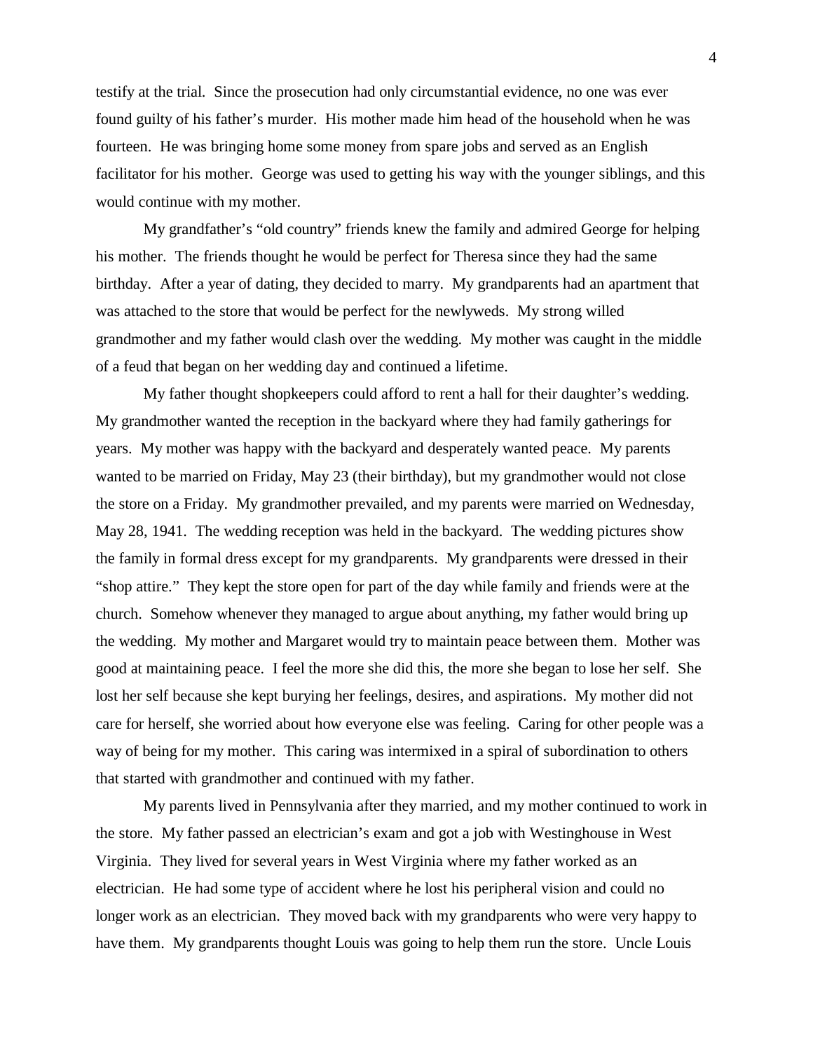testify at the trial. Since the prosecution had only circumstantial evidence, no one was ever found guilty of his father's murder. His mother made him head of the household when he was fourteen. He was bringing home some money from spare jobs and served as an English facilitator for his mother. George was used to getting his way with the younger siblings, and this would continue with my mother.

My grandfather's "old country" friends knew the family and admired George for helping his mother. The friends thought he would be perfect for Theresa since they had the same birthday. After a year of dating, they decided to marry. My grandparents had an apartment that was attached to the store that would be perfect for the newlyweds. My strong willed grandmother and my father would clash over the wedding. My mother was caught in the middle of a feud that began on her wedding day and continued a lifetime.

My father thought shopkeepers could afford to rent a hall for their daughter's wedding. My grandmother wanted the reception in the backyard where they had family gatherings for years. My mother was happy with the backyard and desperately wanted peace. My parents wanted to be married on Friday, May 23 (their birthday), but my grandmother would not close the store on a Friday. My grandmother prevailed, and my parents were married on Wednesday, May 28, 1941. The wedding reception was held in the backyard. The wedding pictures show the family in formal dress except for my grandparents. My grandparents were dressed in their "shop attire." They kept the store open for part of the day while family and friends were at the church. Somehow whenever they managed to argue about anything, my father would bring up the wedding. My mother and Margaret would try to maintain peace between them. Mother was good at maintaining peace. I feel the more she did this, the more she began to lose her self. She lost her self because she kept burying her feelings, desires, and aspirations. My mother did not care for herself, she worried about how everyone else was feeling. Caring for other people was a way of being for my mother. This caring was intermixed in a spiral of subordination to others that started with grandmother and continued with my father.

My parents lived in Pennsylvania after they married, and my mother continued to work in the store. My father passed an electrician's exam and got a job with Westinghouse in West Virginia. They lived for several years in West Virginia where my father worked as an electrician. He had some type of accident where he lost his peripheral vision and could no longer work as an electrician. They moved back with my grandparents who were very happy to have them. My grandparents thought Louis was going to help them run the store. Uncle Louis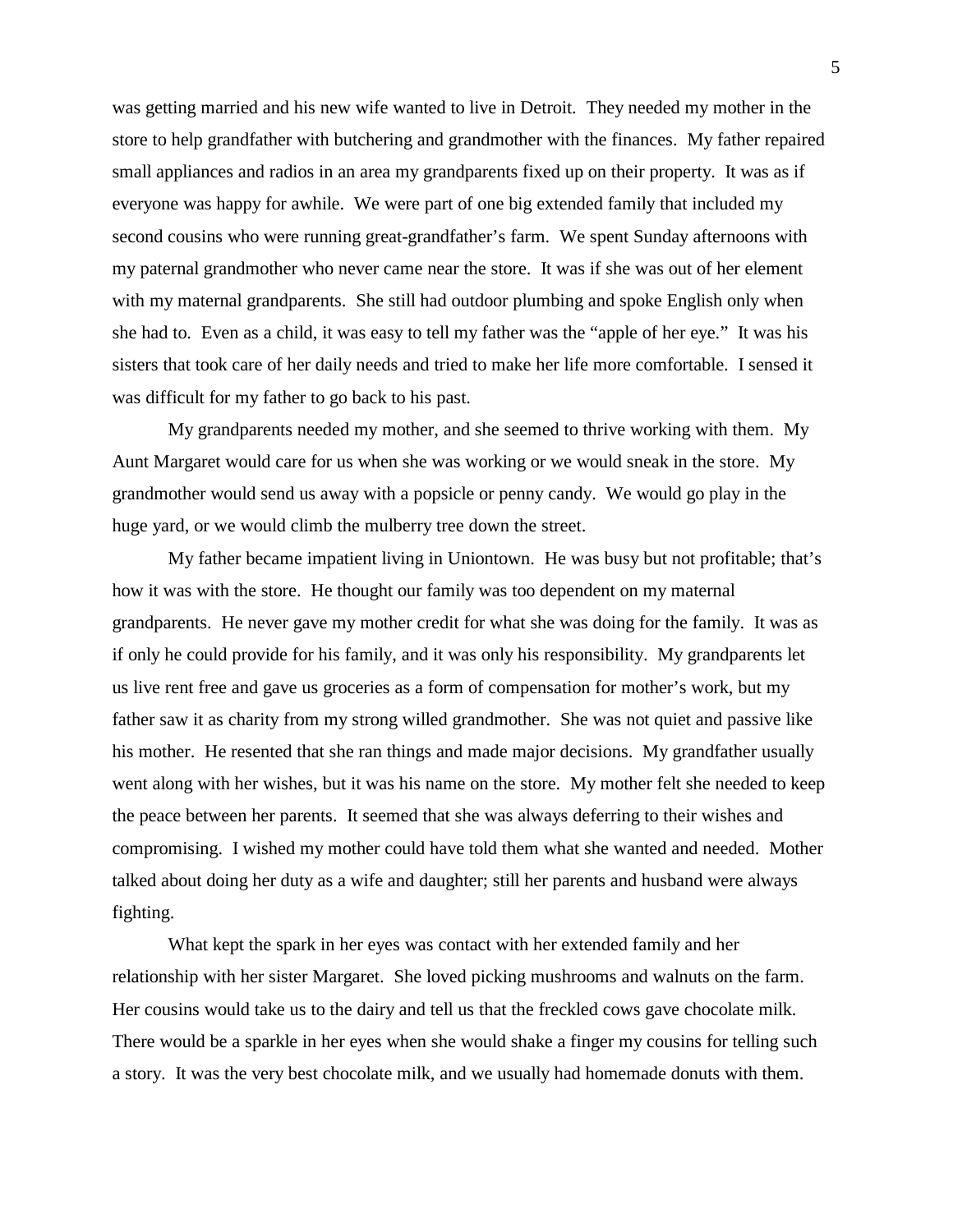was getting married and his new wife wanted to live in Detroit. They needed my mother in the store to help grandfather with butchering and grandmother with the finances. My father repaired small appliances and radios in an area my grandparents fixed up on their property. It was as if everyone was happy for awhile. We were part of one big extended family that included my second cousins who were running great-grandfather's farm. We spent Sunday afternoons with my paternal grandmother who never came near the store. It was if she was out of her element with my maternal grandparents. She still had outdoor plumbing and spoke English only when she had to. Even as a child, it was easy to tell my father was the "apple of her eye." It was his sisters that took care of her daily needs and tried to make her life more comfortable. I sensed it was difficult for my father to go back to his past.

My grandparents needed my mother, and she seemed to thrive working with them. My Aunt Margaret would care for us when she was working or we would sneak in the store. My grandmother would send us away with a popsicle or penny candy. We would go play in the huge yard, or we would climb the mulberry tree down the street.

My father became impatient living in Uniontown. He was busy but not profitable; that's how it was with the store. He thought our family was too dependent on my maternal grandparents. He never gave my mother credit for what she was doing for the family. It was as if only he could provide for his family, and it was only his responsibility. My grandparents let us live rent free and gave us groceries as a form of compensation for mother's work, but my father saw it as charity from my strong willed grandmother. She was not quiet and passive like his mother. He resented that she ran things and made major decisions. My grandfather usually went along with her wishes, but it was his name on the store. My mother felt she needed to keep the peace between her parents. It seemed that she was always deferring to their wishes and compromising. I wished my mother could have told them what she wanted and needed. Mother talked about doing her duty as a wife and daughter; still her parents and husband were always fighting.

What kept the spark in her eyes was contact with her extended family and her relationship with her sister Margaret. She loved picking mushrooms and walnuts on the farm. Her cousins would take us to the dairy and tell us that the freckled cows gave chocolate milk. There would be a sparkle in her eyes when she would shake a finger my cousins for telling such a story. It was the very best chocolate milk, and we usually had homemade donuts with them.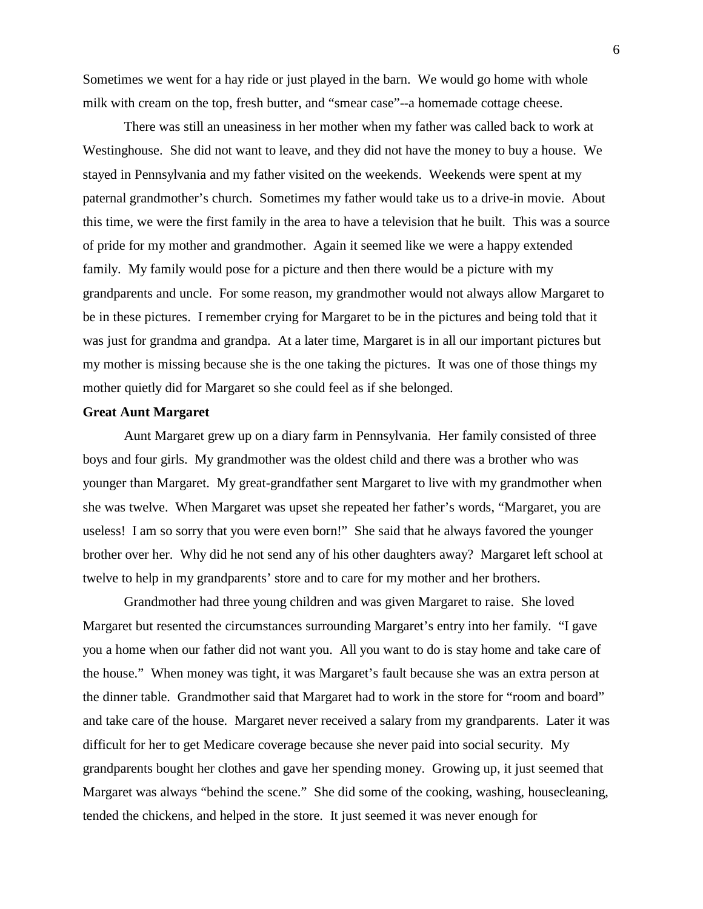Sometimes we went for a hay ride or just played in the barn. We would go home with whole milk with cream on the top, fresh butter, and "smear case"--a homemade cottage cheese.

There was still an uneasiness in her mother when my father was called back to work at Westinghouse. She did not want to leave, and they did not have the money to buy a house. We stayed in Pennsylvania and my father visited on the weekends. Weekends were spent at my paternal grandmother's church. Sometimes my father would take us to a drive-in movie. About this time, we were the first family in the area to have a television that he built. This was a source of pride for my mother and grandmother. Again it seemed like we were a happy extended family. My family would pose for a picture and then there would be a picture with my grandparents and uncle. For some reason, my grandmother would not always allow Margaret to be in these pictures. I remember crying for Margaret to be in the pictures and being told that it was just for grandma and grandpa. At a later time, Margaret is in all our important pictures but my mother is missing because she is the one taking the pictures. It was one of those things my mother quietly did for Margaret so she could feel as if she belonged.

**Great Aunt Margaret**

Aunt Margaret grew up on a diary farm in Pennsylvania. Her family consisted of three boys and four girls. My grandmother was the oldest child and there was a brother who was younger than Margaret. My great-grandfather sent Margaret to live with my grandmother when she was twelve. When Margaret was upset she repeated her father's words, "Margaret, you are useless! I am so sorry that you were even born!" She said that he always favored the younger brother over her. Why did he not send any of his other daughters away? Margaret left school at twelve to help in my grandparents' store and to care for my mother and her brothers.

Grandmother had three young children and was given Margaret to raise. She loved Margaret but resented the circumstances surrounding Margaret's entry into her family. "I gave you a home when our father did not want you. All you want to do is stay home and take care of the house." When money was tight, it was Margaret's fault because she was an extra person at the dinner table. Grandmother said that Margaret had to work in the store for "room and board" and take care of the house. Margaret never received a salary from my grandparents. Later it was difficult for her to get Medicare coverage because she never paid into social security. My grandparents bought her clothes and gave her spending money. Growing up, it just seemed that Margaret was always "behind the scene." She did some of the cooking, washing, housecleaning, tended the chickens, and helped in the store. It just seemed it was never enough for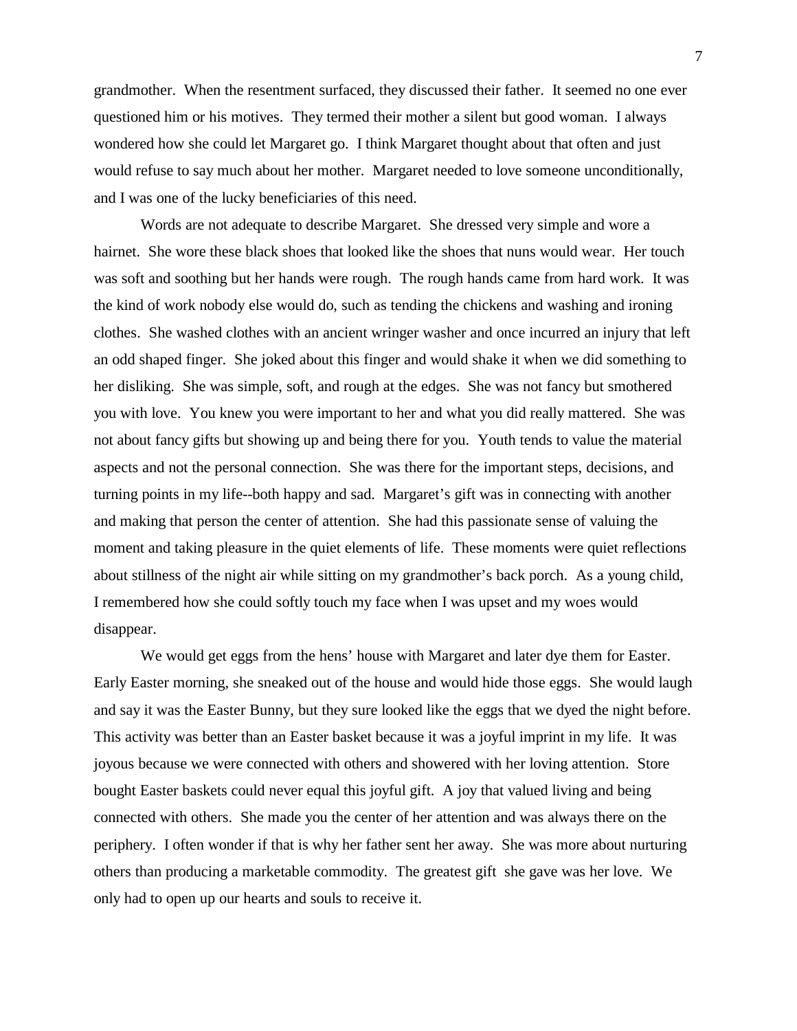grandmother. When the resentment surfaced, they discussed their father. It seemed no one ever questioned him or his motives. They termed their mother a silent but good woman. I always wondered how she could let Margaret go. I think Margaret thought about that often and just would refuse to say much about her mother. Margaret needed to love someone unconditionally, and I was one of the lucky beneficiaries of this need.

Words are not adequate to describe Margaret. She dressed very simple and wore a hairnet. She wore these black shoes that looked like the shoes that nuns would wear. Her touch was soft and soothing but her hands were rough. The rough hands came from hard work. It was the kind of work nobody else would do, such as tending the chickens and washing and ironing clothes. She washed clothes with an ancient wringer washer and once incurred an injury that left an odd shaped finger. She joked about this finger and would shake it when we did something to her disliking. She was simple, soft, and rough at the edges. She was not fancy but smothered you with love. You knew you were important to her and what you did really mattered. She was not about fancy gifts but showing up and being there for you. Youth tends to value the material aspects and not the personal connection. She was there for the important steps, decisions, and turning points in my life--both happy and sad. Margaret's gift was in connecting with another and making that person the center of attention. She had this passionate sense of valuing the moment and taking pleasure in the quiet elements of life. These moments were quiet reflections about stillness of the night air while sitting on my grandmother's back porch. As a young child, I remembered how she could softly touch my face when I was upset and my woes would disappear.

We would get eggs from the hens' house with Margaret and later dye them for Easter. Early Easter morning, she sneaked out of the house and would hide those eggs. She would laugh and say it was the Easter Bunny, but they sure looked like the eggs that we dyed the night before. This activity was better than an Easter basket because it was a joyful imprint in my life. It was joyous because we were connected with others and showered with her loving attention. Store bought Easter baskets could never equal this joyful gift. A joy that valued living and being connected with others. She made you the center of her attention and was always there on the periphery. I often wonder if that is why her father sent her away. She was more about nurturing others than producing a marketable commodity. The greatest gift she gave was her love. We only had to open up our hearts and souls to receive it.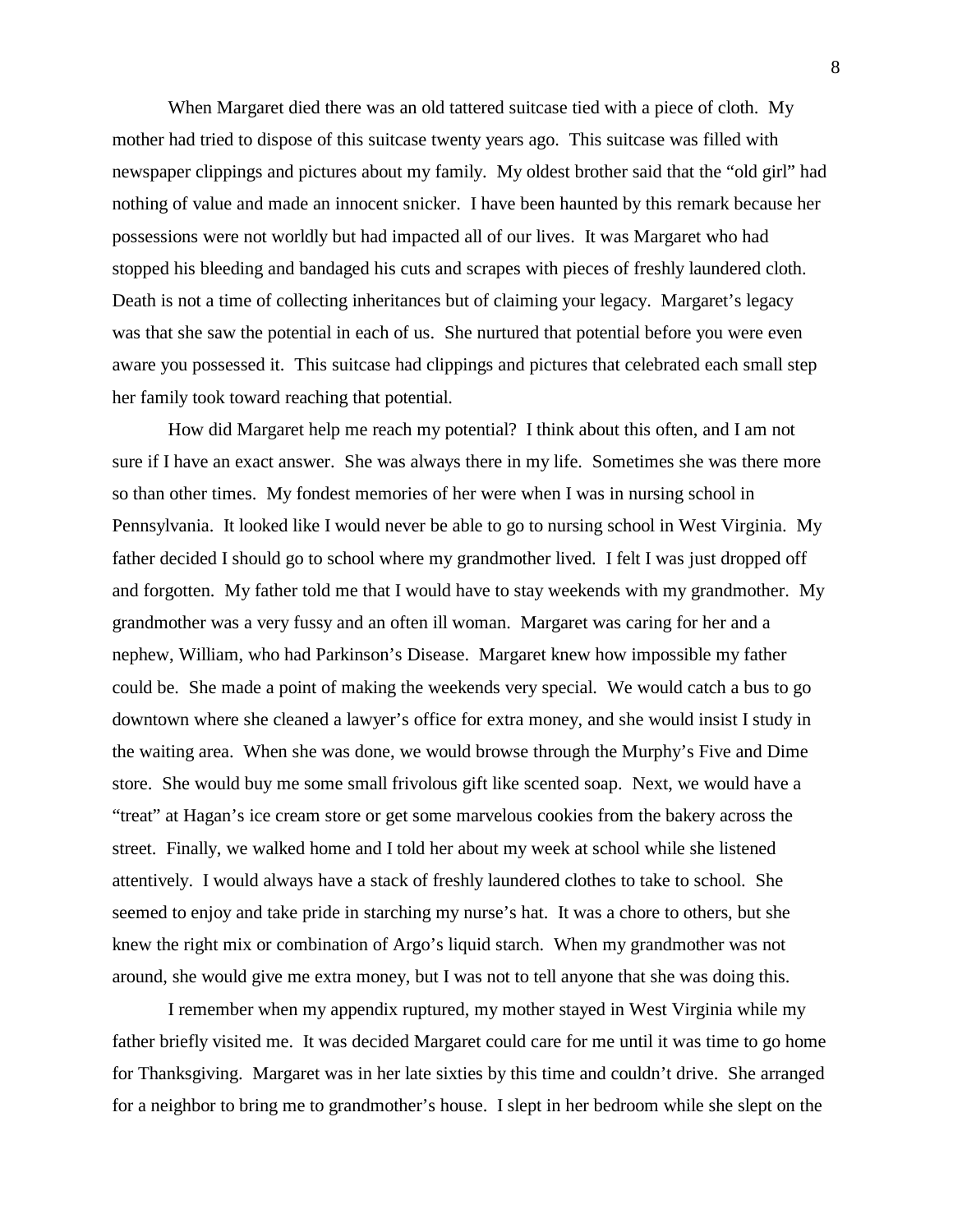When Margaret died there was an old tattered suitcase tied with a piece of cloth. My mother had tried to dispose of this suitcase twenty years ago. This suitcase was filled with newspaper clippings and pictures about my family. My oldest brother said that the "old girl" had nothing of value and made an innocent snicker. I have been haunted by this remark because her possessions were not worldly but had impacted all of our lives. It was Margaret who had stopped his bleeding and bandaged his cuts and scrapes with pieces of freshly laundered cloth. Death is not a time of collecting inheritances but of claiming your legacy. Margaret's legacy was that she saw the potential in each of us. She nurtured that potential before you were even aware you possessed it. This suitcase had clippings and pictures that celebrated each small step her family took toward reaching that potential.

How did Margaret help me reach my potential? I think about this often, and I am not sure if I have an exact answer. She was always there in my life. Sometimes she was there more so than other times. My fondest memories of her were when I was in nursing school in Pennsylvania. It looked like I would never be able to go to nursing school in West Virginia. My father decided I should go to school where my grandmother lived. I felt I was just dropped off and forgotten. My father told me that I would have to stay weekends with my grandmother. My grandmother was a very fussy and an often ill woman. Margaret was caring for her and a nephew, William, who had Parkinson's Disease. Margaret knew how impossible my father could be. She made a point of making the weekends very special. We would catch a bus to go downtown where she cleaned a lawyer's office for extra money, and she would insist I study in the waiting area. When she was done, we would browse through the Murphy's Five and Dime store. She would buy me some small frivolous gift like scented soap. Next, we would have a "treat" at Hagan's ice cream store or get some marvelous cookies from the bakery across the street. Finally, we walked home and I told her about my week at school while she listened attentively. I would always have a stack of freshly laundered clothes to take to school. She seemed to enjoy and take pride in starching my nurse's hat. It was a chore to others, but she knew the right mix or combination of Argo's liquid starch. When my grandmother was not around, she would give me extra money, but I was not to tell anyone that she was doing this.

I remember when my appendix ruptured, my mother stayed in West Virginia while my father briefly visited me. It was decided Margaret could care for me until it was time to go home for Thanksgiving. Margaret was in her late sixties by this time and couldn't drive. She arranged for a neighbor to bring me to grandmother's house. I slept in her bedroom while she slept on the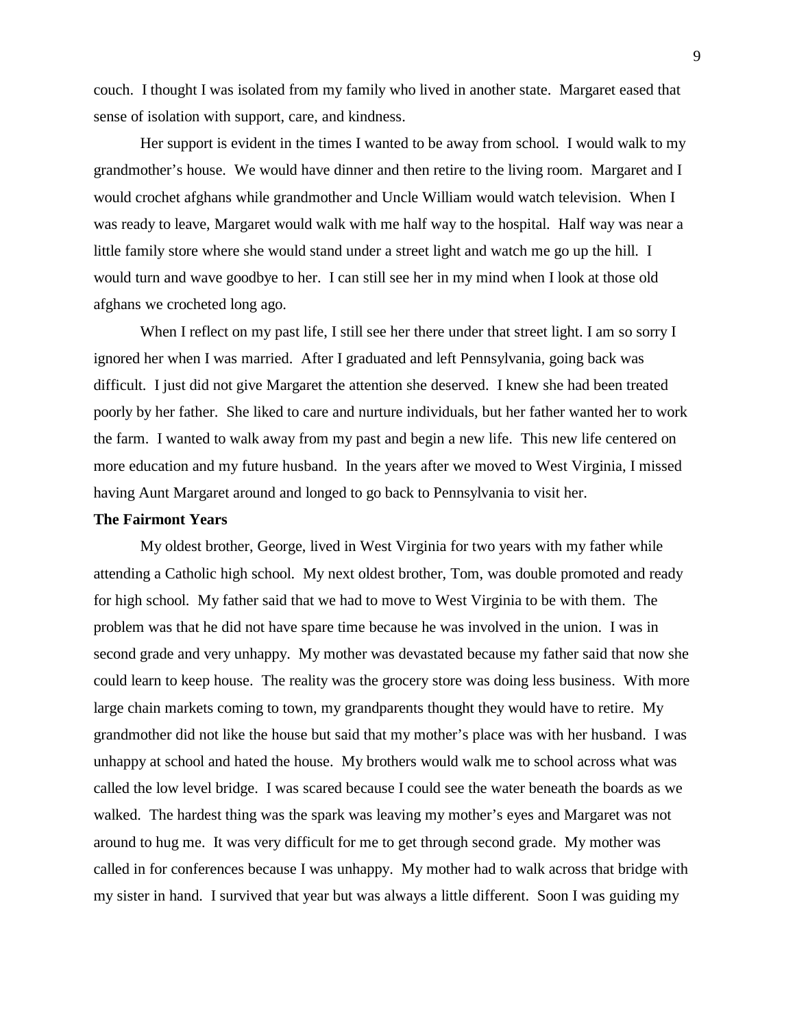couch. I thought I was isolated from my family who lived in another state. Margaret eased that sense of isolation with support, care, and kindness.

Her support is evident in the times I wanted to be away from school. I would walk to my grandmother's house. We would have dinner and then retire to the living room. Margaret and I would crochet afghans while grandmother and Uncle William would watch television. When I was ready to leave, Margaret would walk with me half way to the hospital. Half way was near a little family store where she would stand under a street light and watch me go up the hill. I would turn and wave goodbye to her. I can still see her in my mind when I look at those old afghans we crocheted long ago.

When I reflect on my past life, I still see her there under that street light. I am so sorry I ignored her when I was married. After I graduated and left Pennsylvania, going back was difficult. I just did not give Margaret the attention she deserved. I knew she had been treated poorly by her father. She liked to care and nurture individuals, but her father wanted her to work the farm. I wanted to walk away from my past and begin a new life. This new life centered on more education and my future husband. In the years after we moved to West Virginia, I missed having Aunt Margaret around and longed to go back to Pennsylvania to visit her.

**The Fairmont Years**

My oldest brother, George, lived in West Virginia for two years with my father while attending a Catholic high school. My next oldest brother, Tom, was double promoted and ready for high school. My father said that we had to move to West Virginia to be with them. The problem was that he did not have spare time because he was involved in the union. I was in second grade and very unhappy. My mother was devastated because my father said that now she could learn to keep house. The reality was the grocery store was doing less business. With more large chain markets coming to town, my grandparents thought they would have to retire. My grandmother did not like the house but said that my mother's place was with her husband. I was unhappy at school and hated the house. My brothers would walk me to school across what was called the low level bridge. I was scared because I could see the water beneath the boards as we walked. The hardest thing was the spark was leaving my mother's eyes and Margaret was not around to hug me. It was very difficult for me to get through second grade. My mother was called in for conferences because I was unhappy. My mother had to walk across that bridge with my sister in hand. I survived that year but was always a little different. Soon I was guiding my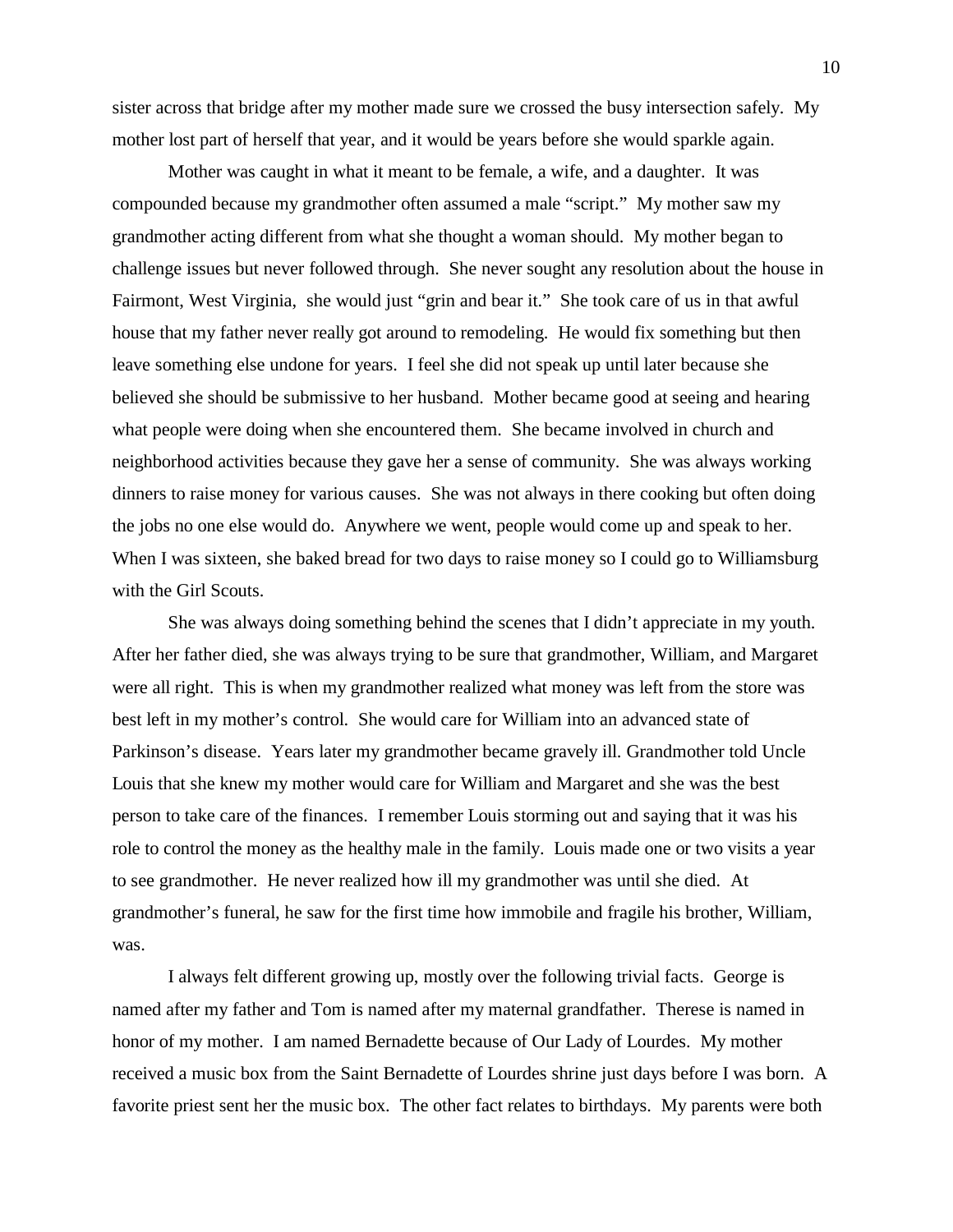sister across that bridge after my mother made sure we crossed the busy intersection safely. My mother lost part of herself that year, and it would be years before she would sparkle again.

Mother was caught in what it meant to be female, a wife, and a daughter. It was compounded because my grandmother often assumed a male "script." My mother saw my grandmother acting different from what she thought a woman should. My mother began to challenge issues but never followed through. She never sought any resolution about the house in Fairmont, West Virginia, she would just "grin and bear it." She took care of us in that awful house that my father never really got around to remodeling. He would fix something but then leave something else undone for years. I feel she did not speak up until later because she believed she should be submissive to her husband. Mother became good at seeing and hearing what people were doing when she encountered them. She became involved in church and neighborhood activities because they gave her a sense of community. She was always working dinners to raise money for various causes. She was not always in there cooking but often doing the jobs no one else would do. Anywhere we went, people would come up and speak to her. When I was sixteen, she baked bread for two days to raise money so I could go to Williamsburg with the Girl Scouts.

She was always doing something behind the scenes that I didn't appreciate in my youth. After her father died, she was always trying to be sure that grandmother, William, and Margaret were all right. This is when my grandmother realized what money was left from the store was best left in my mother's control. She would care for William into an advanced state of Parkinson's disease. Years later my grandmother became gravely ill. Grandmother told Uncle Louis that she knew my mother would care for William and Margaret and she was the best person to take care of the finances. I remember Louis storming out and saying that it was his role to control the money as the healthy male in the family. Louis made one or two visits a year to see grandmother. He never realized how ill my grandmother was until she died. At grandmother's funeral, he saw for the first time how immobile and fragile his brother, William, was.

I always felt different growing up, mostly over the following trivial facts. George is named after my father and Tom is named after my maternal grandfather. Therese is named in honor of my mother. I am named Bernadette because of Our Lady of Lourdes. My mother received a music box from the Saint Bernadette of Lourdes shrine just days before I was born. A favorite priest sent her the music box. The other fact relates to birthdays. My parents were both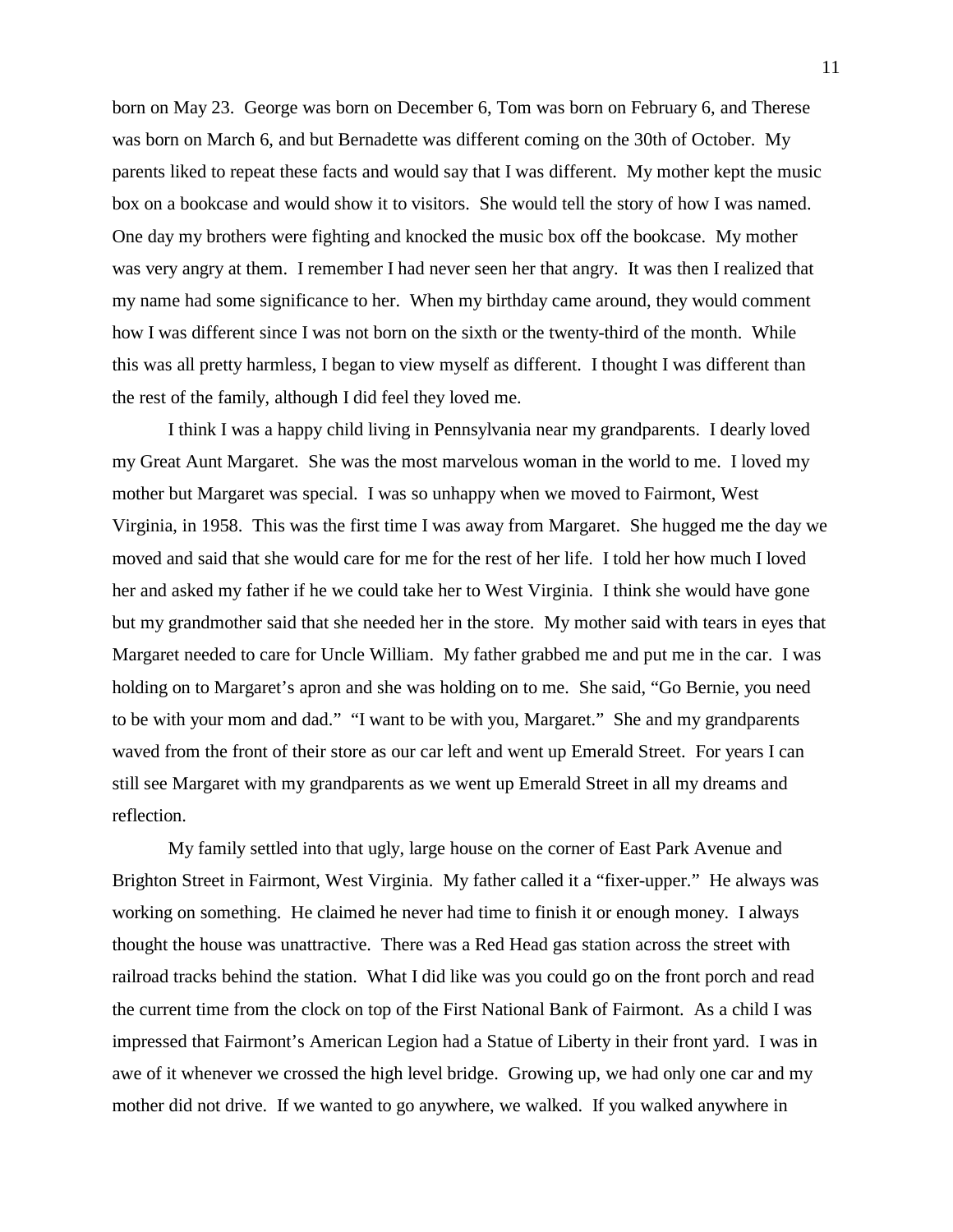born on May 23. George was born on December 6, Tom was born on February 6, and Therese was born on March 6, and but Bernadette was different coming on the 30th of October. My parents liked to repeat these facts and would say that I was different. My mother kept the music box on a bookcase and would show it to visitors. She would tell the story of how I was named. One day my brothers were fighting and knocked the music box off the bookcase. My mother was very angry at them. I remember I had never seen her that angry. It was then I realized that my name had some significance to her. When my birthday came around, they would comment how I was different since I was not born on the sixth or the twenty-third of the month. While this was all pretty harmless, I began to view myself as different. I thought I was different than the rest of the family, although I did feel they loved me.

I think I was a happy child living in Pennsylvania near my grandparents. I dearly loved my Great Aunt Margaret. She was the most marvelous woman in the world to me. I loved my mother but Margaret was special. I was so unhappy when we moved to Fairmont, West Virginia, in 1958. This was the first time I was away from Margaret. She hugged me the day we moved and said that she would care for me for the rest of her life. I told her how much I loved her and asked my father if he we could take her to West Virginia. I think she would have gone but my grandmother said that she needed her in the store. My mother said with tears in eyes that Margaret needed to care for Uncle William. My father grabbed me and put me in the car. I was holding on to Margaret's apron and she was holding on to me. She said, "Go Bernie, you need to be with your mom and dad." "I want to be with you, Margaret." She and my grandparents waved from the front of their store as our car left and went up Emerald Street. For years I can still see Margaret with my grandparents as we went up Emerald Street in all my dreams and reflection.

My family settled into that ugly, large house on the corner of East Park Avenue and Brighton Street in Fairmont, West Virginia. My father called it a "fixer-upper." He always was working on something. He claimed he never had time to finish it or enough money. I always thought the house was unattractive. There was a Red Head gas station across the street with railroad tracks behind the station. What I did like was you could go on the front porch and read the current time from the clock on top of the First National Bank of Fairmont. As a child I was impressed that Fairmont's American Legion had a Statue of Liberty in their front yard. I was in awe of it whenever we crossed the high level bridge. Growing up, we had only one car and my mother did not drive. If we wanted to go anywhere, we walked. If you walked anywhere in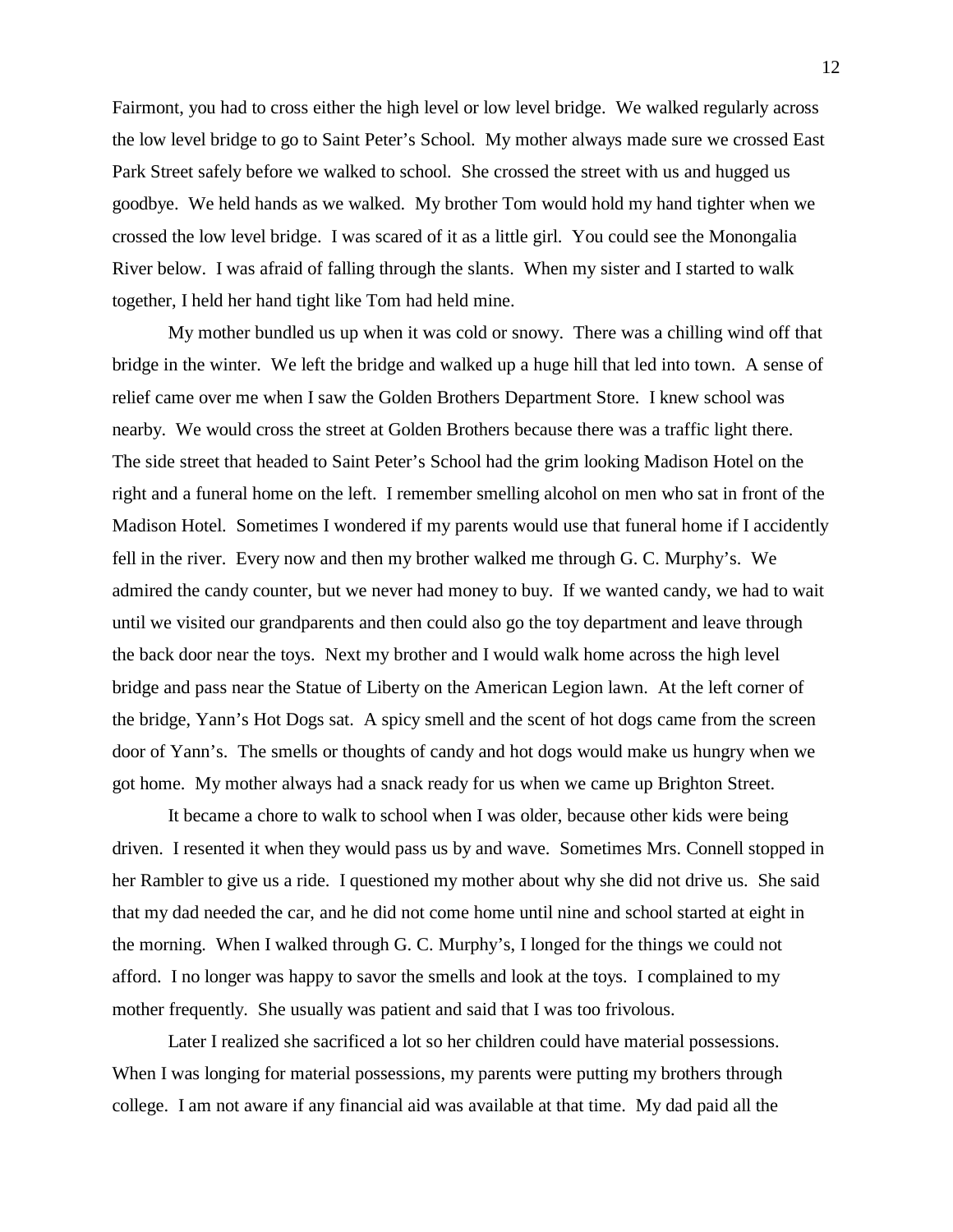Fairmont, you had to cross either the high level or low level bridge. We walked regularly across the low level bridge to go to Saint Peter's School. My mother always made sure we crossed East Park Street safely before we walked to school. She crossed the street with us and hugged us goodbye. We held hands as we walked. My brother Tom would hold my hand tighter when we crossed the low level bridge. I was scared of it as a little girl. You could see the Monongalia River below. I was afraid of falling through the slants. When my sister and I started to walk together, I held her hand tight like Tom had held mine.

My mother bundled us up when it was cold or snowy. There was a chilling wind off that bridge in the winter. We left the bridge and walked up a huge hill that led into town. A sense of relief came over me when I saw the Golden Brothers Department Store. I knew school was nearby. We would cross the street at Golden Brothers because there was a traffic light there. The side street that headed to Saint Peter's School had the grim looking Madison Hotel on the right and a funeral home on the left. I remember smelling alcohol on men who sat in front of the Madison Hotel. Sometimes I wondered if my parents would use that funeral home if I accidently fell in the river. Every now and then my brother walked me through G. C. Murphy's. We admired the candy counter, but we never had money to buy. If we wanted candy, we had to wait until we visited our grandparents and then could also go the toy department and leave through the back door near the toys. Next my brother and I would walk home across the high level bridge and pass near the Statue of Liberty on the American Legion lawn. At the left corner of the bridge, Yann's Hot Dogs sat. A spicy smell and the scent of hot dogs came from the screen door of Yann's. The smells or thoughts of candy and hot dogs would make us hungry when we got home. My mother always had a snack ready for us when we came up Brighton Street.

It became a chore to walk to school when I was older, because other kids were being driven. I resented it when they would pass us by and wave. Sometimes Mrs. Connell stopped in her Rambler to give us a ride. I questioned my mother about why she did not drive us. She said that my dad needed the car, and he did not come home until nine and school started at eight in the morning. When I walked through G. C. Murphy's, I longed for the things we could not afford. I no longer was happy to savor the smells and look at the toys. I complained to my mother frequently. She usually was patient and said that I was too frivolous.

Later I realized she sacrificed a lot so her children could have material possessions. When I was longing for material possessions, my parents were putting my brothers through college. I am not aware if any financial aid was available at that time. My dad paid all the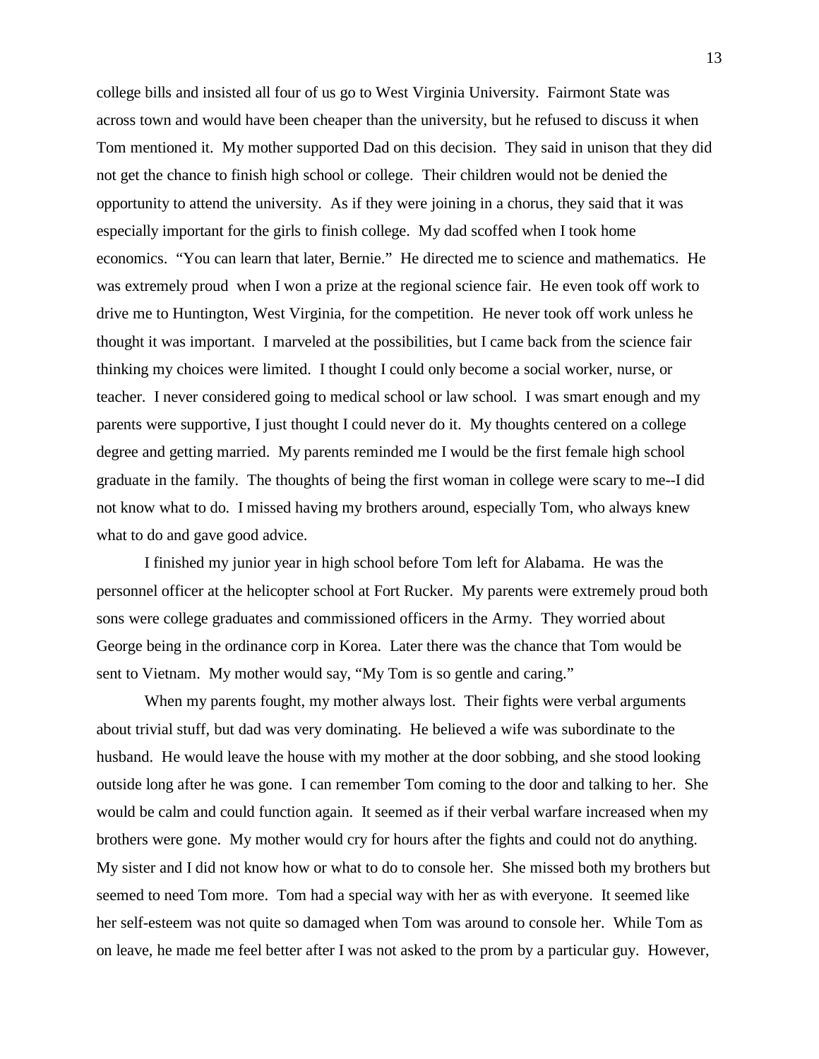college bills and insisted all four of us go to West Virginia University. Fairmont State was across town and would have been cheaper than the university, but he refused to discuss it when Tom mentioned it. My mother supported Dad on this decision. They said in unison that they did not get the chance to finish high school or college. Their children would not be denied the opportunity to attend the university. As if they were joining in a chorus, they said that it was especially important for the girls to finish college. My dad scoffed when I took home economics. "You can learn that later, Bernie." He directed me to science and mathematics. He was extremely proud when I won a prize at the regional science fair. He even took off work to drive me to Huntington, West Virginia, for the competition. He never took off work unless he thought it was important. I marveled at the possibilities, but I came back from the science fair thinking my choices were limited. I thought I could only become a social worker, nurse, or teacher. I never considered going to medical school or law school. I was smart enough and my parents were supportive, I just thought I could never do it. My thoughts centered on a college degree and getting married. My parents reminded me I would be the first female high school graduate in the family. The thoughts of being the first woman in college were scary to me--I did not know what to do. I missed having my brothers around, especially Tom, who always knew what to do and gave good advice.

I finished my junior year in high school before Tom left for Alabama. He was the personnel officer at the helicopter school at Fort Rucker. My parents were extremely proud both sons were college graduates and commissioned officers in the Army. They worried about George being in the ordinance corp in Korea. Later there was the chance that Tom would be sent to Vietnam. My mother would say, "My Tom is so gentle and caring."

When my parents fought, my mother always lost. Their fights were verbal arguments about trivial stuff, but dad was very dominating. He believed a wife was subordinate to the husband. He would leave the house with my mother at the door sobbing, and she stood looking outside long after he was gone. I can remember Tom coming to the door and talking to her. She would be calm and could function again. It seemed as if their verbal warfare increased when my brothers were gone. My mother would cry for hours after the fights and could not do anything. My sister and I did not know how or what to do to console her. She missed both my brothers but seemed to need Tom more. Tom had a special way with her as with everyone. It seemed like her self-esteem was not quite so damaged when Tom was around to console her. While Tom as on leave, he made me feel better after I was not asked to the prom by a particular guy. However,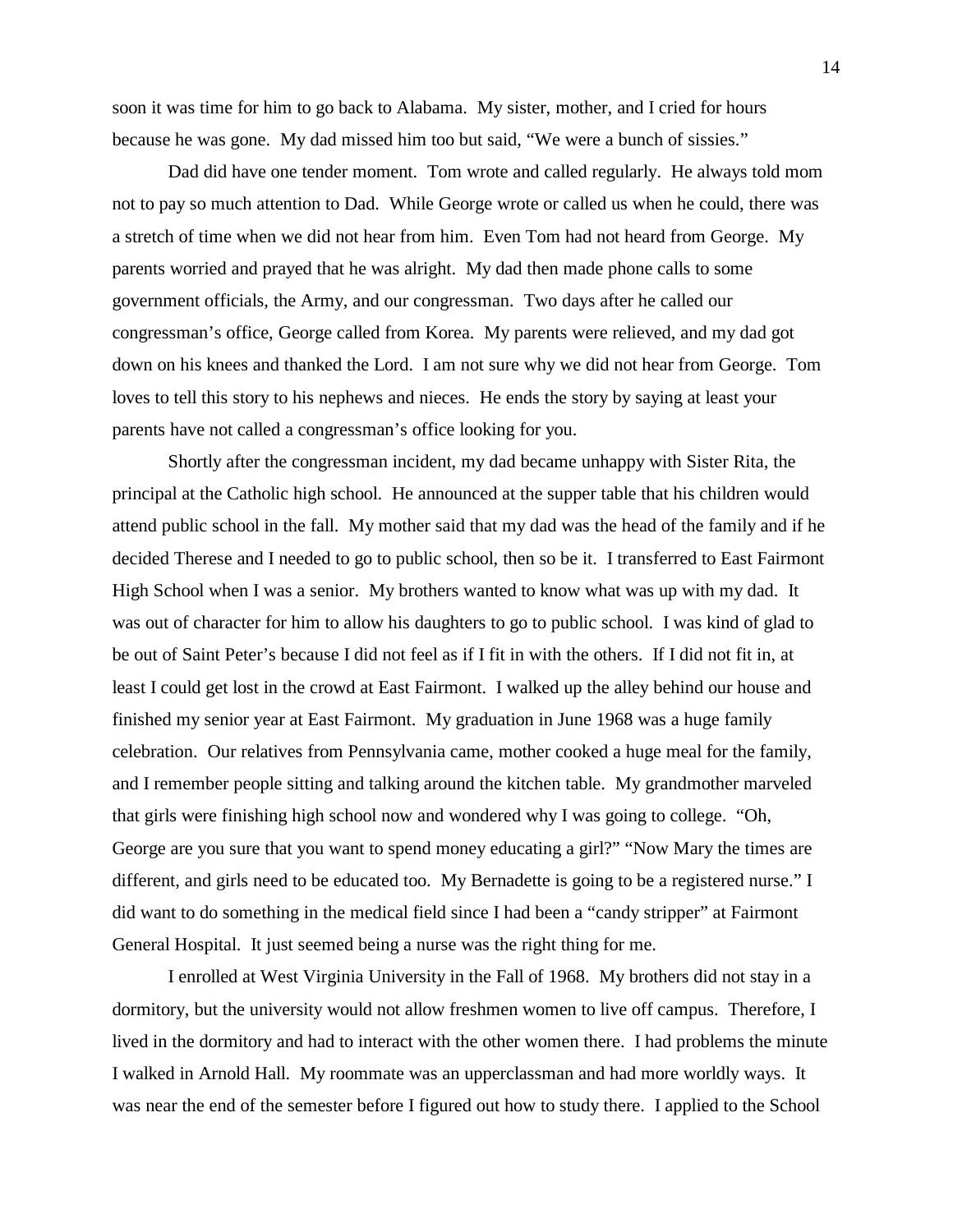soon it was time for him to go back to Alabama. My sister, mother, and I cried for hours because he was gone. My dad missed him too but said, "We were a bunch of sissies."

Dad did have one tender moment. Tom wrote and called regularly. He always told mom not to pay so much attention to Dad. While George wrote or called us when he could, there was a stretch of time when we did not hear from him. Even Tom had not heard from George. My parents worried and prayed that he was alright. My dad then made phone calls to some government officials, the Army, and our congressman. Two days after he called our congressman's office, George called from Korea. My parents were relieved, and my dad got down on his knees and thanked the Lord. I am not sure why we did not hear from George. Tom loves to tell this story to his nephews and nieces. He ends the story by saying at least your parents have not called a congressman's office looking for you.

Shortly after the congressman incident, my dad became unhappy with Sister Rita, the principal at the Catholic high school. He announced at the supper table that his children would attend public school in the fall. My mother said that my dad was the head of the family and if he decided Therese and I needed to go to public school, then so be it. I transferred to East Fairmont High School when I was a senior. My brothers wanted to know what was up with my dad. It was out of character for him to allow his daughters to go to public school. I was kind of glad to be out of Saint Peter's because I did not feel as if I fit in with the others. If I did not fit in, at least I could get lost in the crowd at East Fairmont. I walked up the alley behind our house and finished my senior year at East Fairmont. My graduation in June 1968 was a huge family celebration. Our relatives from Pennsylvania came, mother cooked a huge meal for the family, and I remember people sitting and talking around the kitchen table. My grandmother marveled that girls were finishing high school now and wondered why I was going to college. "Oh, George are you sure that you want to spend money educating a girl?" "Now Mary the times are different, and girls need to be educated too. My Bernadette is going to be a registered nurse." I did want to do something in the medical field since I had been a "candy stripper" at Fairmont General Hospital. It just seemed being a nurse was the right thing for me.

I enrolled at West Virginia University in the Fall of 1968. My brothers did not stay in a dormitory, but the university would not allow freshmen women to live off campus. Therefore, I lived in the dormitory and had to interact with the other women there. I had problems the minute I walked in Arnold Hall. My roommate was an upperclassman and had more worldly ways. It was near the end of the semester before I figured out how to study there. I applied to the School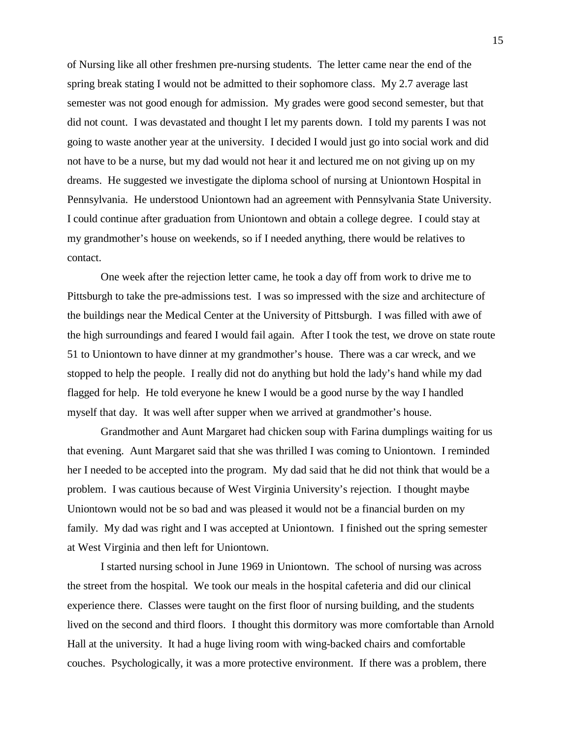of Nursing like all other freshmen pre-nursing students. The letter came near the end of the spring break stating I would not be admitted to their sophomore class. My 2.7 average last semester was not good enough for admission. My grades were good second semester, but that did not count. I was devastated and thought I let my parents down. I told my parents I was not going to waste another year at the university. I decided I would just go into social work and did not have to be a nurse, but my dad would not hear it and lectured me on not giving up on my dreams. He suggested we investigate the diploma school of nursing at Uniontown Hospital in Pennsylvania. He understood Uniontown had an agreement with Pennsylvania State University. I could continue after graduation from Uniontown and obtain a college degree. I could stay at my grandmother's house on weekends, so if I needed anything, there would be relatives to contact.

One week after the rejection letter came, he took a day off from work to drive me to Pittsburgh to take the pre-admissions test. I was so impressed with the size and architecture of the buildings near the Medical Center at the University of Pittsburgh. I was filled with awe of the high surroundings and feared I would fail again. After I took the test, we drove on state route 51 to Uniontown to have dinner at my grandmother's house. There was a car wreck, and we stopped to help the people. I really did not do anything but hold the lady's hand while my dad flagged for help. He told everyone he knew I would be a good nurse by the way I handled myself that day. It was well after supper when we arrived at grandmother's house.

Grandmother and Aunt Margaret had chicken soup with Farina dumplings waiting for us that evening. Aunt Margaret said that she was thrilled I was coming to Uniontown. I reminded her I needed to be accepted into the program. My dad said that he did not think that would be a problem. I was cautious because of West Virginia University's rejection. I thought maybe Uniontown would not be so bad and was pleased it would not be a financial burden on my family. My dad was right and I was accepted at Uniontown. I finished out the spring semester at West Virginia and then left for Uniontown.

I started nursing school in June 1969 in Uniontown. The school of nursing was across the street from the hospital. We took our meals in the hospital cafeteria and did our clinical experience there. Classes were taught on the first floor of nursing building, and the students lived on the second and third floors. I thought this dormitory was more comfortable than Arnold Hall at the university. It had a huge living room with wing-backed chairs and comfortable couches. Psychologically, it was a more protective environment. If there was a problem, there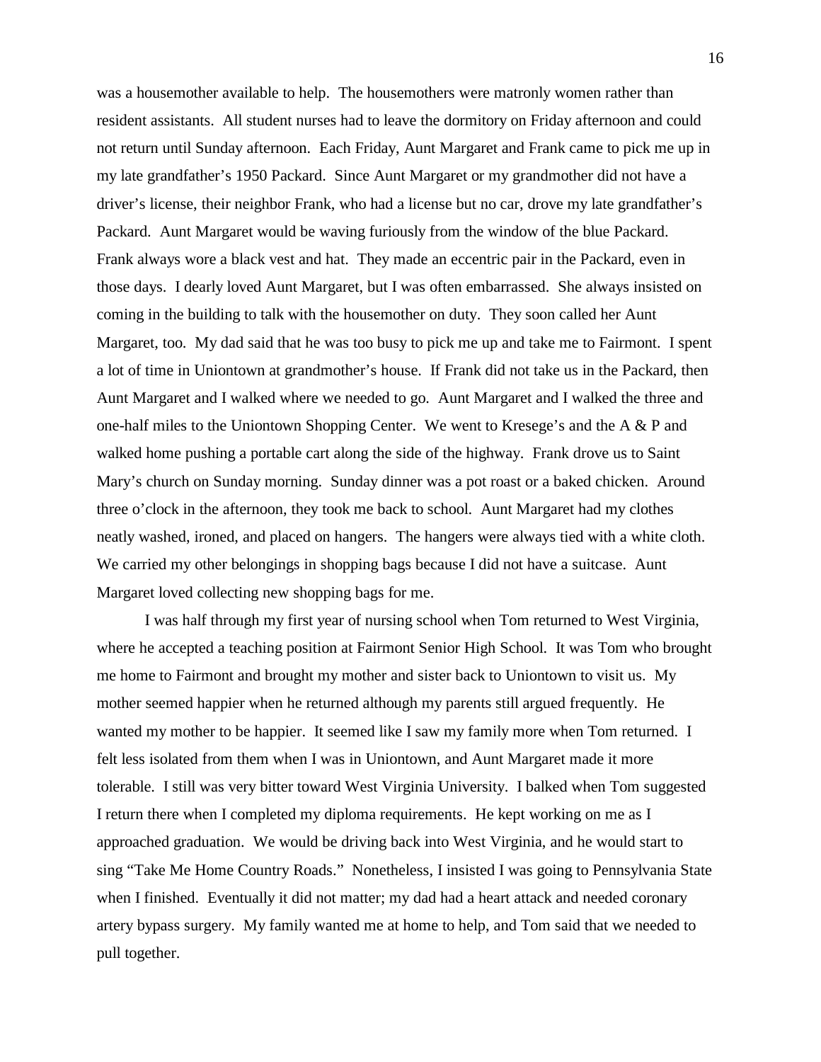was a housemother available to help. The housemothers were matronly women rather than resident assistants. All student nurses had to leave the dormitory on Friday afternoon and could not return until Sunday afternoon. Each Friday, Aunt Margaret and Frank came to pick me up in my late grandfather's 1950 Packard. Since Aunt Margaret or my grandmother did not have a driver's license, their neighbor Frank, who had a license but no car, drove my late grandfather's Packard. Aunt Margaret would be waving furiously from the window of the blue Packard. Frank always wore a black vest and hat. They made an eccentric pair in the Packard, even in those days. I dearly loved Aunt Margaret, but I was often embarrassed. She always insisted on coming in the building to talk with the housemother on duty. They soon called her Aunt Margaret, too. My dad said that he was too busy to pick me up and take me to Fairmont. I spent a lot of time in Uniontown at grandmother's house. If Frank did not take us in the Packard, then Aunt Margaret and I walked where we needed to go. Aunt Margaret and I walked the three and one-half miles to the Uniontown Shopping Center. We went to Kresege's and the A & P and walked home pushing a portable cart along the side of the highway. Frank drove us to Saint Mary's church on Sunday morning. Sunday dinner was a pot roast or a baked chicken. Around three o'clock in the afternoon, they took me back to school. Aunt Margaret had my clothes neatly washed, ironed, and placed on hangers. The hangers were always tied with a white cloth. We carried my other belongings in shopping bags because I did not have a suitcase. Aunt Margaret loved collecting new shopping bags for me.

I was half through my first year of nursing school when Tom returned to West Virginia, where he accepted a teaching position at Fairmont Senior High School. It was Tom who brought me home to Fairmont and brought my mother and sister back to Uniontown to visit us. My mother seemed happier when he returned although my parents still argued frequently. He wanted my mother to be happier. It seemed like I saw my family more when Tom returned. I felt less isolated from them when I was in Uniontown, and Aunt Margaret made it more tolerable. I still was very bitter toward West Virginia University. I balked when Tom suggested I return there when I completed my diploma requirements. He kept working on me as I approached graduation. We would be driving back into West Virginia, and he would start to sing "Take Me Home Country Roads." Nonetheless, I insisted I was going to Pennsylvania State when I finished. Eventually it did not matter; my dad had a heart attack and needed coronary artery bypass surgery. My family wanted me at home to help, and Tom said that we needed to pull together.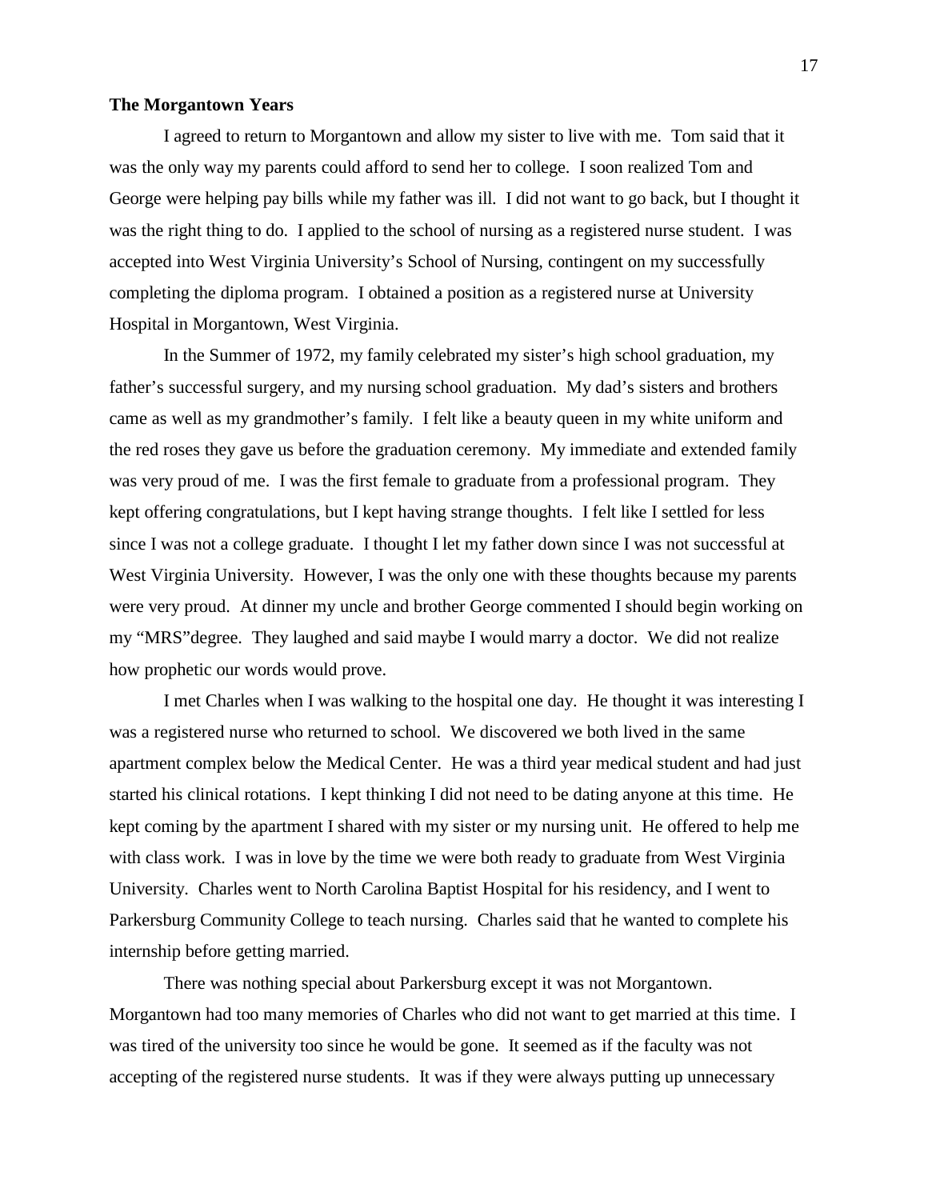**The Morgantown Years**

I agreed to return to Morgantown and allow my sister to live with me. Tom said that it was the only way my parents could afford to send her to college. I soon realized Tom and George were helping pay bills while my father was ill. I did not want to go back, but I thought it was the right thing to do. I applied to the school of nursing as a registered nurse student. I was accepted into West Virginia University's School of Nursing, contingent on my successfully completing the diploma program. I obtained a position as a registered nurse at University Hospital in Morgantown, West Virginia.

In the Summer of 1972, my family celebrated my sister's high school graduation, my father's successful surgery, and my nursing school graduation. My dad's sisters and brothers came as well as my grandmother's family. I felt like a beauty queen in my white uniform and the red roses they gave us before the graduation ceremony. My immediate and extended family was very proud of me. I was the first female to graduate from a professional program. They kept offering congratulations, but I kept having strange thoughts. I felt like I settled for less since I was not a college graduate. I thought I let my father down since I was not successful at West Virginia University. However, I was the only one with these thoughts because my parents were very proud. At dinner my uncle and brother George commented I should begin working on my "MRS"degree. They laughed and said maybe I would marry a doctor. We did not realize how prophetic our words would prove.

I met Charles when I was walking to the hospital one day. He thought it was interesting I was a registered nurse who returned to school. We discovered we both lived in the same apartment complex below the Medical Center. He was a third year medical student and had just started his clinical rotations. I kept thinking I did not need to be dating anyone at this time. He kept coming by the apartment I shared with my sister or my nursing unit. He offered to help me with class work. I was in love by the time we were both ready to graduate from West Virginia University. Charles went to North Carolina Baptist Hospital for his residency, and I went to Parkersburg Community College to teach nursing. Charles said that he wanted to complete his internship before getting married.

There was nothing special about Parkersburg except it was not Morgantown. Morgantown had too many memories of Charles who did not want to get married at this time. I was tired of the university too since he would be gone. It seemed as if the faculty was not accepting of the registered nurse students. It was if they were always putting up unnecessary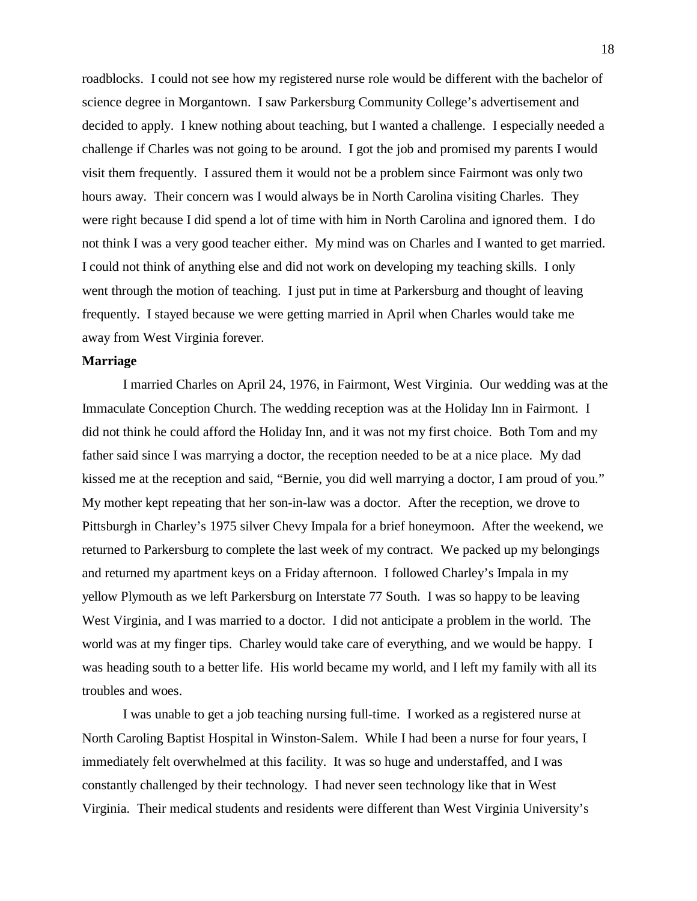roadblocks. I could not see how my registered nurse role would be different with the bachelor of science degree in Morgantown. I saw Parkersburg Community College's advertisement and decided to apply. I knew nothing about teaching, but I wanted a challenge. I especially needed a challenge if Charles was not going to be around. I got the job and promised my parents I would visit them frequently. I assured them it would not be a problem since Fairmont was only two hours away. Their concern was I would always be in North Carolina visiting Charles. They were right because I did spend a lot of time with him in North Carolina and ignored them. I do not think I was a very good teacher either. My mind was on Charles and I wanted to get married. I could not think of anything else and did not work on developing my teaching skills. I only went through the motion of teaching. I just put in time at Parkersburg and thought of leaving frequently. I stayed because we were getting married in April when Charles would take me away from West Virginia forever.

**Marriage**

I married Charles on April 24, 1976, in Fairmont, West Virginia. Our wedding was at the Immaculate Conception Church. The wedding reception was at the Holiday Inn in Fairmont. I did not think he could afford the Holiday Inn, and it was not my first choice. Both Tom and my father said since I was marrying a doctor, the reception needed to be at a nice place. My dad kissed me at the reception and said, "Bernie, you did well marrying a doctor, I am proud of you." My mother kept repeating that her son-in-law was a doctor. After the reception, we drove to Pittsburgh in Charley's 1975 silver Chevy Impala for a brief honeymoon. After the weekend, we returned to Parkersburg to complete the last week of my contract. We packed up my belongings and returned my apartment keys on a Friday afternoon. I followed Charley's Impala in my yellow Plymouth as we left Parkersburg on Interstate 77 South. I was so happy to be leaving West Virginia, and I was married to a doctor. I did not anticipate a problem in the world. The world was at my finger tips. Charley would take care of everything, and we would be happy. I was heading south to a better life. His world became my world, and I left my family with all its troubles and woes.

I was unable to get a job teaching nursing full-time. I worked as a registered nurse at North Caroling Baptist Hospital in Winston-Salem. While I had been a nurse for four years, I immediately felt overwhelmed at this facility. It was so huge and understaffed, and I was constantly challenged by their technology. I had never seen technology like that in West Virginia. Their medical students and residents were different than West Virginia University's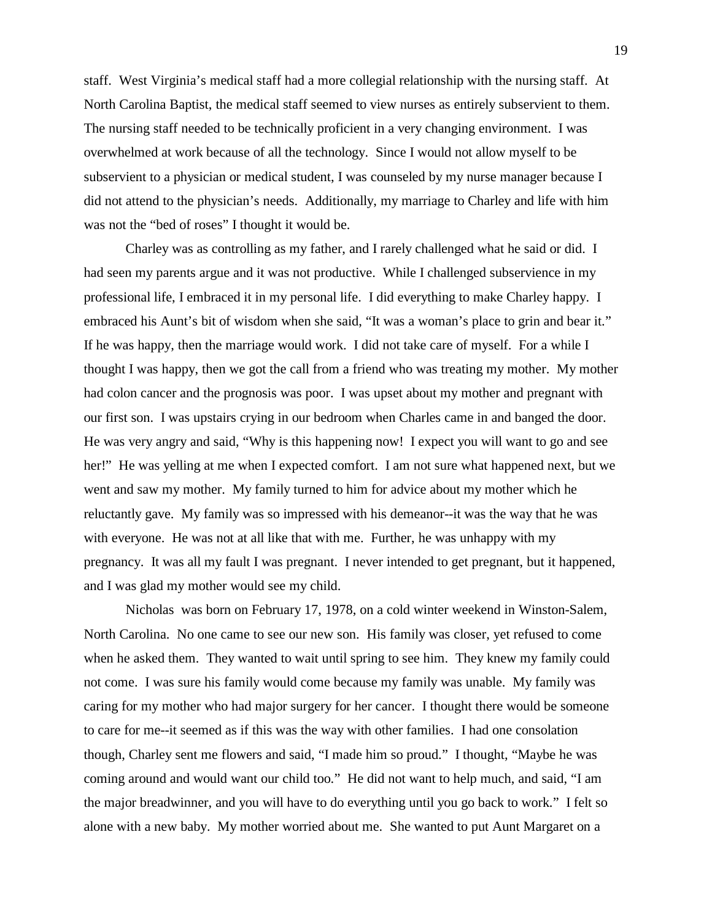staff. West Virginia's medical staff had a more collegial relationship with the nursing staff. At North Carolina Baptist, the medical staff seemed to view nurses as entirely subservient to them. The nursing staff needed to be technically proficient in a very changing environment. I was overwhelmed at work because of all the technology. Since I would not allow myself to be subservient to a physician or medical student, I was counseled by my nurse manager because I did not attend to the physician's needs. Additionally, my marriage to Charley and life with him was not the "bed of roses" I thought it would be.

Charley was as controlling as my father, and I rarely challenged what he said or did. I had seen my parents argue and it was not productive. While I challenged subservience in my professional life, I embraced it in my personal life. I did everything to make Charley happy. I embraced his Aunt's bit of wisdom when she said, "It was a woman's place to grin and bear it." If he was happy, then the marriage would work. I did not take care of myself. For a while I thought I was happy, then we got the call from a friend who was treating my mother. My mother had colon cancer and the prognosis was poor. I was upset about my mother and pregnant with our first son. I was upstairs crying in our bedroom when Charles came in and banged the door. He was very angry and said, "Why is this happening now! I expect you will want to go and see her!" He was yelling at me when I expected comfort. I am not sure what happened next, but we went and saw my mother. My family turned to him for advice about my mother which he reluctantly gave. My family was so impressed with his demeanor--it was the way that he was with everyone. He was not at all like that with me. Further, he was unhappy with my pregnancy. It was all my fault I was pregnant. I never intended to get pregnant, but it happened, and I was glad my mother would see my child.

Nicholas was born on February 17, 1978, on a cold winter weekend in Winston-Salem, North Carolina. No one came to see our new son. His family was closer, yet refused to come when he asked them. They wanted to wait until spring to see him. They knew my family could not come. I was sure his family would come because my family was unable. My family was caring for my mother who had major surgery for her cancer. I thought there would be someone to care for me--it seemed as if this was the way with other families. I had one consolation though, Charley sent me flowers and said, "I made him so proud." I thought, "Maybe he was coming around and would want our child too." He did not want to help much, and said, "I am the major breadwinner, and you will have to do everything until you go back to work." I felt so alone with a new baby. My mother worried about me. She wanted to put Aunt Margaret on a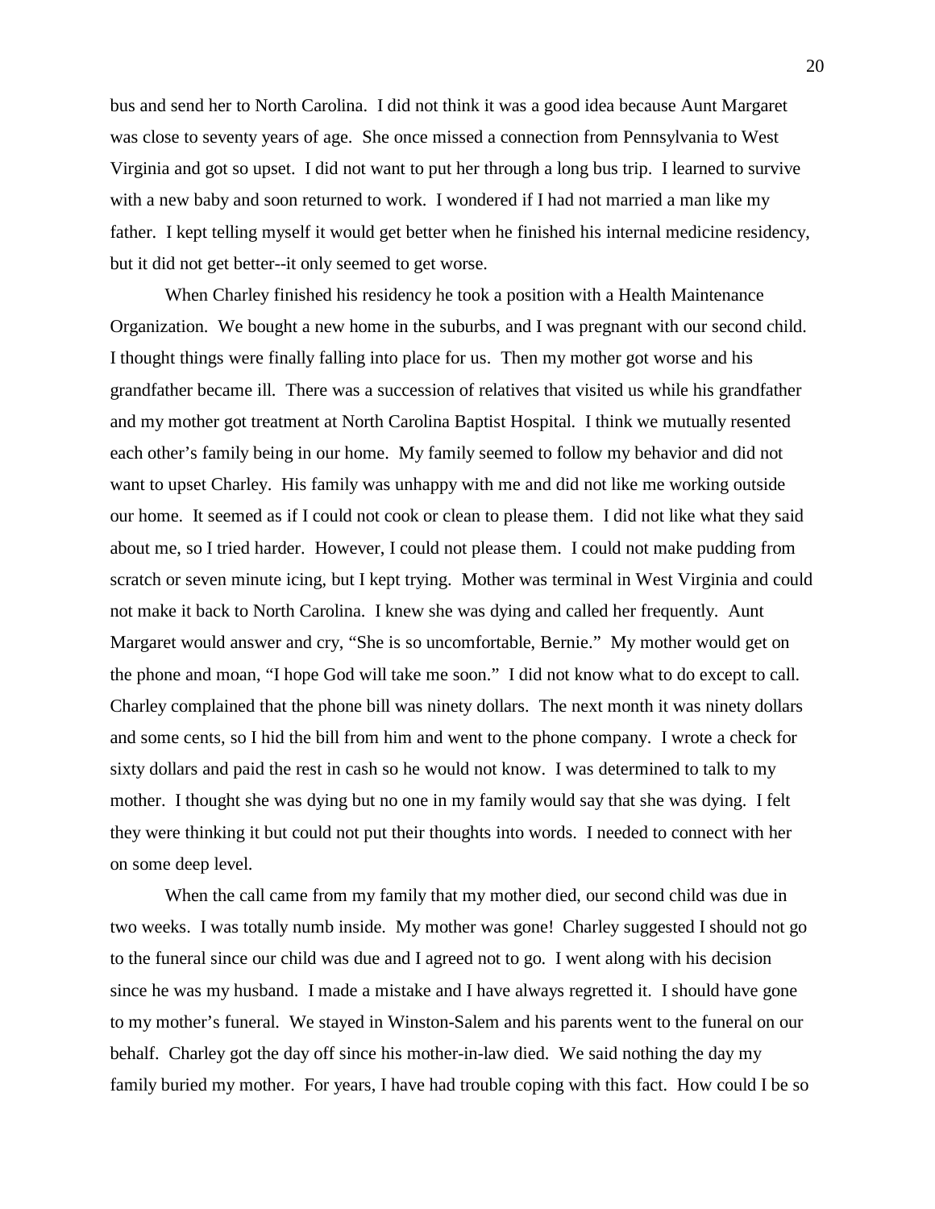bus and send her to North Carolina. I did not think it was a good idea because Aunt Margaret was close to seventy years of age. She once missed a connection from Pennsylvania to West Virginia and got so upset. I did not want to put her through a long bus trip. I learned to survive with a new baby and soon returned to work. I wondered if I had not married a man like my father. I kept telling myself it would get better when he finished his internal medicine residency, but it did not get better--it only seemed to get worse.

When Charley finished his residency he took a position with a Health Maintenance Organization. We bought a new home in the suburbs, and I was pregnant with our second child. I thought things were finally falling into place for us. Then my mother got worse and his grandfather became ill. There was a succession of relatives that visited us while his grandfather and my mother got treatment at North Carolina Baptist Hospital. I think we mutually resented each other's family being in our home. My family seemed to follow my behavior and did not want to upset Charley. His family was unhappy with me and did not like me working outside our home. It seemed as if I could not cook or clean to please them. I did not like what they said about me, so I tried harder. However, I could not please them. I could not make pudding from scratch or seven minute icing, but I kept trying. Mother was terminal in West Virginia and could not make it back to North Carolina. I knew she was dying and called her frequently. Aunt Margaret would answer and cry, "She is so uncomfortable, Bernie." My mother would get on the phone and moan, "I hope God will take me soon." I did not know what to do except to call. Charley complained that the phone bill was ninety dollars. The next month it was ninety dollars and some cents, so I hid the bill from him and went to the phone company. I wrote a check for sixty dollars and paid the rest in cash so he would not know. I was determined to talk to my mother. I thought she was dying but no one in my family would say that she was dying. I felt they were thinking it but could not put their thoughts into words. I needed to connect with her on some deep level.

When the call came from my family that my mother died, our second child was due in two weeks. I was totally numb inside. My mother was gone! Charley suggested I should not go to the funeral since our child was due and I agreed not to go. I went along with his decision since he was my husband. I made a mistake and I have always regretted it. I should have gone to my mother's funeral. We stayed in Winston-Salem and his parents went to the funeral on our behalf. Charley got the day off since his mother-in-law died. We said nothing the day my family buried my mother. For years, I have had trouble coping with this fact. How could I be so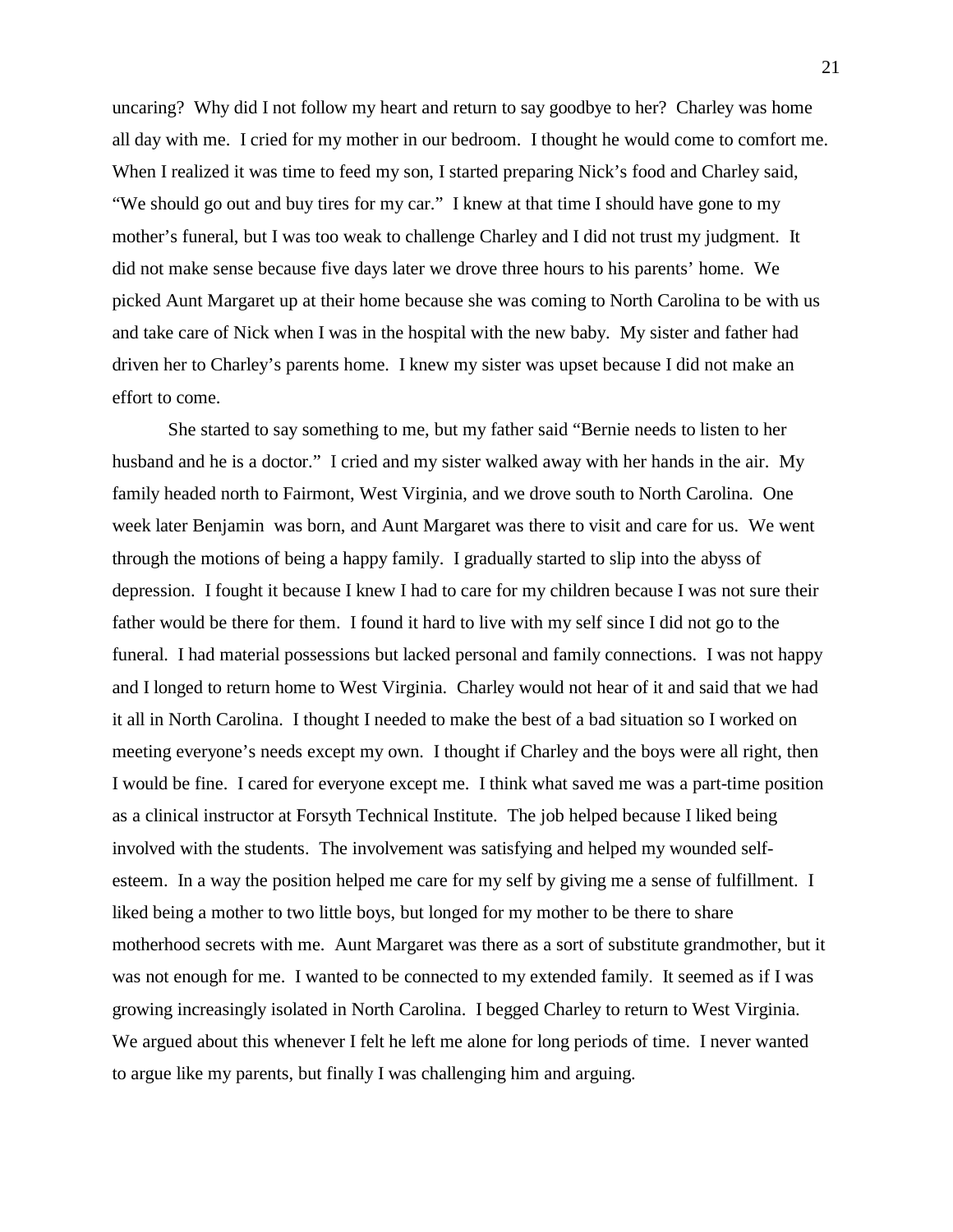uncaring? Why did I not follow my heart and return to say goodbye to her? Charley was home all day with me. I cried for my mother in our bedroom. I thought he would come to comfort me. When I realized it was time to feed my son, I started preparing Nick's food and Charley said, "We should go out and buy tires for my car." I knew at that time I should have gone to my mother's funeral, but I was too weak to challenge Charley and I did not trust my judgment. It did not make sense because five days later we drove three hours to his parents' home. We picked Aunt Margaret up at their home because she was coming to North Carolina to be with us and take care of Nick when I was in the hospital with the new baby. My sister and father had driven her to Charley's parents home. I knew my sister was upset because I did not make an effort to come.

She started to say something to me, but my father said "Bernie needs to listen to her husband and he is a doctor." I cried and my sister walked away with her hands in the air. My family headed north to Fairmont, West Virginia, and we drove south to North Carolina. One week later Benjamin was born, and Aunt Margaret was there to visit and care for us. We went through the motions of being a happy family. I gradually started to slip into the abyss of depression. I fought it because I knew I had to care for my children because I was not sure their father would be there for them. I found it hard to live with my self since I did not go to the funeral. I had material possessions but lacked personal and family connections. I was not happy and I longed to return home to West Virginia. Charley would not hear of it and said that we had it all in North Carolina. I thought I needed to make the best of a bad situation so I worked on meeting everyone's needs except my own. I thought if Charley and the boys were all right, then I would be fine. I cared for everyone except me. I think what saved me was a part-time position as a clinical instructor at Forsyth Technical Institute. The job helped because I liked being involved with the students. The involvement was satisfying and helped my wounded self-esteem. In a way the position helped me care for my self by giving me a sense of fulfillment. I liked being a mother to two little boys, but longed for my mother to be there to share motherhood secrets with me. Aunt Margaret was there as a sort of substitute grandmother, but it was not enough for me. I wanted to be connected to my extended family. It seemed as if I was growing increasingly isolated in North Carolina. I begged Charley to return to West Virginia. We argued about this whenever I felt he left me alone for long periods of time. I never wanted to argue like my parents, but finally I was challenging him and arguing.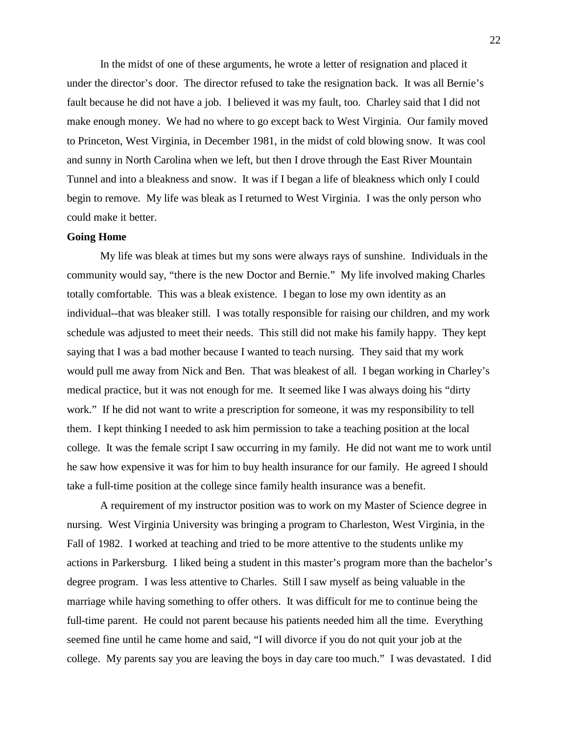In the midst of one of these arguments, he wrote a letter of resignation and placed it under the director's door. The director refused to take the resignation back. It was all Bernie's fault because he did not have a job. I believed it was my fault, too. Charley said that I did not make enough money. We had no where to go except back to West Virginia. Our family moved to Princeton, West Virginia, in December 1981, in the midst of cold blowing snow. It was cool and sunny in North Carolina when we left, but then I drove through the East River Mountain Tunnel and into a bleakness and snow. It was if I began a life of bleakness which only I could begin to remove. My life was bleak as I returned to West Virginia. I was the only person who could make it better.

**Going Home**

My life was bleak at times but my sons were always rays of sunshine. Individuals in the community would say, "there is the new Doctor and Bernie." My life involved making Charles totally comfortable. This was a bleak existence. I began to lose my own identity as an individual--that was bleaker still. I was totally responsible for raising our children, and my work schedule was adjusted to meet their needs. This still did not make his family happy. They kept saying that I was a bad mother because I wanted to teach nursing. They said that my work would pull me away from Nick and Ben. That was bleakest of all. I began working in Charley's medical practice, but it was not enough for me. It seemed like I was always doing his "dirty work." If he did not want to write a prescription for someone, it was my responsibility to tell them. I kept thinking I needed to ask him permission to take a teaching position at the local college. It was the female script I saw occurring in my family. He did not want me to work until he saw how expensive it was for him to buy health insurance for our family. He agreed I should take a full-time position at the college since family health insurance was a benefit.

A requirement of my instructor position was to work on my Master of Science degree in nursing. West Virginia University was bringing a program to Charleston, West Virginia, in the Fall of 1982. I worked at teaching and tried to be more attentive to the students unlike my actions in Parkersburg. I liked being a student in this master's program more than the bachelor's degree program. I was less attentive to Charles. Still I saw myself as being valuable in the marriage while having something to offer others. It was difficult for me to continue being the full-time parent. He could not parent because his patients needed him all the time. Everything seemed fine until he came home and said, "I will divorce if you do not quit your job at the college. My parents say you are leaving the boys in day care too much." I was devastated. I did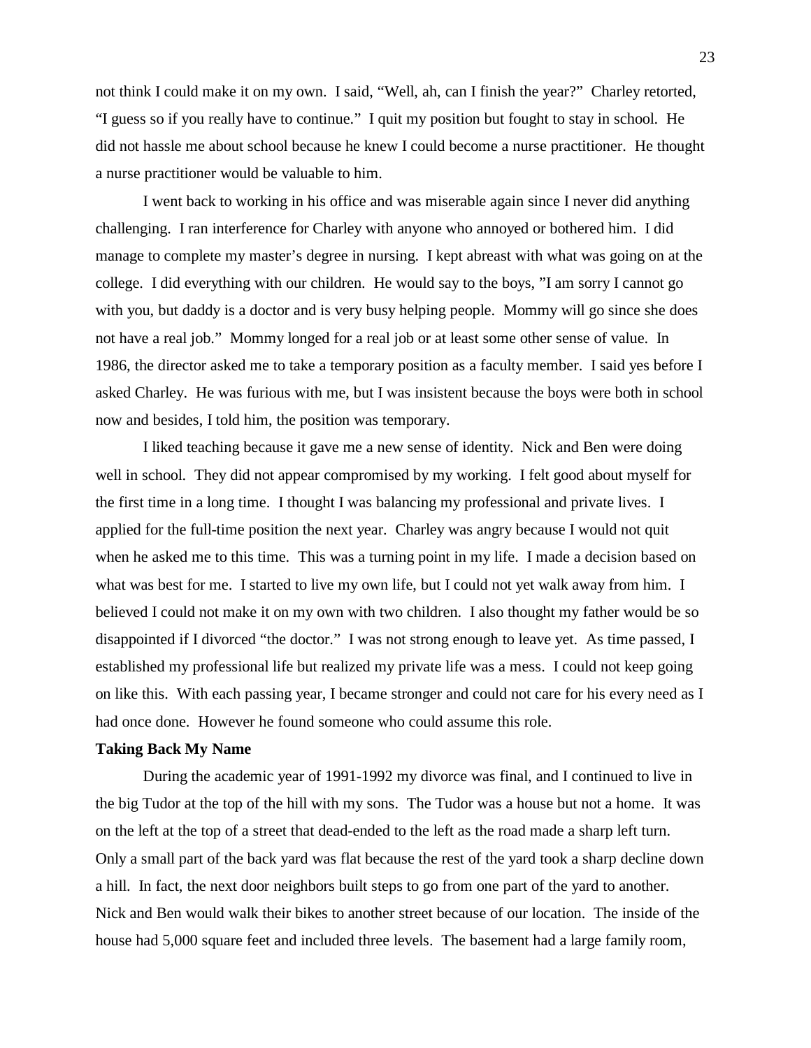not think I could make it on my own. I said, "Well, ah, can I finish the year?" Charley retorted, "I guess so if you really have to continue." I quit my position but fought to stay in school. He did not hassle me about school because he knew I could become a nurse practitioner. He thought a nurse practitioner would be valuable to him.

I went back to working in his office and was miserable again since I never did anything challenging. I ran interference for Charley with anyone who annoyed or bothered him. I did manage to complete my master's degree in nursing. I kept abreast with what was going on at the college. I did everything with our children. He would say to the boys, "I am sorry I cannot go with you, but daddy is a doctor and is very busy helping people. Mommy will go since she does not have a real job." Mommy longed for a real job or at least some other sense of value. In 1986, the director asked me to take a temporary position as a faculty member. I said yes before I asked Charley. He was furious with me, but I was insistent because the boys were both in school now and besides, I told him, the position was temporary.

I liked teaching because it gave me a new sense of identity. Nick and Ben were doing well in school. They did not appear compromised by my working. I felt good about myself for the first time in a long time. I thought I was balancing my professional and private lives. I applied for the full-time position the next year. Charley was angry because I would not quit when he asked me to this time. This was a turning point in my life. I made a decision based on what was best for me. I started to live my own life, but I could not yet walk away from him. I believed I could not make it on my own with two children. I also thought my father would be so disappointed if I divorced "the doctor." I was not strong enough to leave yet. As time passed, I established my professional life but realized my private life was a mess. I could not keep going on like this. With each passing year, I became stronger and could not care for his every need as I had once done. However he found someone who could assume this role.

**Taking Back My Name**

During the academic year of 1991-1992 my divorce was final, and I continued to live in the big Tudor at the top of the hill with my sons. The Tudor was a house but not a home. It was on the left at the top of a street that dead-ended to the left as the road made a sharp left turn. Only a small part of the back yard was flat because the rest of the yard took a sharp decline down a hill. In fact, the next door neighbors built steps to go from one part of the yard to another. Nick and Ben would walk their bikes to another street because of our location. The inside of the house had 5,000 square feet and included three levels. The basement had a large family room,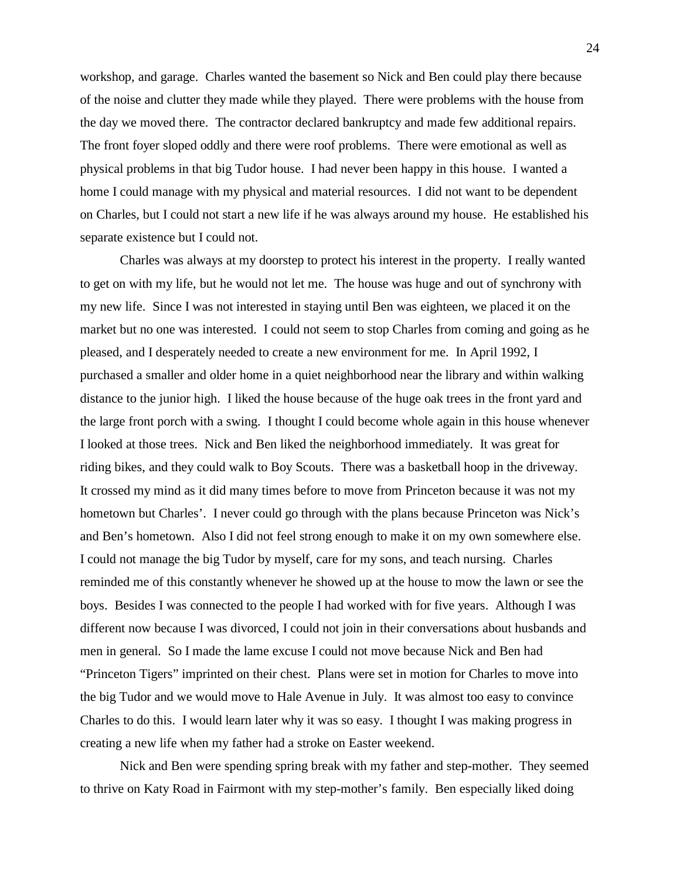workshop, and garage. Charles wanted the basement so Nick and Ben could play there because of the noise and clutter they made while they played. There were problems with the house from the day we moved there. The contractor declared bankruptcy and made few additional repairs. The front foyer sloped oddly and there were roof problems. There were emotional as well as physical problems in that big Tudor house. I had never been happy in this house. I wanted a home I could manage with my physical and material resources. I did not want to be dependent on Charles, but I could not start a new life if he was always around my house. He established his separate existence but I could not.

Charles was always at my doorstep to protect his interest in the property. I really wanted to get on with my life, but he would not let me. The house was huge and out of synchrony with my new life. Since I was not interested in staying until Ben was eighteen, we placed it on the market but no one was interested. I could not seem to stop Charles from coming and going as he pleased, and I desperately needed to create a new environment for me. In April 1992, I purchased a smaller and older home in a quiet neighborhood near the library and within walking distance to the junior high. I liked the house because of the huge oak trees in the front yard and the large front porch with a swing. I thought I could become whole again in this house whenever I looked at those trees. Nick and Ben liked the neighborhood immediately. It was great for riding bikes, and they could walk to Boy Scouts. There was a basketball hoop in the driveway. It crossed my mind as it did many times before to move from Princeton because it was not my hometown but Charles'. I never could go through with the plans because Princeton was Nick's and Ben's hometown. Also I did not feel strong enough to make it on my own somewhere else. I could not manage the big Tudor by myself, care for my sons, and teach nursing. Charles reminded me of this constantly whenever he showed up at the house to mow the lawn or see the boys. Besides I was connected to the people I had worked with for five years. Although I was different now because I was divorced, I could not join in their conversations about husbands and men in general. So I made the lame excuse I could not move because Nick and Ben had "Princeton Tigers" imprinted on their chest. Plans were set in motion for Charles to move into the big Tudor and we would move to Hale Avenue in July. It was almost too easy to convince Charles to do this. I would learn later why it was so easy. I thought I was making progress in creating a new life when my father had a stroke on Easter weekend.

Nick and Ben were spending spring break with my father and step-mother. They seemed to thrive on Katy Road in Fairmont with my step-mother's family. Ben especially liked doing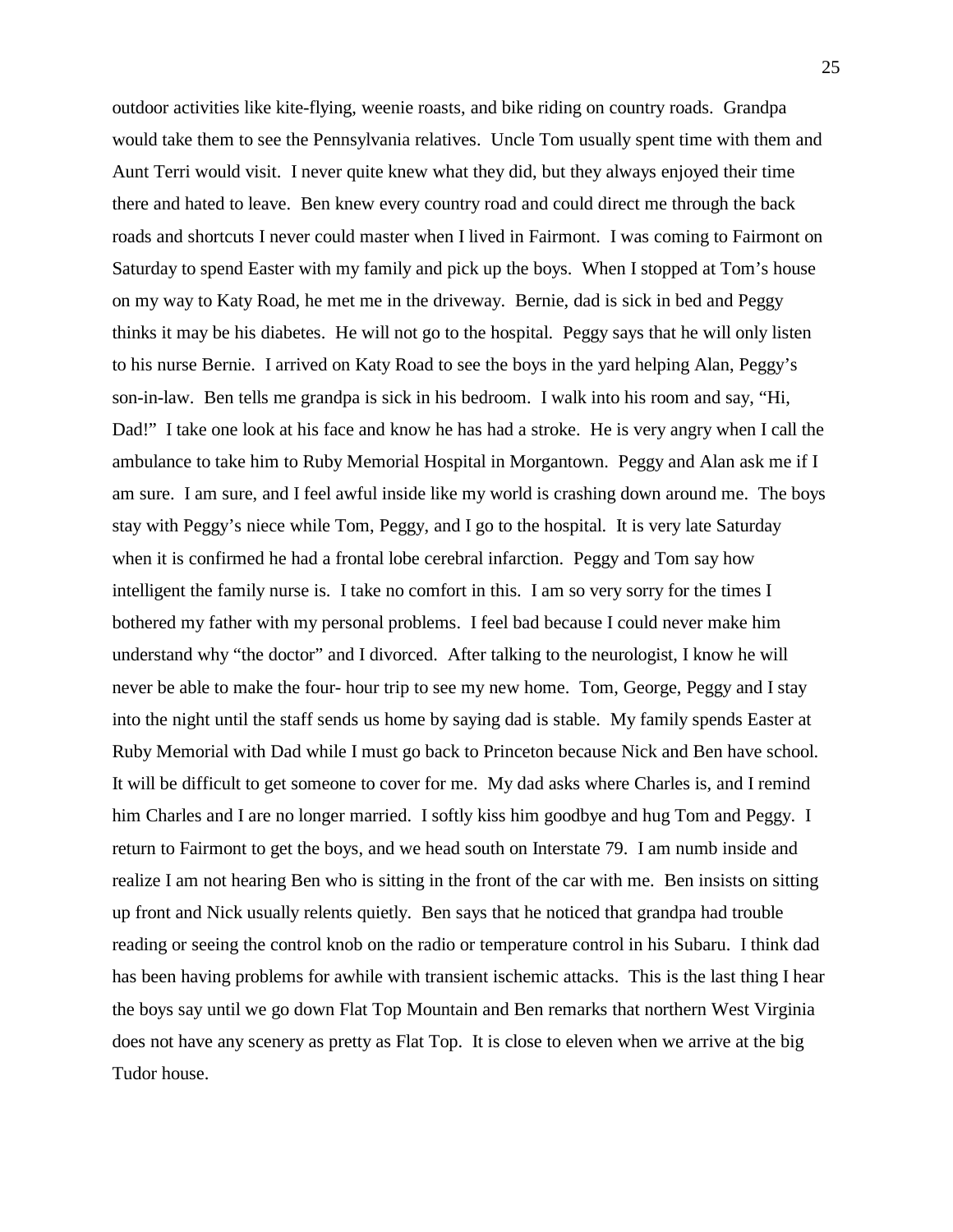outdoor activities like kite-flying, weenie roasts, and bike riding on country roads. Grandpa would take them to see the Pennsylvania relatives. Uncle Tom usually spent time with them and Aunt Terri would visit. I never quite knew what they did, but they always enjoyed their time there and hated to leave. Ben knew every country road and could direct me through the back roads and shortcuts I never could master when I lived in Fairmont. I was coming to Fairmont on Saturday to spend Easter with my family and pick up the boys. When I stopped at Tom's house on my way to Katy Road, he met me in the driveway. Bernie, dad is sick in bed and Peggy thinks it may be his diabetes. He will not go to the hospital. Peggy says that he will only listen to his nurse Bernie. I arrived on Katy Road to see the boys in the yard helping Alan, Peggy's son-in-law. Ben tells me grandpa is sick in his bedroom. I walk into his room and say, "Hi, Dad!" I take one look at his face and know he has had a stroke. He is very angry when I call the ambulance to take him to Ruby Memorial Hospital in Morgantown. Peggy and Alan ask me if I am sure. I am sure, and I feel awful inside like my world is crashing down around me. The boys stay with Peggy's niece while Tom, Peggy, and I go to the hospital. It is very late Saturday when it is confirmed he had a frontal lobe cerebral infarction. Peggy and Tom say how intelligent the family nurse is. I take no comfort in this. I am so very sorry for the times I bothered my father with my personal problems. I feel bad because I could never make him understand why "the doctor" and I divorced. After talking to the neurologist, I know he will never be able to make the four- hour trip to see my new home. Tom, George, Peggy and I stay into the night until the staff sends us home by saying dad is stable. My family spends Easter at Ruby Memorial with Dad while I must go back to Princeton because Nick and Ben have school. It will be difficult to get someone to cover for me. My dad asks where Charles is, and I remind him Charles and I are no longer married. I softly kiss him goodbye and hug Tom and Peggy. I return to Fairmont to get the boys, and we head south on Interstate 79. I am numb inside and realize I am not hearing Ben who is sitting in the front of the car with me. Ben insists on sitting up front and Nick usually relents quietly. Ben says that he noticed that grandpa had trouble reading or seeing the control knob on the radio or temperature control in his Subaru. I think dad has been having problems for awhile with transient ischemic attacks. This is the last thing I hear the boys say until we go down Flat Top Mountain and Ben remarks that northern West Virginia does not have any scenery as pretty as Flat Top. It is close to eleven when we arrive at the big Tudor house.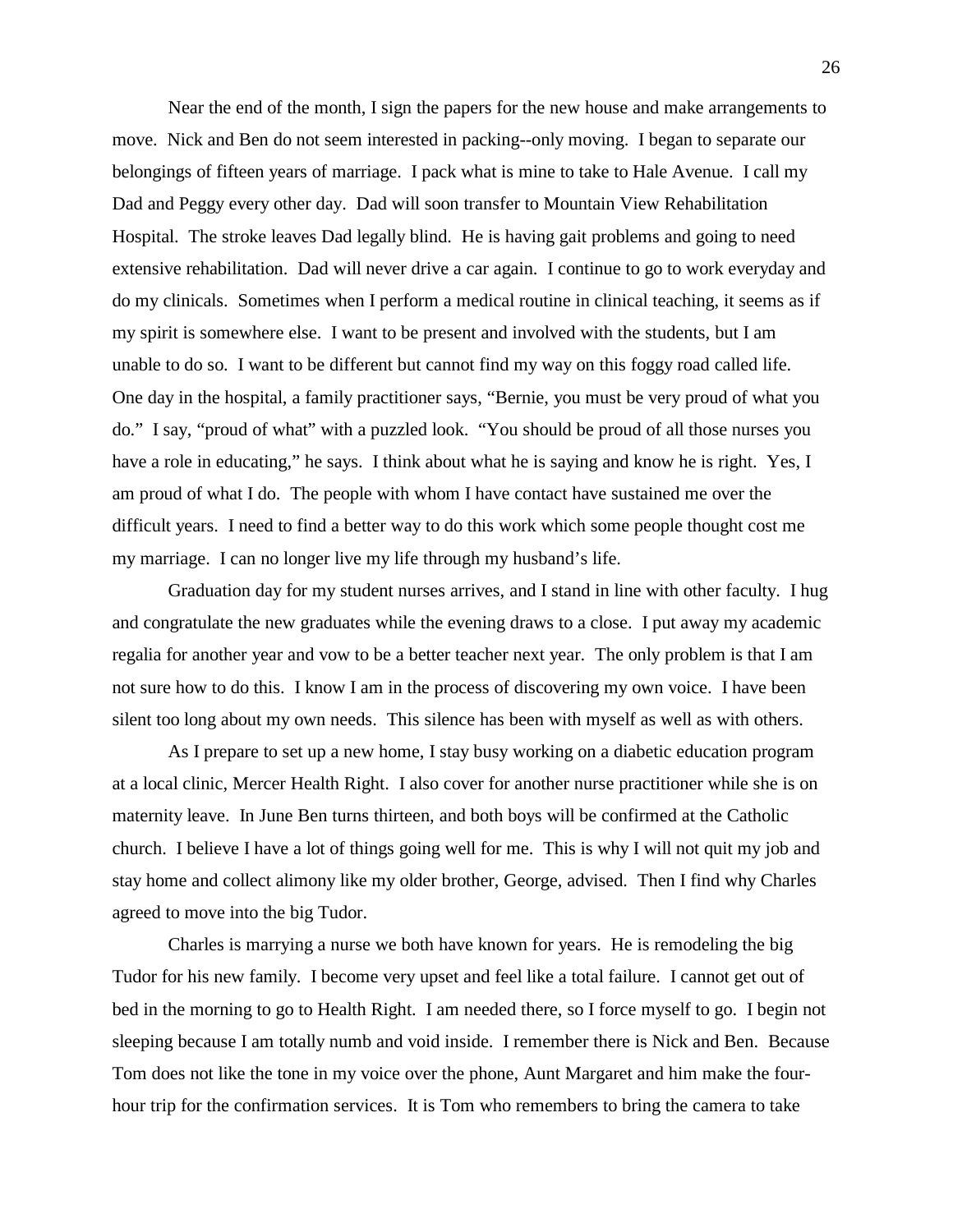Near the end of the month, I sign the papers for the new house and make arrangements to move. Nick and Ben do not seem interested in packing--only moving. I began to separate our belongings of fifteen years of marriage. I pack what is mine to take to Hale Avenue. I call my Dad and Peggy every other day. Dad will soon transfer to Mountain View Rehabilitation Hospital. The stroke leaves Dad legally blind. He is having gait problems and going to need extensive rehabilitation. Dad will never drive a car again. I continue to go to work everyday and do my clinicals. Sometimes when I perform a medical routine in clinical teaching, it seems as if my spirit is somewhere else. I want to be present and involved with the students, but I am unable to do so. I want to be different but cannot find my way on this foggy road called life. One day in the hospital, a family practitioner says, "Bernie, you must be very proud of what you do." I say, "proud of what" with a puzzled look. "You should be proud of all those nurses you have a role in educating," he says. I think about what he is saying and know he is right. Yes, I am proud of what I do. The people with whom I have contact have sustained me over the difficult years. I need to find a better way to do this work which some people thought cost me my marriage. I can no longer live my life through my husband's life.

Graduation day for my student nurses arrives, and I stand in line with other faculty. I hug and congratulate the new graduates while the evening draws to a close. I put away my academic regalia for another year and vow to be a better teacher next year. The only problem is that I am not sure how to do this. I know I am in the process of discovering my own voice. I have been silent too long about my own needs. This silence has been with myself as well as with others.

As I prepare to set up a new home, I stay busy working on a diabetic education program at a local clinic, Mercer Health Right. I also cover for another nurse practitioner while she is on maternity leave. In June Ben turns thirteen, and both boys will be confirmed at the Catholic church. I believe I have a lot of things going well for me. This is why I will not quit my job and stay home and collect alimony like my older brother, George, advised. Then I find why Charles agreed to move into the big Tudor.

Charles is marrying a nurse we both have known for years. He is remodeling the big Tudor for his new family. I become very upset and feel like a total failure. I cannot get out of bed in the morning to go to Health Right. I am needed there, so I force myself to go. I begin not sleeping because I am totally numb and void inside. I remember there is Nick and Ben. Because Tom does not like the tone in my voice over the phone, Aunt Margaret and him make the four-hour trip for the confirmation services. It is Tom who remembers to bring the camera to take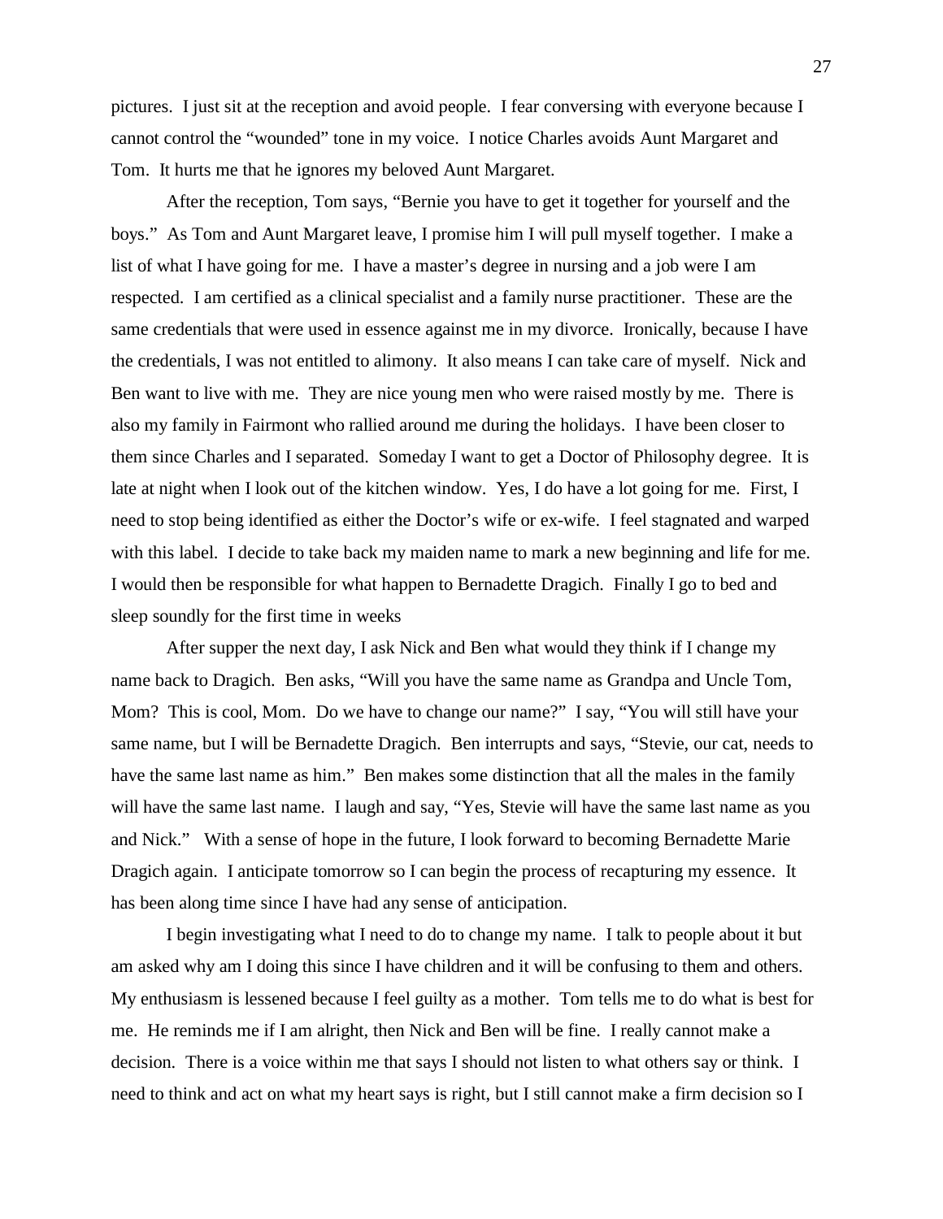pictures. I just sit at the reception and avoid people. I fear conversing with everyone because I cannot control the "wounded" tone in my voice. I notice Charles avoids Aunt Margaret and Tom. It hurts me that he ignores my beloved Aunt Margaret.

After the reception, Tom says, "Bernie you have to get it together for yourself and the boys." As Tom and Aunt Margaret leave, I promise him I will pull myself together. I make a list of what I have going for me. I have a master's degree in nursing and a job were I am respected. I am certified as a clinical specialist and a family nurse practitioner. These are the same credentials that were used in essence against me in my divorce. Ironically, because I have the credentials, I was not entitled to alimony. It also means I can take care of myself. Nick and Ben want to live with me. They are nice young men who were raised mostly by me. There is also my family in Fairmont who rallied around me during the holidays. I have been closer to them since Charles and I separated. Someday I want to get a Doctor of Philosophy degree. It is late at night when I look out of the kitchen window. Yes, I do have a lot going for me. First, I need to stop being identified as either the Doctor's wife or ex-wife. I feel stagnated and warped with this label. I decide to take back my maiden name to mark a new beginning and life for me. I would then be responsible for what happen to Bernadette Dragich. Finally I go to bed and sleep soundly for the first time in weeks

After supper the next day, I ask Nick and Ben what would they think if I change my name back to Dragich. Ben asks, "Will you have the same name as Grandpa and Uncle Tom, Mom? This is cool, Mom. Do we have to change our name?" I say, "You will still have your same name, but I will be Bernadette Dragich. Ben interrupts and says, "Stevie, our cat, needs to have the same last name as him." Ben makes some distinction that all the males in the family will have the same last name. I laugh and say, "Yes, Stevie will have the same last name as you and Nick." With a sense of hope in the future, I look forward to becoming Bernadette Marie Dragich again. I anticipate tomorrow so I can begin the process of recapturing my essence. It has been along time since I have had any sense of anticipation.

I begin investigating what I need to do to change my name. I talk to people about it but am asked why am I doing this since I have children and it will be confusing to them and others. My enthusiasm is lessened because I feel guilty as a mother. Tom tells me to do what is best for me. He reminds me if I am alright, then Nick and Ben will be fine. I really cannot make a decision. There is a voice within me that says I should not listen to what others say or think. I need to think and act on what my heart says is right, but I still cannot make a firm decision so I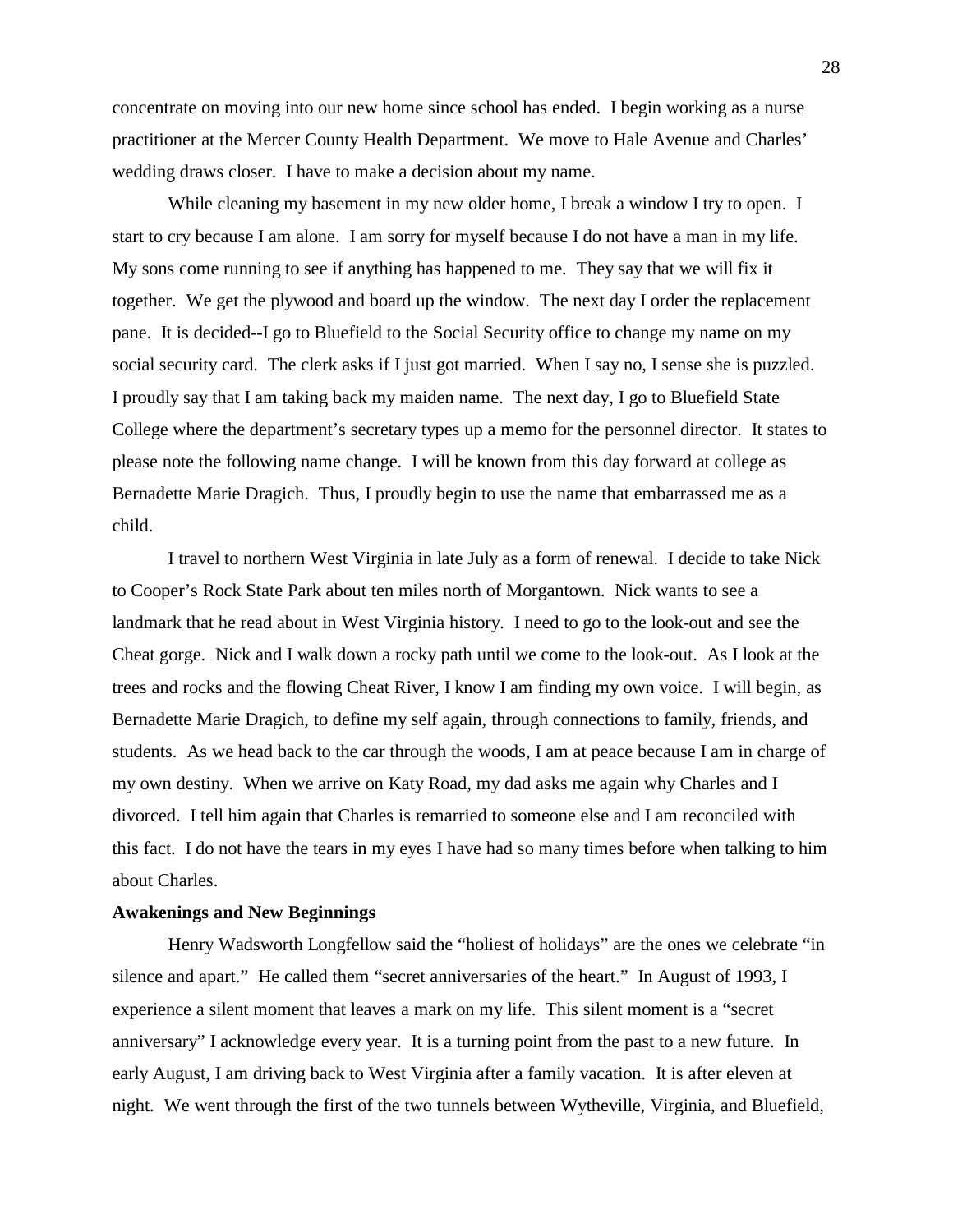concentrate on moving into our new home since school has ended. I begin working as a nurse practitioner at the Mercer County Health Department. We move to Hale Avenue and Charles' wedding draws closer. I have to make a decision about my name.

While cleaning my basement in my new older home, I break a window I try to open. I start to cry because I am alone. I am sorry for myself because I do not have a man in my life. My sons come running to see if anything has happened to me. They say that we will fix it together. We get the plywood and board up the window. The next day I order the replacement pane. It is decided--I go to Bluefield to the Social Security office to change my name on my social security card. The clerk asks if I just got married. When I say no, I sense she is puzzled. I proudly say that I am taking back my maiden name. The next day, I go to Bluefield State College where the department's secretary types up a memo for the personnel director. It states to please note the following name change. I will be known from this day forward at college as Bernadette Marie Dragich. Thus, I proudly begin to use the name that embarrassed me as a child.

I travel to northern West Virginia in late July as a form of renewal. I decide to take Nick to Cooper's Rock State Park about ten miles north of Morgantown. Nick wants to see a landmark that he read about in West Virginia history. I need to go to the look-out and see the Cheat gorge. Nick and I walk down a rocky path until we come to the look-out. As I look at the trees and rocks and the flowing Cheat River, I know I am finding my own voice. I will begin, as Bernadette Marie Dragich, to define my self again, through connections to family, friends, and students. As we head back to the car through the woods, I am at peace because I am in charge of my own destiny. When we arrive on Katy Road, my dad asks me again why Charles and I divorced. I tell him again that Charles is remarried to someone else and I am reconciled with this fact. I do not have the tears in my eyes I have had so many times before when talking to him about Charles.

**Awakenings and New Beginnings**

Henry Wadsworth Longfellow said the "holiest of holidays" are the ones we celebrate "in silence and apart." He called them "secret anniversaries of the heart." In August of 1993, I experience a silent moment that leaves a mark on my life. This silent moment is a "secret anniversary" I acknowledge every year. It is a turning point from the past to a new future. In early August, I am driving back to West Virginia after a family vacation. It is after eleven at night. We went through the first of the two tunnels between Wytheville, Virginia, and Bluefield,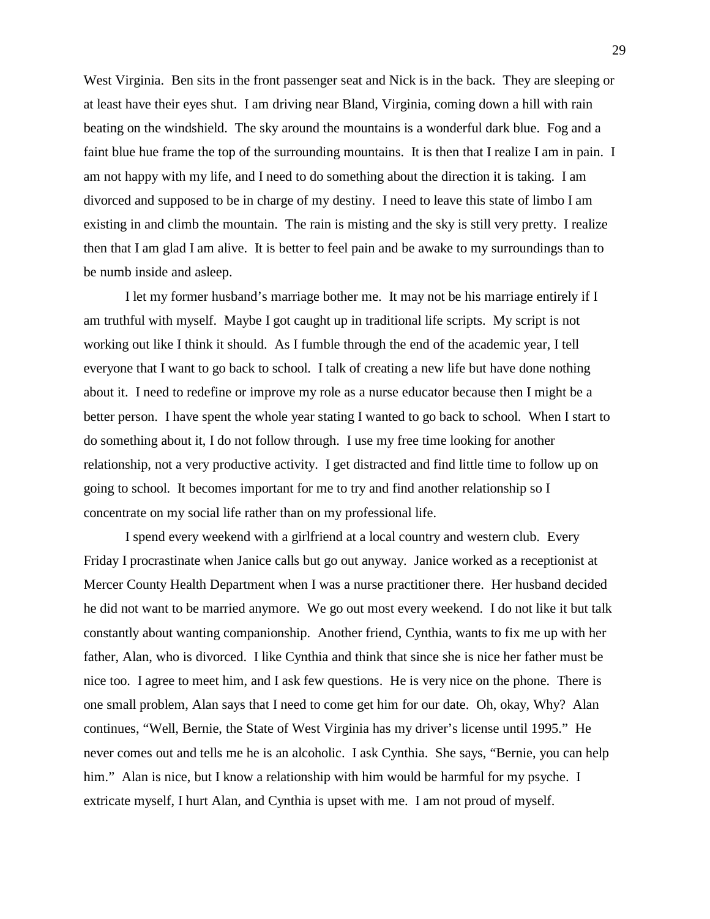West Virginia. Ben sits in the front passenger seat and Nick is in the back. They are sleeping or at least have their eyes shut. I am driving near Bland, Virginia, coming down a hill with rain beating on the windshield. The sky around the mountains is a wonderful dark blue. Fog and a faint blue hue frame the top of the surrounding mountains. It is then that I realize I am in pain. I am not happy with my life, and I need to do something about the direction it is taking. I am divorced and supposed to be in charge of my destiny. I need to leave this state of limbo I am existing in and climb the mountain. The rain is misting and the sky is still very pretty. I realize then that I am glad I am alive. It is better to feel pain and be awake to my surroundings than to be numb inside and asleep.

I let my former husband's marriage bother me. It may not be his marriage entirely if I am truthful with myself. Maybe I got caught up in traditional life scripts. My script is not working out like I think it should. As I fumble through the end of the academic year, I tell everyone that I want to go back to school. I talk of creating a new life but have done nothing about it. I need to redefine or improve my role as a nurse educator because then I might be a better person. I have spent the whole year stating I wanted to go back to school. When I start to do something about it, I do not follow through. I use my free time looking for another relationship, not a very productive activity. I get distracted and find little time to follow up on going to school. It becomes important for me to try and find another relationship so I concentrate on my social life rather than on my professional life.

I spend every weekend with a girlfriend at a local country and western club. Every Friday I procrastinate when Janice calls but go out anyway. Janice worked as a receptionist at Mercer County Health Department when I was a nurse practitioner there. Her husband decided he did not want to be married anymore. We go out most every weekend. I do not like it but talk constantly about wanting companionship. Another friend, Cynthia, wants to fix me up with her father, Alan, who is divorced. I like Cynthia and think that since she is nice her father must be nice too. I agree to meet him, and I ask few questions. He is very nice on the phone. There is one small problem, Alan says that I need to come get him for our date. Oh, okay, Why? Alan continues, "Well, Bernie, the State of West Virginia has my driver's license until 1995." He never comes out and tells me he is an alcoholic. I ask Cynthia. She says, "Bernie, you can help him." Alan is nice, but I know a relationship with him would be harmful for my psyche. I extricate myself, I hurt Alan, and Cynthia is upset with me. I am not proud of myself.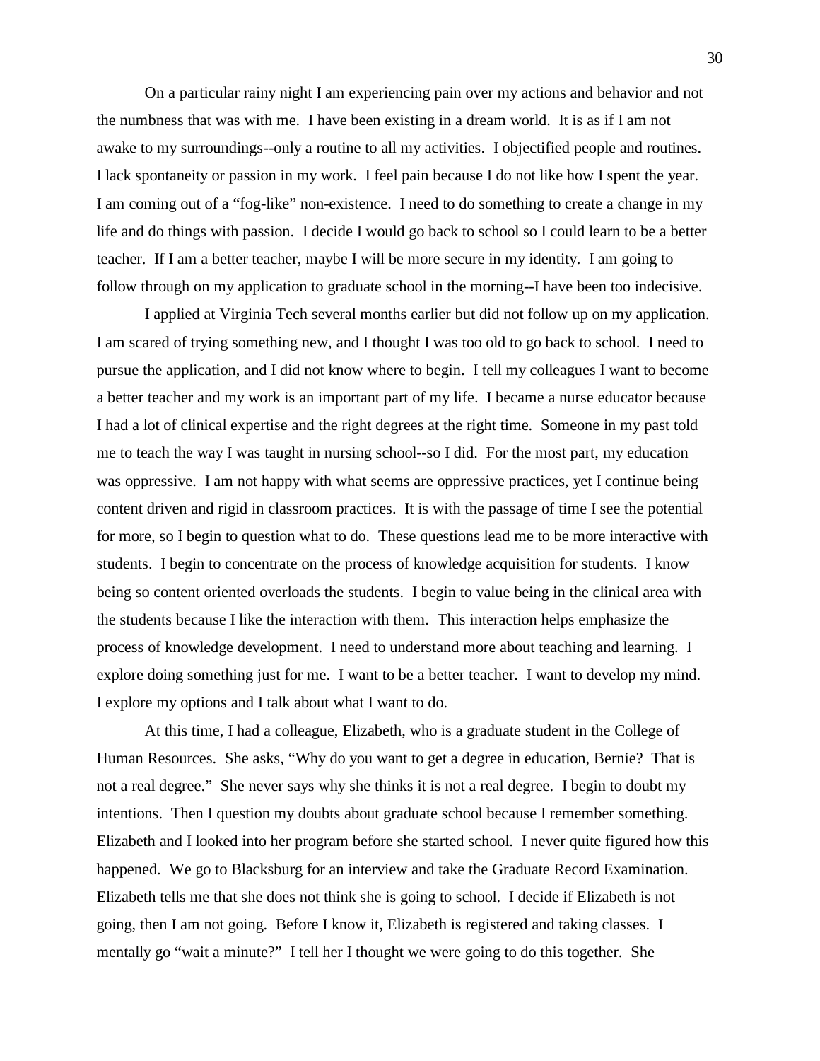On a particular rainy night I am experiencing pain over my actions and behavior and not the numbness that was with me. I have been existing in a dream world. It is as if I am not awake to my surroundings--only a routine to all my activities. I objectified people and routines. I lack spontaneity or passion in my work. I feel pain because I do not like how I spent the year. I am coming out of a "fog-like" non-existence. I need to do something to create a change in my life and do things with passion. I decide I would go back to school so I could learn to be a better teacher. If I am a better teacher, maybe I will be more secure in my identity. I am going to follow through on my application to graduate school in the morning--I have been too indecisive.

I applied at Virginia Tech several months earlier but did not follow up on my application. I am scared of trying something new, and I thought I was too old to go back to school. I need to pursue the application, and I did not know where to begin. I tell my colleagues I want to become a better teacher and my work is an important part of my life. I became a nurse educator because I had a lot of clinical expertise and the right degrees at the right time. Someone in my past told me to teach the way I was taught in nursing school--so I did. For the most part, my education was oppressive. I am not happy with what seems are oppressive practices, yet I continue being content driven and rigid in classroom practices. It is with the passage of time I see the potential for more, so I begin to question what to do. These questions lead me to be more interactive with students. I begin to concentrate on the process of knowledge acquisition for students. I know being so content oriented overloads the students. I begin to value being in the clinical area with the students because I like the interaction with them. This interaction helps emphasize the process of knowledge development. I need to understand more about teaching and learning. I explore doing something just for me. I want to be a better teacher. I want to develop my mind. I explore my options and I talk about what I want to do.

At this time, I had a colleague, Elizabeth, who is a graduate student in the College of Human Resources. She asks, "Why do you want to get a degree in education, Bernie? That is not a real degree." She never says why she thinks it is not a real degree. I begin to doubt my intentions. Then I question my doubts about graduate school because I remember something. Elizabeth and I looked into her program before she started school. I never quite figured how this happened. We go to Blacksburg for an interview and take the Graduate Record Examination. Elizabeth tells me that she does not think she is going to school. I decide if Elizabeth is not going, then I am not going. Before I know it, Elizabeth is registered and taking classes. I mentally go "wait a minute?" I tell her I thought we were going to do this together. She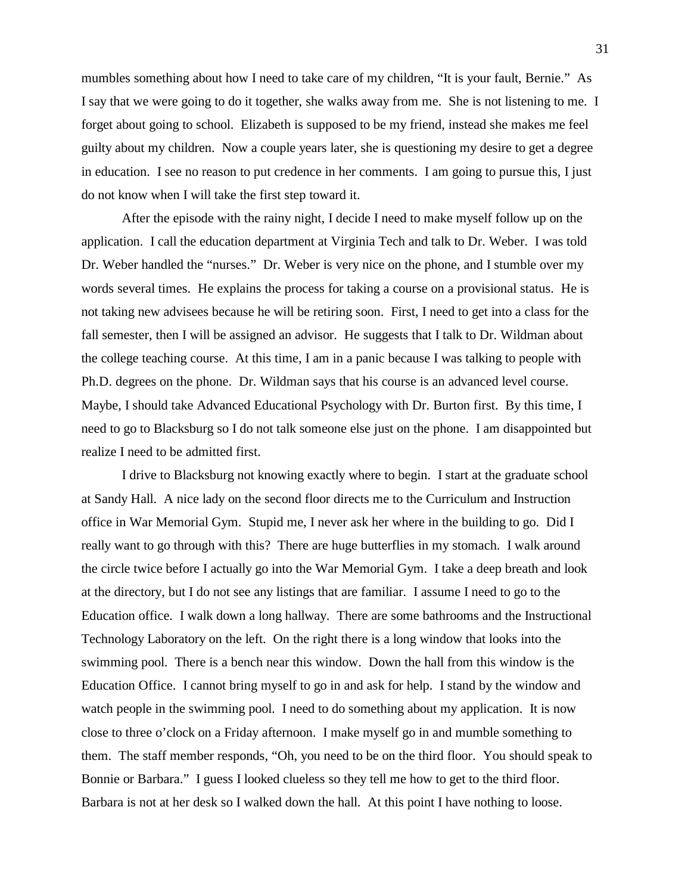mumbles something about how I need to take care of my children, "It is your fault, Bernie." As I say that we were going to do it together, she walks away from me. She is not listening to me. I forget about going to school. Elizabeth is supposed to be my friend, instead she makes me feel guilty about my children. Now a couple years later, she is questioning my desire to get a degree in education. I see no reason to put credence in her comments. I am going to pursue this, I just do not know when I will take the first step toward it.

After the episode with the rainy night, I decide I need to make myself follow up on the application. I call the education department at Virginia Tech and talk to Dr. Weber. I was told Dr. Weber handled the "nurses." Dr. Weber is very nice on the phone, and I stumble over my words several times. He explains the process for taking a course on a provisional status. He is not taking new advisees because he will be retiring soon. First, I need to get into a class for the fall semester, then I will be assigned an advisor. He suggests that I talk to Dr. Wildman about the college teaching course. At this time, I am in a panic because I was talking to people with Ph.D. degrees on the phone. Dr. Wildman says that his course is an advanced level course. Maybe, I should take Advanced Educational Psychology with Dr. Burton first. By this time, I need to go to Blacksburg so I do not talk someone else just on the phone. I am disappointed but realize I need to be admitted first.

I drive to Blacksburg not knowing exactly where to begin. I start at the graduate school at Sandy Hall. A nice lady on the second floor directs me to the Curriculum and Instruction office in War Memorial Gym. Stupid me, I never ask her where in the building to go. Did I really want to go through with this? There are huge butterflies in my stomach. I walk around the circle twice before I actually go into the War Memorial Gym. I take a deep breath and look at the directory, but I do not see any listings that are familiar. I assume I need to go to the Education office. I walk down a long hallway. There are some bathrooms and the Instructional Technology Laboratory on the left. On the right there is a long window that looks into the swimming pool. There is a bench near this window. Down the hall from this window is the Education Office. I cannot bring myself to go in and ask for help. I stand by the window and watch people in the swimming pool. I need to do something about my application. It is now close to three o'clock on a Friday afternoon. I make myself go in and mumble something to them. The staff member responds, "Oh, you need to be on the third floor. You should speak to Bonnie or Barbara." I guess I looked clueless so they tell me how to get to the third floor. Barbara is not at her desk so I walked down the hall. At this point I have nothing to loose.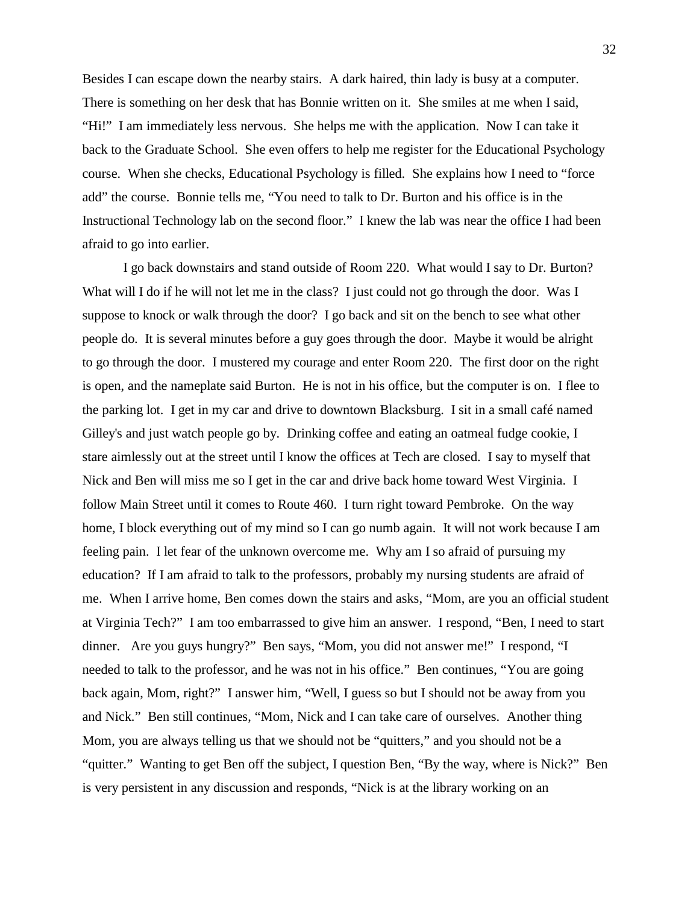Besides I can escape down the nearby stairs. A dark haired, thin lady is busy at a computer. There is something on her desk that has Bonnie written on it. She smiles at me when I said, "Hi!" I am immediately less nervous. She helps me with the application. Now I can take it back to the Graduate School. She even offers to help me register for the Educational Psychology course. When she checks, Educational Psychology is filled. She explains how I need to "force add" the course. Bonnie tells me, "You need to talk to Dr. Burton and his office is in the Instructional Technology lab on the second floor." I knew the lab was near the office I had been afraid to go into earlier.

I go back downstairs and stand outside of Room 220. What would I say to Dr. Burton? What will I do if he will not let me in the class? I just could not go through the door. Was I suppose to knock or walk through the door? I go back and sit on the bench to see what other people do. It is several minutes before a guy goes through the door. Maybe it would be alright to go through the door. I mustered my courage and enter Room 220. The first door on the right is open, and the nameplate said Burton. He is not in his office, but the computer is on. I flee to the parking lot. I get in my car and drive to downtown Blacksburg. I sit in a small café named Gilley's and just watch people go by. Drinking coffee and eating an oatmeal fudge cookie, I stare aimlessly out at the street until I know the offices at Tech are closed. I say to myself that Nick and Ben will miss me so I get in the car and drive back home toward West Virginia. I follow Main Street until it comes to Route 460. I turn right toward Pembroke. On the way home, I block everything out of my mind so I can go numb again. It will not work because I am feeling pain. I let fear of the unknown overcome me. Why am I so afraid of pursuing my education? If I am afraid to talk to the professors, probably my nursing students are afraid of me. When I arrive home, Ben comes down the stairs and asks, "Mom, are you an official student at Virginia Tech?" I am too embarrassed to give him an answer. I respond, "Ben, I need to start dinner. Are you guys hungry?" Ben says, "Mom, you did not answer me!" I respond, "I needed to talk to the professor, and he was not in his office." Ben continues, "You are going back again, Mom, right?" I answer him, "Well, I guess so but I should not be away from you and Nick." Ben still continues, "Mom, Nick and I can take care of ourselves. Another thing Mom, you are always telling us that we should not be "quitters," and you should not be a "quitter." Wanting to get Ben off the subject, I question Ben, "By the way, where is Nick?" Ben is very persistent in any discussion and responds, "Nick is at the library working on an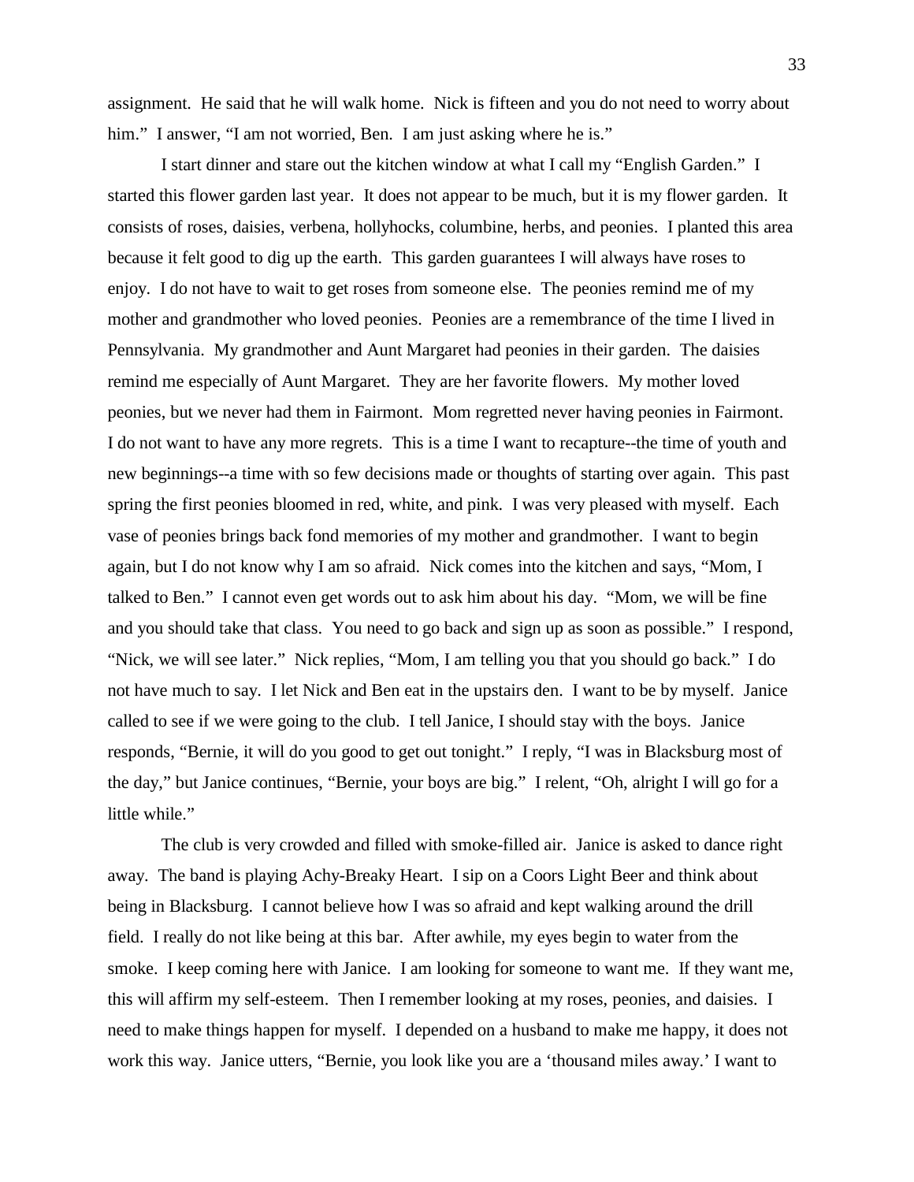assignment. He said that he will walk home. Nick is fifteen and you do not need to worry about him." I answer, "I am not worried, Ben. I am just asking where he is."

I start dinner and stare out the kitchen window at what I call my "English Garden." I started this flower garden last year. It does not appear to be much, but it is my flower garden. It consists of roses, daisies, verbena, hollyhocks, columbine, herbs, and peonies. I planted this area because it felt good to dig up the earth. This garden guarantees I will always have roses to enjoy. I do not have to wait to get roses from someone else. The peonies remind me of my mother and grandmother who loved peonies. Peonies are a remembrance of the time I lived in Pennsylvania. My grandmother and Aunt Margaret had peonies in their garden. The daisies remind me especially of Aunt Margaret. They are her favorite flowers. My mother loved peonies, but we never had them in Fairmont. Mom regretted never having peonies in Fairmont. I do not want to have any more regrets. This is a time I want to recapture--the time of youth and new beginnings--a time with so few decisions made or thoughts of starting over again. This past spring the first peonies bloomed in red, white, and pink. I was very pleased with myself. Each vase of peonies brings back fond memories of my mother and grandmother. I want to begin again, but I do not know why I am so afraid. Nick comes into the kitchen and says, "Mom, I talked to Ben." I cannot even get words out to ask him about his day. "Mom, we will be fine and you should take that class. You need to go back and sign up as soon as possible." I respond, "Nick, we will see later." Nick replies, "Mom, I am telling you that you should go back." I do not have much to say. I let Nick and Ben eat in the upstairs den. I want to be by myself. Janice called to see if we were going to the club. I tell Janice, I should stay with the boys. Janice responds, "Bernie, it will do you good to get out tonight." I reply, "I was in Blacksburg most of the day," but Janice continues, "Bernie, your boys are big." I relent, "Oh, alright I will go for a little while."

The club is very crowded and filled with smoke-filled air. Janice is asked to dance right away. The band is playing Achy-Breaky Heart. I sip on a Coors Light Beer and think about being in Blacksburg. I cannot believe how I was so afraid and kept walking around the drill field. I really do not like being at this bar. After awhile, my eyes begin to water from the smoke. I keep coming here with Janice. I am looking for someone to want me. If they want me, this will affirm my self-esteem. Then I remember looking at my roses, peonies, and daisies. I need to make things happen for myself. I depended on a husband to make me happy, it does not work this way. Janice utters, "Bernie, you look like you are a 'thousand miles away.' I want to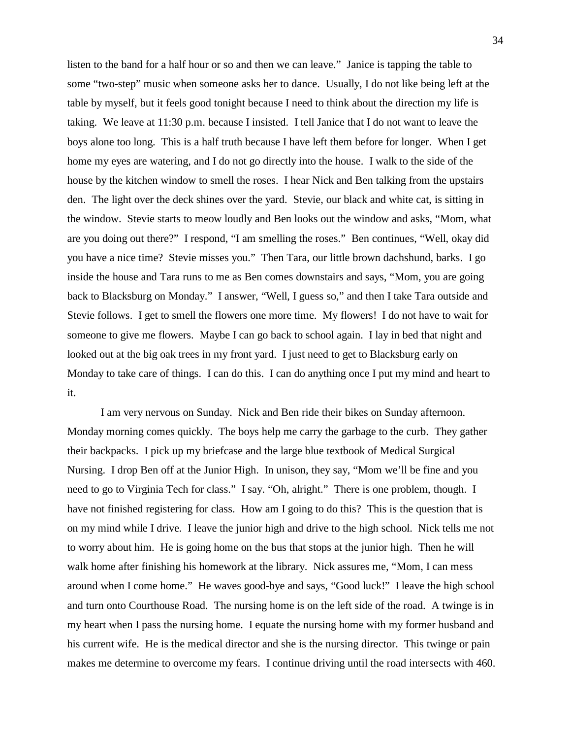listen to the band for a half hour or so and then we can leave." Janice is tapping the table to some "two-step" music when someone asks her to dance. Usually, I do not like being left at the table by myself, but it feels good tonight because I need to think about the direction my life is taking. We leave at 11:30 p.m. because I insisted. I tell Janice that I do not want to leave the boys alone too long. This is a half truth because I have left them before for longer. When I get home my eyes are watering, and I do not go directly into the house. I walk to the side of the house by the kitchen window to smell the roses. I hear Nick and Ben talking from the upstairs den. The light over the deck shines over the yard. Stevie, our black and white cat, is sitting in the window. Stevie starts to meow loudly and Ben looks out the window and asks, "Mom, what are you doing out there?" I respond, "I am smelling the roses." Ben continues, "Well, okay did you have a nice time? Stevie misses you." Then Tara, our little brown dachshund, barks. I go inside the house and Tara runs to me as Ben comes downstairs and says, "Mom, you are going back to Blacksburg on Monday." I answer, "Well, I guess so," and then I take Tara outside and Stevie follows. I get to smell the flowers one more time. My flowers! I do not have to wait for someone to give me flowers. Maybe I can go back to school again. I lay in bed that night and looked out at the big oak trees in my front yard. I just need to get to Blacksburg early on Monday to take care of things. I can do this. I can do anything once I put my mind and heart to it.

I am very nervous on Sunday. Nick and Ben ride their bikes on Sunday afternoon. Monday morning comes quickly. The boys help me carry the garbage to the curb. They gather their backpacks. I pick up my briefcase and the large blue textbook of Medical Surgical Nursing. I drop Ben off at the Junior High. In unison, they say, "Mom we'll be fine and you need to go to Virginia Tech for class." I say. "Oh, alright." There is one problem, though. I have not finished registering for class. How am I going to do this? This is the question that is on my mind while I drive. I leave the junior high and drive to the high school. Nick tells me not to worry about him. He is going home on the bus that stops at the junior high. Then he will walk home after finishing his homework at the library. Nick assures me, "Mom, I can mess around when I come home." He waves good-bye and says, "Good luck!" I leave the high school and turn onto Courthouse Road. The nursing home is on the left side of the road. A twinge is in my heart when I pass the nursing home. I equate the nursing home with my former husband and his current wife. He is the medical director and she is the nursing director. This twinge or pain makes me determine to overcome my fears. I continue driving until the road intersects with 460.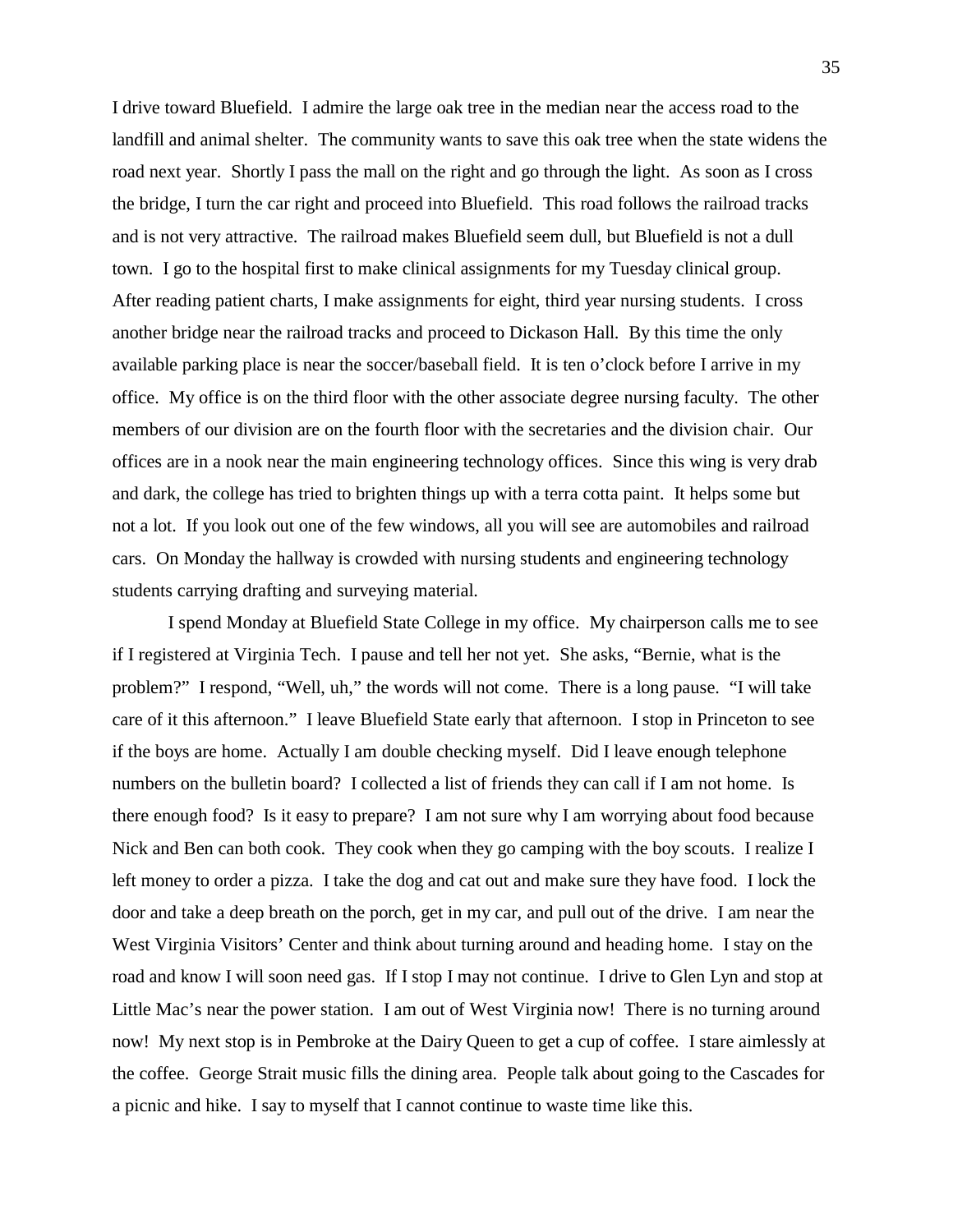I drive toward Bluefield. I admire the large oak tree in the median near the access road to the landfill and animal shelter. The community wants to save this oak tree when the state widens the road next year. Shortly I pass the mall on the right and go through the light. As soon as I cross the bridge, I turn the car right and proceed into Bluefield. This road follows the railroad tracks and is not very attractive. The railroad makes Bluefield seem dull, but Bluefield is not a dull town. I go to the hospital first to make clinical assignments for my Tuesday clinical group. After reading patient charts, I make assignments for eight, third year nursing students. I cross another bridge near the railroad tracks and proceed to Dickason Hall. By this time the only available parking place is near the soccer/baseball field. It is ten o'clock before I arrive in my office. My office is on the third floor with the other associate degree nursing faculty. The other members of our division are on the fourth floor with the secretaries and the division chair. Our offices are in a nook near the main engineering technology offices. Since this wing is very drab and dark, the college has tried to brighten things up with a terra cotta paint. It helps some but not a lot. If you look out one of the few windows, all you will see are automobiles and railroad cars. On Monday the hallway is crowded with nursing students and engineering technology students carrying drafting and surveying material.

I spend Monday at Bluefield State College in my office. My chairperson calls me to see if I registered at Virginia Tech. I pause and tell her not yet. She asks, "Bernie, what is the problem?" I respond, "Well, uh," the words will not come. There is a long pause. "I will take care of it this afternoon." I leave Bluefield State early that afternoon. I stop in Princeton to see if the boys are home. Actually I am double checking myself. Did I leave enough telephone numbers on the bulletin board? I collected a list of friends they can call if I am not home. Is there enough food? Is it easy to prepare? I am not sure why I am worrying about food because Nick and Ben can both cook. They cook when they go camping with the boy scouts. I realize I left money to order a pizza. I take the dog and cat out and make sure they have food. I lock the door and take a deep breath on the porch, get in my car, and pull out of the drive. I am near the West Virginia Visitors' Center and think about turning around and heading home. I stay on the road and know I will soon need gas. If I stop I may not continue. I drive to Glen Lyn and stop at Little Mac's near the power station. I am out of West Virginia now! There is no turning around now! My next stop is in Pembroke at the Dairy Queen to get a cup of coffee. I stare aimlessly at the coffee. George Strait music fills the dining area. People talk about going to the Cascades for a picnic and hike. I say to myself that I cannot continue to waste time like this.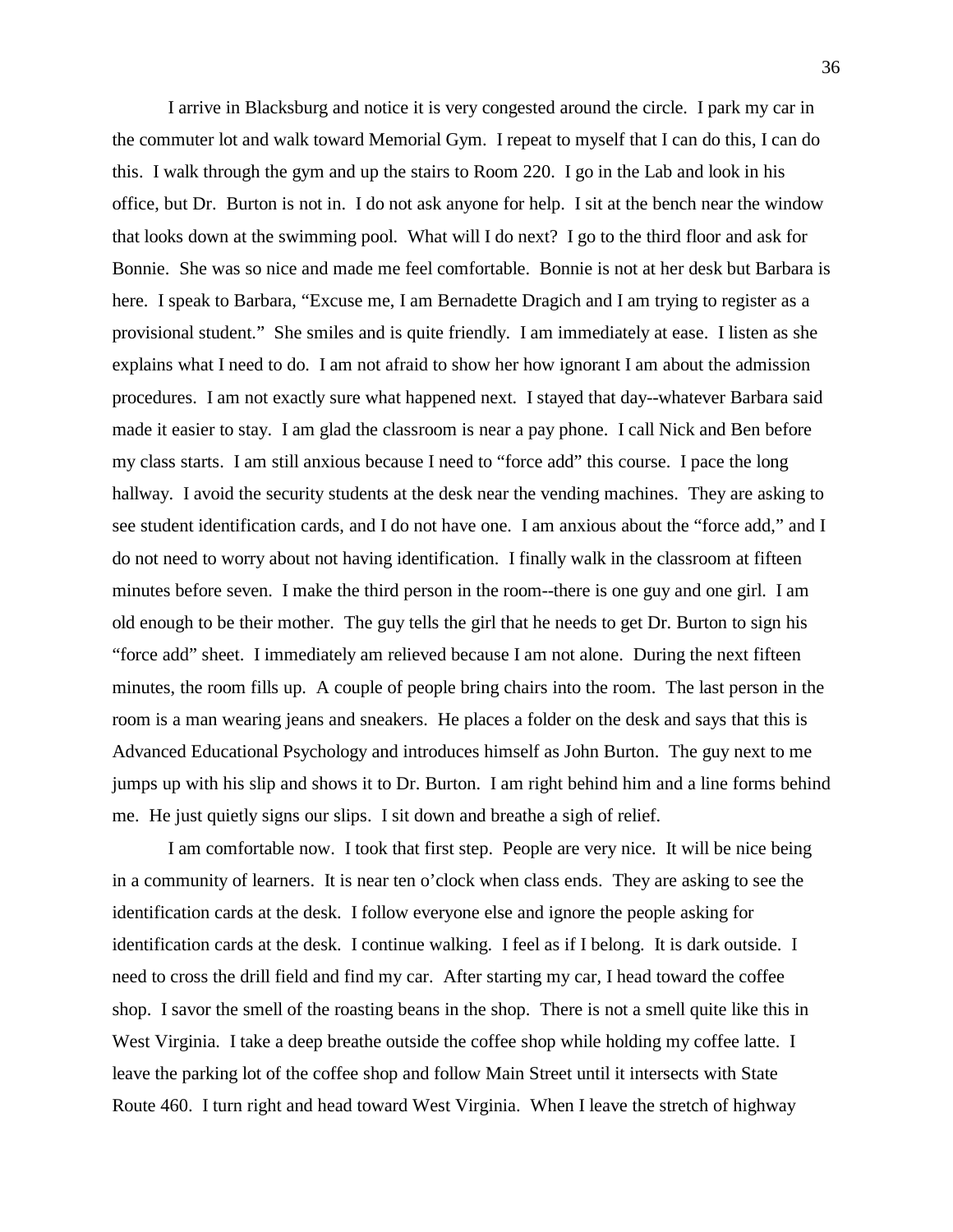I arrive in Blacksburg and notice it is very congested around the circle. I park my car in the commuter lot and walk toward Memorial Gym. I repeat to myself that I can do this, I can do this. I walk through the gym and up the stairs to Room 220. I go in the Lab and look in his office, but Dr. Burton is not in. I do not ask anyone for help. I sit at the bench near the window that looks down at the swimming pool. What will I do next? I go to the third floor and ask for Bonnie. She was so nice and made me feel comfortable. Bonnie is not at her desk but Barbara is here. I speak to Barbara, "Excuse me, I am Bernadette Dragich and I am trying to register as a provisional student." She smiles and is quite friendly. I am immediately at ease. I listen as she explains what I need to do. I am not afraid to show her how ignorant I am about the admission procedures. I am not exactly sure what happened next. I stayed that day--whatever Barbara said made it easier to stay. I am glad the classroom is near a pay phone. I call Nick and Ben before my class starts. I am still anxious because I need to "force add" this course. I pace the long hallway. I avoid the security students at the desk near the vending machines. They are asking to see student identification cards, and I do not have one. I am anxious about the "force add," and I do not need to worry about not having identification. I finally walk in the classroom at fifteen minutes before seven. I make the third person in the room--there is one guy and one girl. I am old enough to be their mother. The guy tells the girl that he needs to get Dr. Burton to sign his "force add" sheet. I immediately am relieved because I am not alone. During the next fifteen minutes, the room fills up. A couple of people bring chairs into the room. The last person in the room is a man wearing jeans and sneakers. He places a folder on the desk and says that this is Advanced Educational Psychology and introduces himself as John Burton. The guy next to me jumps up with his slip and shows it to Dr. Burton. I am right behind him and a line forms behind me. He just quietly signs our slips. I sit down and breathe a sigh of relief.

I am comfortable now. I took that first step. People are very nice. It will be nice being in a community of learners. It is near ten o'clock when class ends. They are asking to see the identification cards at the desk. I follow everyone else and ignore the people asking for identification cards at the desk. I continue walking. I feel as if I belong. It is dark outside. I need to cross the drill field and find my car. After starting my car, I head toward the coffee shop. I savor the smell of the roasting beans in the shop. There is not a smell quite like this in West Virginia. I take a deep breathe outside the coffee shop while holding my coffee latte. I leave the parking lot of the coffee shop and follow Main Street until it intersects with State Route 460. I turn right and head toward West Virginia. When I leave the stretch of highway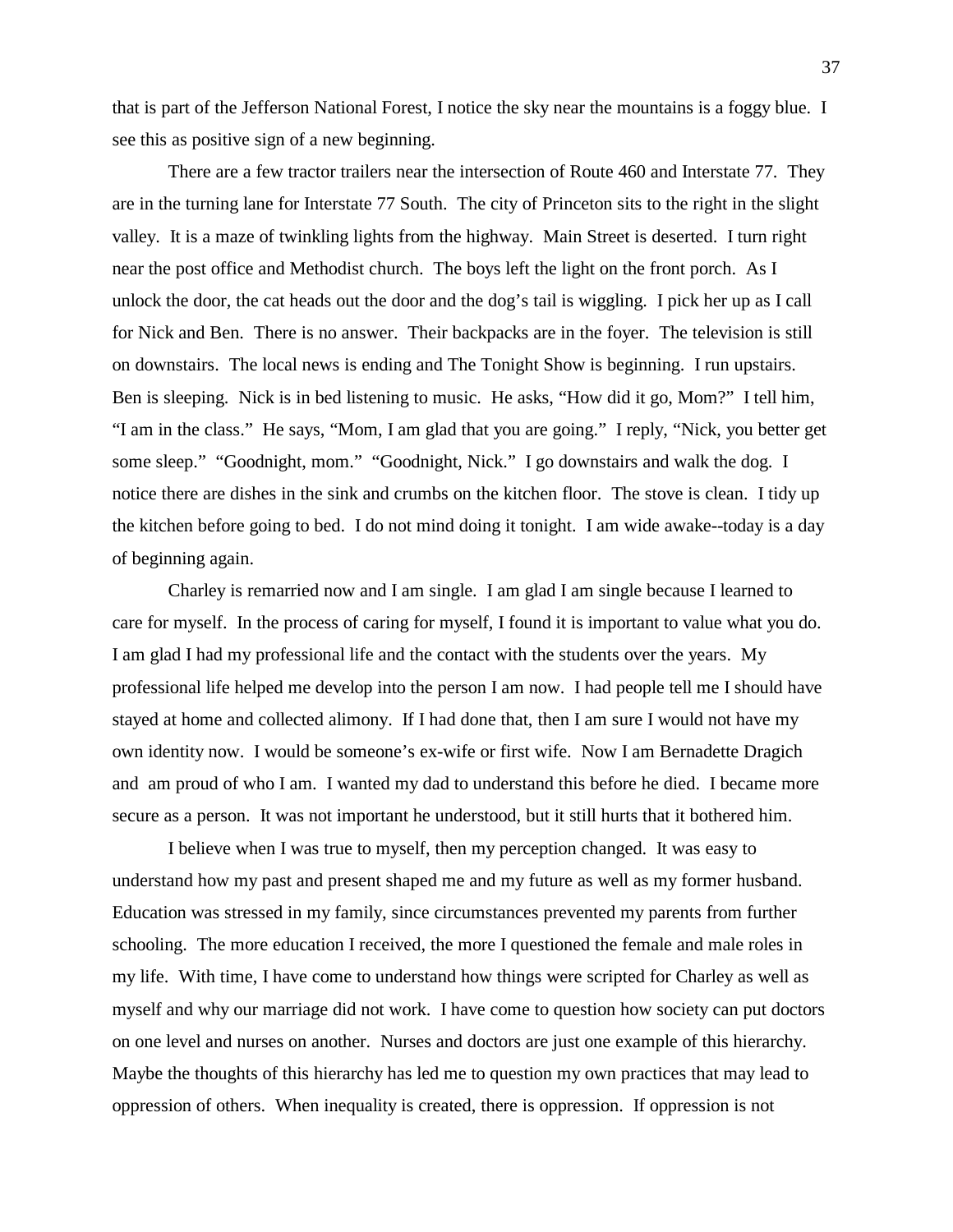that is part of the Jefferson National Forest, I notice the sky near the mountains is a foggy blue. I see this as positive sign of a new beginning.

There are a few tractor trailers near the intersection of Route 460 and Interstate 77. They are in the turning lane for Interstate 77 South. The city of Princeton sits to the right in the slight valley. It is a maze of twinkling lights from the highway. Main Street is deserted. I turn right near the post office and Methodist church. The boys left the light on the front porch. As I unlock the door, the cat heads out the door and the dog's tail is wiggling. I pick her up as I call for Nick and Ben. There is no answer. Their backpacks are in the foyer. The television is still on downstairs. The local news is ending and The Tonight Show is beginning. I run upstairs. Ben is sleeping. Nick is in bed listening to music. He asks, "How did it go, Mom?" I tell him, "I am in the class." He says, "Mom, I am glad that you are going." I reply, "Nick, you better get some sleep." "Goodnight, mom." "Goodnight, Nick." I go downstairs and walk the dog. I notice there are dishes in the sink and crumbs on the kitchen floor. The stove is clean. I tidy up the kitchen before going to bed. I do not mind doing it tonight. I am wide awake--today is a day of beginning again.

Charley is remarried now and I am single. I am glad I am single because I learned to care for myself. In the process of caring for myself, I found it is important to value what you do. I am glad I had my professional life and the contact with the students over the years. My professional life helped me develop into the person I am now. I had people tell me I should have stayed at home and collected alimony. If I had done that, then I am sure I would not have my own identity now. I would be someone's ex-wife or first wife. Now I am Bernadette Dragich and am proud of who I am. I wanted my dad to understand this before he died. I became more secure as a person. It was not important he understood, but it still hurts that it bothered him.

I believe when I was true to myself, then my perception changed. It was easy to understand how my past and present shaped me and my future as well as my former husband. Education was stressed in my family, since circumstances prevented my parents from further schooling. The more education I received, the more I questioned the female and male roles in my life. With time, I have come to understand how things were scripted for Charley as well as myself and why our marriage did not work. I have come to question how society can put doctors on one level and nurses on another. Nurses and doctors are just one example of this hierarchy. Maybe the thoughts of this hierarchy has led me to question my own practices that may lead to oppression of others. When inequality is created, there is oppression. If oppression is not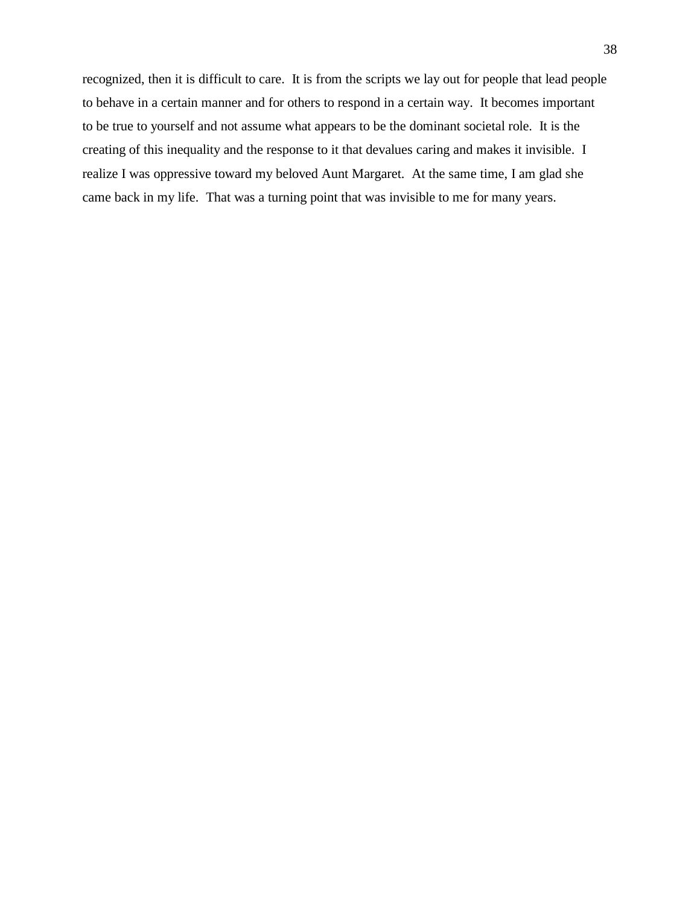recognized, then it is difficult to care. It is from the scripts we lay out for people that lead people to behave in a certain manner and for others to respond in a certain way. It becomes important to be true to yourself and not assume what appears to be the dominant societal role. It is the creating of this inequality and the response to it that devalues caring and makes it invisible. I realize I was oppressive toward my beloved Aunt Margaret. At the same time, I am glad she came back in my life. That was a turning point that was invisible to me for many years.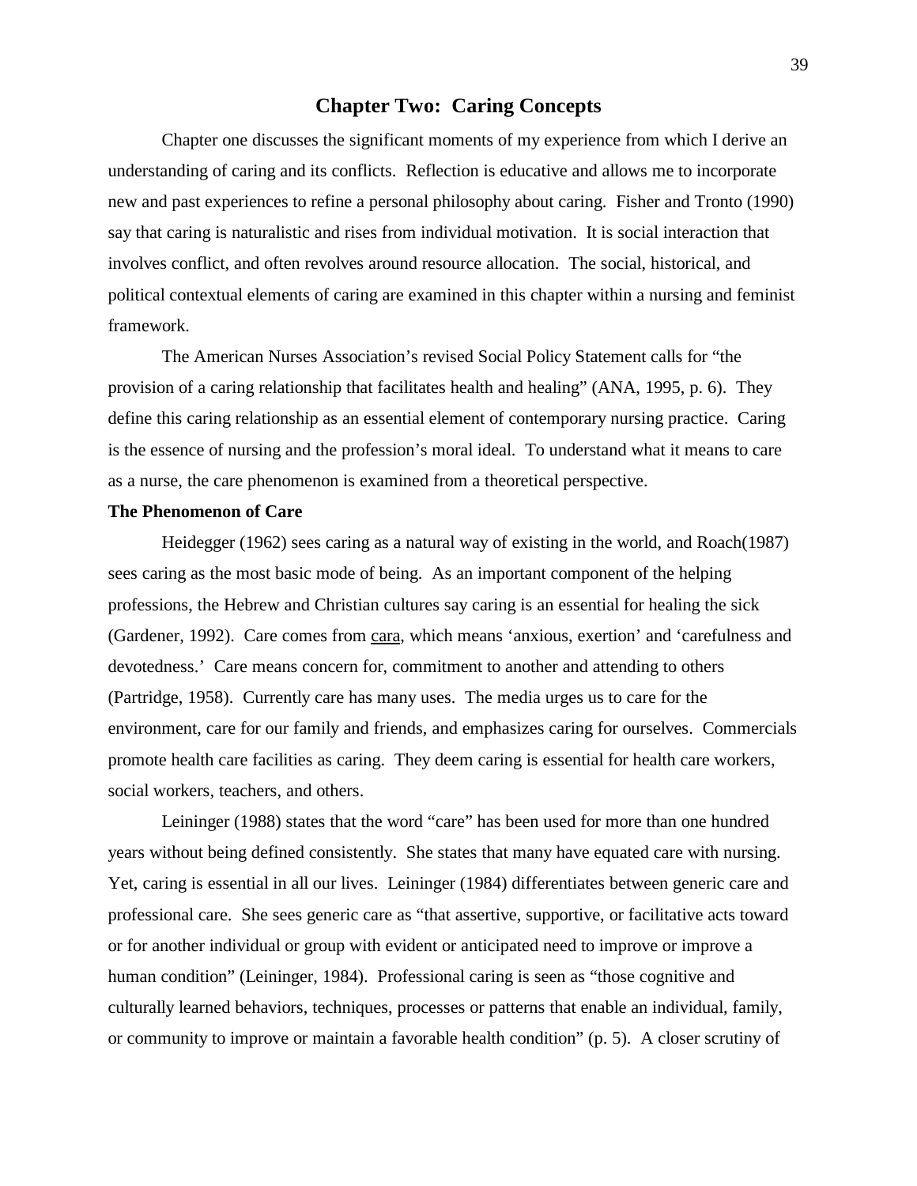## Chapter Two: Caring Concepts

Chapter one discusses the significant moments of my experience from which I derive an understanding of caring and its conflicts. Reflection is educative and allows me to incorporate new and past experiences to refine a personal philosophy about caring. Fisher and Tronto (1990) say that caring is naturalistic and rises from individual motivation. It is social interaction that involves conflict, and often revolves around resource allocation. The social, historical, and political contextual elements of caring are examined in this chapter within a nursing and feminist framework.

The American Nurses Association's revised Social Policy Statement calls for "the provision of a caring relationship that facilitates health and healing" (ANA, 1995, p. 6). They define this caring relationship as an essential element of contemporary nursing practice. Caring is the essence of nursing and the profession's moral ideal. To understand what it means to care as a nurse, the care phenomenon is examined from a theoretical perspective.

**The Phenomenon of Care**

Heidegger (1962) sees caring as a natural way of existing in the world, and Roach(1987) sees caring as the most basic mode of being. As an important component of the helping professions, the Hebrew and Christian cultures say caring is an essential for healing the sick (Gardener, 1992). Care comes from <u>cara</u>, which means 'anxious, exertion' and 'carefulness and devotedness.' Care means concern for, commitment to another and attending to others (Partridge, 1958). Currently care has many uses. The media urges us to care for the environment, care for our family and friends, and emphasizes caring for ourselves. Commercials promote health care facilities as caring. They deem caring is essential for health care workers, social workers, teachers, and others.

Leininger (1988) states that the word "care" has been used for more than one hundred years without being defined consistently. She states that many have equated care with nursing. Yet, caring is essential in all our lives. Leininger (1984) differentiates between generic care and professional care. She sees generic care as "that assertive, supportive, or facilitative acts toward or for another individual or group with evident or anticipated need to improve or improve a human condition" (Leininger, 1984). Professional caring is seen as "those cognitive and culturally learned behaviors, techniques, processes or patterns that enable an individual, family, or community to improve or maintain a favorable health condition" (p. 5). A closer scrutiny of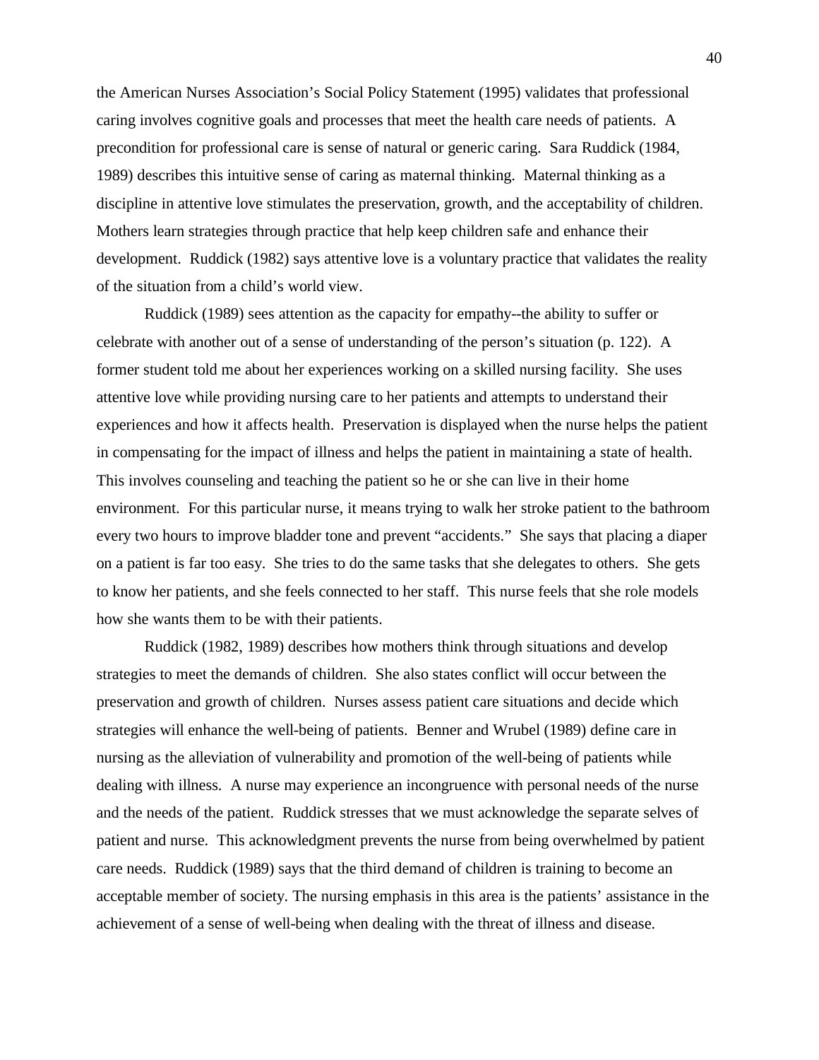the American Nurses Association's Social Policy Statement (1995) validates that professional caring involves cognitive goals and processes that meet the health care needs of patients. A precondition for professional care is sense of natural or generic caring. Sara Ruddick (1984, 1989) describes this intuitive sense of caring as maternal thinking. Maternal thinking as a discipline in attentive love stimulates the preservation, growth, and the acceptability of children. Mothers learn strategies through practice that help keep children safe and enhance their development. Ruddick (1982) says attentive love is a voluntary practice that validates the reality of the situation from a child's world view.

Ruddick (1989) sees attention as the capacity for empathy--the ability to suffer or celebrate with another out of a sense of understanding of the person's situation (p. 122). A former student told me about her experiences working on a skilled nursing facility. She uses attentive love while providing nursing care to her patients and attempts to understand their experiences and how it affects health. Preservation is displayed when the nurse helps the patient in compensating for the impact of illness and helps the patient in maintaining a state of health. This involves counseling and teaching the patient so he or she can live in their home environment. For this particular nurse, it means trying to walk her stroke patient to the bathroom every two hours to improve bladder tone and prevent "accidents." She says that placing a diaper on a patient is far too easy. She tries to do the same tasks that she delegates to others. She gets to know her patients, and she feels connected to her staff. This nurse feels that she role models how she wants them to be with their patients.

Ruddick (1982, 1989) describes how mothers think through situations and develop strategies to meet the demands of children. She also states conflict will occur between the preservation and growth of children. Nurses assess patient care situations and decide which strategies will enhance the well-being of patients. Benner and Wrubel (1989) define care in nursing as the alleviation of vulnerability and promotion of the well-being of patients while dealing with illness. A nurse may experience an incongruence with personal needs of the nurse and the needs of the patient. Ruddick stresses that we must acknowledge the separate selves of patient and nurse. This acknowledgment prevents the nurse from being overwhelmed by patient care needs. Ruddick (1989) says that the third demand of children is training to become an acceptable member of society. The nursing emphasis in this area is the patients' assistance in the achievement of a sense of well-being when dealing with the threat of illness and disease.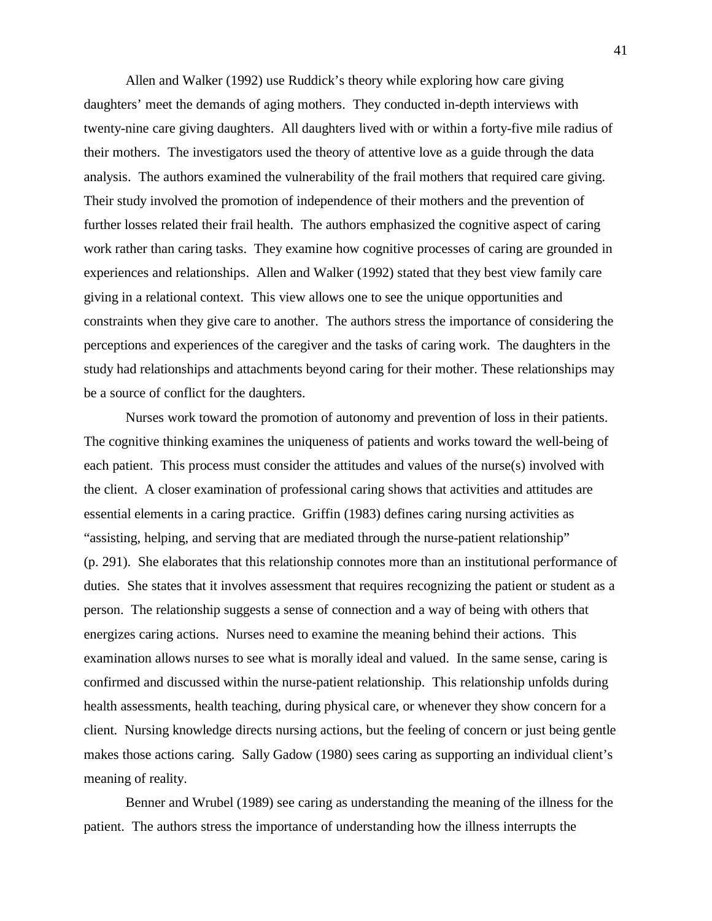Allen and Walker (1992) use Ruddick's theory while exploring how care giving daughters' meet the demands of aging mothers. They conducted in-depth interviews with twenty-nine care giving daughters. All daughters lived with or within a forty-five mile radius of their mothers. The investigators used the theory of attentive love as a guide through the data analysis. The authors examined the vulnerability of the frail mothers that required care giving. Their study involved the promotion of independence of their mothers and the prevention of further losses related their frail health. The authors emphasized the cognitive aspect of caring work rather than caring tasks. They examine how cognitive processes of caring are grounded in experiences and relationships. Allen and Walker (1992) stated that they best view family care giving in a relational context. This view allows one to see the unique opportunities and constraints when they give care to another. The authors stress the importance of considering the perceptions and experiences of the caregiver and the tasks of caring work. The daughters in the study had relationships and attachments beyond caring for their mother. These relationships may be a source of conflict for the daughters.

Nurses work toward the promotion of autonomy and prevention of loss in their patients. The cognitive thinking examines the uniqueness of patients and works toward the well-being of each patient. This process must consider the attitudes and values of the nurse(s) involved with the client. A closer examination of professional caring shows that activities and attitudes are essential elements in a caring practice. Griffin (1983) defines caring nursing activities as "assisting, helping, and serving that are mediated through the nurse-patient relationship" (p. 291). She elaborates that this relationship connotes more than an institutional performance of duties. She states that it involves assessment that requires recognizing the patient or student as a person. The relationship suggests a sense of connection and a way of being with others that energizes caring actions. Nurses need to examine the meaning behind their actions. This examination allows nurses to see what is morally ideal and valued. In the same sense, caring is confirmed and discussed within the nurse-patient relationship. This relationship unfolds during health assessments, health teaching, during physical care, or whenever they show concern for a client. Nursing knowledge directs nursing actions, but the feeling of concern or just being gentle makes those actions caring. Sally Gadow (1980) sees caring as supporting an individual client's meaning of reality.

Benner and Wrubel (1989) see caring as understanding the meaning of the illness for the patient. The authors stress the importance of understanding how the illness interrupts the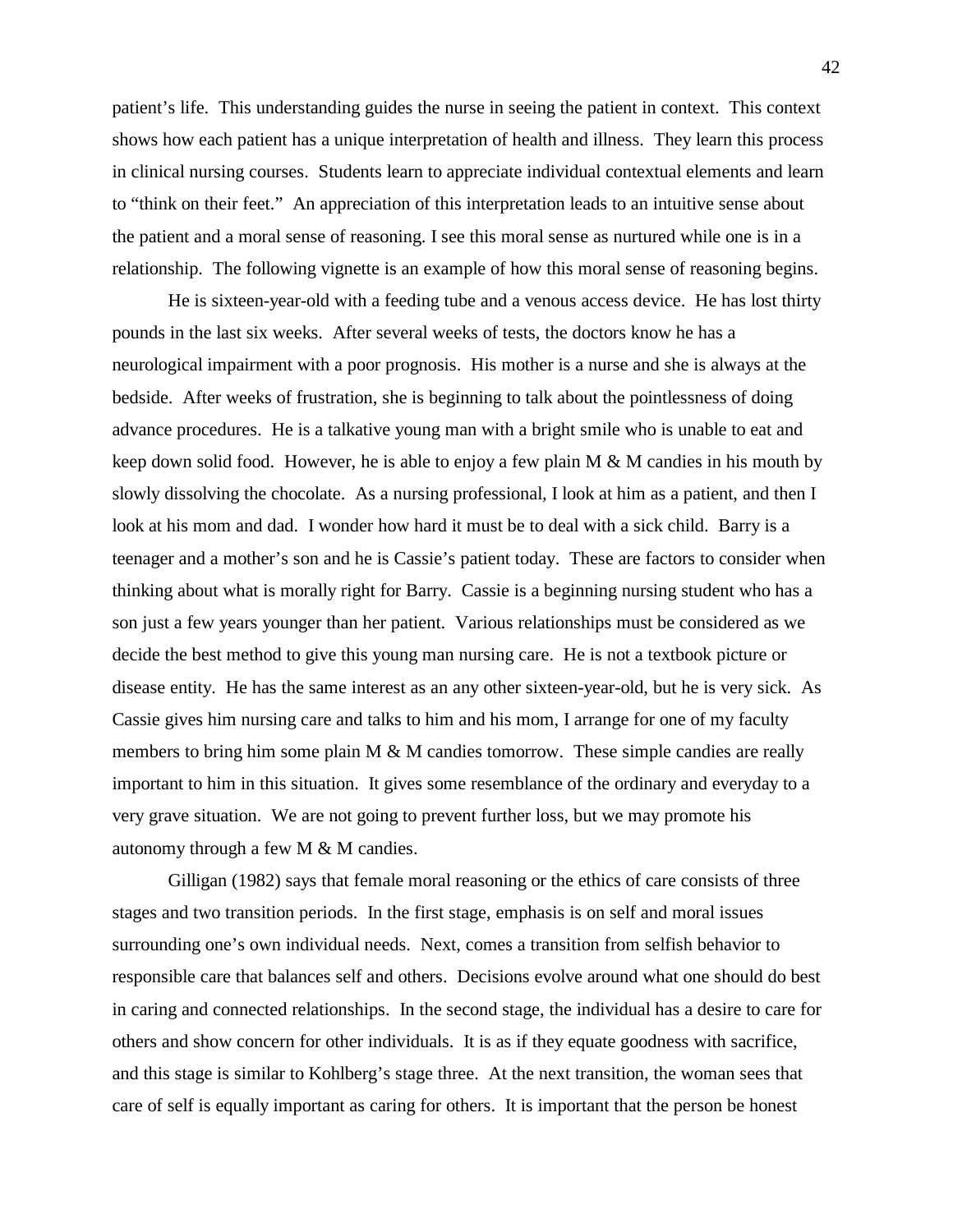patient's life. This understanding guides the nurse in seeing the patient in context. This context shows how each patient has a unique interpretation of health and illness. They learn this process in clinical nursing courses. Students learn to appreciate individual contextual elements and learn to "think on their feet." An appreciation of this interpretation leads to an intuitive sense about the patient and a moral sense of reasoning. I see this moral sense as nurtured while one is in a relationship. The following vignette is an example of how this moral sense of reasoning begins.

He is sixteen-year-old with a feeding tube and a venous access device. He has lost thirty pounds in the last six weeks. After several weeks of tests, the doctors know he has a neurological impairment with a poor prognosis. His mother is a nurse and she is always at the bedside. After weeks of frustration, she is beginning to talk about the pointlessness of doing advance procedures. He is a talkative young man with a bright smile who is unable to eat and keep down solid food. However, he is able to enjoy a few plain M & M candies in his mouth by slowly dissolving the chocolate. As a nursing professional, I look at him as a patient, and then I look at his mom and dad. I wonder how hard it must be to deal with a sick child. Barry is a teenager and a mother's son and he is Cassie's patient today. These are factors to consider when thinking about what is morally right for Barry. Cassie is a beginning nursing student who has a son just a few years younger than her patient. Various relationships must be considered as we decide the best method to give this young man nursing care. He is not a textbook picture or disease entity. He has the same interest as an any other sixteen-year-old, but he is very sick. As Cassie gives him nursing care and talks to him and his mom, I arrange for one of my faculty members to bring him some plain M & M candies tomorrow. These simple candies are really important to him in this situation. It gives some resemblance of the ordinary and everyday to a very grave situation. We are not going to prevent further loss, but we may promote his autonomy through a few M & M candies.

Gilligan (1982) says that female moral reasoning or the ethics of care consists of three stages and two transition periods. In the first stage, emphasis is on self and moral issues surrounding one's own individual needs. Next, comes a transition from selfish behavior to responsible care that balances self and others. Decisions evolve around what one should do best in caring and connected relationships. In the second stage, the individual has a desire to care for others and show concern for other individuals. It is as if they equate goodness with sacrifice, and this stage is similar to Kohlberg's stage three. At the next transition, the woman sees that care of self is equally important as caring for others. It is important that the person be honest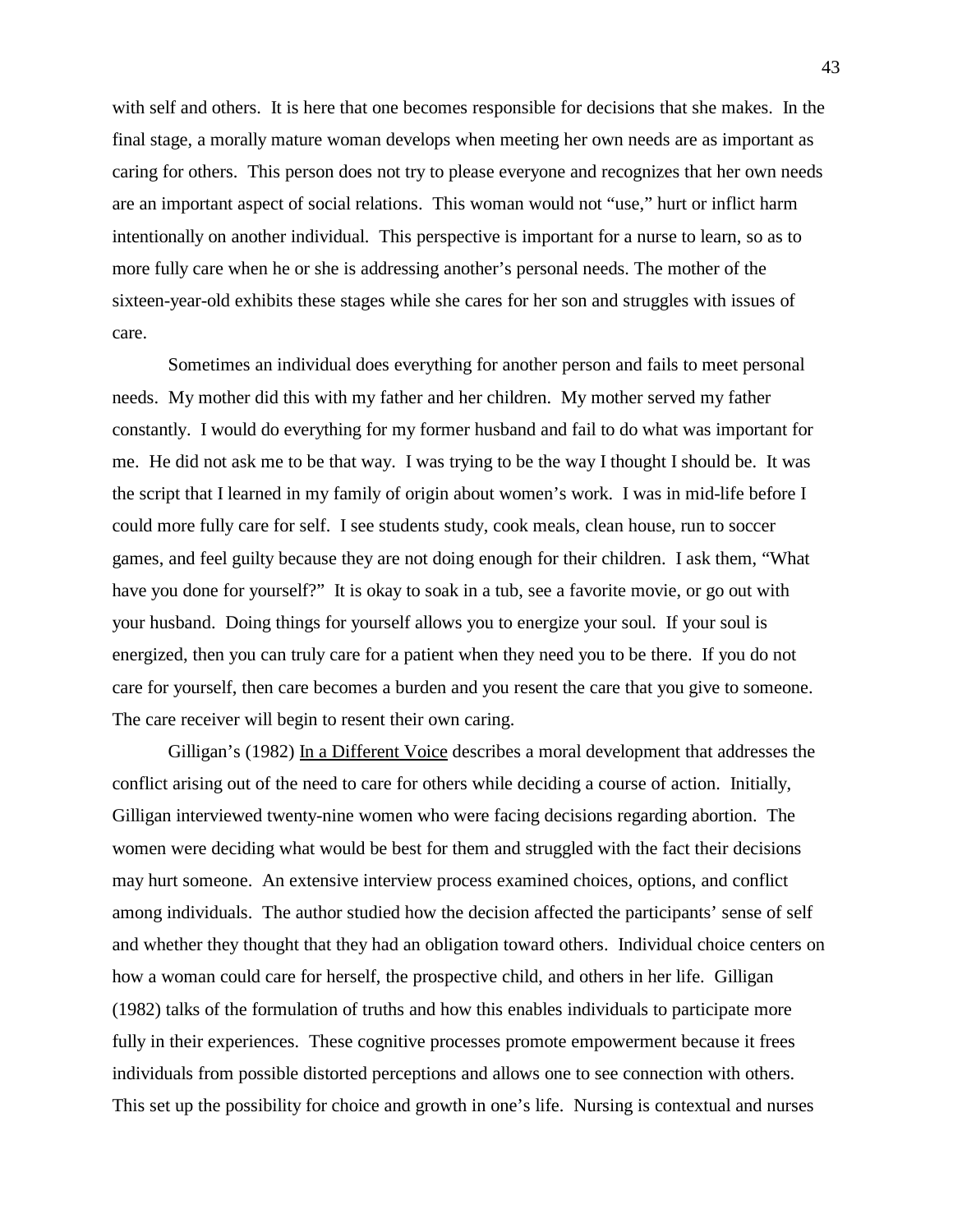with self and others. It is here that one becomes responsible for decisions that she makes. In the final stage, a morally mature woman develops when meeting her own needs are as important as caring for others. This person does not try to please everyone and recognizes that her own needs are an important aspect of social relations. This woman would not "use," hurt or inflict harm intentionally on another individual. This perspective is important for a nurse to learn, so as to more fully care when he or she is addressing another's personal needs. The mother of the sixteen-year-old exhibits these stages while she cares for her son and struggles with issues of care.

Sometimes an individual does everything for another person and fails to meet personal needs. My mother did this with my father and her children. My mother served my father constantly. I would do everything for my former husband and fail to do what was important for me. He did not ask me to be that way. I was trying to be the way I thought I should be. It was the script that I learned in my family of origin about women's work. I was in mid-life before I could more fully care for self. I see students study, cook meals, clean house, run to soccer games, and feel guilty because they are not doing enough for their children. I ask them, "What have you done for yourself?" It is okay to soak in a tub, see a favorite movie, or go out with your husband. Doing things for yourself allows you to energize your soul. If your soul is energized, then you can truly care for a patient when they need you to be there. If you do not care for yourself, then care becomes a burden and you resent the care that you give to someone. The care receiver will begin to resent their own caring.

Gilligan's (1982) <u>In a Different Voice</u> describes a moral development that addresses the conflict arising out of the need to care for others while deciding a course of action. Initially, Gilligan interviewed twenty-nine women who were facing decisions regarding abortion. The women were deciding what would be best for them and struggled with the fact their decisions may hurt someone. An extensive interview process examined choices, options, and conflict among individuals. The author studied how the decision affected the participants' sense of self and whether they thought that they had an obligation toward others. Individual choice centers on how a woman could care for herself, the prospective child, and others in her life. Gilligan (1982) talks of the formulation of truths and how this enables individuals to participate more fully in their experiences. These cognitive processes promote empowerment because it frees individuals from possible distorted perceptions and allows one to see connection with others. This set up the possibility for choice and growth in one's life. Nursing is contextual and nurses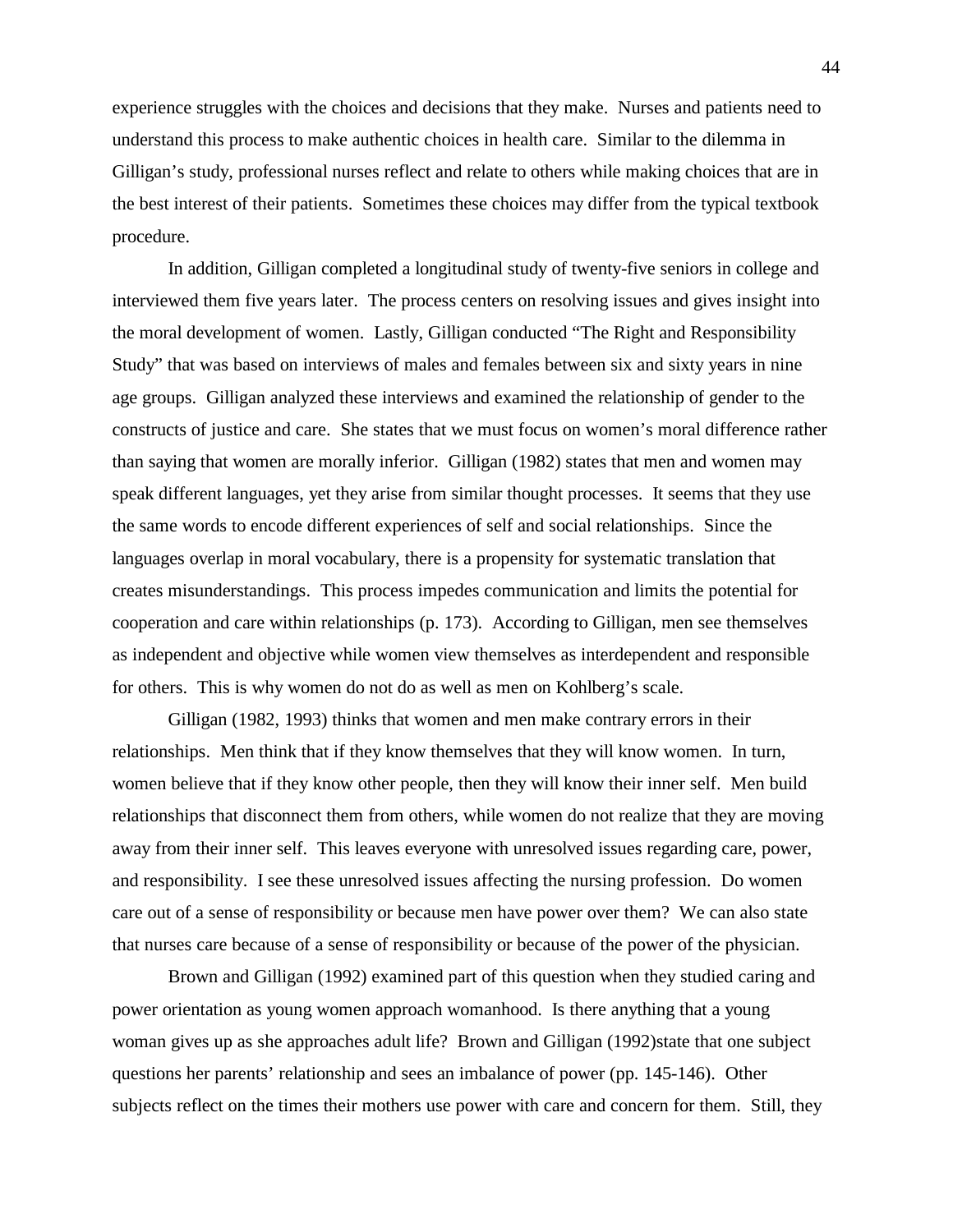experience struggles with the choices and decisions that they make. Nurses and patients need to understand this process to make authentic choices in health care. Similar to the dilemma in Gilligan's study, professional nurses reflect and relate to others while making choices that are in the best interest of their patients. Sometimes these choices may differ from the typical textbook procedure.

In addition, Gilligan completed a longitudinal study of twenty-five seniors in college and interviewed them five years later. The process centers on resolving issues and gives insight into the moral development of women. Lastly, Gilligan conducted "The Right and Responsibility Study" that was based on interviews of males and females between six and sixty years in nine age groups. Gilligan analyzed these interviews and examined the relationship of gender to the constructs of justice and care. She states that we must focus on women's moral difference rather than saying that women are morally inferior. Gilligan (1982) states that men and women may speak different languages, yet they arise from similar thought processes. It seems that they use the same words to encode different experiences of self and social relationships. Since the languages overlap in moral vocabulary, there is a propensity for systematic translation that creates misunderstandings. This process impedes communication and limits the potential for cooperation and care within relationships (p. 173). According to Gilligan, men see themselves as independent and objective while women view themselves as interdependent and responsible for others. This is why women do not do as well as men on Kohlberg's scale.

Gilligan (1982, 1993) thinks that women and men make contrary errors in their relationships. Men think that if they know themselves that they will know women. In turn, women believe that if they know other people, then they will know their inner self. Men build relationships that disconnect them from others, while women do not realize that they are moving away from their inner self. This leaves everyone with unresolved issues regarding care, power, and responsibility. I see these unresolved issues affecting the nursing profession. Do women care out of a sense of responsibility or because men have power over them? We can also state that nurses care because of a sense of responsibility or because of the power of the physician.

Brown and Gilligan (1992) examined part of this question when they studied caring and power orientation as young women approach womanhood. Is there anything that a young woman gives up as she approaches adult life? Brown and Gilligan (1992)state that one subject questions her parents' relationship and sees an imbalance of power (pp. 145-146). Other subjects reflect on the times their mothers use power with care and concern for them. Still, they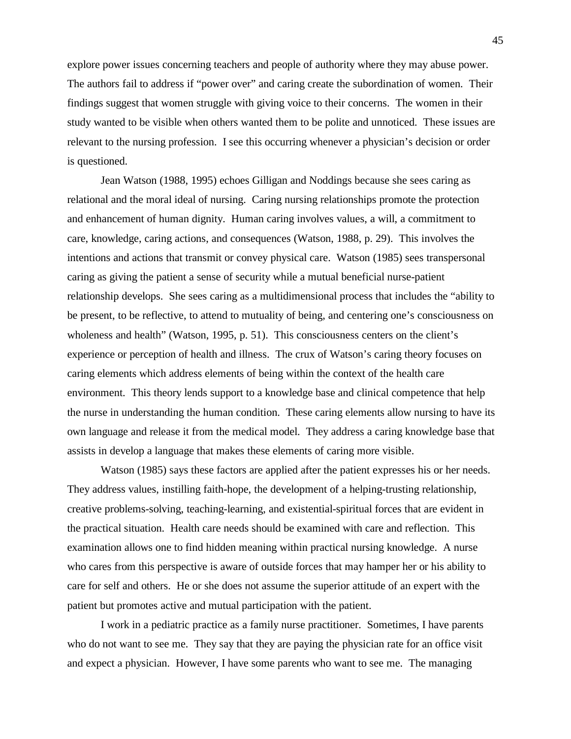explore power issues concerning teachers and people of authority where they may abuse power. The authors fail to address if "power over" and caring create the subordination of women. Their findings suggest that women struggle with giving voice to their concerns. The women in their study wanted to be visible when others wanted them to be polite and unnoticed. These issues are relevant to the nursing profession. I see this occurring whenever a physician's decision or order is questioned.

Jean Watson (1988, 1995) echoes Gilligan and Noddings because she sees caring as relational and the moral ideal of nursing. Caring nursing relationships promote the protection and enhancement of human dignity. Human caring involves values, a will, a commitment to care, knowledge, caring actions, and consequences (Watson, 1988, p. 29). This involves the intentions and actions that transmit or convey physical care. Watson (1985) sees transpersonal caring as giving the patient a sense of security while a mutual beneficial nurse-patient relationship develops. She sees caring as a multidimensional process that includes the "ability to be present, to be reflective, to attend to mutuality of being, and centering one's consciousness on wholeness and health" (Watson, 1995, p. 51). This consciousness centers on the client's experience or perception of health and illness. The crux of Watson's caring theory focuses on caring elements which address elements of being within the context of the health care environment. This theory lends support to a knowledge base and clinical competence that help the nurse in understanding the human condition. These caring elements allow nursing to have its own language and release it from the medical model. They address a caring knowledge base that assists in develop a language that makes these elements of caring more visible.

Watson (1985) says these factors are applied after the patient expresses his or her needs. They address values, instilling faith-hope, the development of a helping-trusting relationship, creative problems-solving, teaching-learning, and existential-spiritual forces that are evident in the practical situation. Health care needs should be examined with care and reflection. This examination allows one to find hidden meaning within practical nursing knowledge. A nurse who cares from this perspective is aware of outside forces that may hamper her or his ability to care for self and others. He or she does not assume the superior attitude of an expert with the patient but promotes active and mutual participation with the patient.

I work in a pediatric practice as a family nurse practitioner. Sometimes, I have parents who do not want to see me. They say that they are paying the physician rate for an office visit and expect a physician. However, I have some parents who want to see me. The managing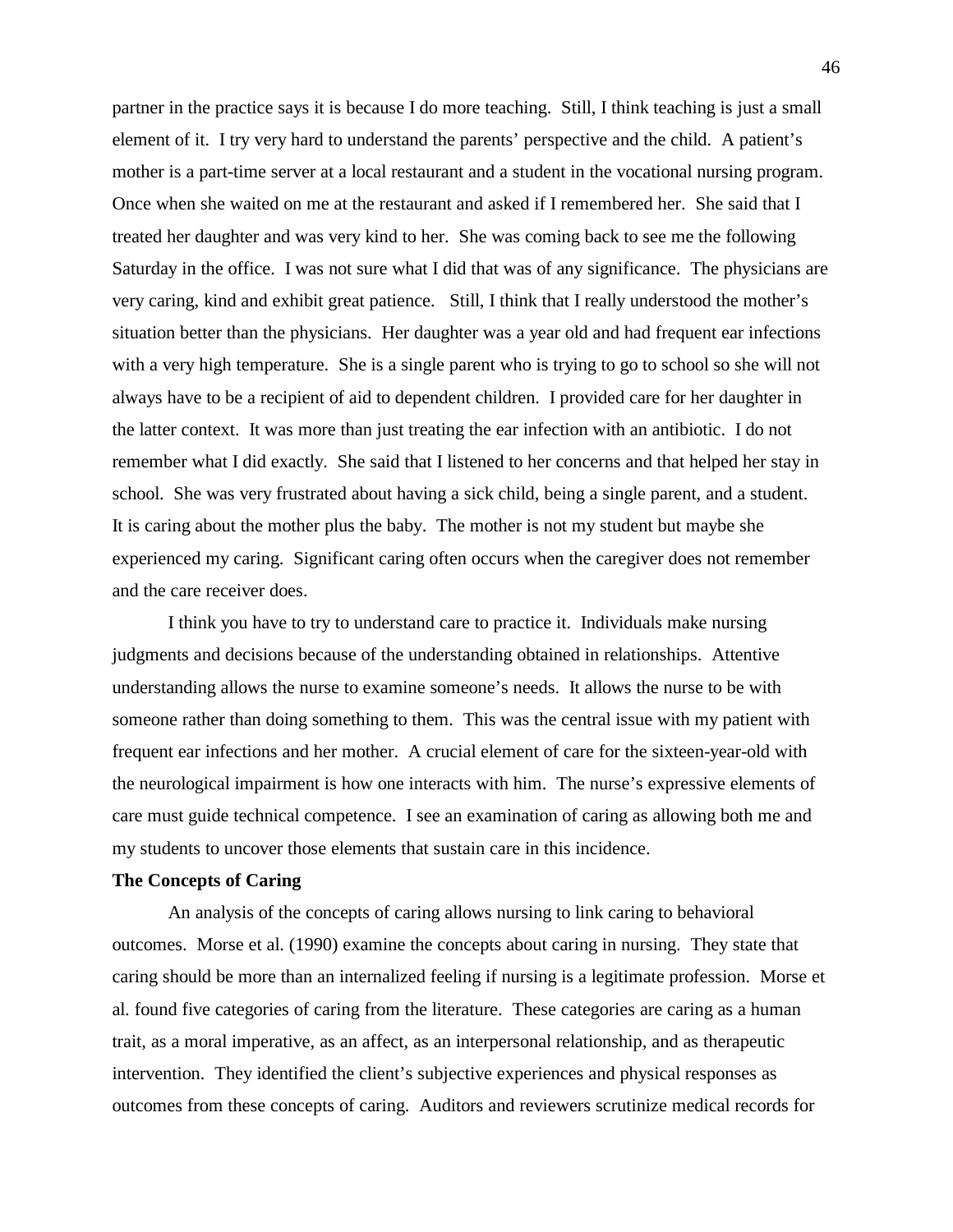partner in the practice says it is because I do more teaching. Still, I think teaching is just a small element of it. I try very hard to understand the parents' perspective and the child. A patient's mother is a part-time server at a local restaurant and a student in the vocational nursing program. Once when she waited on me at the restaurant and asked if I remembered her. She said that I treated her daughter and was very kind to her. She was coming back to see me the following Saturday in the office. I was not sure what I did that was of any significance. The physicians are very caring, kind and exhibit great patience. Still, I think that I really understood the mother's situation better than the physicians. Her daughter was a year old and had frequent ear infections with a very high temperature. She is a single parent who is trying to go to school so she will not always have to be a recipient of aid to dependent children. I provided care for her daughter in the latter context. It was more than just treating the ear infection with an antibiotic. I do not remember what I did exactly. She said that I listened to her concerns and that helped her stay in school. She was very frustrated about having a sick child, being a single parent, and a student. It is caring about the mother plus the baby. The mother is not my student but maybe she experienced my caring. Significant caring often occurs when the caregiver does not remember and the care receiver does.

I think you have to try to understand care to practice it. Individuals make nursing judgments and decisions because of the understanding obtained in relationships. Attentive understanding allows the nurse to examine someone's needs. It allows the nurse to be with someone rather than doing something to them. This was the central issue with my patient with frequent ear infections and her mother. A crucial element of care for the sixteen-year-old with the neurological impairment is how one interacts with him. The nurse's expressive elements of care must guide technical competence. I see an examination of caring as allowing both me and my students to uncover those elements that sustain care in this incidence.

**The Concepts of Caring**

An analysis of the concepts of caring allows nursing to link caring to behavioral outcomes. Morse et al. (1990) examine the concepts about caring in nursing. They state that caring should be more than an internalized feeling if nursing is a legitimate profession. Morse et al. found five categories of caring from the literature. These categories are caring as a human trait, as a moral imperative, as an affect, as an interpersonal relationship, and as therapeutic intervention. They identified the client's subjective experiences and physical responses as outcomes from these concepts of caring. Auditors and reviewers scrutinize medical records for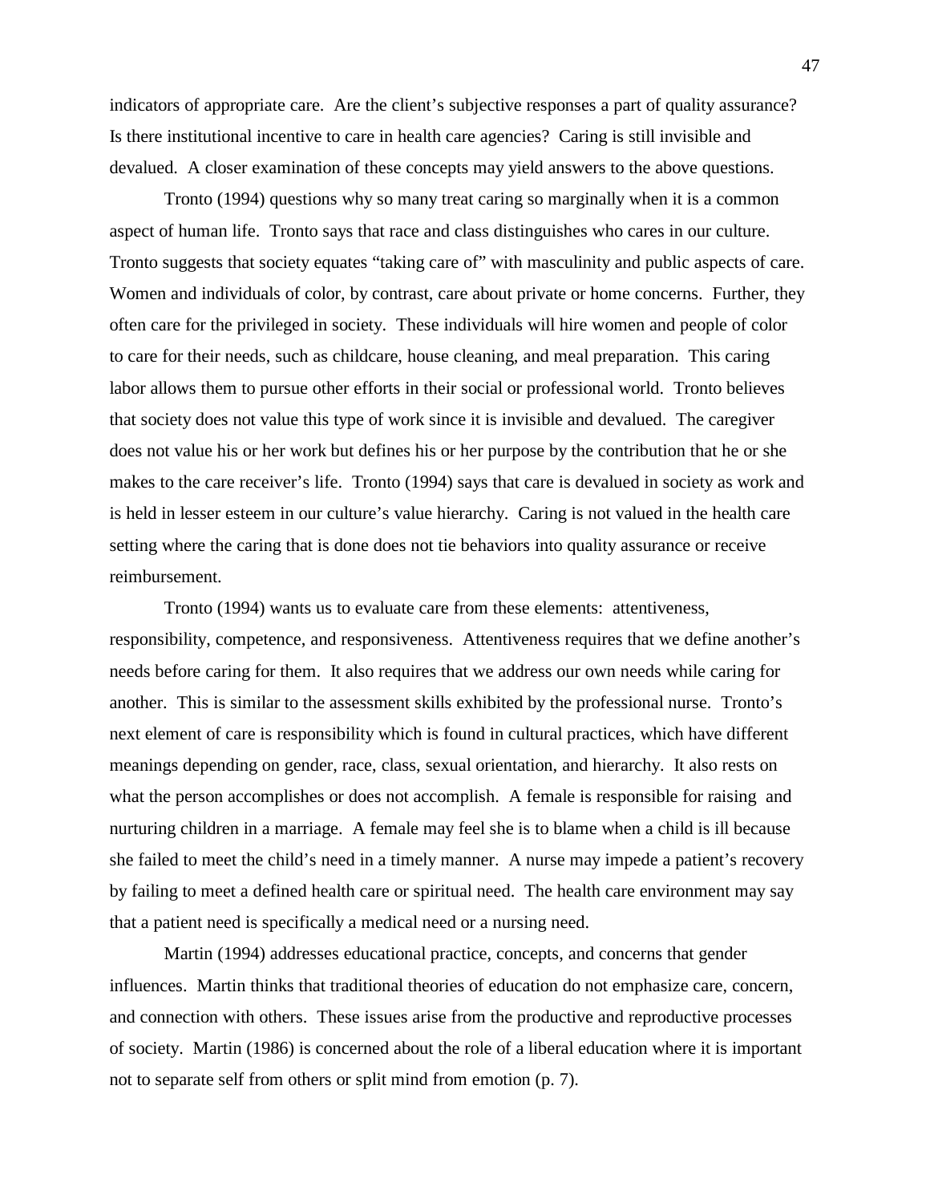indicators of appropriate care. Are the client's subjective responses a part of quality assurance? Is there institutional incentive to care in health care agencies? Caring is still invisible and devalued. A closer examination of these concepts may yield answers to the above questions.

Tronto (1994) questions why so many treat caring so marginally when it is a common aspect of human life. Tronto says that race and class distinguishes who cares in our culture. Tronto suggests that society equates "taking care of" with masculinity and public aspects of care. Women and individuals of color, by contrast, care about private or home concerns. Further, they often care for the privileged in society. These individuals will hire women and people of color to care for their needs, such as childcare, house cleaning, and meal preparation. This caring labor allows them to pursue other efforts in their social or professional world. Tronto believes that society does not value this type of work since it is invisible and devalued. The caregiver does not value his or her work but defines his or her purpose by the contribution that he or she makes to the care receiver's life. Tronto (1994) says that care is devalued in society as work and is held in lesser esteem in our culture's value hierarchy. Caring is not valued in the health care setting where the caring that is done does not tie behaviors into quality assurance or receive reimbursement.

Tronto (1994) wants us to evaluate care from these elements: attentiveness, responsibility, competence, and responsiveness. Attentiveness requires that we define another's needs before caring for them. It also requires that we address our own needs while caring for another. This is similar to the assessment skills exhibited by the professional nurse. Tronto's next element of care is responsibility which is found in cultural practices, which have different meanings depending on gender, race, class, sexual orientation, and hierarchy. It also rests on what the person accomplishes or does not accomplish. A female is responsible for raising and nurturing children in a marriage. A female may feel she is to blame when a child is ill because she failed to meet the child's need in a timely manner. A nurse may impede a patient's recovery by failing to meet a defined health care or spiritual need. The health care environment may say that a patient need is specifically a medical need or a nursing need.

Martin (1994) addresses educational practice, concepts, and concerns that gender influences. Martin thinks that traditional theories of education do not emphasize care, concern, and connection with others. These issues arise from the productive and reproductive processes of society. Martin (1986) is concerned about the role of a liberal education where it is important not to separate self from others or split mind from emotion (p. 7).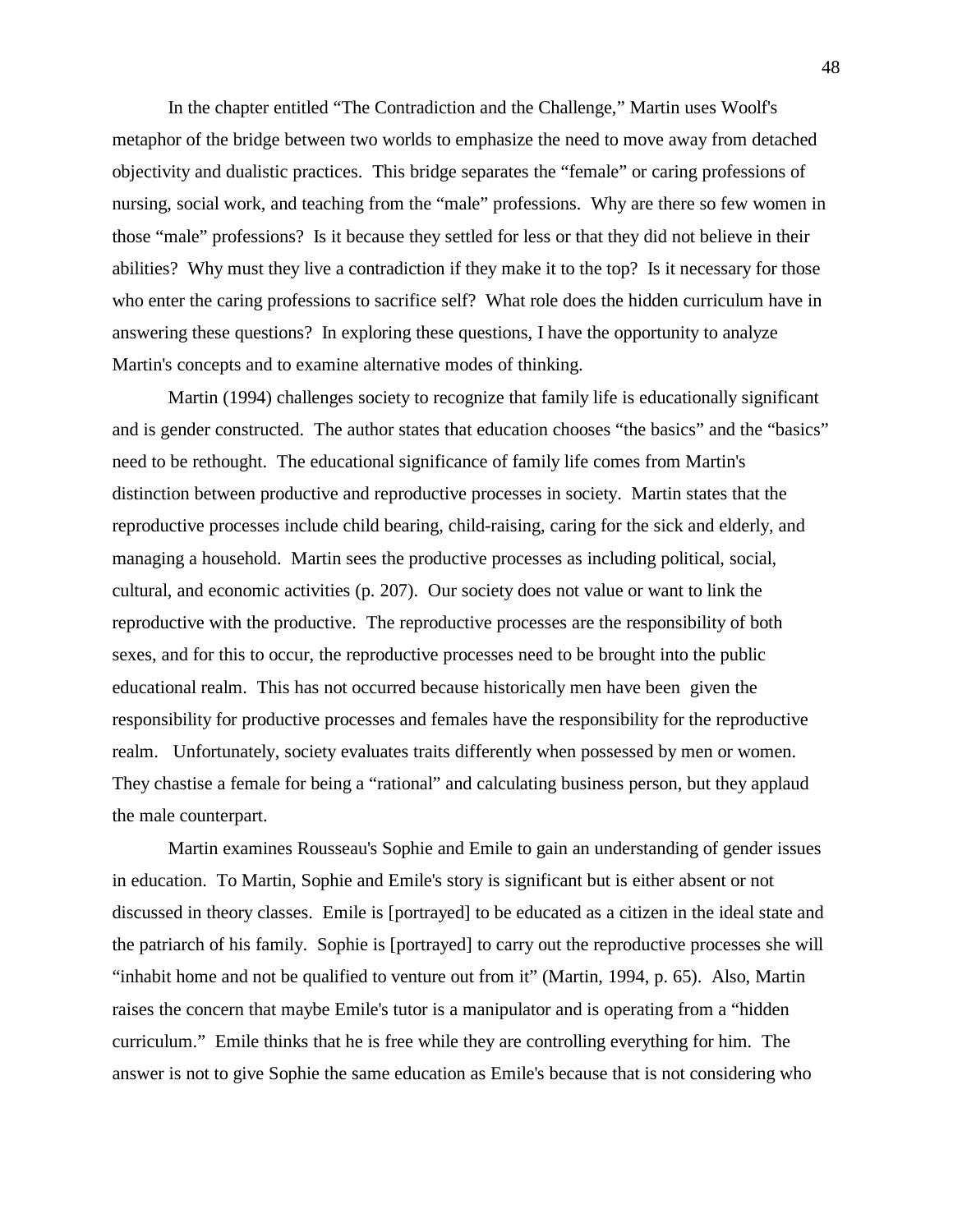In the chapter entitled "The Contradiction and the Challenge," Martin uses Woolf's metaphor of the bridge between two worlds to emphasize the need to move away from detached objectivity and dualistic practices. This bridge separates the "female" or caring professions of nursing, social work, and teaching from the "male" professions. Why are there so few women in those "male" professions? Is it because they settled for less or that they did not believe in their abilities? Why must they live a contradiction if they make it to the top? Is it necessary for those who enter the caring professions to sacrifice self? What role does the hidden curriculum have in answering these questions? In exploring these questions, I have the opportunity to analyze Martin's concepts and to examine alternative modes of thinking.

Martin (1994) challenges society to recognize that family life is educationally significant and is gender constructed. The author states that education chooses "the basics" and the "basics" need to be rethought. The educational significance of family life comes from Martin's distinction between productive and reproductive processes in society. Martin states that the reproductive processes include child bearing, child-raising, caring for the sick and elderly, and managing a household. Martin sees the productive processes as including political, social, cultural, and economic activities (p. 207). Our society does not value or want to link the reproductive with the productive. The reproductive processes are the responsibility of both sexes, and for this to occur, the reproductive processes need to be brought into the public educational realm. This has not occurred because historically men have been given the responsibility for productive processes and females have the responsibility for the reproductive realm. Unfortunately, society evaluates traits differently when possessed by men or women. They chastise a female for being a "rational" and calculating business person, but they applaud the male counterpart.

Martin examines Rousseau's Sophie and Emile to gain an understanding of gender issues in education. To Martin, Sophie and Emile's story is significant but is either absent or not discussed in theory classes. Emile is [portrayed] to be educated as a citizen in the ideal state and the patriarch of his family. Sophie is [portrayed] to carry out the reproductive processes she will "inhabit home and not be qualified to venture out from it" (Martin, 1994, p. 65). Also, Martin raises the concern that maybe Emile's tutor is a manipulator and is operating from a "hidden curriculum." Emile thinks that he is free while they are controlling everything for him. The answer is not to give Sophie the same education as Emile's because that is not considering who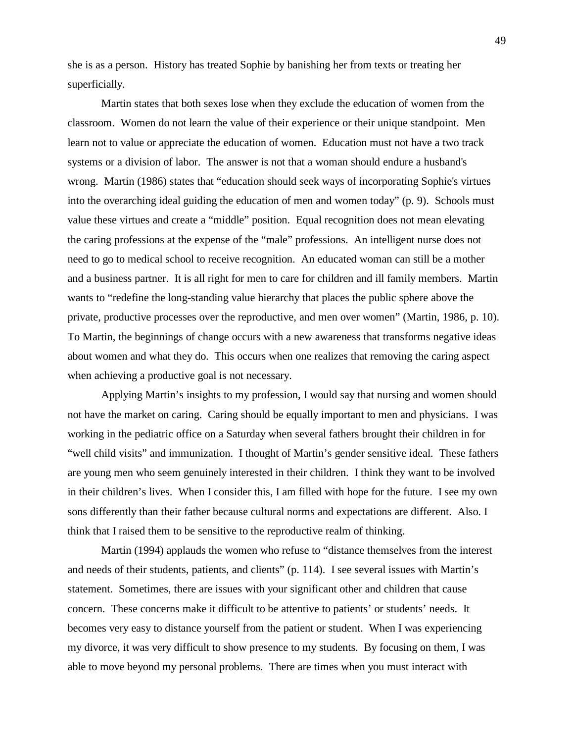she is as a person. History has treated Sophie by banishing her from texts or treating her superficially.

Martin states that both sexes lose when they exclude the education of women from the classroom. Women do not learn the value of their experience or their unique standpoint. Men learn not to value or appreciate the education of women. Education must not have a two track systems or a division of labor. The answer is not that a woman should endure a husband's wrong. Martin (1986) states that “education should seek ways of incorporating Sophie's virtues into the overarching ideal guiding the education of men and women today” (p. 9). Schools must value these virtues and create a “middle” position. Equal recognition does not mean elevating the caring professions at the expense of the “male” professions. An intelligent nurse does not need to go to medical school to receive recognition. An educated woman can still be a mother and a business partner. It is all right for men to care for children and ill family members. Martin wants to “redefine the long-standing value hierarchy that places the public sphere above the private, productive processes over the reproductive, and men over women” (Martin, 1986, p. 10). To Martin, the beginnings of change occurs with a new awareness that transforms negative ideas about women and what they do. This occurs when one realizes that removing the caring aspect when achieving a productive goal is not necessary.

Applying Martin’s insights to my profession, I would say that nursing and women should not have the market on caring. Caring should be equally important to men and physicians. I was working in the pediatric office on a Saturday when several fathers brought their children in for “well child visits” and immunization. I thought of Martin’s gender sensitive ideal. These fathers are young men who seem genuinely interested in their children. I think they want to be involved in their children’s lives. When I consider this, I am filled with hope for the future. I see my own sons differently than their father because cultural norms and expectations are different. Also. I think that I raised them to be sensitive to the reproductive realm of thinking.

Martin (1994) applauds the women who refuse to “distance themselves from the interest and needs of their students, patients, and clients” (p. 114). I see several issues with Martin’s statement. Sometimes, there are issues with your significant other and children that cause concern. These concerns make it difficult to be attentive to patients’ or students’ needs. It becomes very easy to distance yourself from the patient or student. When I was experiencing my divorce, it was very difficult to show presence to my students. By focusing on them, I was able to move beyond my personal problems. There are times when you must interact with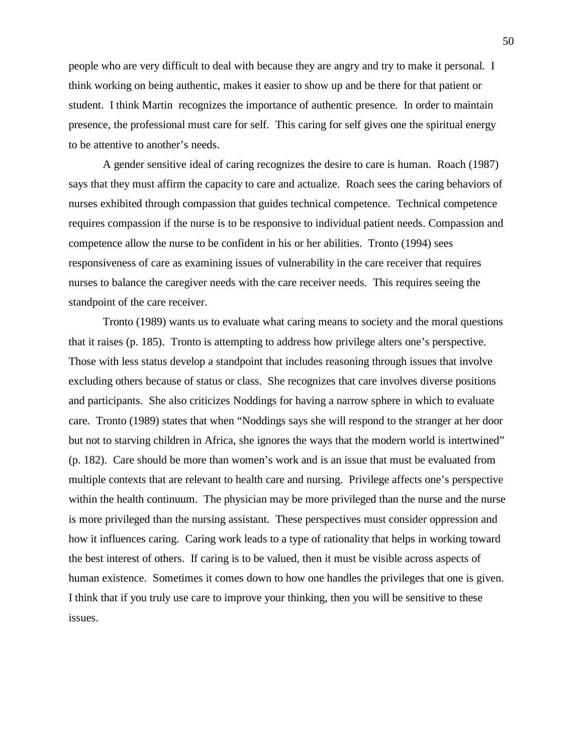people who are very difficult to deal with because they are angry and try to make it personal. I think working on being authentic, makes it easier to show up and be there for that patient or student. I think Martin recognizes the importance of authentic presence. In order to maintain presence, the professional must care for self. This caring for self gives one the spiritual energy to be attentive to another's needs.

A gender sensitive ideal of caring recognizes the desire to care is human. Roach (1987) says that they must affirm the capacity to care and actualize. Roach sees the caring behaviors of nurses exhibited through compassion that guides technical competence. Technical competence requires compassion if the nurse is to be responsive to individual patient needs. Compassion and competence allow the nurse to be confident in his or her abilities. Tronto (1994) sees responsiveness of care as examining issues of vulnerability in the care receiver that requires nurses to balance the caregiver needs with the care receiver needs. This requires seeing the standpoint of the care receiver.

Tronto (1989) wants us to evaluate what caring means to society and the moral questions that it raises (p. 185). Tronto is attempting to address how privilege alters one's perspective. Those with less status develop a standpoint that includes reasoning through issues that involve excluding others because of status or class. She recognizes that care involves diverse positions and participants. She also criticizes Noddings for having a narrow sphere in which to evaluate care. Tronto (1989) states that when "Noddings says she will respond to the stranger at her door but not to starving children in Africa, she ignores the ways that the modern world is intertwined" (p. 182). Care should be more than women's work and is an issue that must be evaluated from multiple contexts that are relevant to health care and nursing. Privilege affects one's perspective within the health continuum. The physician may be more privileged than the nurse and the nurse is more privileged than the nursing assistant. These perspectives must consider oppression and how it influences caring. Caring work leads to a type of rationality that helps in working toward the best interest of others. If caring is to be valued, then it must be visible across aspects of human existence. Sometimes it comes down to how one handles the privileges that one is given. I think that if you truly use care to improve your thinking, then you will be sensitive to these issues.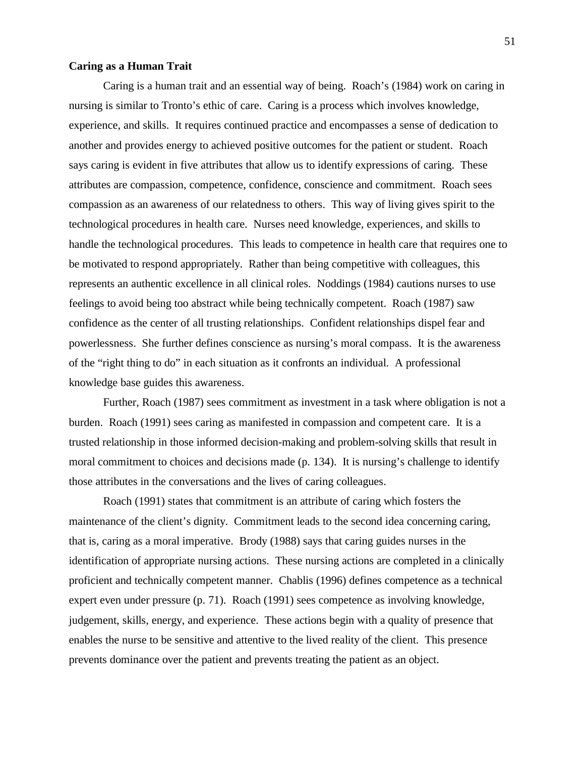**Caring as a Human Trait**

Caring is a human trait and an essential way of being. Roach's (1984) work on caring in nursing is similar to Tronto's ethic of care. Caring is a process which involves knowledge, experience, and skills. It requires continued practice and encompasses a sense of dedication to another and provides energy to achieved positive outcomes for the patient or student. Roach says caring is evident in five attributes that allow us to identify expressions of caring. These attributes are compassion, competence, confidence, conscience and commitment. Roach sees compassion as an awareness of our relatedness to others. This way of living gives spirit to the technological procedures in health care. Nurses need knowledge, experiences, and skills to handle the technological procedures. This leads to competence in health care that requires one to be motivated to respond appropriately. Rather than being competitive with colleagues, this represents an authentic excellence in all clinical roles. Noddings (1984) cautions nurses to use feelings to avoid being too abstract while being technically competent. Roach (1987) saw confidence as the center of all trusting relationships. Confident relationships dispel fear and powerlessness. She further defines conscience as nursing's moral compass. It is the awareness of the "right thing to do" in each situation as it confronts an individual. A professional knowledge base guides this awareness.

Further, Roach (1987) sees commitment as investment in a task where obligation is not a burden. Roach (1991) sees caring as manifested in compassion and competent care. It is a trusted relationship in those informed decision-making and problem-solving skills that result in moral commitment to choices and decisions made (p. 134). It is nursing's challenge to identify those attributes in the conversations and the lives of caring colleagues.

Roach (1991) states that commitment is an attribute of caring which fosters the maintenance of the client's dignity. Commitment leads to the second idea concerning caring, that is, caring as a moral imperative. Brody (1988) says that caring guides nurses in the identification of appropriate nursing actions. These nursing actions are completed in a clinically proficient and technically competent manner. Chablis (1996) defines competence as a technical expert even under pressure (p. 71). Roach (1991) sees competence as involving knowledge, judgement, skills, energy, and experience. These actions begin with a quality of presence that enables the nurse to be sensitive and attentive to the lived reality of the client. This presence prevents dominance over the patient and prevents treating the patient as an object.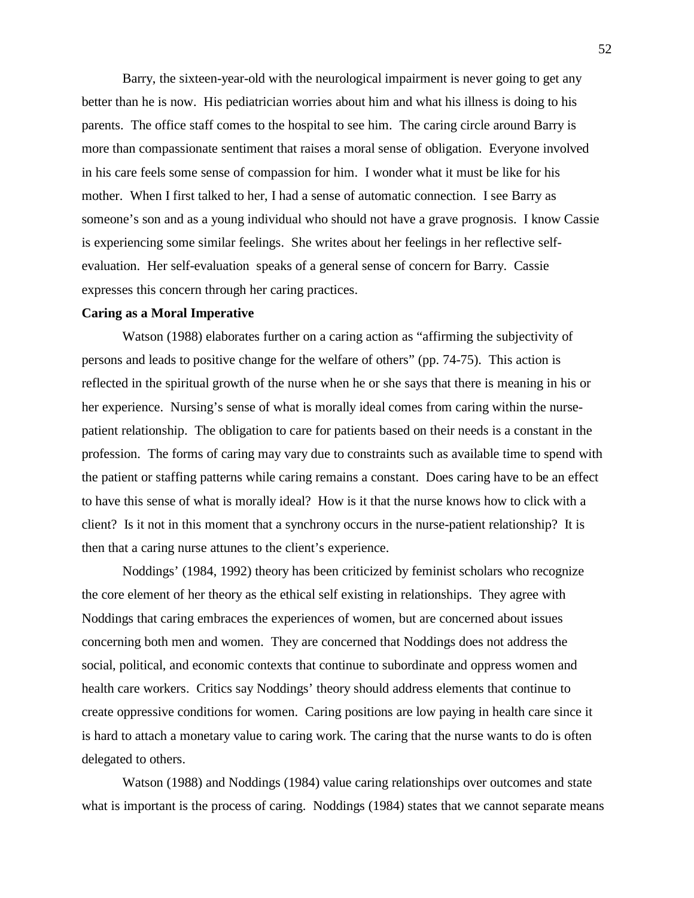Barry, the sixteen-year-old with the neurological impairment is never going to get any better than he is now. His pediatrician worries about him and what his illness is doing to his parents. The office staff comes to the hospital to see him. The caring circle around Barry is more than compassionate sentiment that raises a moral sense of obligation. Everyone involved in his care feels some sense of compassion for him. I wonder what it must be like for his mother. When I first talked to her, I had a sense of automatic connection. I see Barry as someone's son and as a young individual who should not have a grave prognosis. I know Cassie is experiencing some similar feelings. She writes about her feelings in her reflective self-evaluation. Her self-evaluation speaks of a general sense of concern for Barry. Cassie expresses this concern through her caring practices.

**Caring as a Moral Imperative**

Watson (1988) elaborates further on a caring action as "affirming the subjectivity of persons and leads to positive change for the welfare of others" (pp. 74-75). This action is reflected in the spiritual growth of the nurse when he or she says that there is meaning in his or her experience. Nursing's sense of what is morally ideal comes from caring within the nurse-patient relationship. The obligation to care for patients based on their needs is a constant in the profession. The forms of caring may vary due to constraints such as available time to spend with the patient or staffing patterns while caring remains a constant. Does caring have to be an effect to have this sense of what is morally ideal? How is it that the nurse knows how to click with a client? Is it not in this moment that a synchrony occurs in the nurse-patient relationship? It is then that a caring nurse attunes to the client's experience.

Noddings' (1984, 1992) theory has been criticized by feminist scholars who recognize the core element of her theory as the ethical self existing in relationships. They agree with Noddings that caring embraces the experiences of women, but are concerned about issues concerning both men and women. They are concerned that Noddings does not address the social, political, and economic contexts that continue to subordinate and oppress women and health care workers. Critics say Noddings' theory should address elements that continue to create oppressive conditions for women. Caring positions are low paying in health care since it is hard to attach a monetary value to caring work. The caring that the nurse wants to do is often delegated to others.

Watson (1988) and Noddings (1984) value caring relationships over outcomes and state what is important is the process of caring. Noddings (1984) states that we cannot separate means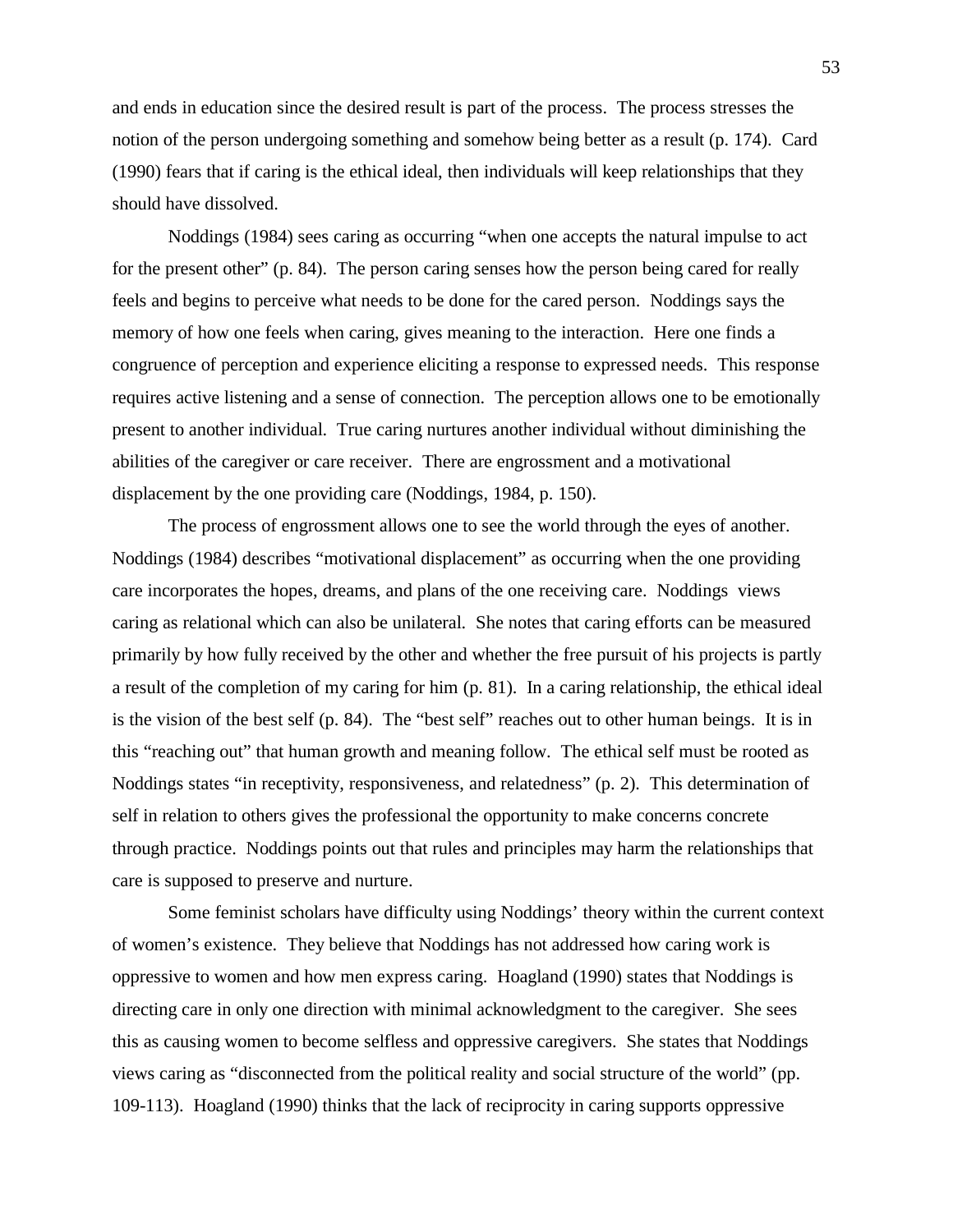and ends in education since the desired result is part of the process. The process stresses the notion of the person undergoing something and somehow being better as a result (p. 174). Card (1990) fears that if caring is the ethical ideal, then individuals will keep relationships that they should have dissolved.

Noddings (1984) sees caring as occurring "when one accepts the natural impulse to act for the present other" (p. 84). The person caring senses how the person being cared for really feels and begins to perceive what needs to be done for the cared person. Noddings says the memory of how one feels when caring, gives meaning to the interaction. Here one finds a congruence of perception and experience eliciting a response to expressed needs. This response requires active listening and a sense of connection. The perception allows one to be emotionally present to another individual. True caring nurtures another individual without diminishing the abilities of the caregiver or care receiver. There are engrossment and a motivational displacement by the one providing care (Noddings, 1984, p. 150).

The process of engrossment allows one to see the world through the eyes of another. Noddings (1984) describes "motivational displacement" as occurring when the one providing care incorporates the hopes, dreams, and plans of the one receiving care. Noddings views caring as relational which can also be unilateral. She notes that caring efforts can be measured primarily by how fully received by the other and whether the free pursuit of his projects is partly a result of the completion of my caring for him (p. 81). In a caring relationship, the ethical ideal is the vision of the best self (p. 84). The "best self" reaches out to other human beings. It is in this "reaching out" that human growth and meaning follow. The ethical self must be rooted as Noddings states "in receptivity, responsiveness, and relatedness" (p. 2). This determination of self in relation to others gives the professional the opportunity to make concerns concrete through practice. Noddings points out that rules and principles may harm the relationships that care is supposed to preserve and nurture.

Some feminist scholars have difficulty using Noddings' theory within the current context of women's existence. They believe that Noddings has not addressed how caring work is oppressive to women and how men express caring. Hoagland (1990) states that Noddings is directing care in only one direction with minimal acknowledgment to the caregiver. She sees this as causing women to become selfless and oppressive caregivers. She states that Noddings views caring as "disconnected from the political reality and social structure of the world" (pp. 109-113). Hoagland (1990) thinks that the lack of reciprocity in caring supports oppressive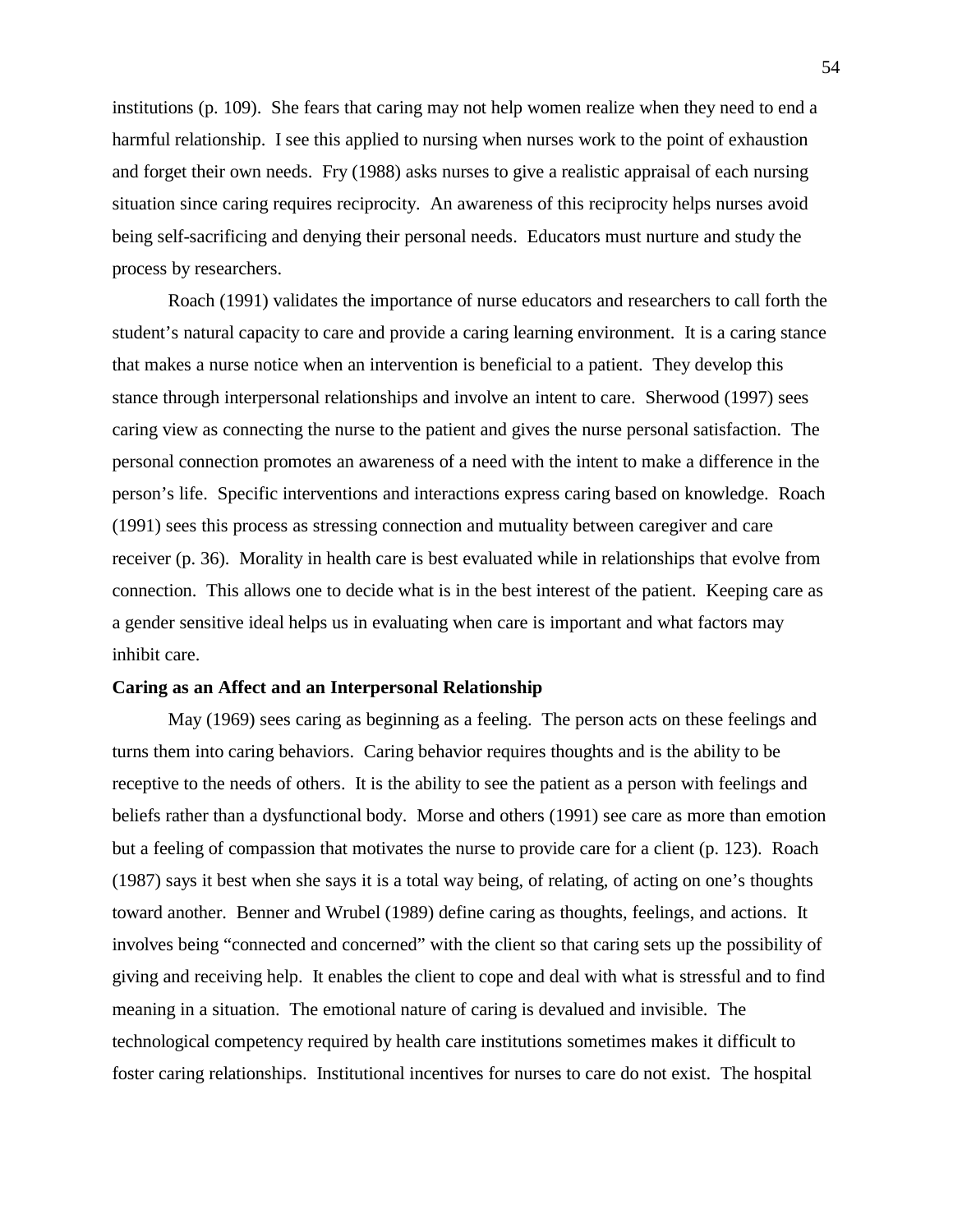institutions (p. 109). She fears that caring may not help women realize when they need to end a harmful relationship. I see this applied to nursing when nurses work to the point of exhaustion and forget their own needs. Fry (1988) asks nurses to give a realistic appraisal of each nursing situation since caring requires reciprocity. An awareness of this reciprocity helps nurses avoid being self-sacrificing and denying their personal needs. Educators must nurture and study the process by researchers.

Roach (1991) validates the importance of nurse educators and researchers to call forth the student's natural capacity to care and provide a caring learning environment. It is a caring stance that makes a nurse notice when an intervention is beneficial to a patient. They develop this stance through interpersonal relationships and involve an intent to care. Sherwood (1997) sees caring view as connecting the nurse to the patient and gives the nurse personal satisfaction. The personal connection promotes an awareness of a need with the intent to make a difference in the person's life. Specific interventions and interactions express caring based on knowledge. Roach (1991) sees this process as stressing connection and mutuality between caregiver and care receiver (p. 36). Morality in health care is best evaluated while in relationships that evolve from connection. This allows one to decide what is in the best interest of the patient. Keeping care as a gender sensitive ideal helps us in evaluating when care is important and what factors may inhibit care.

**Caring as an Affect and an Interpersonal Relationship**

May (1969) sees caring as beginning as a feeling. The person acts on these feelings and turns them into caring behaviors. Caring behavior requires thoughts and is the ability to be receptive to the needs of others. It is the ability to see the patient as a person with feelings and beliefs rather than a dysfunctional body. Morse and others (1991) see care as more than emotion but a feeling of compassion that motivates the nurse to provide care for a client (p. 123). Roach (1987) says it best when she says it is a total way being, of relating, of acting on one's thoughts toward another. Benner and Wrubel (1989) define caring as thoughts, feelings, and actions. It involves being "connected and concerned" with the client so that caring sets up the possibility of giving and receiving help. It enables the client to cope and deal with what is stressful and to find meaning in a situation. The emotional nature of caring is devalued and invisible. The technological competency required by health care institutions sometimes makes it difficult to foster caring relationships. Institutional incentives for nurses to care do not exist. The hospital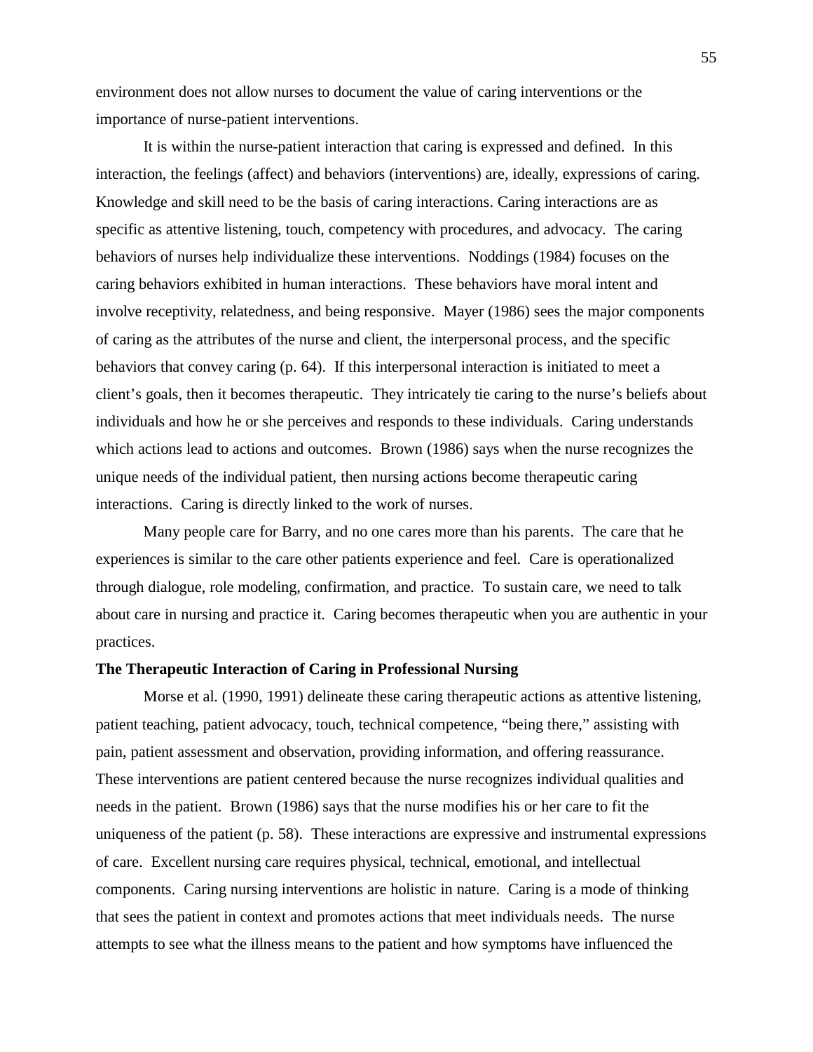environment does not allow nurses to document the value of caring interventions or the importance of nurse-patient interventions.

It is within the nurse-patient interaction that caring is expressed and defined. In this interaction, the feelings (affect) and behaviors (interventions) are, ideally, expressions of caring. Knowledge and skill need to be the basis of caring interactions. Caring interactions are as specific as attentive listening, touch, competency with procedures, and advocacy. The caring behaviors of nurses help individualize these interventions. Noddings (1984) focuses on the caring behaviors exhibited in human interactions. These behaviors have moral intent and involve receptivity, relatedness, and being responsive. Mayer (1986) sees the major components of caring as the attributes of the nurse and client, the interpersonal process, and the specific behaviors that convey caring (p. 64). If this interpersonal interaction is initiated to meet a client's goals, then it becomes therapeutic. They intricately tie caring to the nurse's beliefs about individuals and how he or she perceives and responds to these individuals. Caring understands which actions lead to actions and outcomes. Brown (1986) says when the nurse recognizes the unique needs of the individual patient, then nursing actions become therapeutic caring interactions. Caring is directly linked to the work of nurses.

Many people care for Barry, and no one cares more than his parents. The care that he experiences is similar to the care other patients experience and feel. Care is operationalized through dialogue, role modeling, confirmation, and practice. To sustain care, we need to talk about care in nursing and practice it. Caring becomes therapeutic when you are authentic in your practices.

**The Therapeutic Interaction of Caring in Professional Nursing**

Morse et al. (1990, 1991) delineate these caring therapeutic actions as attentive listening, patient teaching, patient advocacy, touch, technical competence, "being there," assisting with pain, patient assessment and observation, providing information, and offering reassurance. These interventions are patient centered because the nurse recognizes individual qualities and needs in the patient. Brown (1986) says that the nurse modifies his or her care to fit the uniqueness of the patient (p. 58). These interactions are expressive and instrumental expressions of care. Excellent nursing care requires physical, technical, emotional, and intellectual components. Caring nursing interventions are holistic in nature. Caring is a mode of thinking that sees the patient in context and promotes actions that meet individuals needs. The nurse attempts to see what the illness means to the patient and how symptoms have influenced the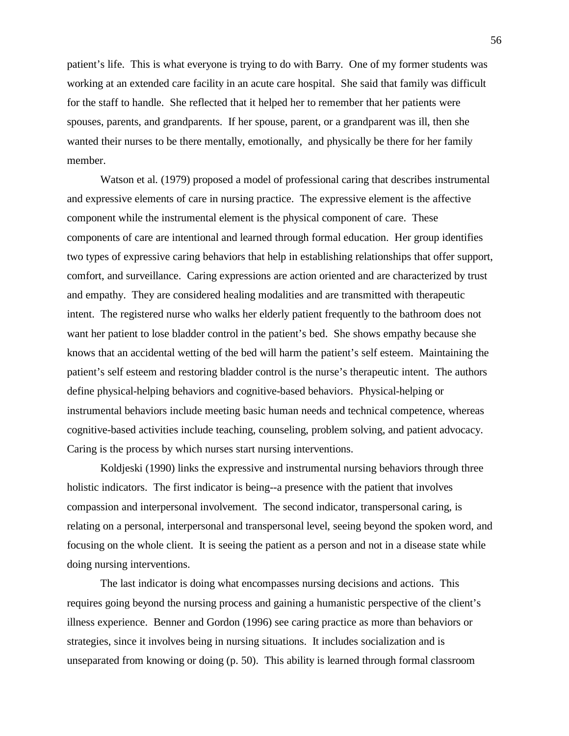patient's life. This is what everyone is trying to do with Barry. One of my former students was working at an extended care facility in an acute care hospital. She said that family was difficult for the staff to handle. She reflected that it helped her to remember that her patients were spouses, parents, and grandparents. If her spouse, parent, or a grandparent was ill, then she wanted their nurses to be there mentally, emotionally, and physically be there for her family member.

Watson et al. (1979) proposed a model of professional caring that describes instrumental and expressive elements of care in nursing practice. The expressive element is the affective component while the instrumental element is the physical component of care. These components of care are intentional and learned through formal education. Her group identifies two types of expressive caring behaviors that help in establishing relationships that offer support, comfort, and surveillance. Caring expressions are action oriented and are characterized by trust and empathy. They are considered healing modalities and are transmitted with therapeutic intent. The registered nurse who walks her elderly patient frequently to the bathroom does not want her patient to lose bladder control in the patient's bed. She shows empathy because she knows that an accidental wetting of the bed will harm the patient's self esteem. Maintaining the patient's self esteem and restoring bladder control is the nurse's therapeutic intent. The authors define physical-helping behaviors and cognitive-based behaviors. Physical-helping or instrumental behaviors include meeting basic human needs and technical competence, whereas cognitive-based activities include teaching, counseling, problem solving, and patient advocacy. Caring is the process by which nurses start nursing interventions.

Koldjeski (1990) links the expressive and instrumental nursing behaviors through three holistic indicators. The first indicator is being--a presence with the patient that involves compassion and interpersonal involvement. The second indicator, transpersonal caring, is relating on a personal, interpersonal and transpersonal level, seeing beyond the spoken word, and focusing on the whole client. It is seeing the patient as a person and not in a disease state while doing nursing interventions.

The last indicator is doing what encompasses nursing decisions and actions. This requires going beyond the nursing process and gaining a humanistic perspective of the client's illness experience. Benner and Gordon (1996) see caring practice as more than behaviors or strategies, since it involves being in nursing situations. It includes socialization and is unseparated from knowing or doing (p. 50). This ability is learned through formal classroom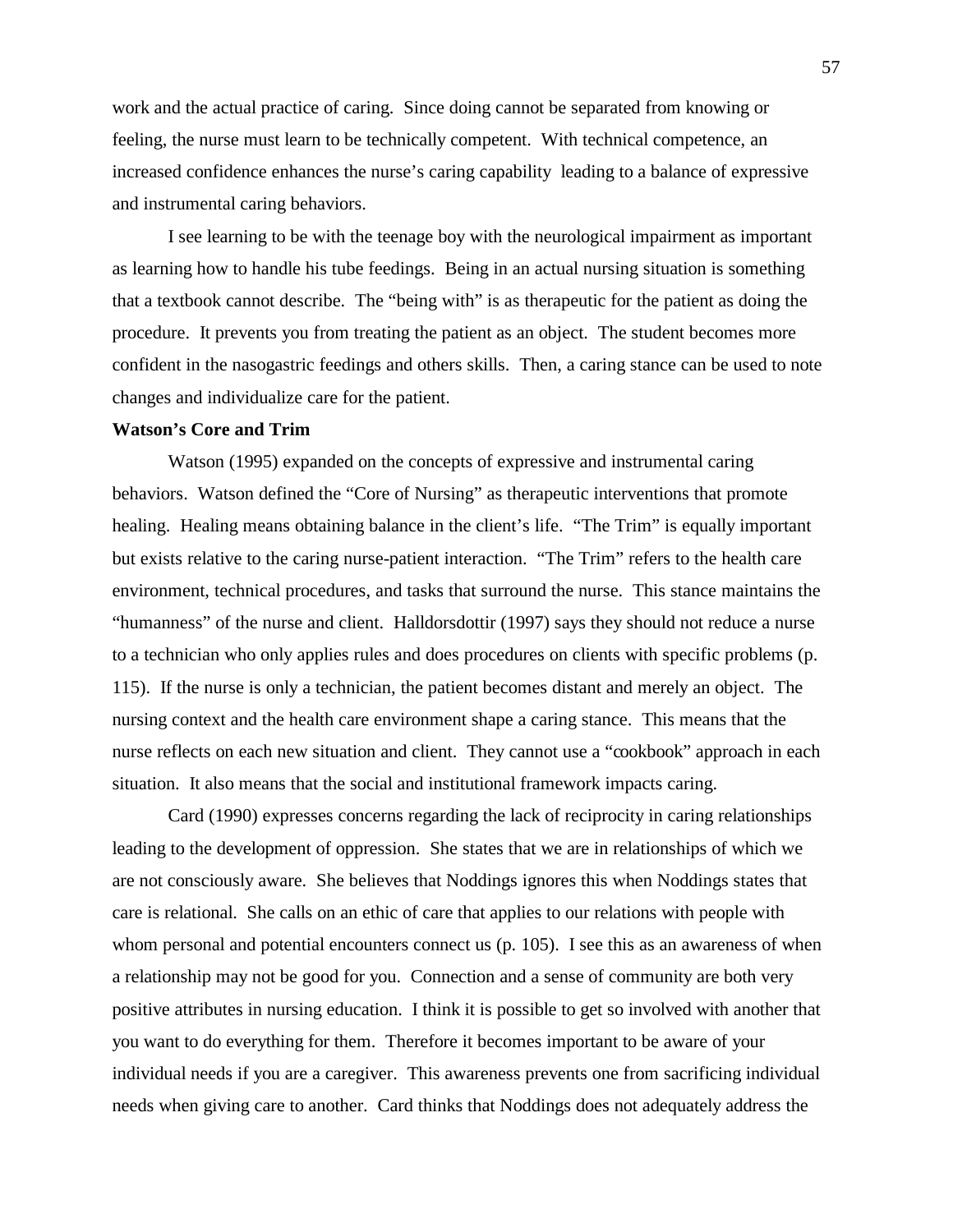work and the actual practice of caring. Since doing cannot be separated from knowing or feeling, the nurse must learn to be technically competent. With technical competence, an increased confidence enhances the nurse's caring capability leading to a balance of expressive and instrumental caring behaviors.

I see learning to be with the teenage boy with the neurological impairment as important as learning how to handle his tube feedings. Being in an actual nursing situation is something that a textbook cannot describe. The "being with" is as therapeutic for the patient as doing the procedure. It prevents you from treating the patient as an object. The student becomes more confident in the nasogastric feedings and others skills. Then, a caring stance can be used to note changes and individualize care for the patient.

**Watson's Core and Trim**

Watson (1995) expanded on the concepts of expressive and instrumental caring behaviors. Watson defined the "Core of Nursing" as therapeutic interventions that promote healing. Healing means obtaining balance in the client's life. "The Trim" is equally important but exists relative to the caring nurse-patient interaction. "The Trim" refers to the health care environment, technical procedures, and tasks that surround the nurse. This stance maintains the "humanness" of the nurse and client. Halldorsdottir (1997) says they should not reduce a nurse to a technician who only applies rules and does procedures on clients with specific problems (p. 115). If the nurse is only a technician, the patient becomes distant and merely an object. The nursing context and the health care environment shape a caring stance. This means that the nurse reflects on each new situation and client. They cannot use a "cookbook" approach in each situation. It also means that the social and institutional framework impacts caring.

Card (1990) expresses concerns regarding the lack of reciprocity in caring relationships leading to the development of oppression. She states that we are in relationships of which we are not consciously aware. She believes that Noddings ignores this when Noddings states that care is relational. She calls on an ethic of care that applies to our relations with people with whom personal and potential encounters connect us (p. 105). I see this as an awareness of when a relationship may not be good for you. Connection and a sense of community are both very positive attributes in nursing education. I think it is possible to get so involved with another that you want to do everything for them. Therefore it becomes important to be aware of your individual needs if you are a caregiver. This awareness prevents one from sacrificing individual needs when giving care to another. Card thinks that Noddings does not adequately address the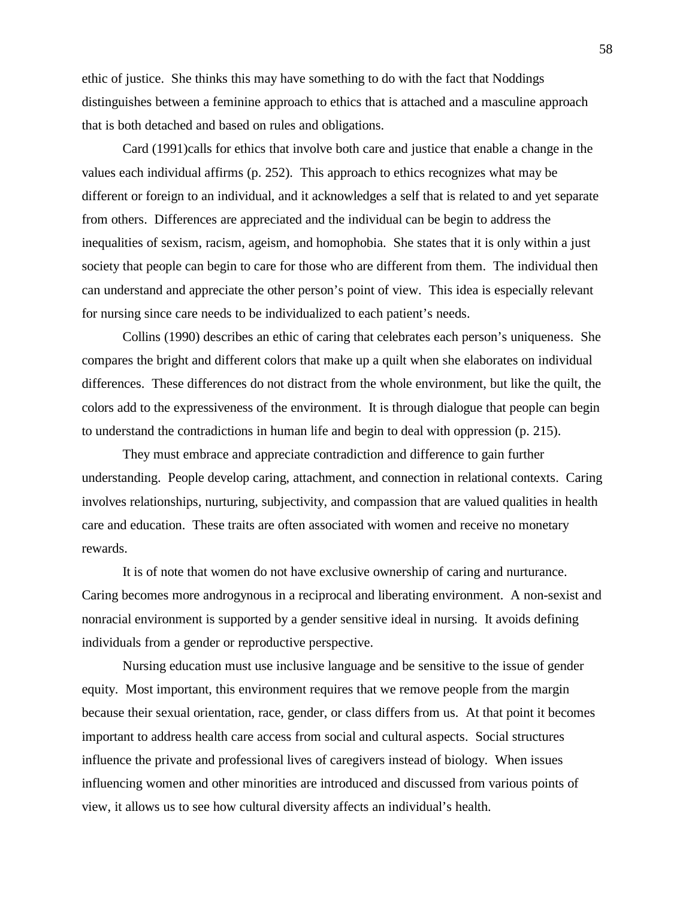ethic of justice. She thinks this may have something to do with the fact that Noddings distinguishes between a feminine approach to ethics that is attached and a masculine approach that is both detached and based on rules and obligations.

Card (1991)calls for ethics that involve both care and justice that enable a change in the values each individual affirms (p. 252). This approach to ethics recognizes what may be different or foreign to an individual, and it acknowledges a self that is related to and yet separate from others. Differences are appreciated and the individual can be begin to address the inequalities of sexism, racism, ageism, and homophobia. She states that it is only within a just society that people can begin to care for those who are different from them. The individual then can understand and appreciate the other person's point of view. This idea is especially relevant for nursing since care needs to be individualized to each patient's needs.

Collins (1990) describes an ethic of caring that celebrates each person's uniqueness. She compares the bright and different colors that make up a quilt when she elaborates on individual differences. These differences do not distract from the whole environment, but like the quilt, the colors add to the expressiveness of the environment. It is through dialogue that people can begin to understand the contradictions in human life and begin to deal with oppression (p. 215).

They must embrace and appreciate contradiction and difference to gain further understanding. People develop caring, attachment, and connection in relational contexts. Caring involves relationships, nurturing, subjectivity, and compassion that are valued qualities in health care and education. These traits are often associated with women and receive no monetary rewards.

It is of note that women do not have exclusive ownership of caring and nurturance. Caring becomes more androgynous in a reciprocal and liberating environment. A non-sexist and nonracial environment is supported by a gender sensitive ideal in nursing. It avoids defining individuals from a gender or reproductive perspective.

Nursing education must use inclusive language and be sensitive to the issue of gender equity. Most important, this environment requires that we remove people from the margin because their sexual orientation, race, gender, or class differs from us. At that point it becomes important to address health care access from social and cultural aspects. Social structures influence the private and professional lives of caregivers instead of biology. When issues influencing women and other minorities are introduced and discussed from various points of view, it allows us to see how cultural diversity affects an individual's health.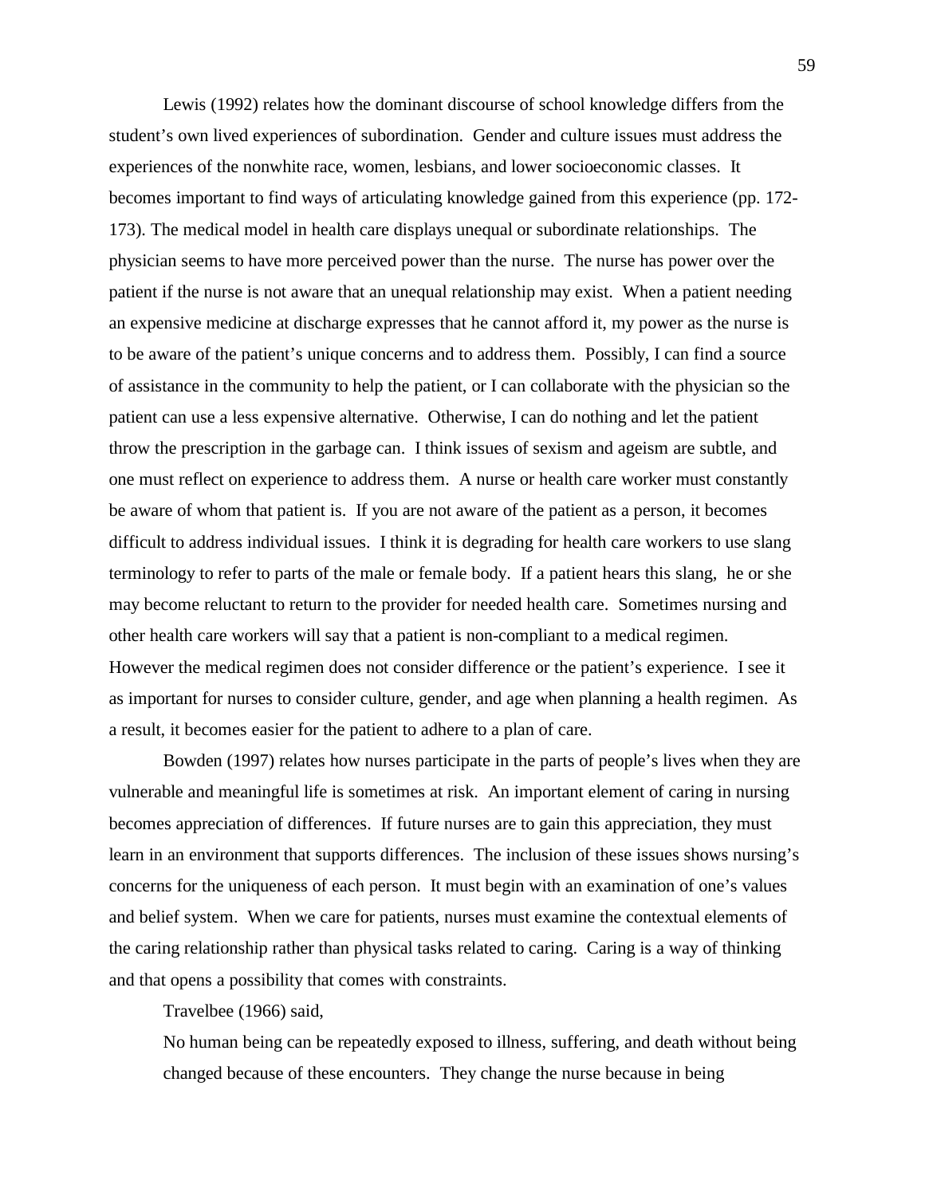Lewis (1992) relates how the dominant discourse of school knowledge differs from the student's own lived experiences of subordination. Gender and culture issues must address the experiences of the nonwhite race, women, lesbians, and lower socioeconomic classes. It becomes important to find ways of articulating knowledge gained from this experience (pp. 172-173). The medical model in health care displays unequal or subordinate relationships. The physician seems to have more perceived power than the nurse. The nurse has power over the patient if the nurse is not aware that an unequal relationship may exist. When a patient needing an expensive medicine at discharge expresses that he cannot afford it, my power as the nurse is to be aware of the patient's unique concerns and to address them. Possibly, I can find a source of assistance in the community to help the patient, or I can collaborate with the physician so the patient can use a less expensive alternative. Otherwise, I can do nothing and let the patient throw the prescription in the garbage can. I think issues of sexism and ageism are subtle, and one must reflect on experience to address them. A nurse or health care worker must constantly be aware of whom that patient is. If you are not aware of the patient as a person, it becomes difficult to address individual issues. I think it is degrading for health care workers to use slang terminology to refer to parts of the male or female body. If a patient hears this slang, he or she may become reluctant to return to the provider for needed health care. Sometimes nursing and other health care workers will say that a patient is non-compliant to a medical regimen. However the medical regimen does not consider difference or the patient's experience. I see it as important for nurses to consider culture, gender, and age when planning a health regimen. As a result, it becomes easier for the patient to adhere to a plan of care.

Bowden (1997) relates how nurses participate in the parts of people's lives when they are vulnerable and meaningful life is sometimes at risk. An important element of caring in nursing becomes appreciation of differences. If future nurses are to gain this appreciation, they must learn in an environment that supports differences. The inclusion of these issues shows nursing's concerns for the uniqueness of each person. It must begin with an examination of one's values and belief system. When we care for patients, nurses must examine the contextual elements of the caring relationship rather than physical tasks related to caring. Caring is a way of thinking and that opens a possibility that comes with constraints.

Travelbee (1966) said,

> No human being can be repeatedly exposed to illness, suffering, and death without being changed because of these encounters. They change the nurse because in being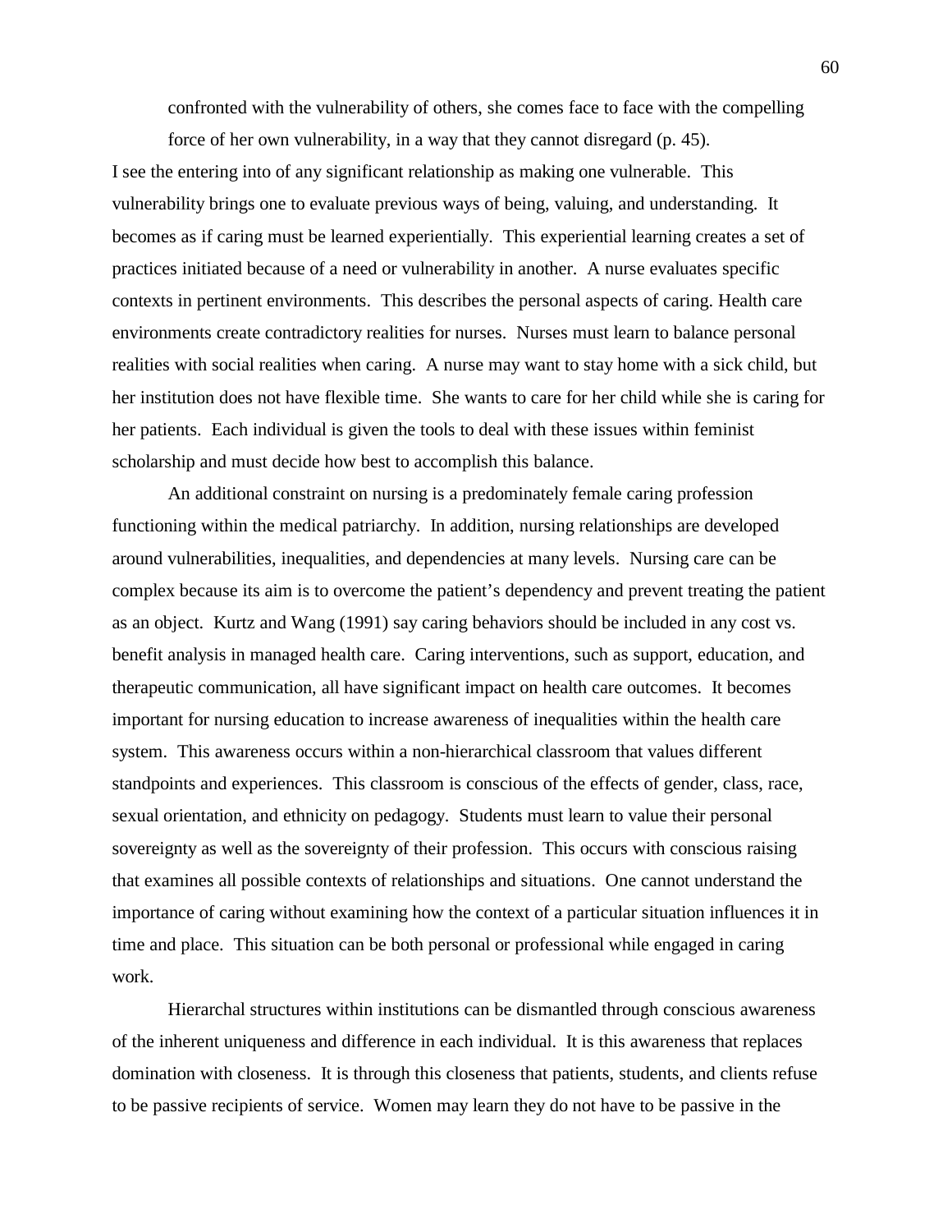> confronted with the vulnerability of others, she comes face to face with the compelling force of her own vulnerability, in a way that they cannot disregard (p. 45).

I see the entering into of any significant relationship as making one vulnerable. This vulnerability brings one to evaluate previous ways of being, valuing, and understanding. It becomes as if caring must be learned experientially. This experiential learning creates a set of practices initiated because of a need or vulnerability in another. A nurse evaluates specific contexts in pertinent environments. This describes the personal aspects of caring. Health care environments create contradictory realities for nurses. Nurses must learn to balance personal realities with social realities when caring. A nurse may want to stay home with a sick child, but her institution does not have flexible time. She wants to care for her child while she is caring for her patients. Each individual is given the tools to deal with these issues within feminist scholarship and must decide how best to accomplish this balance.

An additional constraint on nursing is a predominately female caring profession functioning within the medical patriarchy. In addition, nursing relationships are developed around vulnerabilities, inequalities, and dependencies at many levels. Nursing care can be complex because its aim is to overcome the patient's dependency and prevent treating the patient as an object. Kurtz and Wang (1991) say caring behaviors should be included in any cost vs. benefit analysis in managed health care. Caring interventions, such as support, education, and therapeutic communication, all have significant impact on health care outcomes. It becomes important for nursing education to increase awareness of inequalities within the health care system. This awareness occurs within a non-hierarchical classroom that values different standpoints and experiences. This classroom is conscious of the effects of gender, class, race, sexual orientation, and ethnicity on pedagogy. Students must learn to value their personal sovereignty as well as the sovereignty of their profession. This occurs with conscious raising that examines all possible contexts of relationships and situations. One cannot understand the importance of caring without examining how the context of a particular situation influences it in time and place. This situation can be both personal or professional while engaged in caring work.

Hierarchal structures within institutions can be dismantled through conscious awareness of the inherent uniqueness and difference in each individual. It is this awareness that replaces domination with closeness. It is through this closeness that patients, students, and clients refuse to be passive recipients of service. Women may learn they do not have to be passive in the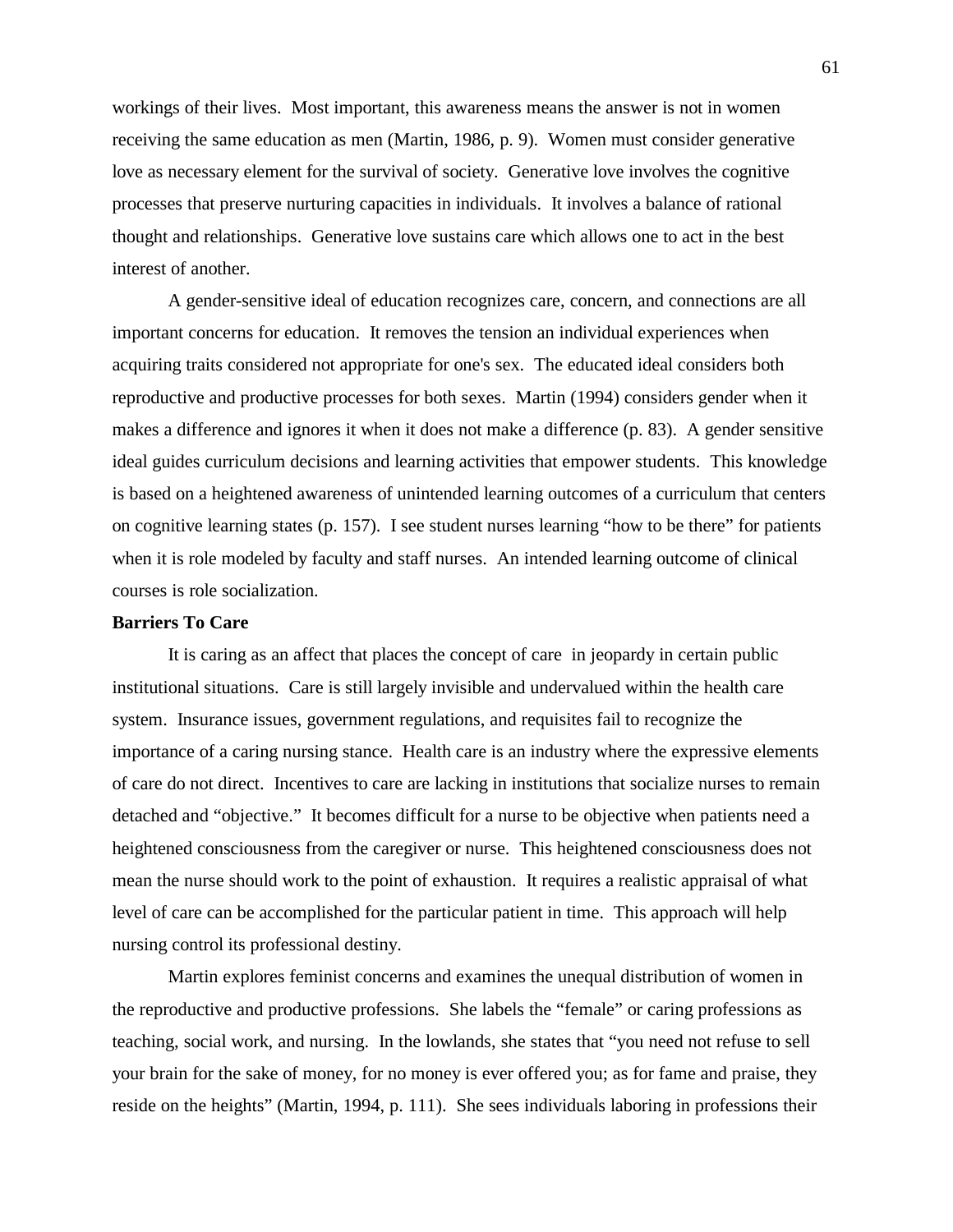workings of their lives. Most important, this awareness means the answer is not in women receiving the same education as men (Martin, 1986, p. 9). Women must consider generative love as necessary element for the survival of society. Generative love involves the cognitive processes that preserve nurturing capacities in individuals. It involves a balance of rational thought and relationships. Generative love sustains care which allows one to act in the best interest of another.

A gender-sensitive ideal of education recognizes care, concern, and connections are all important concerns for education. It removes the tension an individual experiences when acquiring traits considered not appropriate for one's sex. The educated ideal considers both reproductive and productive processes for both sexes. Martin (1994) considers gender when it makes a difference and ignores it when it does not make a difference (p. 83). A gender sensitive ideal guides curriculum decisions and learning activities that empower students. This knowledge is based on a heightened awareness of unintended learning outcomes of a curriculum that centers on cognitive learning states (p. 157). I see student nurses learning "how to be there" for patients when it is role modeled by faculty and staff nurses. An intended learning outcome of clinical courses is role socialization.

**Barriers To Care**

It is caring as an affect that places the concept of care in jeopardy in certain public institutional situations. Care is still largely invisible and undervalued within the health care system. Insurance issues, government regulations, and requisites fail to recognize the importance of a caring nursing stance. Health care is an industry where the expressive elements of care do not direct. Incentives to care are lacking in institutions that socialize nurses to remain detached and "objective." It becomes difficult for a nurse to be objective when patients need a heightened consciousness from the caregiver or nurse. This heightened consciousness does not mean the nurse should work to the point of exhaustion. It requires a realistic appraisal of what level of care can be accomplished for the particular patient in time. This approach will help nursing control its professional destiny.

Martin explores feminist concerns and examines the unequal distribution of women in the reproductive and productive professions. She labels the "female" or caring professions as teaching, social work, and nursing. In the lowlands, she states that "you need not refuse to sell your brain for the sake of money, for no money is ever offered you; as for fame and praise, they reside on the heights" (Martin, 1994, p. 111). She sees individuals laboring in professions their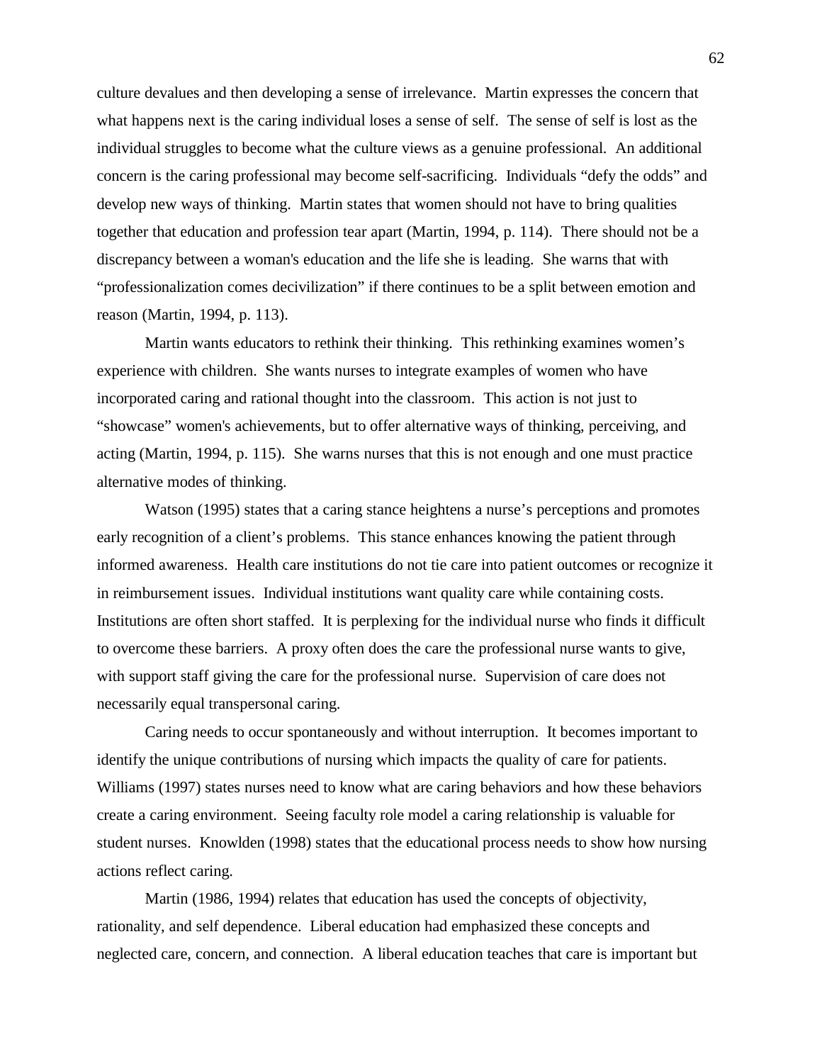culture devalues and then developing a sense of irrelevance. Martin expresses the concern that what happens next is the caring individual loses a sense of self. The sense of self is lost as the individual struggles to become what the culture views as a genuine professional. An additional concern is the caring professional may become self-sacrificing. Individuals "defy the odds" and develop new ways of thinking. Martin states that women should not have to bring qualities together that education and profession tear apart (Martin, 1994, p. 114). There should not be a discrepancy between a woman's education and the life she is leading. She warns that with "professionalization comes decivilization" if there continues to be a split between emotion and reason (Martin, 1994, p. 113).

Martin wants educators to rethink their thinking. This rethinking examines women's experience with children. She wants nurses to integrate examples of women who have incorporated caring and rational thought into the classroom. This action is not just to "showcase" women's achievements, but to offer alternative ways of thinking, perceiving, and acting (Martin, 1994, p. 115). She warns nurses that this is not enough and one must practice alternative modes of thinking.

Watson (1995) states that a caring stance heightens a nurse's perceptions and promotes early recognition of a client's problems. This stance enhances knowing the patient through informed awareness. Health care institutions do not tie care into patient outcomes or recognize it in reimbursement issues. Individual institutions want quality care while containing costs. Institutions are often short staffed. It is perplexing for the individual nurse who finds it difficult to overcome these barriers. A proxy often does the care the professional nurse wants to give, with support staff giving the care for the professional nurse. Supervision of care does not necessarily equal transpersonal caring.

Caring needs to occur spontaneously and without interruption. It becomes important to identify the unique contributions of nursing which impacts the quality of care for patients. Williams (1997) states nurses need to know what are caring behaviors and how these behaviors create a caring environment. Seeing faculty role model a caring relationship is valuable for student nurses. Knowlden (1998) states that the educational process needs to show how nursing actions reflect caring.

Martin (1986, 1994) relates that education has used the concepts of objectivity, rationality, and self dependence. Liberal education had emphasized these concepts and neglected care, concern, and connection. A liberal education teaches that care is important but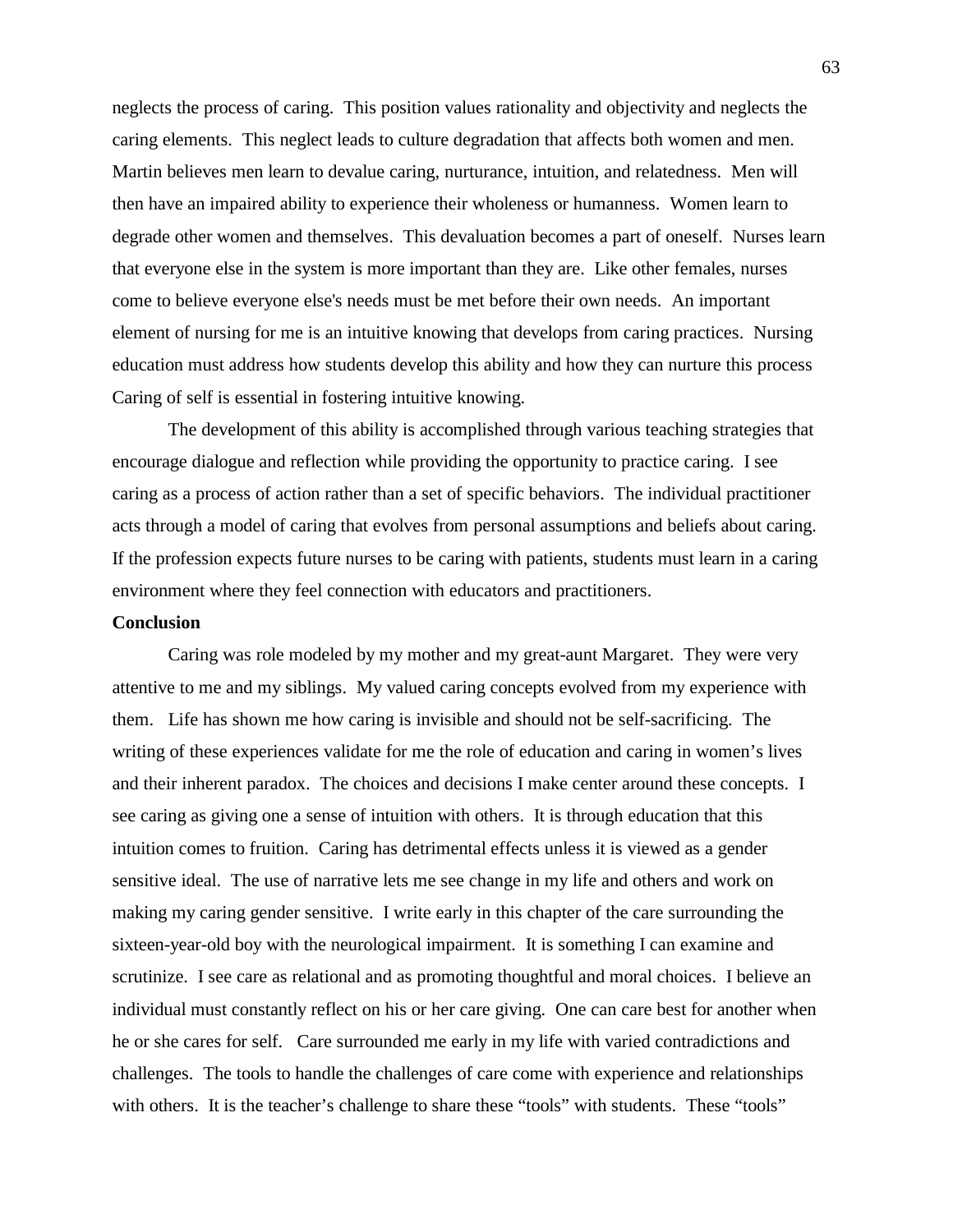neglects the process of caring. This position values rationality and objectivity and neglects the caring elements. This neglect leads to culture degradation that affects both women and men. Martin believes men learn to devalue caring, nurturance, intuition, and relatedness. Men will then have an impaired ability to experience their wholeness or humanness. Women learn to degrade other women and themselves. This devaluation becomes a part of oneself. Nurses learn that everyone else in the system is more important than they are. Like other females, nurses come to believe everyone else's needs must be met before their own needs. An important element of nursing for me is an intuitive knowing that develops from caring practices. Nursing education must address how students develop this ability and how they can nurture this process Caring of self is essential in fostering intuitive knowing.

The development of this ability is accomplished through various teaching strategies that encourage dialogue and reflection while providing the opportunity to practice caring. I see caring as a process of action rather than a set of specific behaviors. The individual practitioner acts through a model of caring that evolves from personal assumptions and beliefs about caring. If the profession expects future nurses to be caring with patients, students must learn in a caring environment where they feel connection with educators and practitioners.

**Conclusion**

Caring was role modeled by my mother and my great-aunt Margaret. They were very attentive to me and my siblings. My valued caring concepts evolved from my experience with them. Life has shown me how caring is invisible and should not be self-sacrificing. The writing of these experiences validate for me the role of education and caring in women's lives and their inherent paradox. The choices and decisions I make center around these concepts. I see caring as giving one a sense of intuition with others. It is through education that this intuition comes to fruition. Caring has detrimental effects unless it is viewed as a gender sensitive ideal. The use of narrative lets me see change in my life and others and work on making my caring gender sensitive. I write early in this chapter of the care surrounding the sixteen-year-old boy with the neurological impairment. It is something I can examine and scrutinize. I see care as relational and as promoting thoughtful and moral choices. I believe an individual must constantly reflect on his or her care giving. One can care best for another when he or she cares for self. Care surrounded me early in my life with varied contradictions and challenges. The tools to handle the challenges of care come with experience and relationships with others. It is the teacher's challenge to share these "tools" with students. These "tools"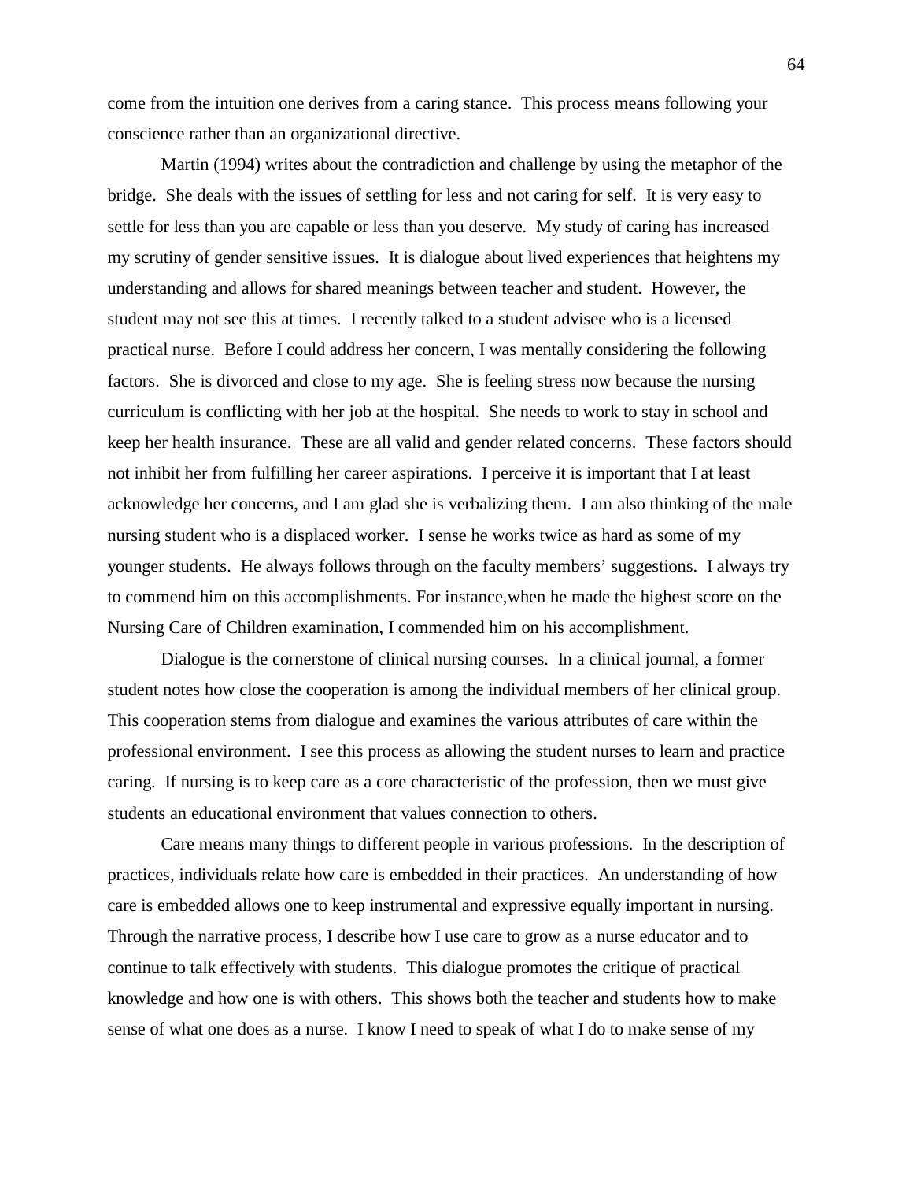come from the intuition one derives from a caring stance. This process means following your conscience rather than an organizational directive.

Martin (1994) writes about the contradiction and challenge by using the metaphor of the bridge. She deals with the issues of settling for less and not caring for self. It is very easy to settle for less than you are capable or less than you deserve. My study of caring has increased my scrutiny of gender sensitive issues. It is dialogue about lived experiences that heightens my understanding and allows for shared meanings between teacher and student. However, the student may not see this at times. I recently talked to a student advisee who is a licensed practical nurse. Before I could address her concern, I was mentally considering the following factors. She is divorced and close to my age. She is feeling stress now because the nursing curriculum is conflicting with her job at the hospital. She needs to work to stay in school and keep her health insurance. These are all valid and gender related concerns. These factors should not inhibit her from fulfilling her career aspirations. I perceive it is important that I at least acknowledge her concerns, and I am glad she is verbalizing them. I am also thinking of the male nursing student who is a displaced worker. I sense he works twice as hard as some of my younger students. He always follows through on the faculty members' suggestions. I always try to commend him on this accomplishments. For instance,when he made the highest score on the Nursing Care of Children examination, I commended him on his accomplishment.

Dialogue is the cornerstone of clinical nursing courses. In a clinical journal, a former student notes how close the cooperation is among the individual members of her clinical group. This cooperation stems from dialogue and examines the various attributes of care within the professional environment. I see this process as allowing the student nurses to learn and practice caring. If nursing is to keep care as a core characteristic of the profession, then we must give students an educational environment that values connection to others.

Care means many things to different people in various professions. In the description of practices, individuals relate how care is embedded in their practices. An understanding of how care is embedded allows one to keep instrumental and expressive equally important in nursing. Through the narrative process, I describe how I use care to grow as a nurse educator and to continue to talk effectively with students. This dialogue promotes the critique of practical knowledge and how one is with others. This shows both the teacher and students how to make sense of what one does as a nurse. I know I need to speak of what I do to make sense of my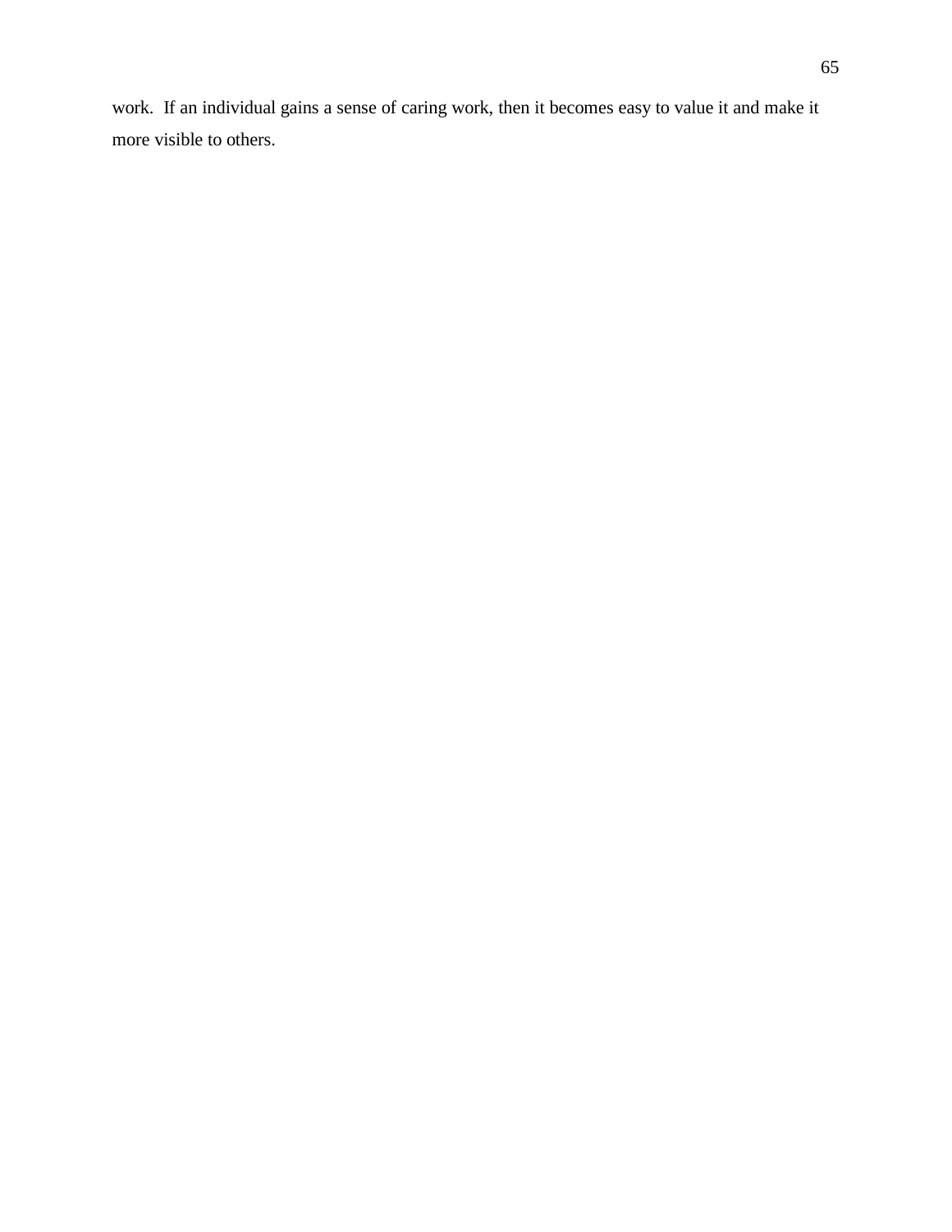work. If an individual gains a sense of caring work, then it becomes easy to value it and make it more visible to others.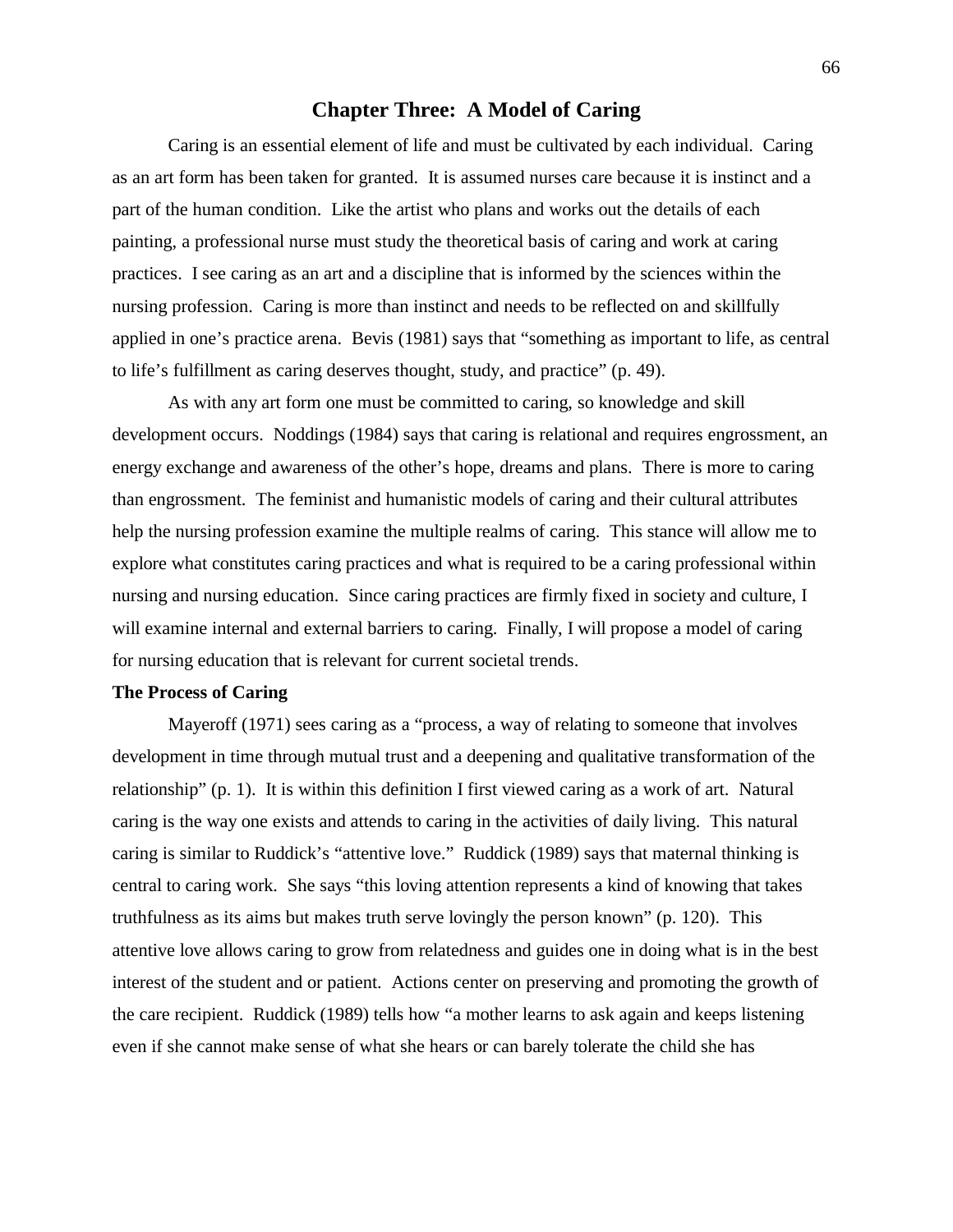# Chapter Three: A Model of Caring

Caring is an essential element of life and must be cultivated by each individual. Caring as an art form has been taken for granted. It is assumed nurses care because it is instinct and a part of the human condition. Like the artist who plans and works out the details of each painting, a professional nurse must study the theoretical basis of caring and work at caring practices. I see caring as an art and a discipline that is informed by the sciences within the nursing profession. Caring is more than instinct and needs to be reflected on and skillfully applied in one's practice arena. Bevis (1981) says that "something as important to life, as central to life's fulfillment as caring deserves thought, study, and practice" (p. 49).

As with any art form one must be committed to caring, so knowledge and skill development occurs. Noddings (1984) says that caring is relational and requires engrossment, an energy exchange and awareness of the other's hope, dreams and plans. There is more to caring than engrossment. The feminist and humanistic models of caring and their cultural attributes help the nursing profession examine the multiple realms of caring. This stance will allow me to explore what constitutes caring practices and what is required to be a caring professional within nursing and nursing education. Since caring practices are firmly fixed in society and culture, I will examine internal and external barriers to caring. Finally, I will propose a model of caring for nursing education that is relevant for current societal trends.

**The Process of Caring**

Mayeroff (1971) sees caring as a "process, a way of relating to someone that involves development in time through mutual trust and a deepening and qualitative transformation of the relationship" (p. 1). It is within this definition I first viewed caring as a work of art. Natural caring is the way one exists and attends to caring in the activities of daily living. This natural caring is similar to Ruddick's "attentive love." Ruddick (1989) says that maternal thinking is central to caring work. She says "this loving attention represents a kind of knowing that takes truthfulness as its aims but makes truth serve lovingly the person known" (p. 120). This attentive love allows caring to grow from relatedness and guides one in doing what is in the best interest of the student and or patient. Actions center on preserving and promoting the growth of the care recipient. Ruddick (1989) tells how "a mother learns to ask again and keeps listening even if she cannot make sense of what she hears or can barely tolerate the child she has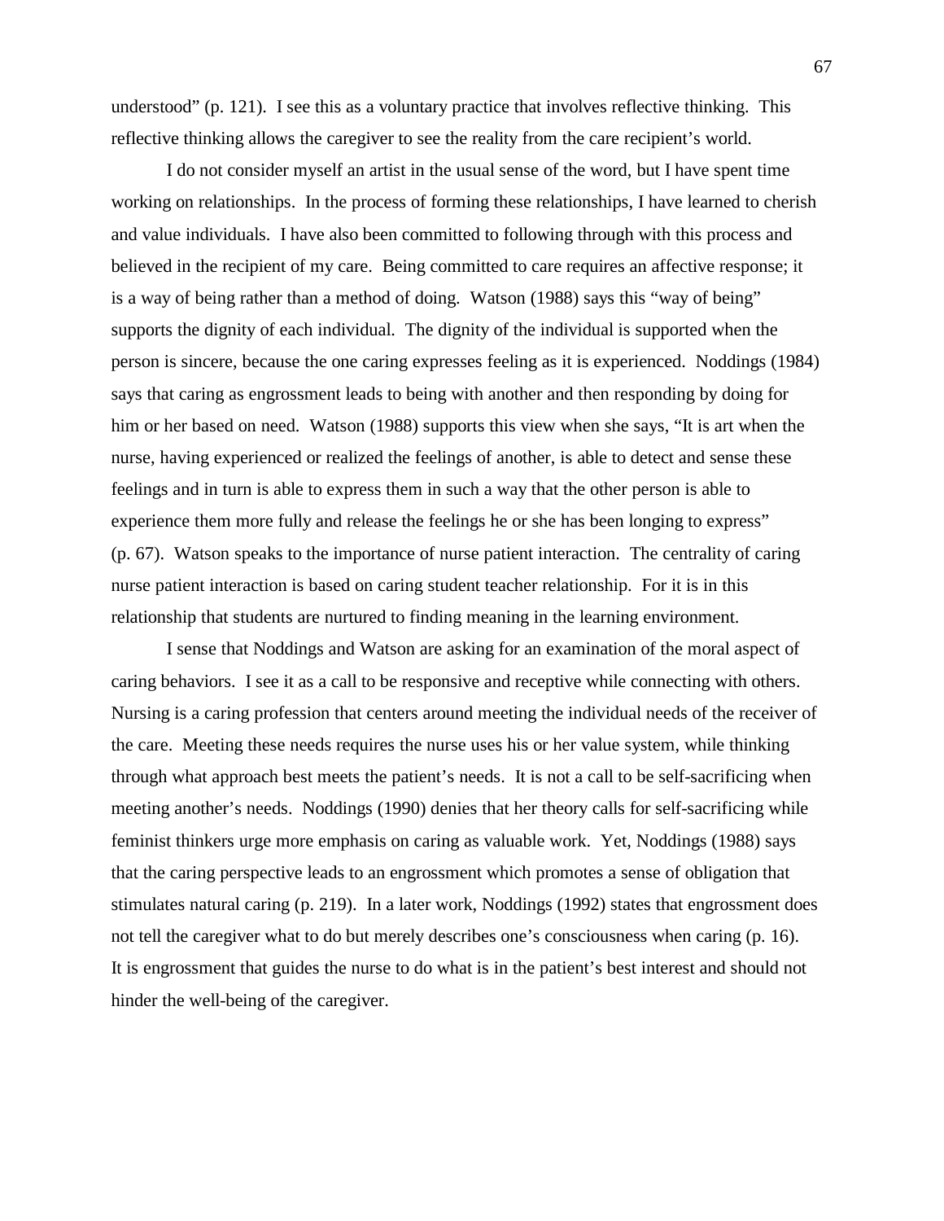understood" (p. 121). I see this as a voluntary practice that involves reflective thinking. This reflective thinking allows the caregiver to see the reality from the care recipient's world.

I do not consider myself an artist in the usual sense of the word, but I have spent time working on relationships. In the process of forming these relationships, I have learned to cherish and value individuals. I have also been committed to following through with this process and believed in the recipient of my care. Being committed to care requires an affective response; it is a way of being rather than a method of doing. Watson (1988) says this "way of being" supports the dignity of each individual. The dignity of the individual is supported when the person is sincere, because the one caring expresses feeling as it is experienced. Noddings (1984) says that caring as engrossment leads to being with another and then responding by doing for him or her based on need. Watson (1988) supports this view when she says, "It is art when the nurse, having experienced or realized the feelings of another, is able to detect and sense these feelings and in turn is able to express them in such a way that the other person is able to experience them more fully and release the feelings he or she has been longing to express" (p. 67). Watson speaks to the importance of nurse patient interaction. The centrality of caring nurse patient interaction is based on caring student teacher relationship. For it is in this relationship that students are nurtured to finding meaning in the learning environment.

I sense that Noddings and Watson are asking for an examination of the moral aspect of caring behaviors. I see it as a call to be responsive and receptive while connecting with others. Nursing is a caring profession that centers around meeting the individual needs of the receiver of the care. Meeting these needs requires the nurse uses his or her value system, while thinking through what approach best meets the patient's needs. It is not a call to be self-sacrificing when meeting another's needs. Noddings (1990) denies that her theory calls for self-sacrificing while feminist thinkers urge more emphasis on caring as valuable work. Yet, Noddings (1988) says that the caring perspective leads to an engrossment which promotes a sense of obligation that stimulates natural caring (p. 219). In a later work, Noddings (1992) states that engrossment does not tell the caregiver what to do but merely describes one's consciousness when caring (p. 16). It is engrossment that guides the nurse to do what is in the patient's best interest and should not hinder the well-being of the caregiver.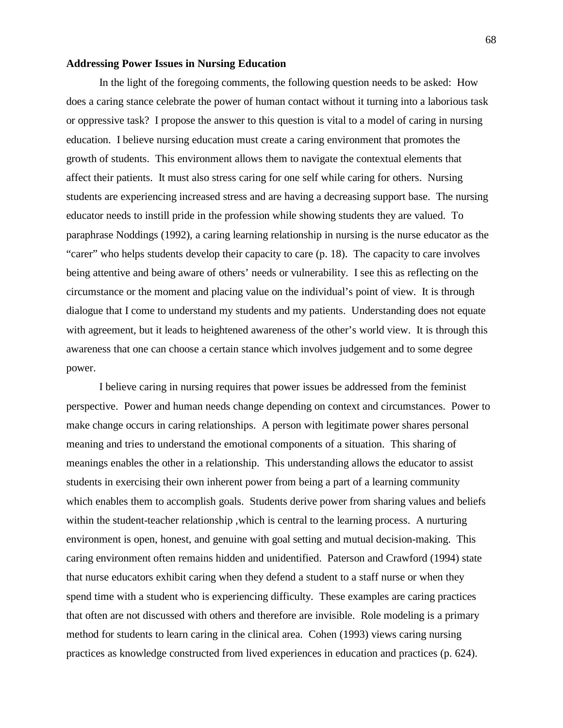**Addressing Power Issues in Nursing Education**

In the light of the foregoing comments, the following question needs to be asked: How does a caring stance celebrate the power of human contact without it turning into a laborious task or oppressive task? I propose the answer to this question is vital to a model of caring in nursing education. I believe nursing education must create a caring environment that promotes the growth of students. This environment allows them to navigate the contextual elements that affect their patients. It must also stress caring for one self while caring for others. Nursing students are experiencing increased stress and are having a decreasing support base. The nursing educator needs to instill pride in the profession while showing students they are valued. To paraphrase Noddings (1992), a caring learning relationship in nursing is the nurse educator as the "carer" who helps students develop their capacity to care (p. 18). The capacity to care involves being attentive and being aware of others' needs or vulnerability. I see this as reflecting on the circumstance or the moment and placing value on the individual's point of view. It is through dialogue that I come to understand my students and my patients. Understanding does not equate with agreement, but it leads to heightened awareness of the other's world view. It is through this awareness that one can choose a certain stance which involves judgement and to some degree power.

I believe caring in nursing requires that power issues be addressed from the feminist perspective. Power and human needs change depending on context and circumstances. Power to make change occurs in caring relationships. A person with legitimate power shares personal meaning and tries to understand the emotional components of a situation. This sharing of meanings enables the other in a relationship. This understanding allows the educator to assist students in exercising their own inherent power from being a part of a learning community which enables them to accomplish goals. Students derive power from sharing values and beliefs within the student-teacher relationship ,which is central to the learning process. A nurturing environment is open, honest, and genuine with goal setting and mutual decision-making. This caring environment often remains hidden and unidentified. Paterson and Crawford (1994) state that nurse educators exhibit caring when they defend a student to a staff nurse or when they spend time with a student who is experiencing difficulty. These examples are caring practices that often are not discussed with others and therefore are invisible. Role modeling is a primary method for students to learn caring in the clinical area. Cohen (1993) views caring nursing practices as knowledge constructed from lived experiences in education and practices (p. 624).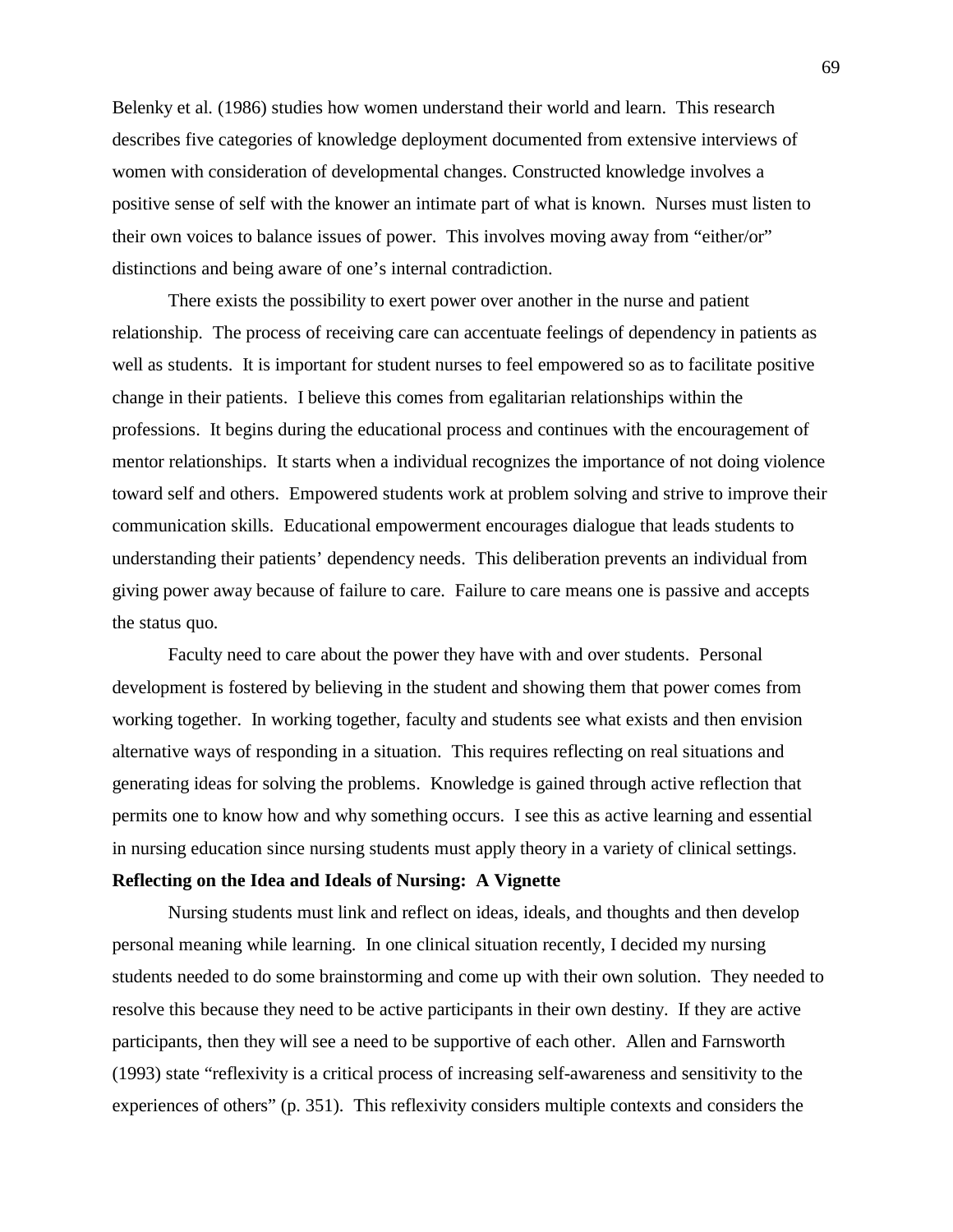Belenky et al. (1986) studies how women understand their world and learn. This research describes five categories of knowledge deployment documented from extensive interviews of women with consideration of developmental changes. Constructed knowledge involves a positive sense of self with the knower an intimate part of what is known. Nurses must listen to their own voices to balance issues of power. This involves moving away from "either/or" distinctions and being aware of one's internal contradiction.

There exists the possibility to exert power over another in the nurse and patient relationship. The process of receiving care can accentuate feelings of dependency in patients as well as students. It is important for student nurses to feel empowered so as to facilitate positive change in their patients. I believe this comes from egalitarian relationships within the professions. It begins during the educational process and continues with the encouragement of mentor relationships. It starts when a individual recognizes the importance of not doing violence toward self and others. Empowered students work at problem solving and strive to improve their communication skills. Educational empowerment encourages dialogue that leads students to understanding their patients' dependency needs. This deliberation prevents an individual from giving power away because of failure to care. Failure to care means one is passive and accepts the status quo.

Faculty need to care about the power they have with and over students. Personal development is fostered by believing in the student and showing them that power comes from working together. In working together, faculty and students see what exists and then envision alternative ways of responding in a situation. This requires reflecting on real situations and generating ideas for solving the problems. Knowledge is gained through active reflection that permits one to know how and why something occurs. I see this as active learning and essential in nursing education since nursing students must apply theory in a variety of clinical settings.

**Reflecting on the Idea and Ideals of Nursing: A Vignette**

Nursing students must link and reflect on ideas, ideals, and thoughts and then develop personal meaning while learning. In one clinical situation recently, I decided my nursing students needed to do some brainstorming and come up with their own solution. They needed to resolve this because they need to be active participants in their own destiny. If they are active participants, then they will see a need to be supportive of each other. Allen and Farnsworth (1993) state "reflexivity is a critical process of increasing self-awareness and sensitivity to the experiences of others" (p. 351). This reflexivity considers multiple contexts and considers the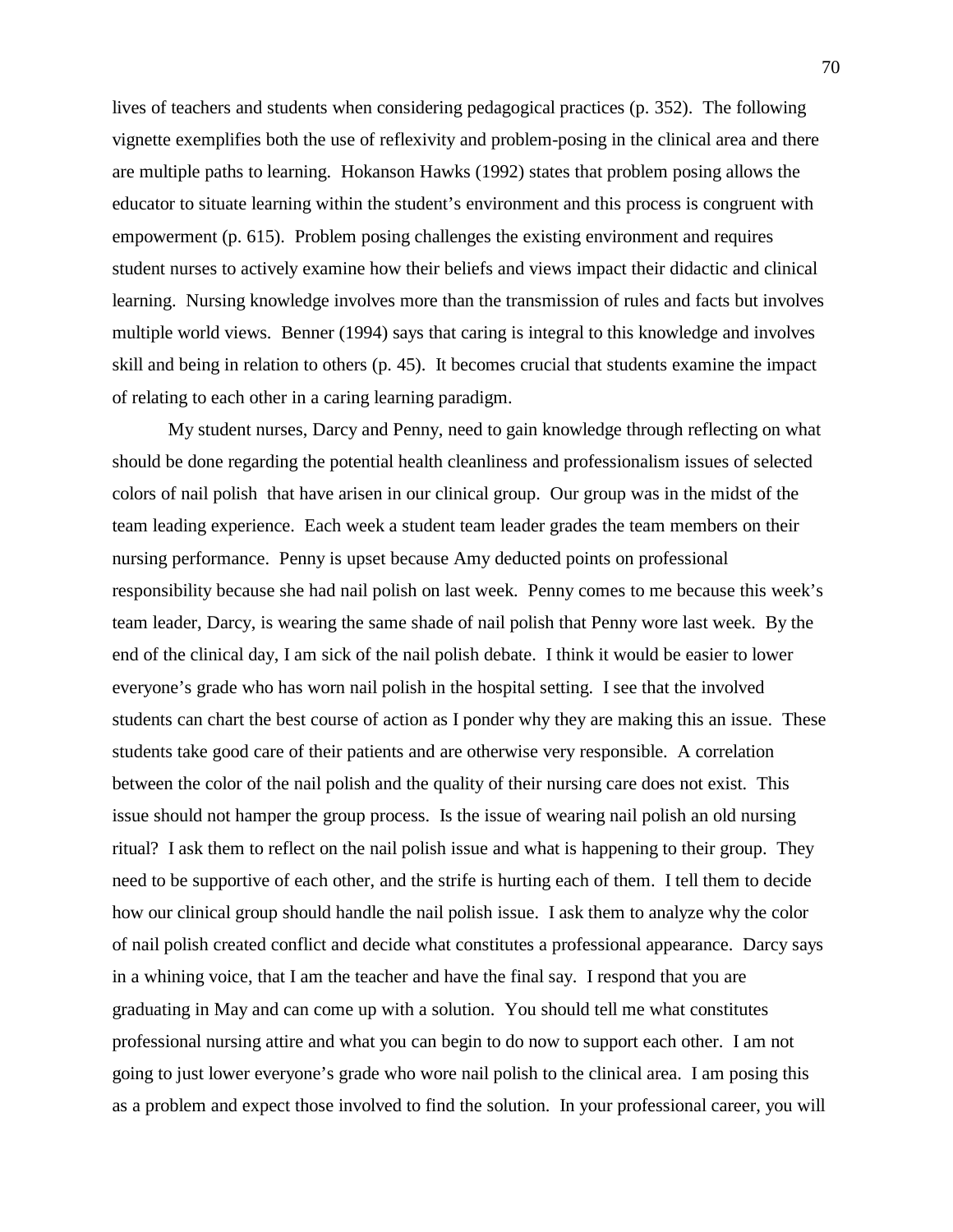lives of teachers and students when considering pedagogical practices (p. 352). The following vignette exemplifies both the use of reflexivity and problem-posing in the clinical area and there are multiple paths to learning. Hokanson Hawks (1992) states that problem posing allows the educator to situate learning within the student's environment and this process is congruent with empowerment (p. 615). Problem posing challenges the existing environment and requires student nurses to actively examine how their beliefs and views impact their didactic and clinical learning. Nursing knowledge involves more than the transmission of rules and facts but involves multiple world views. Benner (1994) says that caring is integral to this knowledge and involves skill and being in relation to others (p. 45). It becomes crucial that students examine the impact of relating to each other in a caring learning paradigm.

My student nurses, Darcy and Penny, need to gain knowledge through reflecting on what should be done regarding the potential health cleanliness and professionalism issues of selected colors of nail polish that have arisen in our clinical group. Our group was in the midst of the team leading experience. Each week a student team leader grades the team members on their nursing performance. Penny is upset because Amy deducted points on professional responsibility because she had nail polish on last week. Penny comes to me because this week's team leader, Darcy, is wearing the same shade of nail polish that Penny wore last week. By the end of the clinical day, I am sick of the nail polish debate. I think it would be easier to lower everyone's grade who has worn nail polish in the hospital setting. I see that the involved students can chart the best course of action as I ponder why they are making this an issue. These students take good care of their patients and are otherwise very responsible. A correlation between the color of the nail polish and the quality of their nursing care does not exist. This issue should not hamper the group process. Is the issue of wearing nail polish an old nursing ritual? I ask them to reflect on the nail polish issue and what is happening to their group. They need to be supportive of each other, and the strife is hurting each of them. I tell them to decide how our clinical group should handle the nail polish issue. I ask them to analyze why the color of nail polish created conflict and decide what constitutes a professional appearance. Darcy says in a whining voice, that I am the teacher and have the final say. I respond that you are graduating in May and can come up with a solution. You should tell me what constitutes professional nursing attire and what you can begin to do now to support each other. I am not going to just lower everyone's grade who wore nail polish to the clinical area. I am posing this as a problem and expect those involved to find the solution. In your professional career, you will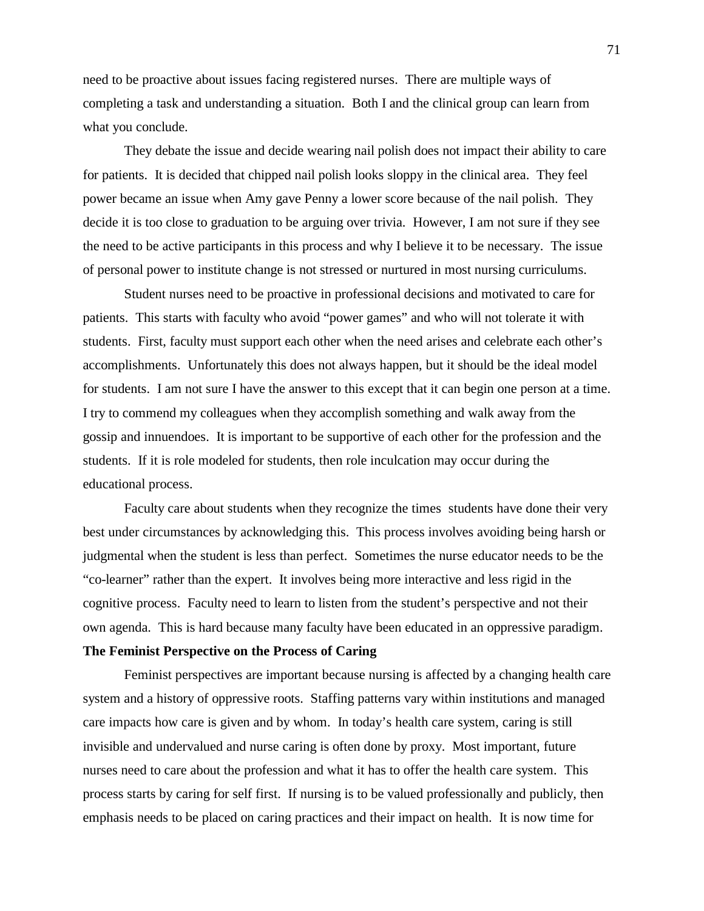need to be proactive about issues facing registered nurses. There are multiple ways of completing a task and understanding a situation. Both I and the clinical group can learn from what you conclude.

They debate the issue and decide wearing nail polish does not impact their ability to care for patients. It is decided that chipped nail polish looks sloppy in the clinical area. They feel power became an issue when Amy gave Penny a lower score because of the nail polish. They decide it is too close to graduation to be arguing over trivia. However, I am not sure if they see the need to be active participants in this process and why I believe it to be necessary. The issue of personal power to institute change is not stressed or nurtured in most nursing curriculums.

Student nurses need to be proactive in professional decisions and motivated to care for patients. This starts with faculty who avoid "power games" and who will not tolerate it with students. First, faculty must support each other when the need arises and celebrate each other's accomplishments. Unfortunately this does not always happen, but it should be the ideal model for students. I am not sure I have the answer to this except that it can begin one person at a time. I try to commend my colleagues when they accomplish something and walk away from the gossip and innuendoes. It is important to be supportive of each other for the profession and the students. If it is role modeled for students, then role inculcation may occur during the educational process.

Faculty care about students when they recognize the times students have done their very best under circumstances by acknowledging this. This process involves avoiding being harsh or judgmental when the student is less than perfect. Sometimes the nurse educator needs to be the "co-learner" rather than the expert. It involves being more interactive and less rigid in the cognitive process. Faculty need to learn to listen from the student's perspective and not their own agenda. This is hard because many faculty have been educated in an oppressive paradigm.

**The Feminist Perspective on the Process of Caring**

Feminist perspectives are important because nursing is affected by a changing health care system and a history of oppressive roots. Staffing patterns vary within institutions and managed care impacts how care is given and by whom. In today's health care system, caring is still invisible and undervalued and nurse caring is often done by proxy. Most important, future nurses need to care about the profession and what it has to offer the health care system. This process starts by caring for self first. If nursing is to be valued professionally and publicly, then emphasis needs to be placed on caring practices and their impact on health. It is now time for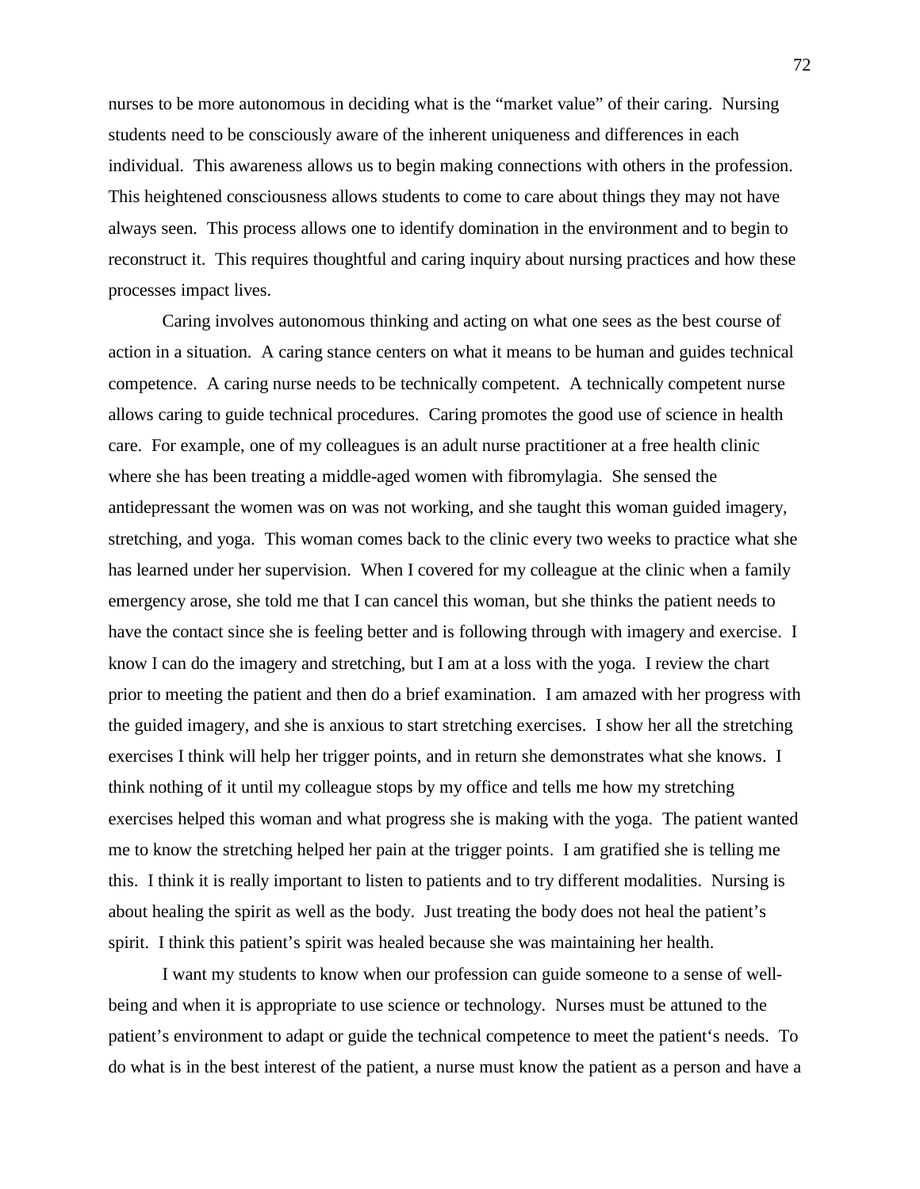nurses to be more autonomous in deciding what is the "market value" of their caring. Nursing students need to be consciously aware of the inherent uniqueness and differences in each individual. This awareness allows us to begin making connections with others in the profession. This heightened consciousness allows students to come to care about things they may not have always seen. This process allows one to identify domination in the environment and to begin to reconstruct it. This requires thoughtful and caring inquiry about nursing practices and how these processes impact lives.

Caring involves autonomous thinking and acting on what one sees as the best course of action in a situation. A caring stance centers on what it means to be human and guides technical competence. A caring nurse needs to be technically competent. A technically competent nurse allows caring to guide technical procedures. Caring promotes the good use of science in health care. For example, one of my colleagues is an adult nurse practitioner at a free health clinic where she has been treating a middle-aged women with fibromylagia. She sensed the antidepressant the women was on was not working, and she taught this woman guided imagery, stretching, and yoga. This woman comes back to the clinic every two weeks to practice what she has learned under her supervision. When I covered for my colleague at the clinic when a family emergency arose, she told me that I can cancel this woman, but she thinks the patient needs to have the contact since she is feeling better and is following through with imagery and exercise. I know I can do the imagery and stretching, but I am at a loss with the yoga. I review the chart prior to meeting the patient and then do a brief examination. I am amazed with her progress with the guided imagery, and she is anxious to start stretching exercises. I show her all the stretching exercises I think will help her trigger points, and in return she demonstrates what she knows. I think nothing of it until my colleague stops by my office and tells me how my stretching exercises helped this woman and what progress she is making with the yoga. The patient wanted me to know the stretching helped her pain at the trigger points. I am gratified she is telling me this. I think it is really important to listen to patients and to try different modalities. Nursing is about healing the spirit as well as the body. Just treating the body does not heal the patient's spirit. I think this patient's spirit was healed because she was maintaining her health.

I want my students to know when our profession can guide someone to a sense of well-being and when it is appropriate to use science or technology. Nurses must be attuned to the patient's environment to adapt or guide the technical competence to meet the patient's needs. To do what is in the best interest of the patient, a nurse must know the patient as a person and have a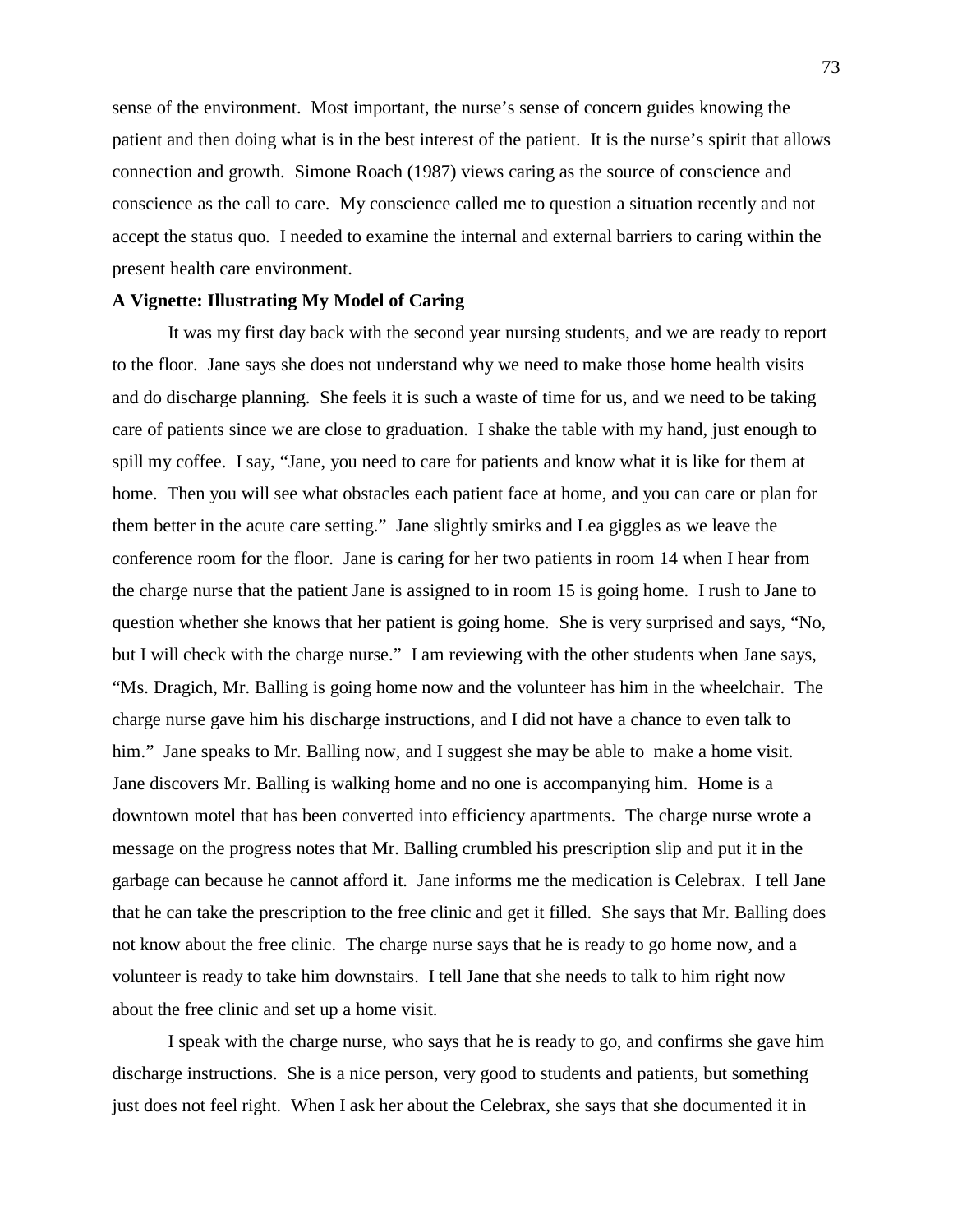sense of the environment. Most important, the nurse's sense of concern guides knowing the patient and then doing what is in the best interest of the patient. It is the nurse's spirit that allows connection and growth. Simone Roach (1987) views caring as the source of conscience and conscience as the call to care. My conscience called me to question a situation recently and not accept the status quo. I needed to examine the internal and external barriers to caring within the present health care environment.

**A Vignette: Illustrating My Model of Caring**

It was my first day back with the second year nursing students, and we are ready to report to the floor. Jane says she does not understand why we need to make those home health visits and do discharge planning. She feels it is such a waste of time for us, and we need to be taking care of patients since we are close to graduation. I shake the table with my hand, just enough to spill my coffee. I say, "Jane, you need to care for patients and know what it is like for them at home. Then you will see what obstacles each patient face at home, and you can care or plan for them better in the acute care setting." Jane slightly smirks and Lea giggles as we leave the conference room for the floor. Jane is caring for her two patients in room 14 when I hear from the charge nurse that the patient Jane is assigned to in room 15 is going home. I rush to Jane to question whether she knows that her patient is going home. She is very surprised and says, "No, but I will check with the charge nurse." I am reviewing with the other students when Jane says, "Ms. Dragich, Mr. Balling is going home now and the volunteer has him in the wheelchair. The charge nurse gave him his discharge instructions, and I did not have a chance to even talk to him." Jane speaks to Mr. Balling now, and I suggest she may be able to make a home visit. Jane discovers Mr. Balling is walking home and no one is accompanying him. Home is a downtown motel that has been converted into efficiency apartments. The charge nurse wrote a message on the progress notes that Mr. Balling crumbled his prescription slip and put it in the garbage can because he cannot afford it. Jane informs me the medication is Celebrax. I tell Jane that he can take the prescription to the free clinic and get it filled. She says that Mr. Balling does not know about the free clinic. The charge nurse says that he is ready to go home now, and a volunteer is ready to take him downstairs. I tell Jane that she needs to talk to him right now about the free clinic and set up a home visit.

I speak with the charge nurse, who says that he is ready to go, and confirms she gave him discharge instructions. She is a nice person, very good to students and patients, but something just does not feel right. When I ask her about the Celebrax, she says that she documented it in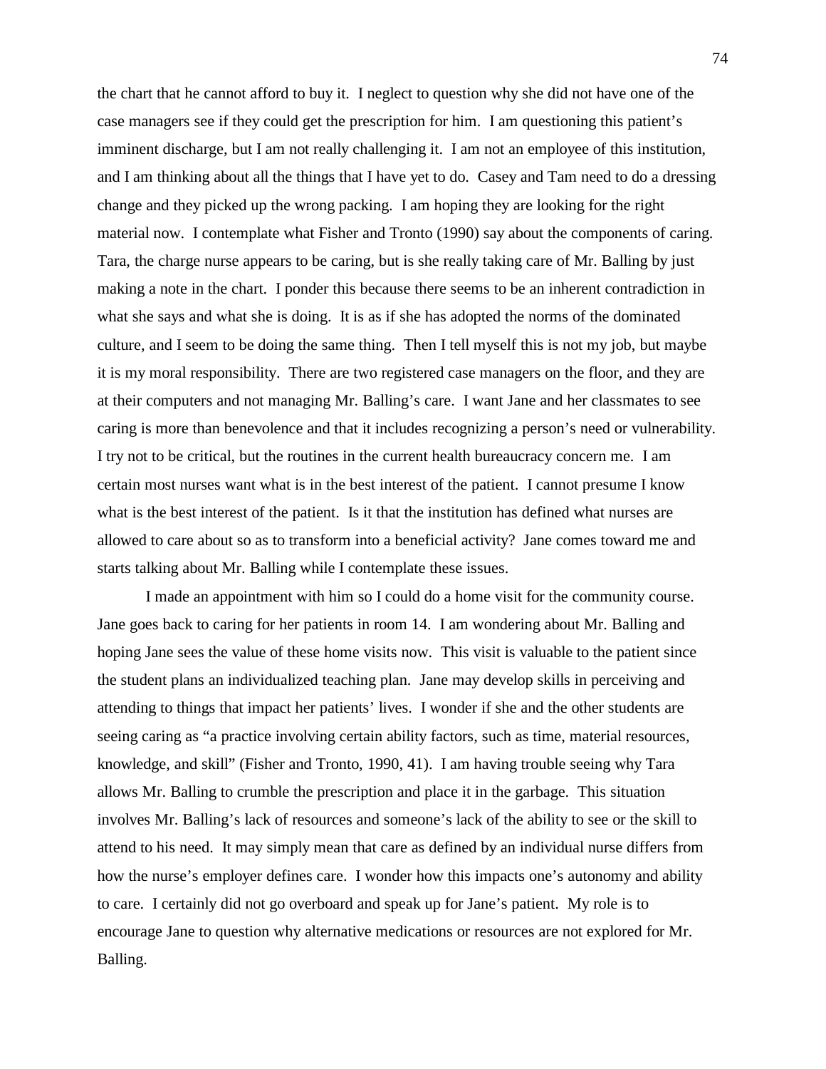the chart that he cannot afford to buy it. I neglect to question why she did not have one of the case managers see if they could get the prescription for him. I am questioning this patient's imminent discharge, but I am not really challenging it. I am not an employee of this institution, and I am thinking about all the things that I have yet to do. Casey and Tam need to do a dressing change and they picked up the wrong packing. I am hoping they are looking for the right material now. I contemplate what Fisher and Tronto (1990) say about the components of caring. Tara, the charge nurse appears to be caring, but is she really taking care of Mr. Balling by just making a note in the chart. I ponder this because there seems to be an inherent contradiction in what she says and what she is doing. It is as if she has adopted the norms of the dominated culture, and I seem to be doing the same thing. Then I tell myself this is not my job, but maybe it is my moral responsibility. There are two registered case managers on the floor, and they are at their computers and not managing Mr. Balling's care. I want Jane and her classmates to see caring is more than benevolence and that it includes recognizing a person's need or vulnerability. I try not to be critical, but the routines in the current health bureaucracy concern me. I am certain most nurses want what is in the best interest of the patient. I cannot presume I know what is the best interest of the patient. Is it that the institution has defined what nurses are allowed to care about so as to transform into a beneficial activity? Jane comes toward me and starts talking about Mr. Balling while I contemplate these issues.

I made an appointment with him so I could do a home visit for the community course. Jane goes back to caring for her patients in room 14. I am wondering about Mr. Balling and hoping Jane sees the value of these home visits now. This visit is valuable to the patient since the student plans an individualized teaching plan. Jane may develop skills in perceiving and attending to things that impact her patients' lives. I wonder if she and the other students are seeing caring as "a practice involving certain ability factors, such as time, material resources, knowledge, and skill" (Fisher and Tronto, 1990, 41). I am having trouble seeing why Tara allows Mr. Balling to crumble the prescription and place it in the garbage. This situation involves Mr. Balling's lack of resources and someone's lack of the ability to see or the skill to attend to his need. It may simply mean that care as defined by an individual nurse differs from how the nurse's employer defines care. I wonder how this impacts one's autonomy and ability to care. I certainly did not go overboard and speak up for Jane's patient. My role is to encourage Jane to question why alternative medications or resources are not explored for Mr. Balling.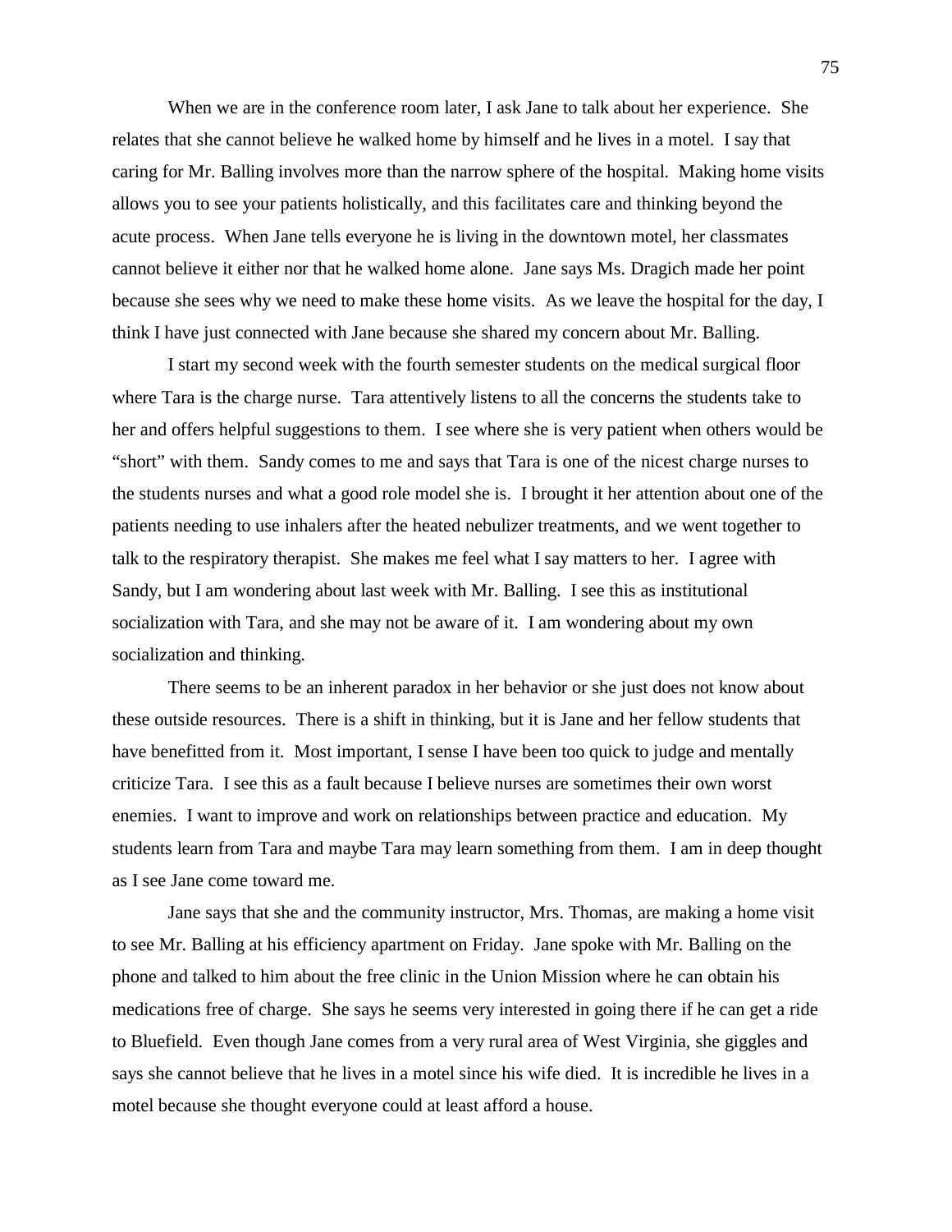When we are in the conference room later, I ask Jane to talk about her experience. She relates that she cannot believe he walked home by himself and he lives in a motel. I say that caring for Mr. Balling involves more than the narrow sphere of the hospital. Making home visits allows you to see your patients holistically, and this facilitates care and thinking beyond the acute process. When Jane tells everyone he is living in the downtown motel, her classmates cannot believe it either nor that he walked home alone. Jane says Ms. Dragich made her point because she sees why we need to make these home visits. As we leave the hospital for the day, I think I have just connected with Jane because she shared my concern about Mr. Balling.

I start my second week with the fourth semester students on the medical surgical floor where Tara is the charge nurse. Tara attentively listens to all the concerns the students take to her and offers helpful suggestions to them. I see where she is very patient when others would be "short" with them. Sandy comes to me and says that Tara is one of the nicest charge nurses to the students nurses and what a good role model she is. I brought it her attention about one of the patients needing to use inhalers after the heated nebulizer treatments, and we went together to talk to the respiratory therapist. She makes me feel what I say matters to her. I agree with Sandy, but I am wondering about last week with Mr. Balling. I see this as institutional socialization with Tara, and she may not be aware of it. I am wondering about my own socialization and thinking.

There seems to be an inherent paradox in her behavior or she just does not know about these outside resources. There is a shift in thinking, but it is Jane and her fellow students that have benefitted from it. Most important, I sense I have been too quick to judge and mentally criticize Tara. I see this as a fault because I believe nurses are sometimes their own worst enemies. I want to improve and work on relationships between practice and education. My students learn from Tara and maybe Tara may learn something from them. I am in deep thought as I see Jane come toward me.

Jane says that she and the community instructor, Mrs. Thomas, are making a home visit to see Mr. Balling at his efficiency apartment on Friday. Jane spoke with Mr. Balling on the phone and talked to him about the free clinic in the Union Mission where he can obtain his medications free of charge. She says he seems very interested in going there if he can get a ride to Bluefield. Even though Jane comes from a very rural area of West Virginia, she giggles and says she cannot believe that he lives in a motel since his wife died. It is incredible he lives in a motel because she thought everyone could at least afford a house.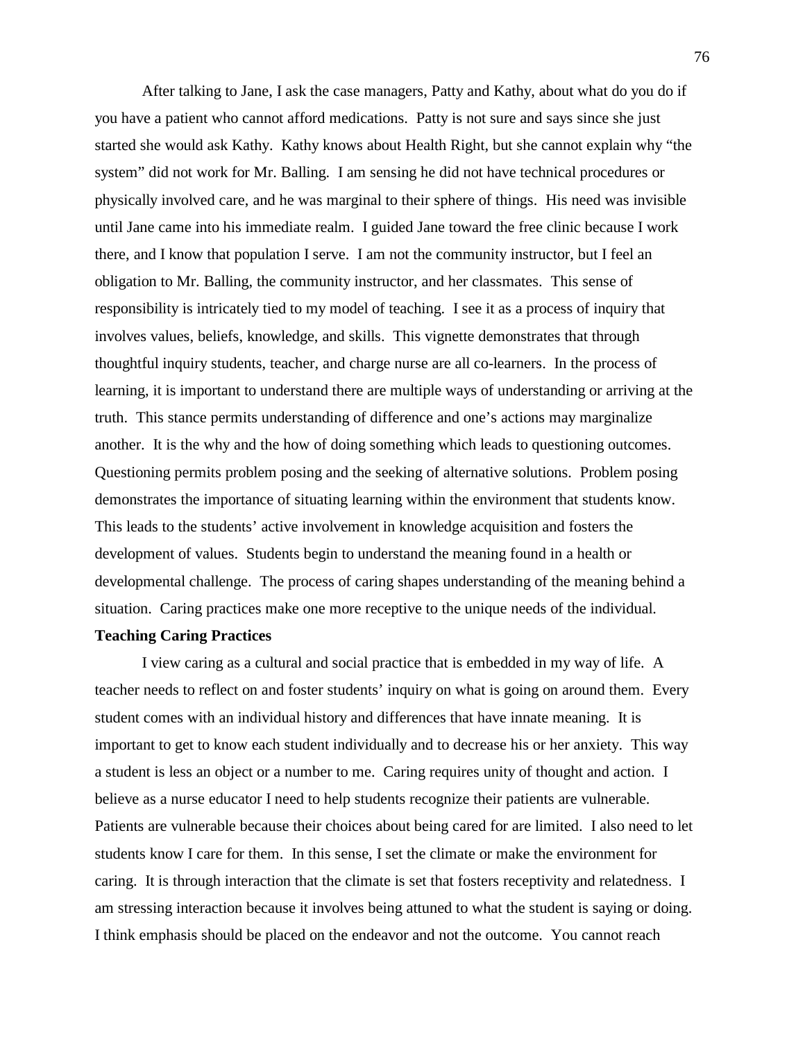After talking to Jane, I ask the case managers, Patty and Kathy, about what do you do if you have a patient who cannot afford medications. Patty is not sure and says since she just started she would ask Kathy. Kathy knows about Health Right, but she cannot explain why "the system" did not work for Mr. Balling. I am sensing he did not have technical procedures or physically involved care, and he was marginal to their sphere of things. His need was invisible until Jane came into his immediate realm. I guided Jane toward the free clinic because I work there, and I know that population I serve. I am not the community instructor, but I feel an obligation to Mr. Balling, the community instructor, and her classmates. This sense of responsibility is intricately tied to my model of teaching. I see it as a process of inquiry that involves values, beliefs, knowledge, and skills. This vignette demonstrates that through thoughtful inquiry students, teacher, and charge nurse are all co-learners. In the process of learning, it is important to understand there are multiple ways of understanding or arriving at the truth. This stance permits understanding of difference and one's actions may marginalize another. It is the why and the how of doing something which leads to questioning outcomes. Questioning permits problem posing and the seeking of alternative solutions. Problem posing demonstrates the importance of situating learning within the environment that students know. This leads to the students' active involvement in knowledge acquisition and fosters the development of values. Students begin to understand the meaning found in a health or developmental challenge. The process of caring shapes understanding of the meaning behind a situation. Caring practices make one more receptive to the unique needs of the individual.

**Teaching Caring Practices**

I view caring as a cultural and social practice that is embedded in my way of life. A teacher needs to reflect on and foster students' inquiry on what is going on around them. Every student comes with an individual history and differences that have innate meaning. It is important to get to know each student individually and to decrease his or her anxiety. This way a student is less an object or a number to me. Caring requires unity of thought and action. I believe as a nurse educator I need to help students recognize their patients are vulnerable. Patients are vulnerable because their choices about being cared for are limited. I also need to let students know I care for them. In this sense, I set the climate or make the environment for caring. It is through interaction that the climate is set that fosters receptivity and relatedness. I am stressing interaction because it involves being attuned to what the student is saying or doing. I think emphasis should be placed on the endeavor and not the outcome. You cannot reach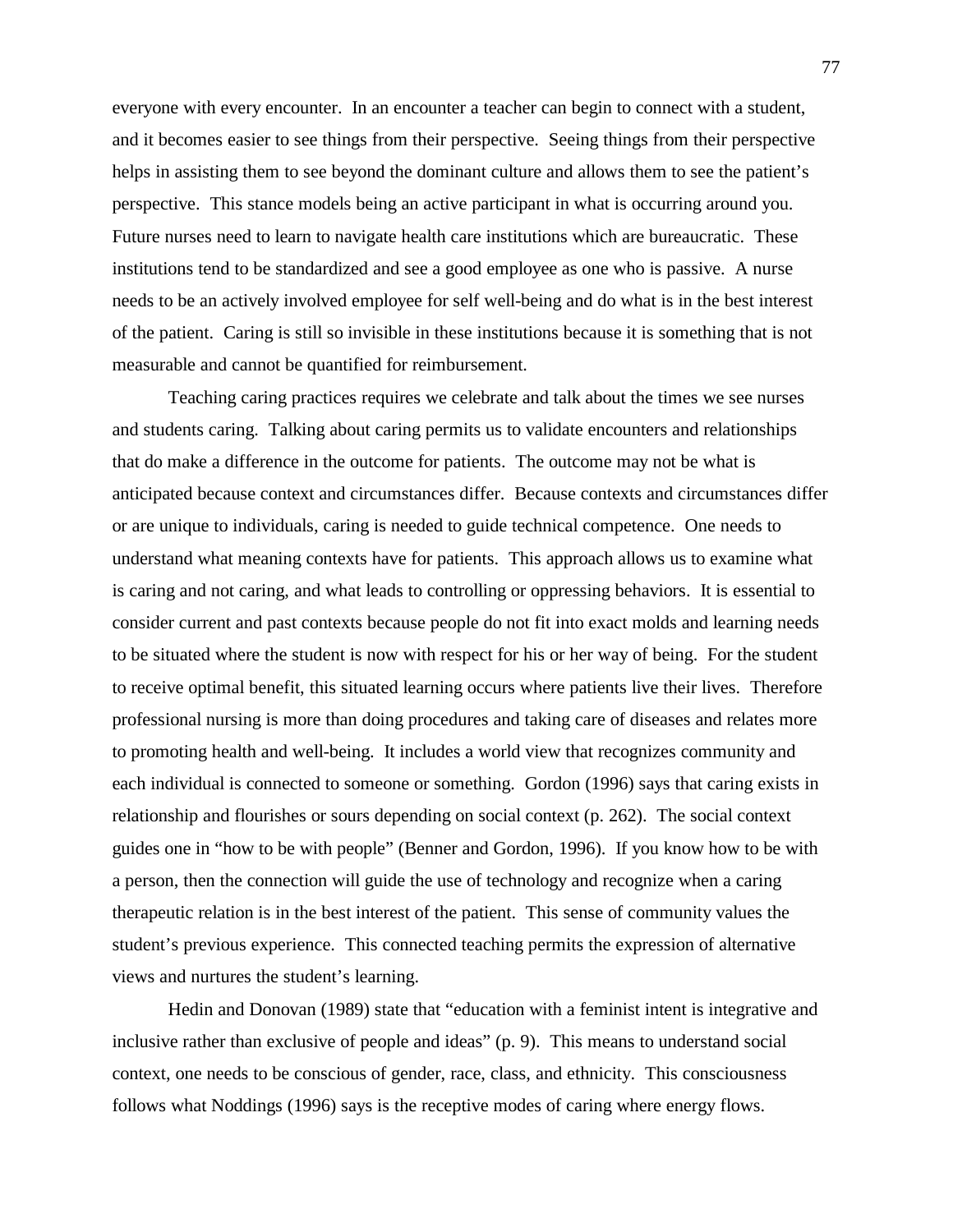everyone with every encounter. In an encounter a teacher can begin to connect with a student, and it becomes easier to see things from their perspective. Seeing things from their perspective helps in assisting them to see beyond the dominant culture and allows them to see the patient's perspective. This stance models being an active participant in what is occurring around you. Future nurses need to learn to navigate health care institutions which are bureaucratic. These institutions tend to be standardized and see a good employee as one who is passive. A nurse needs to be an actively involved employee for self well-being and do what is in the best interest of the patient. Caring is still so invisible in these institutions because it is something that is not measurable and cannot be quantified for reimbursement.

Teaching caring practices requires we celebrate and talk about the times we see nurses and students caring. Talking about caring permits us to validate encounters and relationships that do make a difference in the outcome for patients. The outcome may not be what is anticipated because context and circumstances differ. Because contexts and circumstances differ or are unique to individuals, caring is needed to guide technical competence. One needs to understand what meaning contexts have for patients. This approach allows us to examine what is caring and not caring, and what leads to controlling or oppressing behaviors. It is essential to consider current and past contexts because people do not fit into exact molds and learning needs to be situated where the student is now with respect for his or her way of being. For the student to receive optimal benefit, this situated learning occurs where patients live their lives. Therefore professional nursing is more than doing procedures and taking care of diseases and relates more to promoting health and well-being. It includes a world view that recognizes community and each individual is connected to someone or something. Gordon (1996) says that caring exists in relationship and flourishes or sours depending on social context (p. 262). The social context guides one in "how to be with people" (Benner and Gordon, 1996). If you know how to be with a person, then the connection will guide the use of technology and recognize when a caring therapeutic relation is in the best interest of the patient. This sense of community values the student's previous experience. This connected teaching permits the expression of alternative views and nurtures the student's learning.

Hedin and Donovan (1989) state that "education with a feminist intent is integrative and inclusive rather than exclusive of people and ideas" (p. 9). This means to understand social context, one needs to be conscious of gender, race, class, and ethnicity. This consciousness follows what Noddings (1996) says is the receptive modes of caring where energy flows.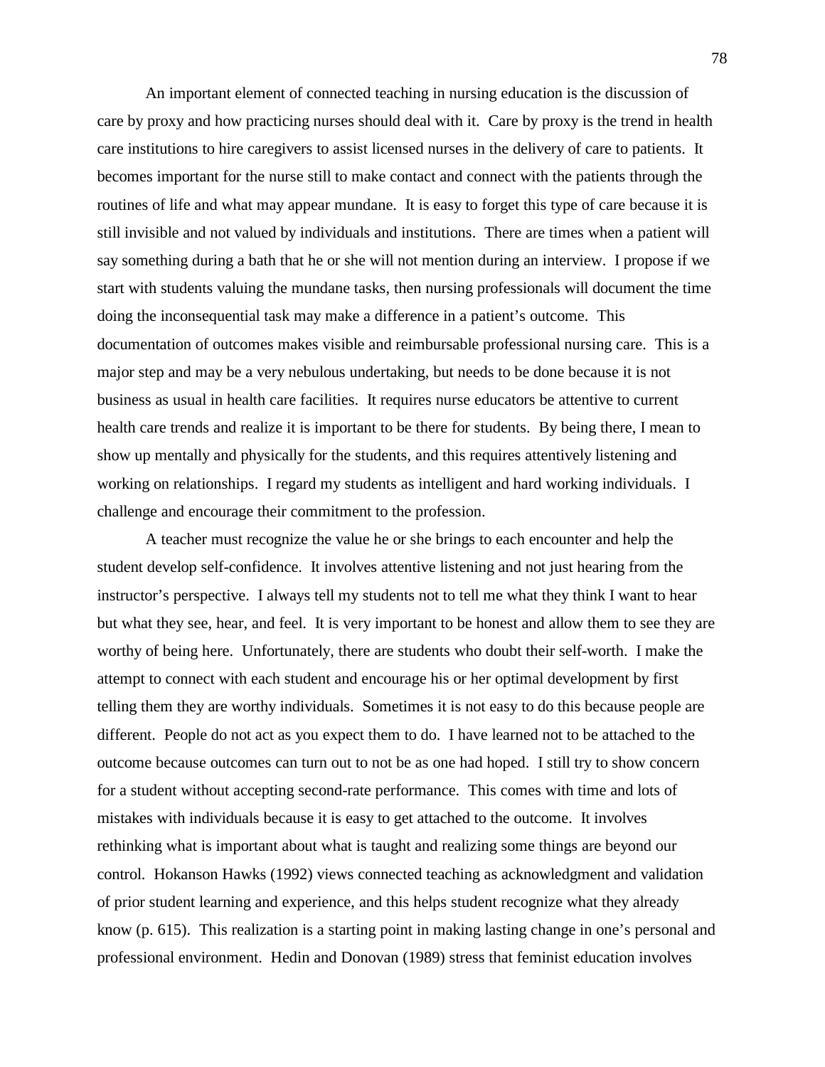An important element of connected teaching in nursing education is the discussion of care by proxy and how practicing nurses should deal with it. Care by proxy is the trend in health care institutions to hire caregivers to assist licensed nurses in the delivery of care to patients. It becomes important for the nurse still to make contact and connect with the patients through the routines of life and what may appear mundane. It is easy to forget this type of care because it is still invisible and not valued by individuals and institutions. There are times when a patient will say something during a bath that he or she will not mention during an interview. I propose if we start with students valuing the mundane tasks, then nursing professionals will document the time doing the inconsequential task may make a difference in a patient's outcome. This documentation of outcomes makes visible and reimbursable professional nursing care. This is a major step and may be a very nebulous undertaking, but needs to be done because it is not business as usual in health care facilities. It requires nurse educators be attentive to current health care trends and realize it is important to be there for students. By being there, I mean to show up mentally and physically for the students, and this requires attentively listening and working on relationships. I regard my students as intelligent and hard working individuals. I challenge and encourage their commitment to the profession.

A teacher must recognize the value he or she brings to each encounter and help the student develop self-confidence. It involves attentive listening and not just hearing from the instructor's perspective. I always tell my students not to tell me what they think I want to hear but what they see, hear, and feel. It is very important to be honest and allow them to see they are worthy of being here. Unfortunately, there are students who doubt their self-worth. I make the attempt to connect with each student and encourage his or her optimal development by first telling them they are worthy individuals. Sometimes it is not easy to do this because people are different. People do not act as you expect them to do. I have learned not to be attached to the outcome because outcomes can turn out to not be as one had hoped. I still try to show concern for a student without accepting second-rate performance. This comes with time and lots of mistakes with individuals because it is easy to get attached to the outcome. It involves rethinking what is important about what is taught and realizing some things are beyond our control. Hokanson Hawks (1992) views connected teaching as acknowledgment and validation of prior student learning and experience, and this helps student recognize what they already know (p. 615). This realization is a starting point in making lasting change in one's personal and professional environment. Hedin and Donovan (1989) stress that feminist education involves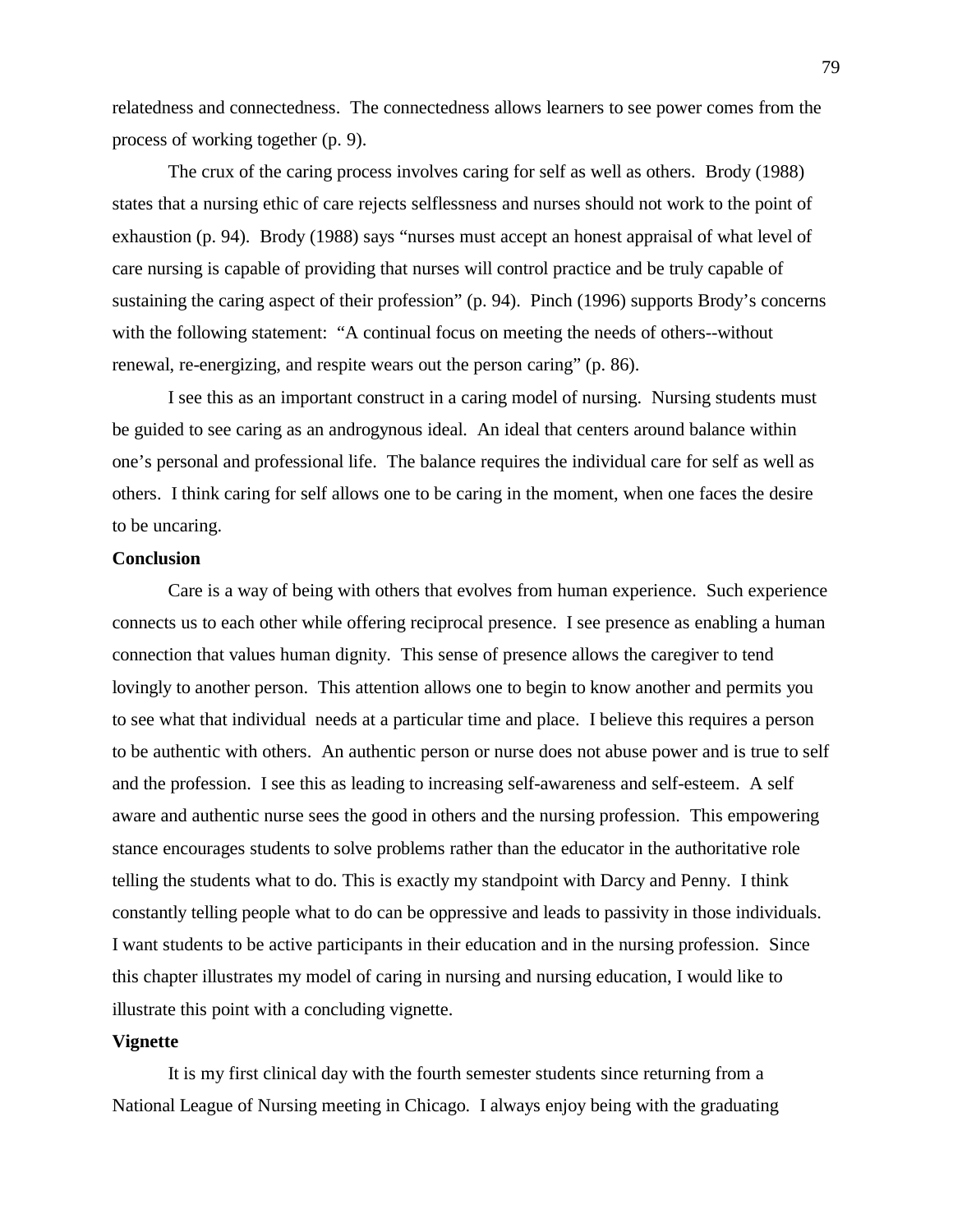relatedness and connectedness. The connectedness allows learners to see power comes from the process of working together (p. 9).

The crux of the caring process involves caring for self as well as others. Brody (1988) states that a nursing ethic of care rejects selflessness and nurses should not work to the point of exhaustion (p. 94). Brody (1988) says "nurses must accept an honest appraisal of what level of care nursing is capable of providing that nurses will control practice and be truly capable of sustaining the caring aspect of their profession" (p. 94). Pinch (1996) supports Brody's concerns with the following statement: "A continual focus on meeting the needs of others--without renewal, re-energizing, and respite wears out the person caring" (p. 86).

I see this as an important construct in a caring model of nursing. Nursing students must be guided to see caring as an androgynous ideal. An ideal that centers around balance within one's personal and professional life. The balance requires the individual care for self as well as others. I think caring for self allows one to be caring in the moment, when one faces the desire to be uncaring.

**Conclusion**

Care is a way of being with others that evolves from human experience. Such experience connects us to each other while offering reciprocal presence. I see presence as enabling a human connection that values human dignity. This sense of presence allows the caregiver to tend lovingly to another person. This attention allows one to begin to know another and permits you to see what that individual needs at a particular time and place. I believe this requires a person to be authentic with others. An authentic person or nurse does not abuse power and is true to self and the profession. I see this as leading to increasing self-awareness and self-esteem. A self aware and authentic nurse sees the good in others and the nursing profession. This empowering stance encourages students to solve problems rather than the educator in the authoritative role telling the students what to do. This is exactly my standpoint with Darcy and Penny. I think constantly telling people what to do can be oppressive and leads to passivity in those individuals. I want students to be active participants in their education and in the nursing profession. Since this chapter illustrates my model of caring in nursing and nursing education, I would like to illustrate this point with a concluding vignette.

**Vignette**

It is my first clinical day with the fourth semester students since returning from a National League of Nursing meeting in Chicago. I always enjoy being with the graduating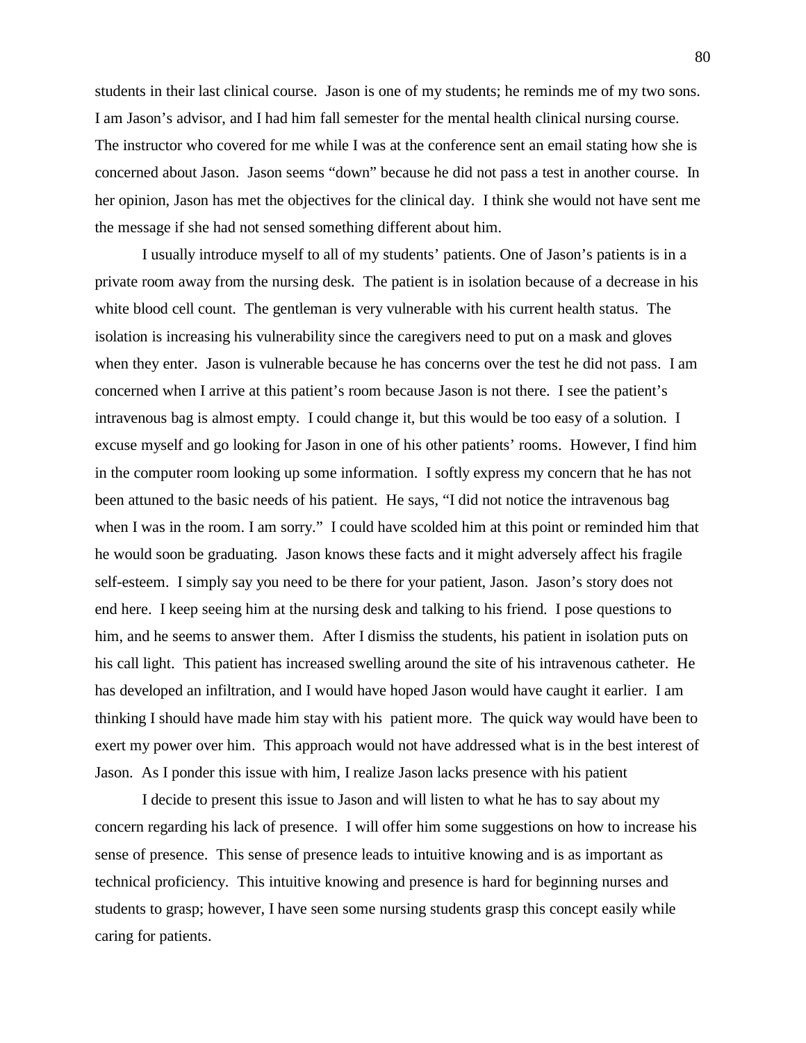students in their last clinical course. Jason is one of my students; he reminds me of my two sons. I am Jason's advisor, and I had him fall semester for the mental health clinical nursing course. The instructor who covered for me while I was at the conference sent an email stating how she is concerned about Jason. Jason seems "down" because he did not pass a test in another course. In her opinion, Jason has met the objectives for the clinical day. I think she would not have sent me the message if she had not sensed something different about him.

I usually introduce myself to all of my students' patients. One of Jason's patients is in a private room away from the nursing desk. The patient is in isolation because of a decrease in his white blood cell count. The gentleman is very vulnerable with his current health status. The isolation is increasing his vulnerability since the caregivers need to put on a mask and gloves when they enter. Jason is vulnerable because he has concerns over the test he did not pass. I am concerned when I arrive at this patient's room because Jason is not there. I see the patient's intravenous bag is almost empty. I could change it, but this would be too easy of a solution. I excuse myself and go looking for Jason in one of his other patients' rooms. However, I find him in the computer room looking up some information. I softly express my concern that he has not been attuned to the basic needs of his patient. He says, "I did not notice the intravenous bag when I was in the room. I am sorry." I could have scolded him at this point or reminded him that he would soon be graduating. Jason knows these facts and it might adversely affect his fragile self-esteem. I simply say you need to be there for your patient, Jason. Jason's story does not end here. I keep seeing him at the nursing desk and talking to his friend. I pose questions to him, and he seems to answer them. After I dismiss the students, his patient in isolation puts on his call light. This patient has increased swelling around the site of his intravenous catheter. He has developed an infiltration, and I would have hoped Jason would have caught it earlier. I am thinking I should have made him stay with his patient more. The quick way would have been to exert my power over him. This approach would not have addressed what is in the best interest of Jason. As I ponder this issue with him, I realize Jason lacks presence with his patient

I decide to present this issue to Jason and will listen to what he has to say about my concern regarding his lack of presence. I will offer him some suggestions on how to increase his sense of presence. This sense of presence leads to intuitive knowing and is as important as technical proficiency. This intuitive knowing and presence is hard for beginning nurses and students to grasp; however, I have seen some nursing students grasp this concept easily while caring for patients.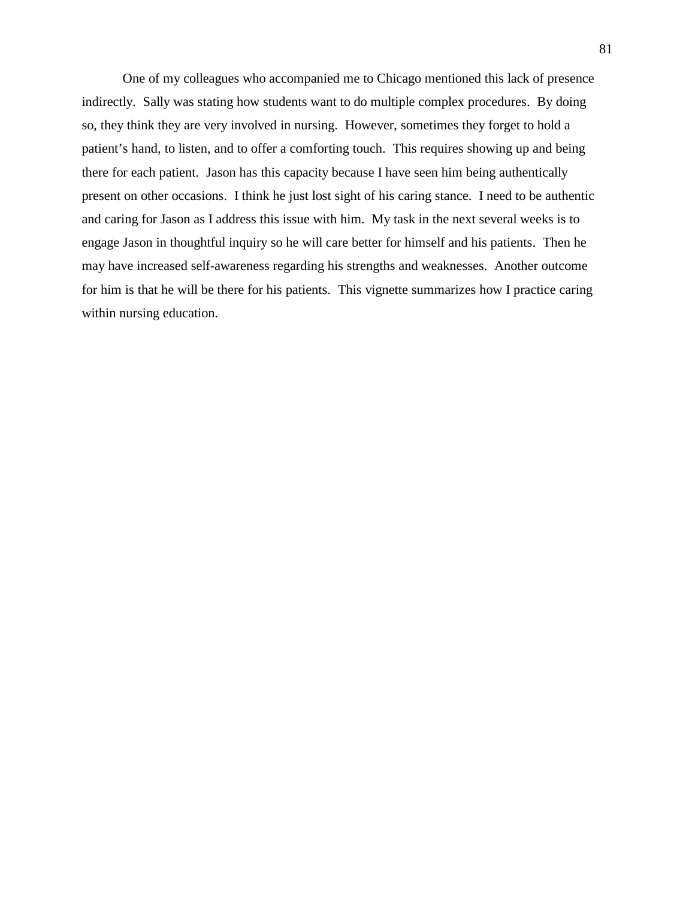One of my colleagues who accompanied me to Chicago mentioned this lack of presence indirectly. Sally was stating how students want to do multiple complex procedures. By doing so, they think they are very involved in nursing. However, sometimes they forget to hold a patient's hand, to listen, and to offer a comforting touch. This requires showing up and being there for each patient. Jason has this capacity because I have seen him being authentically present on other occasions. I think he just lost sight of his caring stance. I need to be authentic and caring for Jason as I address this issue with him. My task in the next several weeks is to engage Jason in thoughtful inquiry so he will care better for himself and his patients. Then he may have increased self-awareness regarding his strengths and weaknesses. Another outcome for him is that he will be there for his patients. This vignette summarizes how I practice caring within nursing education.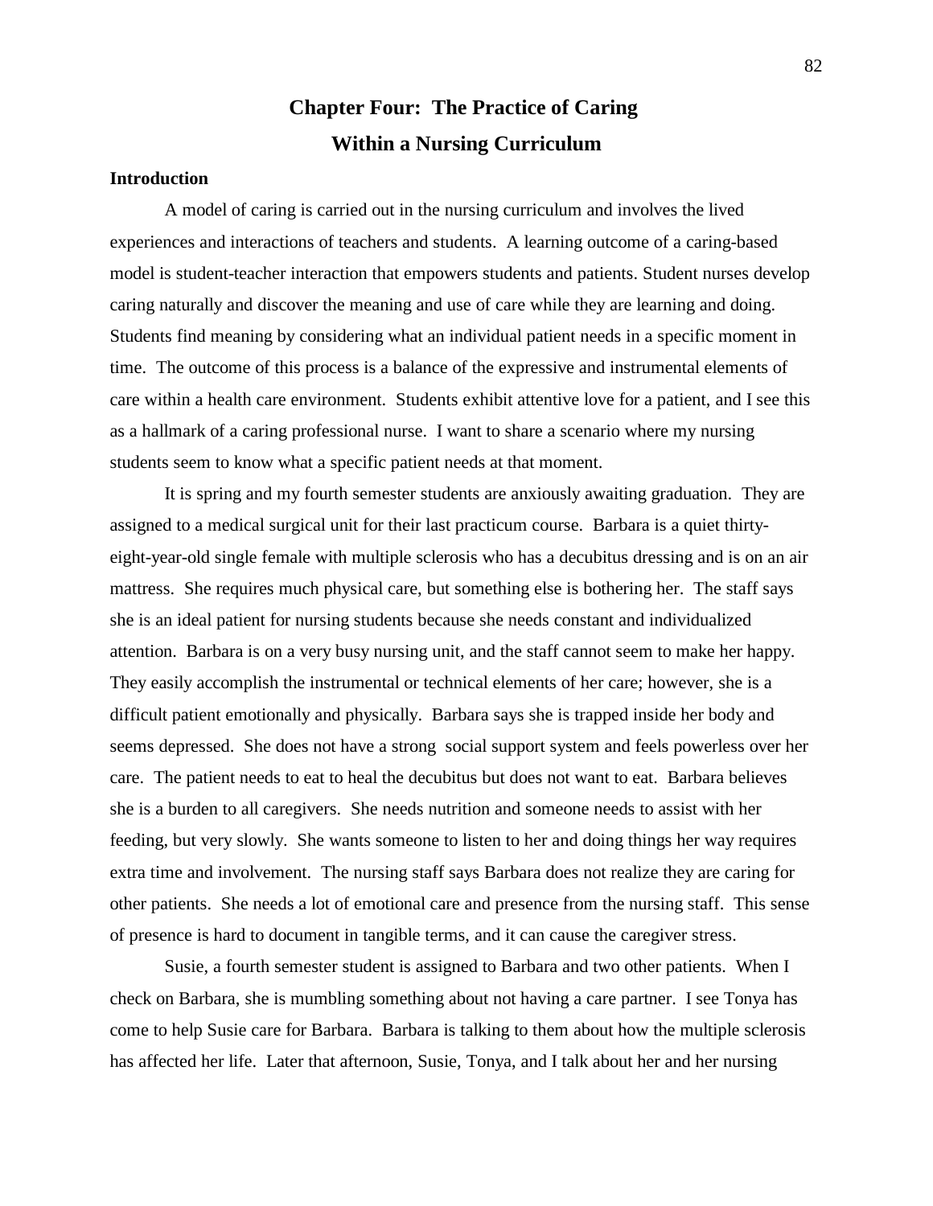# Chapter Four: The Practice of Caring Within a Nursing Curriculum

### Introduction

A model of caring is carried out in the nursing curriculum and involves the lived experiences and interactions of teachers and students. A learning outcome of a caring-based model is student-teacher interaction that empowers students and patients. Student nurses develop caring naturally and discover the meaning and use of care while they are learning and doing. Students find meaning by considering what an individual patient needs in a specific moment in time. The outcome of this process is a balance of the expressive and instrumental elements of care within a health care environment. Students exhibit attentive love for a patient, and I see this as a hallmark of a caring professional nurse. I want to share a scenario where my nursing students seem to know what a specific patient needs at that moment.

It is spring and my fourth semester students are anxiously awaiting graduation. They are assigned to a medical surgical unit for their last practicum course. Barbara is a quiet thirty-eight-year-old single female with multiple sclerosis who has a decubitus dressing and is on an air mattress. She requires much physical care, but something else is bothering her. The staff says she is an ideal patient for nursing students because she needs constant and individualized attention. Barbara is on a very busy nursing unit, and the staff cannot seem to make her happy. They easily accomplish the instrumental or technical elements of her care; however, she is a difficult patient emotionally and physically. Barbara says she is trapped inside her body and seems depressed. She does not have a strong social support system and feels powerless over her care. The patient needs to eat to heal the decubitus but does not want to eat. Barbara believes she is a burden to all caregivers. She needs nutrition and someone needs to assist with her feeding, but very slowly. She wants someone to listen to her and doing things her way requires extra time and involvement. The nursing staff says Barbara does not realize they are caring for other patients. She needs a lot of emotional care and presence from the nursing staff. This sense of presence is hard to document in tangible terms, and it can cause the caregiver stress.

Susie, a fourth semester student is assigned to Barbara and two other patients. When I check on Barbara, she is mumbling something about not having a care partner. I see Tonya has come to help Susie care for Barbara. Barbara is talking to them about how the multiple sclerosis has affected her life. Later that afternoon, Susie, Tonya, and I talk about her and her nursing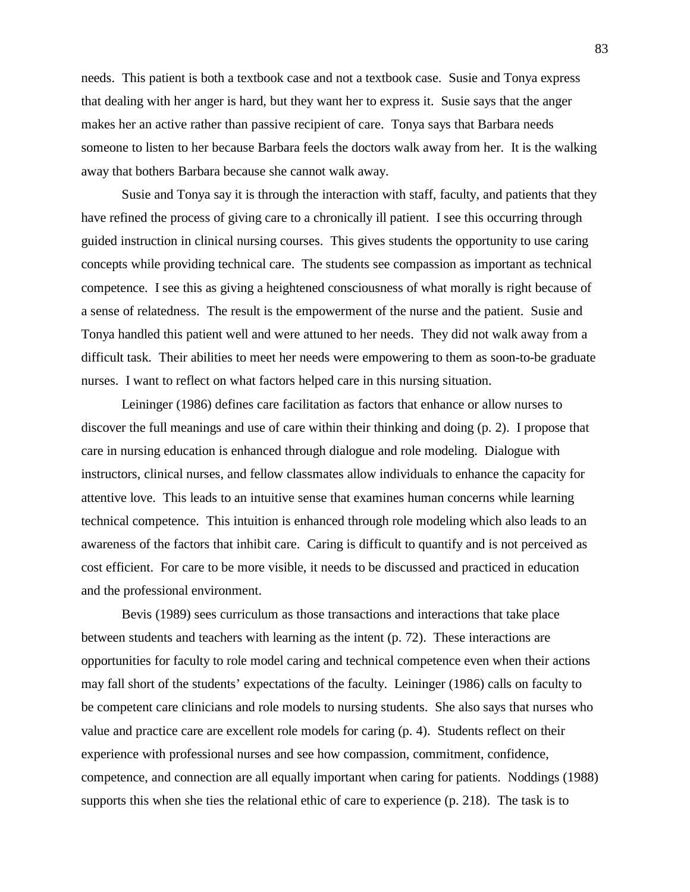needs. This patient is both a textbook case and not a textbook case. Susie and Tonya express that dealing with her anger is hard, but they want her to express it. Susie says that the anger makes her an active rather than passive recipient of care. Tonya says that Barbara needs someone to listen to her because Barbara feels the doctors walk away from her. It is the walking away that bothers Barbara because she cannot walk away.

Susie and Tonya say it is through the interaction with staff, faculty, and patients that they have refined the process of giving care to a chronically ill patient. I see this occurring through guided instruction in clinical nursing courses. This gives students the opportunity to use caring concepts while providing technical care. The students see compassion as important as technical competence. I see this as giving a heightened consciousness of what morally is right because of a sense of relatedness. The result is the empowerment of the nurse and the patient. Susie and Tonya handled this patient well and were attuned to her needs. They did not walk away from a difficult task. Their abilities to meet her needs were empowering to them as soon-to-be graduate nurses. I want to reflect on what factors helped care in this nursing situation.

Leininger (1986) defines care facilitation as factors that enhance or allow nurses to discover the full meanings and use of care within their thinking and doing (p. 2). I propose that care in nursing education is enhanced through dialogue and role modeling. Dialogue with instructors, clinical nurses, and fellow classmates allow individuals to enhance the capacity for attentive love. This leads to an intuitive sense that examines human concerns while learning technical competence. This intuition is enhanced through role modeling which also leads to an awareness of the factors that inhibit care. Caring is difficult to quantify and is not perceived as cost efficient. For care to be more visible, it needs to be discussed and practiced in education and the professional environment.

Bevis (1989) sees curriculum as those transactions and interactions that take place between students and teachers with learning as the intent (p. 72). These interactions are opportunities for faculty to role model caring and technical competence even when their actions may fall short of the students' expectations of the faculty. Leininger (1986) calls on faculty to be competent care clinicians and role models to nursing students. She also says that nurses who value and practice care are excellent role models for caring (p. 4). Students reflect on their experience with professional nurses and see how compassion, commitment, confidence, competence, and connection are all equally important when caring for patients. Noddings (1988) supports this when she ties the relational ethic of care to experience (p. 218). The task is to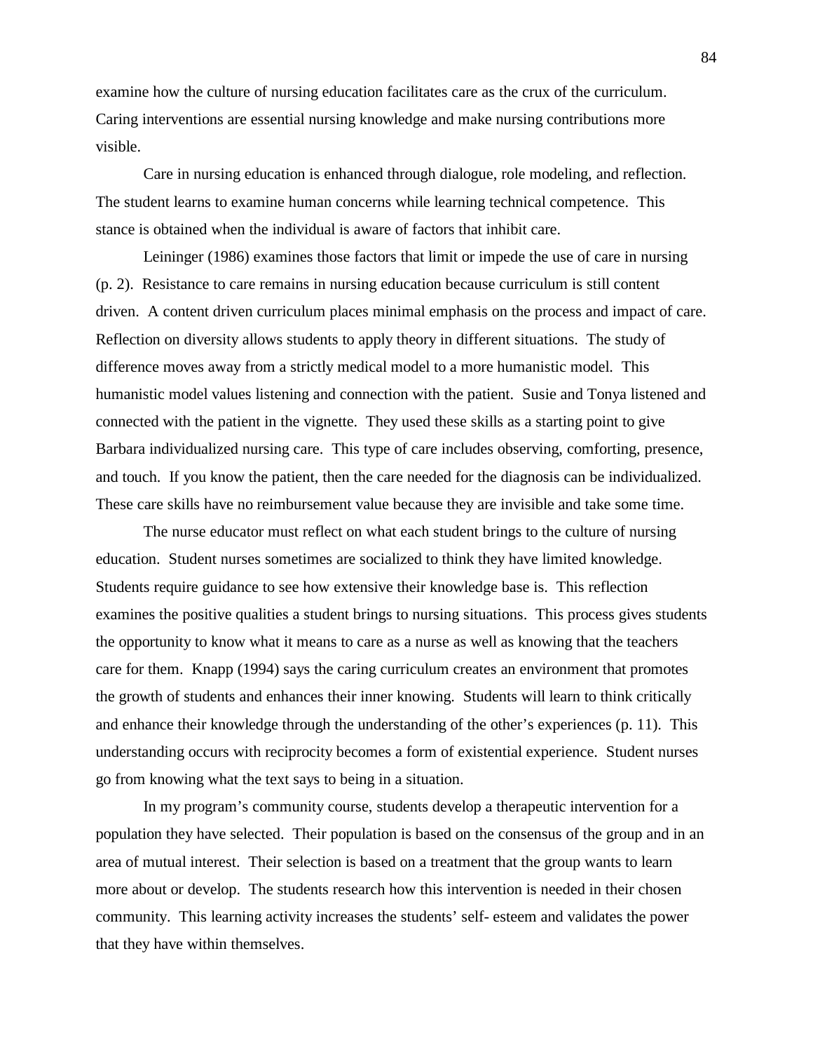examine how the culture of nursing education facilitates care as the crux of the curriculum. Caring interventions are essential nursing knowledge and make nursing contributions more visible.

Care in nursing education is enhanced through dialogue, role modeling, and reflection. The student learns to examine human concerns while learning technical competence. This stance is obtained when the individual is aware of factors that inhibit care.

Leininger (1986) examines those factors that limit or impede the use of care in nursing (p. 2). Resistance to care remains in nursing education because curriculum is still content driven. A content driven curriculum places minimal emphasis on the process and impact of care. Reflection on diversity allows students to apply theory in different situations. The study of difference moves away from a strictly medical model to a more humanistic model. This humanistic model values listening and connection with the patient. Susie and Tonya listened and connected with the patient in the vignette. They used these skills as a starting point to give Barbara individualized nursing care. This type of care includes observing, comforting, presence, and touch. If you know the patient, then the care needed for the diagnosis can be individualized. These care skills have no reimbursement value because they are invisible and take some time.

The nurse educator must reflect on what each student brings to the culture of nursing education. Student nurses sometimes are socialized to think they have limited knowledge. Students require guidance to see how extensive their knowledge base is. This reflection examines the positive qualities a student brings to nursing situations. This process gives students the opportunity to know what it means to care as a nurse as well as knowing that the teachers care for them. Knapp (1994) says the caring curriculum creates an environment that promotes the growth of students and enhances their inner knowing. Students will learn to think critically and enhance their knowledge through the understanding of the other's experiences (p. 11). This understanding occurs with reciprocity becomes a form of existential experience. Student nurses go from knowing what the text says to being in a situation.

In my program's community course, students develop a therapeutic intervention for a population they have selected. Their population is based on the consensus of the group and in an area of mutual interest. Their selection is based on a treatment that the group wants to learn more about or develop. The students research how this intervention is needed in their chosen community. This learning activity increases the students' self- esteem and validates the power that they have within themselves.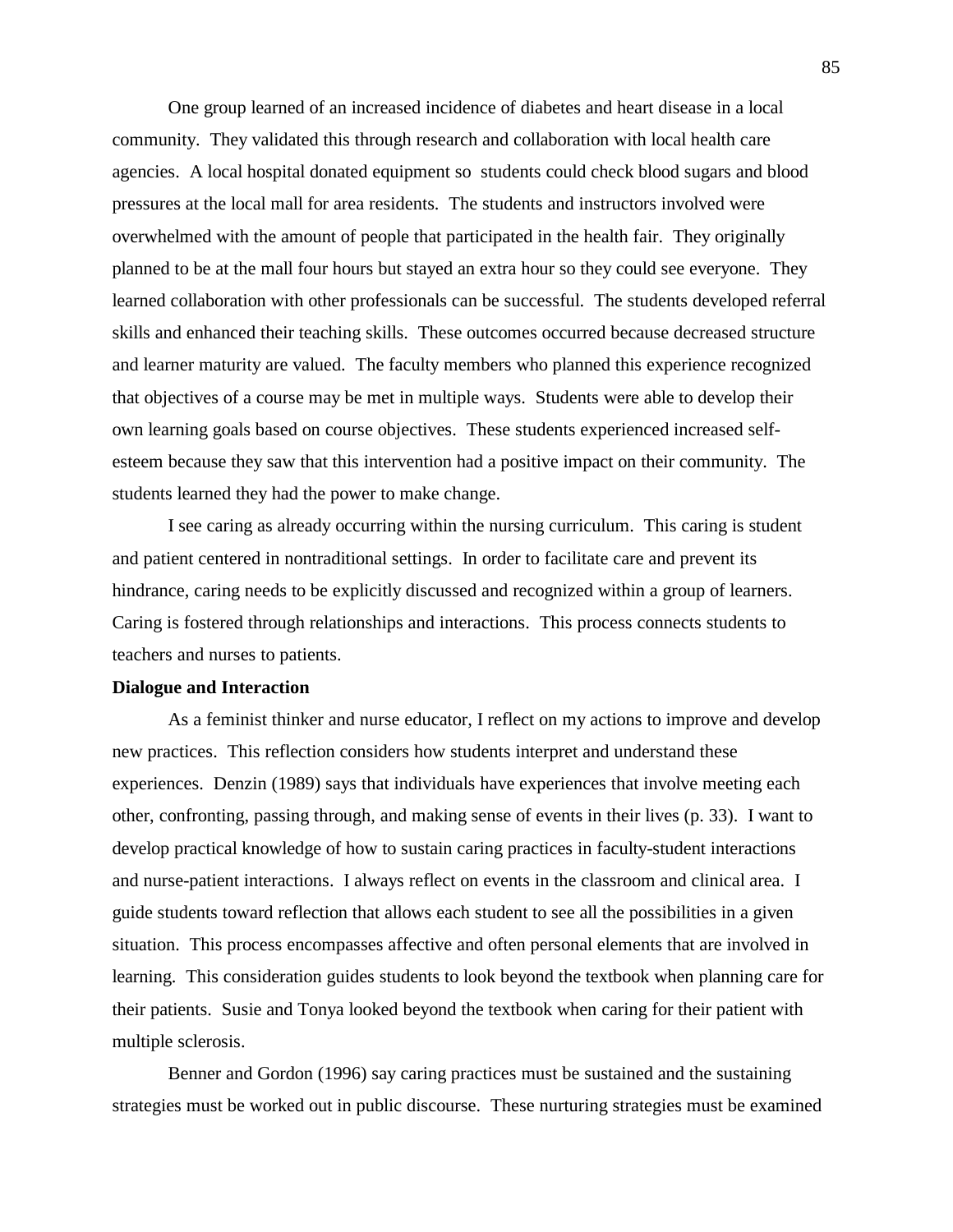One group learned of an increased incidence of diabetes and heart disease in a local community. They validated this through research and collaboration with local health care agencies. A local hospital donated equipment so students could check blood sugars and blood pressures at the local mall for area residents. The students and instructors involved were overwhelmed with the amount of people that participated in the health fair. They originally planned to be at the mall four hours but stayed an extra hour so they could see everyone. They learned collaboration with other professionals can be successful. The students developed referral skills and enhanced their teaching skills. These outcomes occurred because decreased structure and learner maturity are valued. The faculty members who planned this experience recognized that objectives of a course may be met in multiple ways. Students were able to develop their own learning goals based on course objectives. These students experienced increased self-esteem because they saw that this intervention had a positive impact on their community. The students learned they had the power to make change.

I see caring as already occurring within the nursing curriculum. This caring is student and patient centered in nontraditional settings. In order to facilitate care and prevent its hindrance, caring needs to be explicitly discussed and recognized within a group of learners. Caring is fostered through relationships and interactions. This process connects students to teachers and nurses to patients.

**Dialogue and Interaction**

As a feminist thinker and nurse educator, I reflect on my actions to improve and develop new practices. This reflection considers how students interpret and understand these experiences. Denzin (1989) says that individuals have experiences that involve meeting each other, confronting, passing through, and making sense of events in their lives (p. 33). I want to develop practical knowledge of how to sustain caring practices in faculty-student interactions and nurse-patient interactions. I always reflect on events in the classroom and clinical area. I guide students toward reflection that allows each student to see all the possibilities in a given situation. This process encompasses affective and often personal elements that are involved in learning. This consideration guides students to look beyond the textbook when planning care for their patients. Susie and Tonya looked beyond the textbook when caring for their patient with multiple sclerosis.

Benner and Gordon (1996) say caring practices must be sustained and the sustaining strategies must be worked out in public discourse. These nurturing strategies must be examined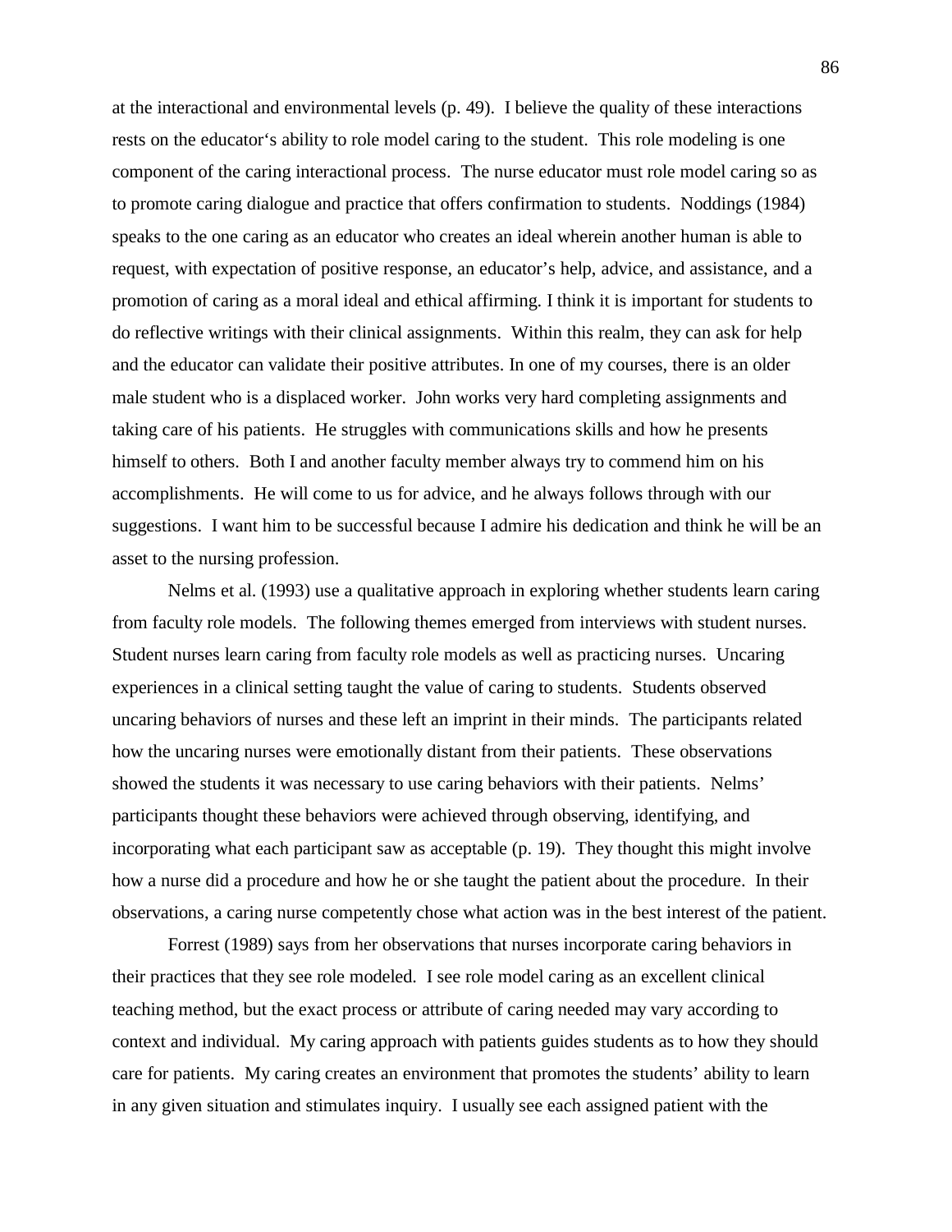at the interactional and environmental levels (p. 49). I believe the quality of these interactions rests on the educator's ability to role model caring to the student. This role modeling is one component of the caring interactional process. The nurse educator must role model caring so as to promote caring dialogue and practice that offers confirmation to students. Noddings (1984) speaks to the one caring as an educator who creates an ideal wherein another human is able to request, with expectation of positive response, an educator's help, advice, and assistance, and a promotion of caring as a moral ideal and ethical affirming. I think it is important for students to do reflective writings with their clinical assignments. Within this realm, they can ask for help and the educator can validate their positive attributes. In one of my courses, there is an older male student who is a displaced worker. John works very hard completing assignments and taking care of his patients. He struggles with communications skills and how he presents himself to others. Both I and another faculty member always try to commend him on his accomplishments. He will come to us for advice, and he always follows through with our suggestions. I want him to be successful because I admire his dedication and think he will be an asset to the nursing profession.

Nelms et al. (1993) use a qualitative approach in exploring whether students learn caring from faculty role models. The following themes emerged from interviews with student nurses. Student nurses learn caring from faculty role models as well as practicing nurses. Uncaring experiences in a clinical setting taught the value of caring to students. Students observed uncaring behaviors of nurses and these left an imprint in their minds. The participants related how the uncaring nurses were emotionally distant from their patients. These observations showed the students it was necessary to use caring behaviors with their patients. Nelms' participants thought these behaviors were achieved through observing, identifying, and incorporating what each participant saw as acceptable (p. 19). They thought this might involve how a nurse did a procedure and how he or she taught the patient about the procedure. In their observations, a caring nurse competently chose what action was in the best interest of the patient.

Forrest (1989) says from her observations that nurses incorporate caring behaviors in their practices that they see role modeled. I see role model caring as an excellent clinical teaching method, but the exact process or attribute of caring needed may vary according to context and individual. My caring approach with patients guides students as to how they should care for patients. My caring creates an environment that promotes the students' ability to learn in any given situation and stimulates inquiry. I usually see each assigned patient with the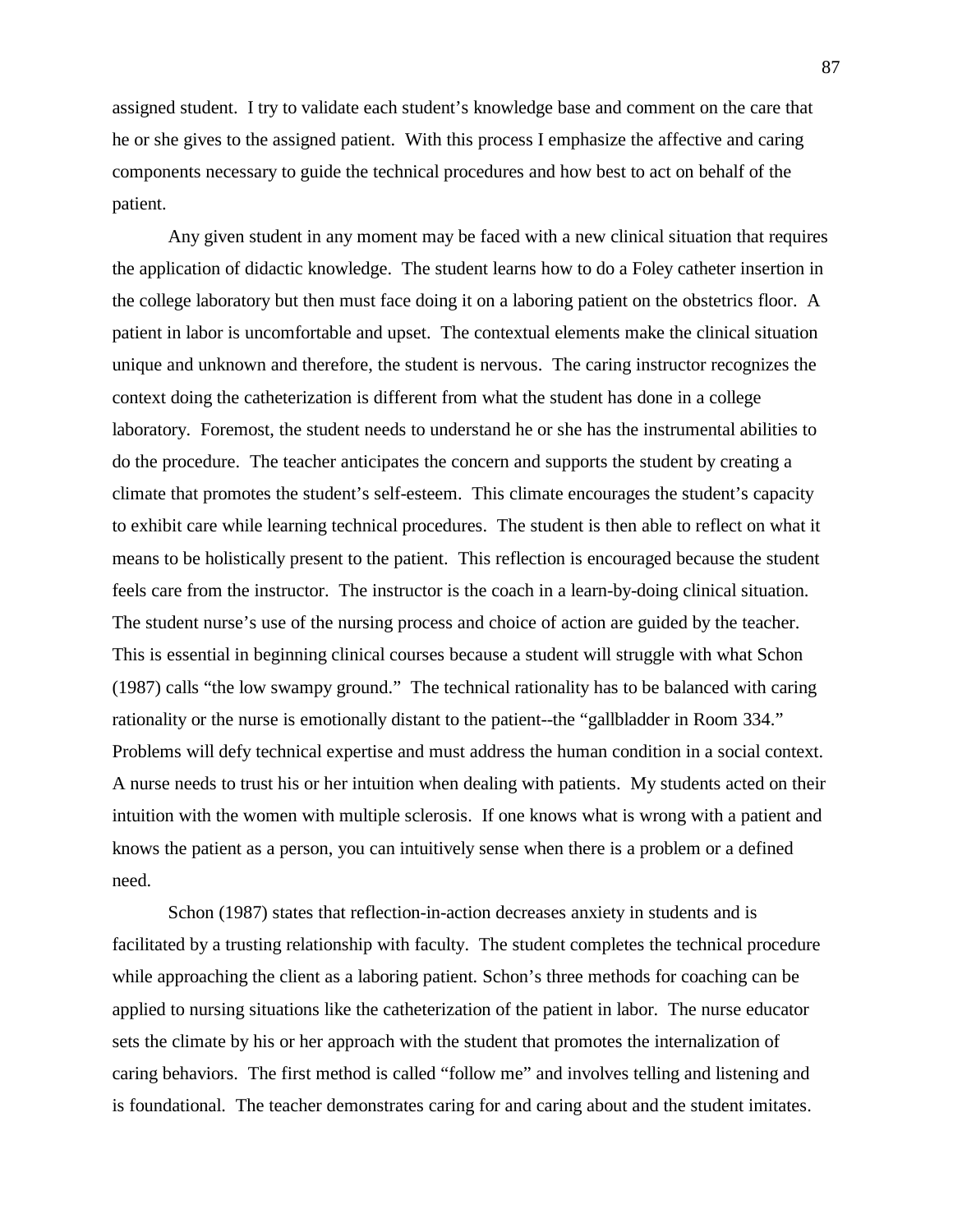assigned student. I try to validate each student's knowledge base and comment on the care that he or she gives to the assigned patient. With this process I emphasize the affective and caring components necessary to guide the technical procedures and how best to act on behalf of the patient.

Any given student in any moment may be faced with a new clinical situation that requires the application of didactic knowledge. The student learns how to do a Foley catheter insertion in the college laboratory but then must face doing it on a laboring patient on the obstetrics floor. A patient in labor is uncomfortable and upset. The contextual elements make the clinical situation unique and unknown and therefore, the student is nervous. The caring instructor recognizes the context doing the catheterization is different from what the student has done in a college laboratory. Foremost, the student needs to understand he or she has the instrumental abilities to do the procedure. The teacher anticipates the concern and supports the student by creating a climate that promotes the student's self-esteem. This climate encourages the student's capacity to exhibit care while learning technical procedures. The student is then able to reflect on what it means to be holistically present to the patient. This reflection is encouraged because the student feels care from the instructor. The instructor is the coach in a learn-by-doing clinical situation. The student nurse's use of the nursing process and choice of action are guided by the teacher. This is essential in beginning clinical courses because a student will struggle with what Schon (1987) calls "the low swampy ground." The technical rationality has to be balanced with caring rationality or the nurse is emotionally distant to the patient--the "gallbladder in Room 334." Problems will defy technical expertise and must address the human condition in a social context. A nurse needs to trust his or her intuition when dealing with patients. My students acted on their intuition with the women with multiple sclerosis. If one knows what is wrong with a patient and knows the patient as a person, you can intuitively sense when there is a problem or a defined need.

Schon (1987) states that reflection-in-action decreases anxiety in students and is facilitated by a trusting relationship with faculty. The student completes the technical procedure while approaching the client as a laboring patient. Schon's three methods for coaching can be applied to nursing situations like the catheterization of the patient in labor. The nurse educator sets the climate by his or her approach with the student that promotes the internalization of caring behaviors. The first method is called "follow me" and involves telling and listening and is foundational. The teacher demonstrates caring for and caring about and the student imitates.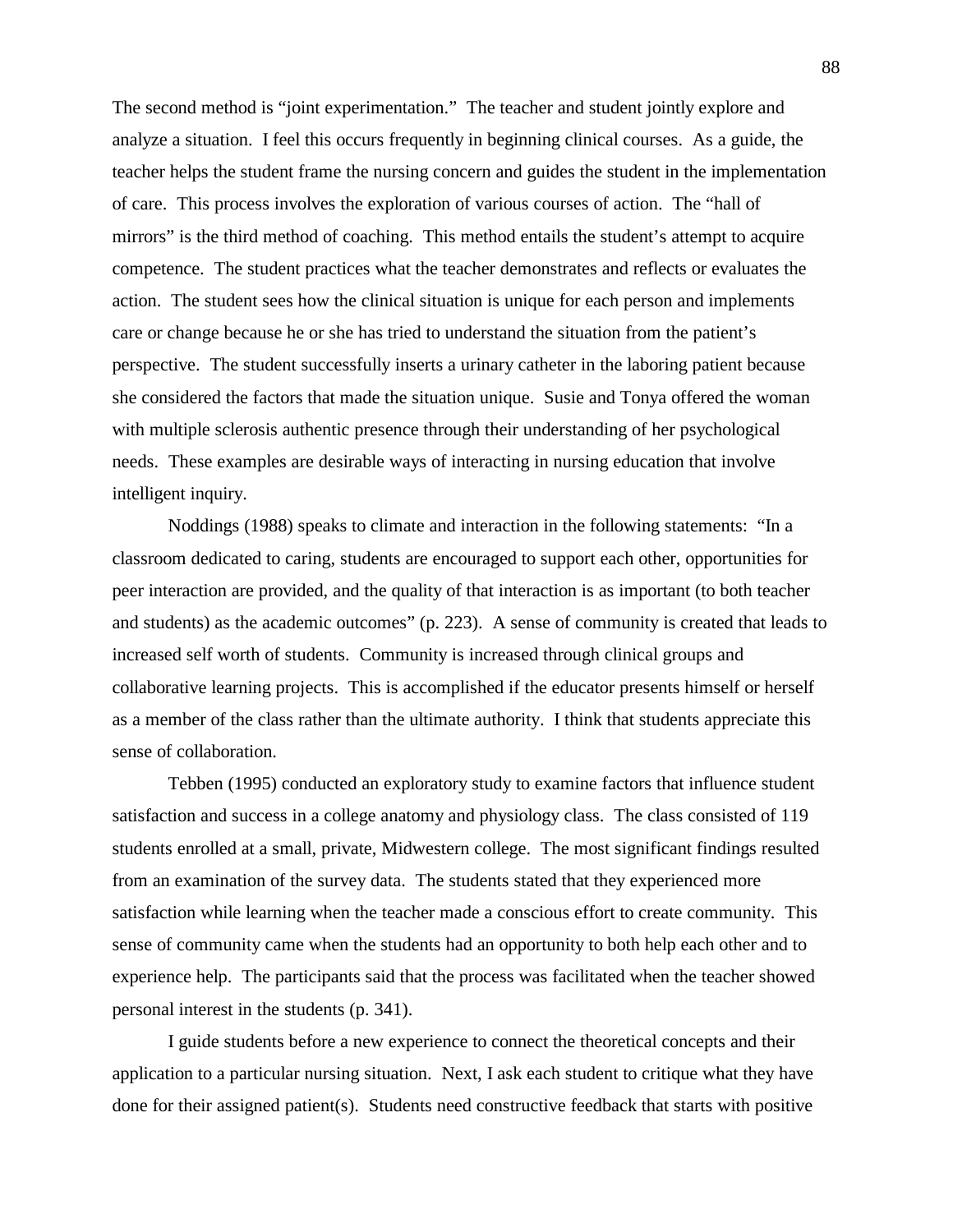The second method is "joint experimentation." The teacher and student jointly explore and analyze a situation. I feel this occurs frequently in beginning clinical courses. As a guide, the teacher helps the student frame the nursing concern and guides the student in the implementation of care. This process involves the exploration of various courses of action. The "hall of mirrors" is the third method of coaching. This method entails the student's attempt to acquire competence. The student practices what the teacher demonstrates and reflects or evaluates the action. The student sees how the clinical situation is unique for each person and implements care or change because he or she has tried to understand the situation from the patient's perspective. The student successfully inserts a urinary catheter in the laboring patient because she considered the factors that made the situation unique. Susie and Tonya offered the woman with multiple sclerosis authentic presence through their understanding of her psychological needs. These examples are desirable ways of interacting in nursing education that involve intelligent inquiry.

Noddings (1988) speaks to climate and interaction in the following statements: "In a classroom dedicated to caring, students are encouraged to support each other, opportunities for peer interaction are provided, and the quality of that interaction is as important (to both teacher and students) as the academic outcomes" (p. 223). A sense of community is created that leads to increased self worth of students. Community is increased through clinical groups and collaborative learning projects. This is accomplished if the educator presents himself or herself as a member of the class rather than the ultimate authority. I think that students appreciate this sense of collaboration.

Tebben (1995) conducted an exploratory study to examine factors that influence student satisfaction and success in a college anatomy and physiology class. The class consisted of 119 students enrolled at a small, private, Midwestern college. The most significant findings resulted from an examination of the survey data. The students stated that they experienced more satisfaction while learning when the teacher made a conscious effort to create community. This sense of community came when the students had an opportunity to both help each other and to experience help. The participants said that the process was facilitated when the teacher showed personal interest in the students (p. 341).

I guide students before a new experience to connect the theoretical concepts and their application to a particular nursing situation. Next, I ask each student to critique what they have done for their assigned patient(s). Students need constructive feedback that starts with positive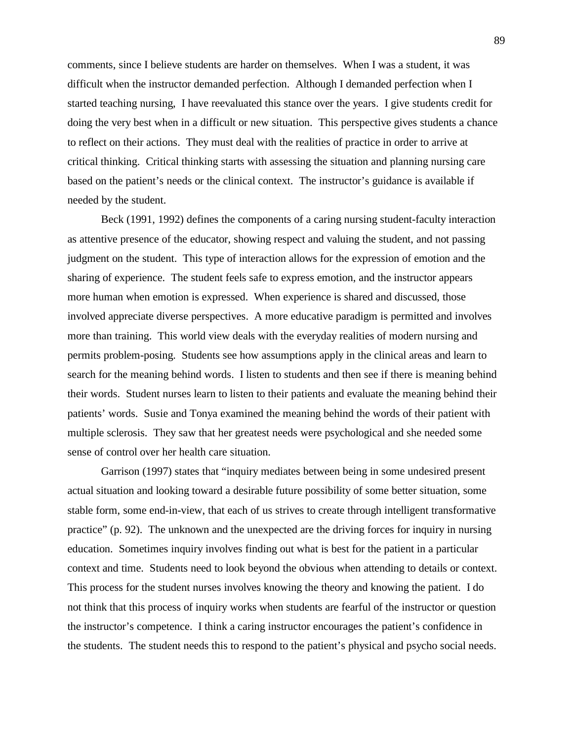comments, since I believe students are harder on themselves. When I was a student, it was difficult when the instructor demanded perfection. Although I demanded perfection when I started teaching nursing, I have reevaluated this stance over the years. I give students credit for doing the very best when in a difficult or new situation. This perspective gives students a chance to reflect on their actions. They must deal with the realities of practice in order to arrive at critical thinking. Critical thinking starts with assessing the situation and planning nursing care based on the patient's needs or the clinical context. The instructor's guidance is available if needed by the student.

Beck (1991, 1992) defines the components of a caring nursing student-faculty interaction as attentive presence of the educator, showing respect and valuing the student, and not passing judgment on the student. This type of interaction allows for the expression of emotion and the sharing of experience. The student feels safe to express emotion, and the instructor appears more human when emotion is expressed. When experience is shared and discussed, those involved appreciate diverse perspectives. A more educative paradigm is permitted and involves more than training. This world view deals with the everyday realities of modern nursing and permits problem-posing. Students see how assumptions apply in the clinical areas and learn to search for the meaning behind words. I listen to students and then see if there is meaning behind their words. Student nurses learn to listen to their patients and evaluate the meaning behind their patients' words. Susie and Tonya examined the meaning behind the words of their patient with multiple sclerosis. They saw that her greatest needs were psychological and she needed some sense of control over her health care situation.

Garrison (1997) states that "inquiry mediates between being in some undesired present actual situation and looking toward a desirable future possibility of some better situation, some stable form, some end-in-view, that each of us strives to create through intelligent transformative practice" (p. 92). The unknown and the unexpected are the driving forces for inquiry in nursing education. Sometimes inquiry involves finding out what is best for the patient in a particular context and time. Students need to look beyond the obvious when attending to details or context. This process for the student nurses involves knowing the theory and knowing the patient. I do not think that this process of inquiry works when students are fearful of the instructor or question the instructor's competence. I think a caring instructor encourages the patient's confidence in the students. The student needs this to respond to the patient's physical and psycho social needs.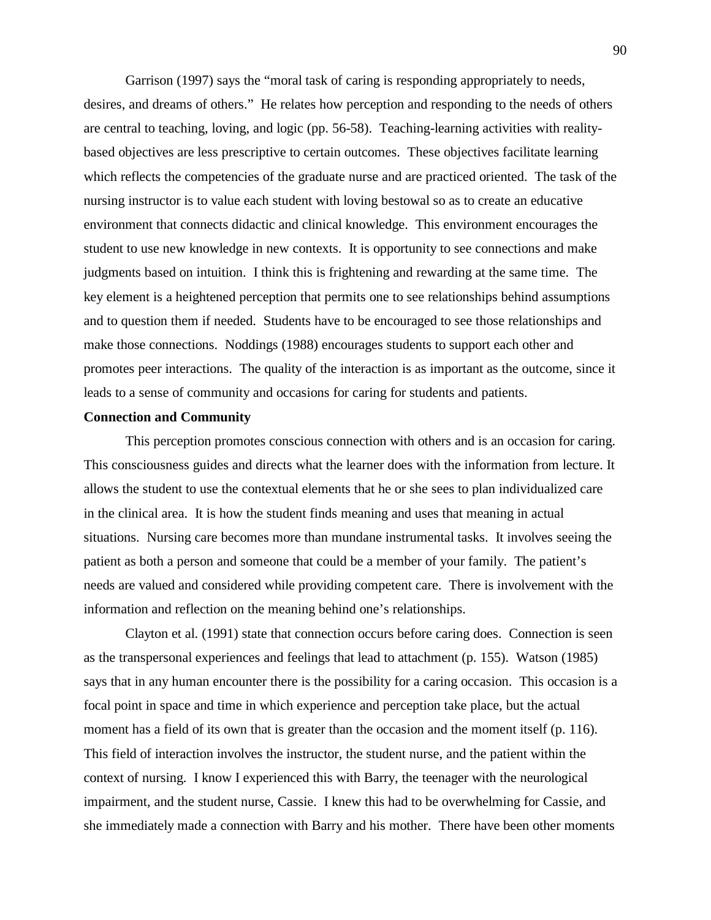Garrison (1997) says the “moral task of caring is responding appropriately to needs, desires, and dreams of others.” He relates how perception and responding to the needs of others are central to teaching, loving, and logic (pp. 56-58). Teaching-learning activities with reality-based objectives are less prescriptive to certain outcomes. These objectives facilitate learning which reflects the competencies of the graduate nurse and are practiced oriented. The task of the nursing instructor is to value each student with loving bestowal so as to create an educative environment that connects didactic and clinical knowledge. This environment encourages the student to use new knowledge in new contexts. It is opportunity to see connections and make judgments based on intuition. I think this is frightening and rewarding at the same time. The key element is a heightened perception that permits one to see relationships behind assumptions and to question them if needed. Students have to be encouraged to see those relationships and make those connections. Noddings (1988) encourages students to support each other and promotes peer interactions. The quality of the interaction is as important as the outcome, since it leads to a sense of community and occasions for caring for students and patients.

**Connection and Community**

This perception promotes conscious connection with others and is an occasion for caring. This consciousness guides and directs what the learner does with the information from lecture. It allows the student to use the contextual elements that he or she sees to plan individualized care in the clinical area. It is how the student finds meaning and uses that meaning in actual situations. Nursing care becomes more than mundane instrumental tasks. It involves seeing the patient as both a person and someone that could be a member of your family. The patient’s needs are valued and considered while providing competent care. There is involvement with the information and reflection on the meaning behind one’s relationships.

Clayton et al. (1991) state that connection occurs before caring does. Connection is seen as the transpersonal experiences and feelings that lead to attachment (p. 155). Watson (1985) says that in any human encounter there is the possibility for a caring occasion. This occasion is a focal point in space and time in which experience and perception take place, but the actual moment has a field of its own that is greater than the occasion and the moment itself (p. 116). This field of interaction involves the instructor, the student nurse, and the patient within the context of nursing. I know I experienced this with Barry, the teenager with the neurological impairment, and the student nurse, Cassie. I knew this had to be overwhelming for Cassie, and she immediately made a connection with Barry and his mother. There have been other moments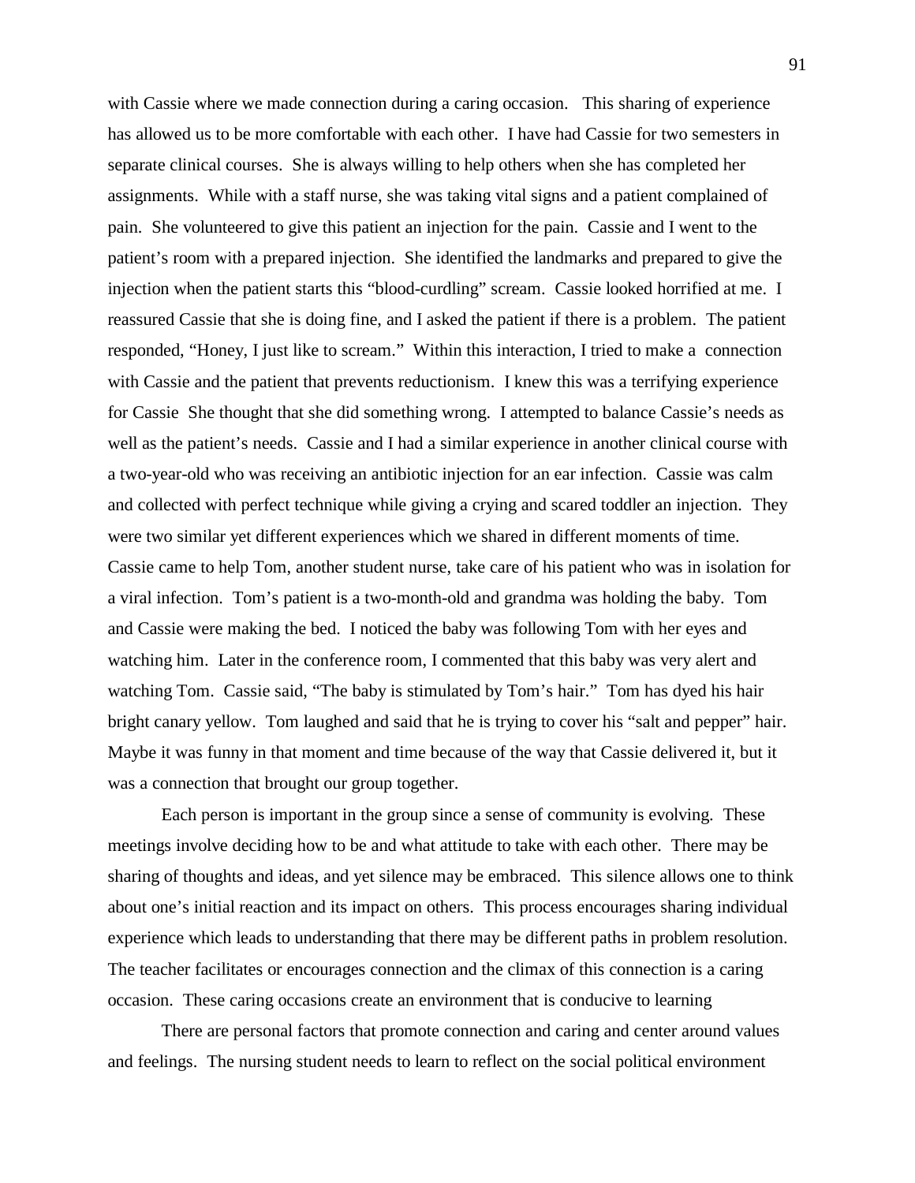with Cassie where we made connection during a caring occasion. This sharing of experience has allowed us to be more comfortable with each other. I have had Cassie for two semesters in separate clinical courses. She is always willing to help others when she has completed her assignments. While with a staff nurse, she was taking vital signs and a patient complained of pain. She volunteered to give this patient an injection for the pain. Cassie and I went to the patient's room with a prepared injection. She identified the landmarks and prepared to give the injection when the patient starts this "blood-curdling" scream. Cassie looked horrified at me. I reassured Cassie that she is doing fine, and I asked the patient if there is a problem. The patient responded, "Honey, I just like to scream." Within this interaction, I tried to make a connection with Cassie and the patient that prevents reductionism. I knew this was a terrifying experience for Cassie She thought that she did something wrong. I attempted to balance Cassie's needs as well as the patient's needs. Cassie and I had a similar experience in another clinical course with a two-year-old who was receiving an antibiotic injection for an ear infection. Cassie was calm and collected with perfect technique while giving a crying and scared toddler an injection. They were two similar yet different experiences which we shared in different moments of time. Cassie came to help Tom, another student nurse, take care of his patient who was in isolation for a viral infection. Tom's patient is a two-month-old and grandma was holding the baby. Tom and Cassie were making the bed. I noticed the baby was following Tom with her eyes and watching him. Later in the conference room, I commented that this baby was very alert and watching Tom. Cassie said, "The baby is stimulated by Tom's hair." Tom has dyed his hair bright canary yellow. Tom laughed and said that he is trying to cover his "salt and pepper" hair. Maybe it was funny in that moment and time because of the way that Cassie delivered it, but it was a connection that brought our group together.

Each person is important in the group since a sense of community is evolving. These meetings involve deciding how to be and what attitude to take with each other. There may be sharing of thoughts and ideas, and yet silence may be embraced. This silence allows one to think about one's initial reaction and its impact on others. This process encourages sharing individual experience which leads to understanding that there may be different paths in problem resolution. The teacher facilitates or encourages connection and the climax of this connection is a caring occasion. These caring occasions create an environment that is conducive to learning

There are personal factors that promote connection and caring and center around values and feelings. The nursing student needs to learn to reflect on the social political environment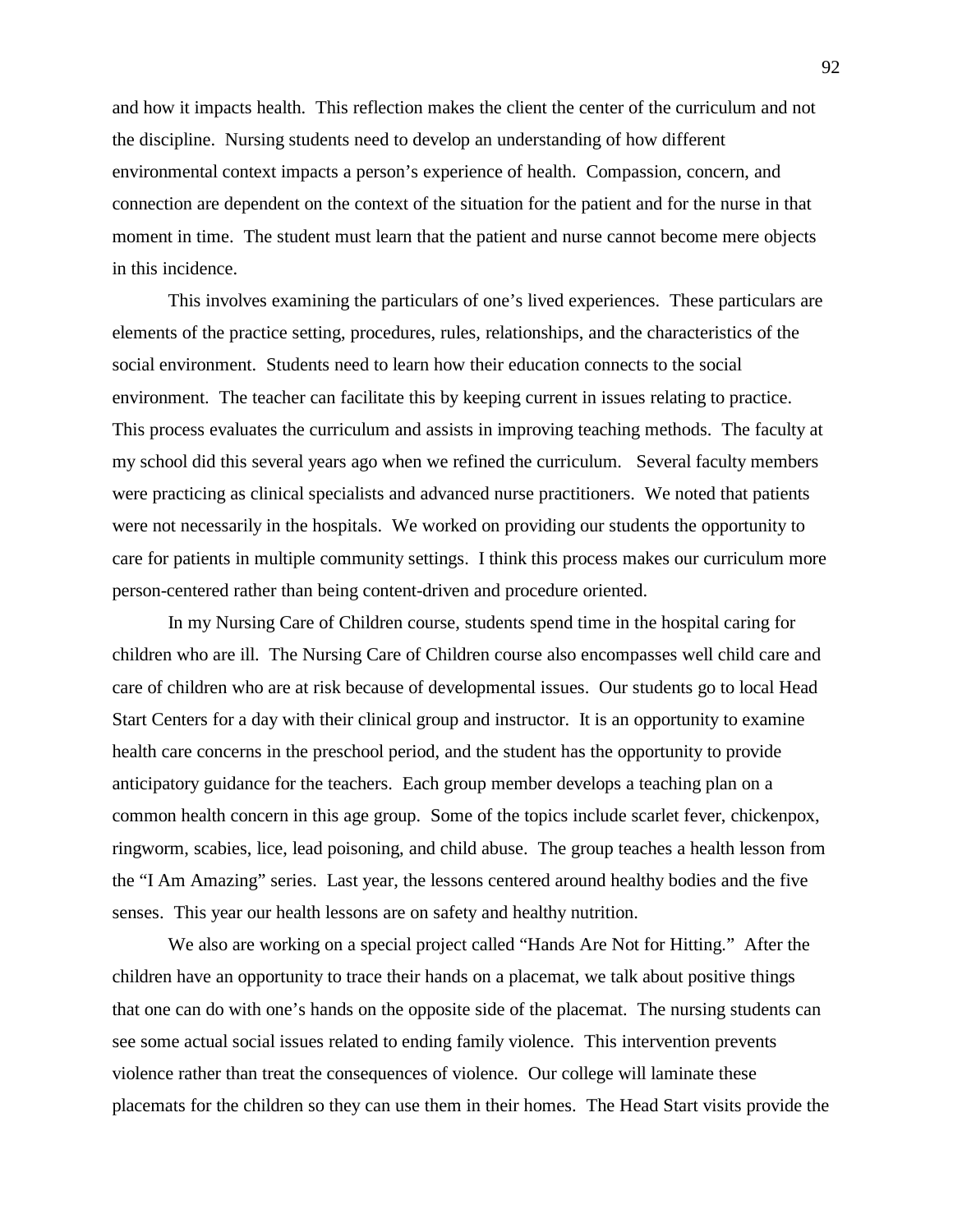and how it impacts health. This reflection makes the client the center of the curriculum and not the discipline. Nursing students need to develop an understanding of how different environmental context impacts a person's experience of health. Compassion, concern, and connection are dependent on the context of the situation for the patient and for the nurse in that moment in time. The student must learn that the patient and nurse cannot become mere objects in this incidence.

This involves examining the particulars of one's lived experiences. These particulars are elements of the practice setting, procedures, rules, relationships, and the characteristics of the social environment. Students need to learn how their education connects to the social environment. The teacher can facilitate this by keeping current in issues relating to practice. This process evaluates the curriculum and assists in improving teaching methods. The faculty at my school did this several years ago when we refined the curriculum. Several faculty members were practicing as clinical specialists and advanced nurse practitioners. We noted that patients were not necessarily in the hospitals. We worked on providing our students the opportunity to care for patients in multiple community settings. I think this process makes our curriculum more person-centered rather than being content-driven and procedure oriented.

In my Nursing Care of Children course, students spend time in the hospital caring for children who are ill. The Nursing Care of Children course also encompasses well child care and care of children who are at risk because of developmental issues. Our students go to local Head Start Centers for a day with their clinical group and instructor. It is an opportunity to examine health care concerns in the preschool period, and the student has the opportunity to provide anticipatory guidance for the teachers. Each group member develops a teaching plan on a common health concern in this age group. Some of the topics include scarlet fever, chickenpox, ringworm, scabies, lice, lead poisoning, and child abuse. The group teaches a health lesson from the "I Am Amazing" series. Last year, the lessons centered around healthy bodies and the five senses. This year our health lessons are on safety and healthy nutrition.

We also are working on a special project called "Hands Are Not for Hitting." After the children have an opportunity to trace their hands on a placemat, we talk about positive things that one can do with one's hands on the opposite side of the placemat. The nursing students can see some actual social issues related to ending family violence. This intervention prevents violence rather than treat the consequences of violence. Our college will laminate these placemats for the children so they can use them in their homes. The Head Start visits provide the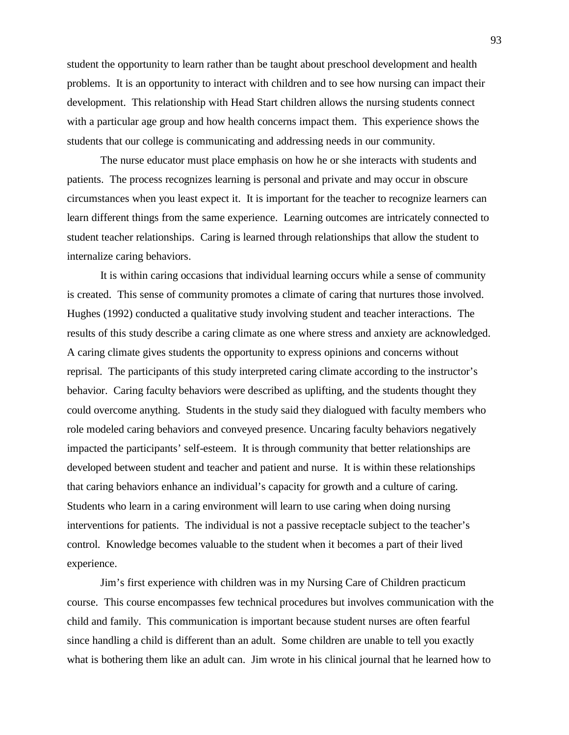student the opportunity to learn rather than be taught about preschool development and health problems. It is an opportunity to interact with children and to see how nursing can impact their development. This relationship with Head Start children allows the nursing students connect with a particular age group and how health concerns impact them. This experience shows the students that our college is communicating and addressing needs in our community.

The nurse educator must place emphasis on how he or she interacts with students and patients. The process recognizes learning is personal and private and may occur in obscure circumstances when you least expect it. It is important for the teacher to recognize learners can learn different things from the same experience. Learning outcomes are intricately connected to student teacher relationships. Caring is learned through relationships that allow the student to internalize caring behaviors.

It is within caring occasions that individual learning occurs while a sense of community is created. This sense of community promotes a climate of caring that nurtures those involved. Hughes (1992) conducted a qualitative study involving student and teacher interactions. The results of this study describe a caring climate as one where stress and anxiety are acknowledged. A caring climate gives students the opportunity to express opinions and concerns without reprisal. The participants of this study interpreted caring climate according to the instructor's behavior. Caring faculty behaviors were described as uplifting, and the students thought they could overcome anything. Students in the study said they dialogued with faculty members who role modeled caring behaviors and conveyed presence. Uncaring faculty behaviors negatively impacted the participants' self-esteem. It is through community that better relationships are developed between student and teacher and patient and nurse. It is within these relationships that caring behaviors enhance an individual's capacity for growth and a culture of caring. Students who learn in a caring environment will learn to use caring when doing nursing interventions for patients. The individual is not a passive receptacle subject to the teacher's control. Knowledge becomes valuable to the student when it becomes a part of their lived experience.

Jim's first experience with children was in my Nursing Care of Children practicum course. This course encompasses few technical procedures but involves communication with the child and family. This communication is important because student nurses are often fearful since handling a child is different than an adult. Some children are unable to tell you exactly what is bothering them like an adult can. Jim wrote in his clinical journal that he learned how to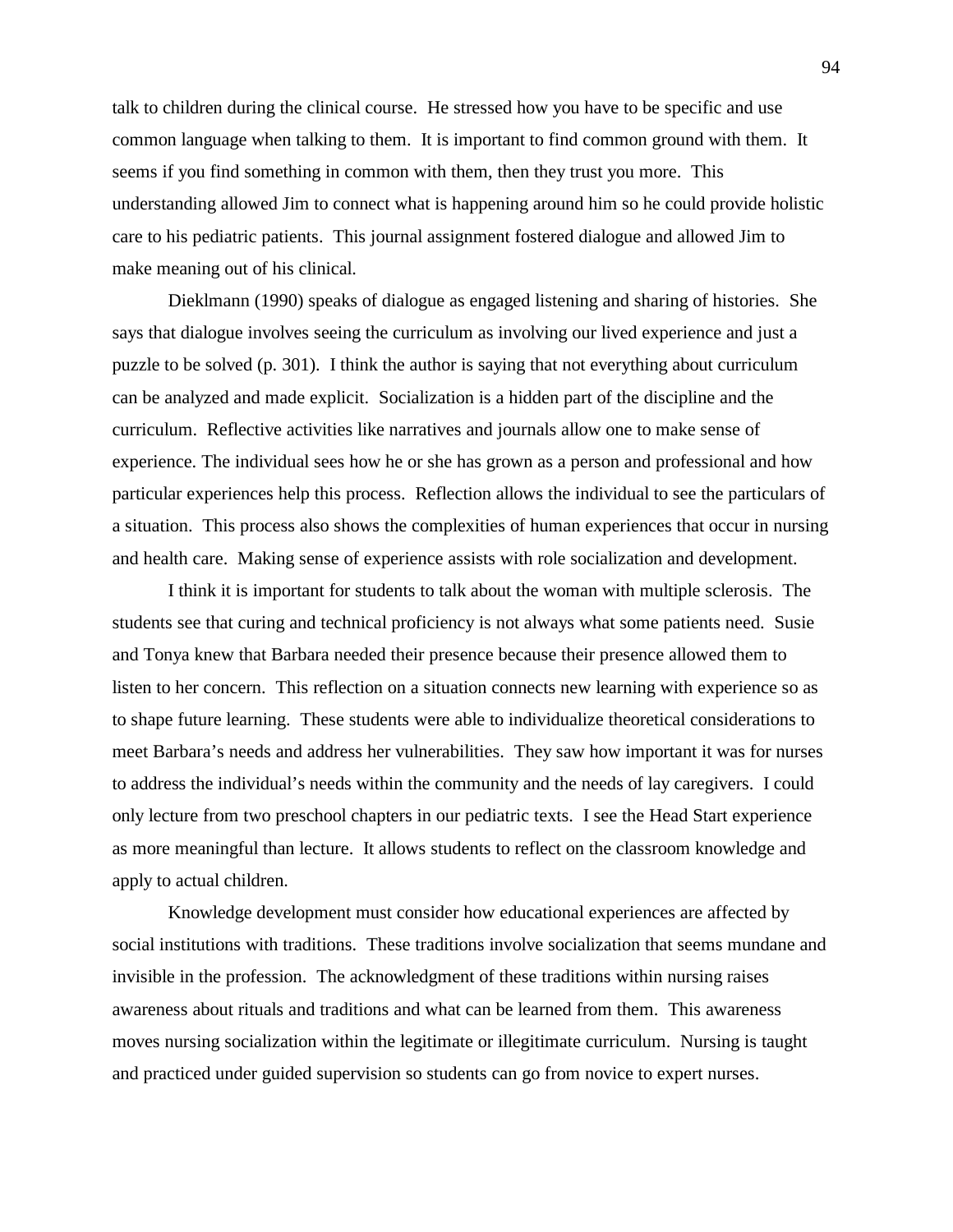talk to children during the clinical course. He stressed how you have to be specific and use common language when talking to them. It is important to find common ground with them. It seems if you find something in common with them, then they trust you more. This understanding allowed Jim to connect what is happening around him so he could provide holistic care to his pediatric patients. This journal assignment fostered dialogue and allowed Jim to make meaning out of his clinical.

Dieklmann (1990) speaks of dialogue as engaged listening and sharing of histories. She says that dialogue involves seeing the curriculum as involving our lived experience and just a puzzle to be solved (p. 301). I think the author is saying that not everything about curriculum can be analyzed and made explicit. Socialization is a hidden part of the discipline and the curriculum. Reflective activities like narratives and journals allow one to make sense of experience. The individual sees how he or she has grown as a person and professional and how particular experiences help this process. Reflection allows the individual to see the particulars of a situation. This process also shows the complexities of human experiences that occur in nursing and health care. Making sense of experience assists with role socialization and development.

I think it is important for students to talk about the woman with multiple sclerosis. The students see that curing and technical proficiency is not always what some patients need. Susie and Tonya knew that Barbara needed their presence because their presence allowed them to listen to her concern. This reflection on a situation connects new learning with experience so as to shape future learning. These students were able to individualize theoretical considerations to meet Barbara's needs and address her vulnerabilities. They saw how important it was for nurses to address the individual's needs within the community and the needs of lay caregivers. I could only lecture from two preschool chapters in our pediatric texts. I see the Head Start experience as more meaningful than lecture. It allows students to reflect on the classroom knowledge and apply to actual children.

Knowledge development must consider how educational experiences are affected by social institutions with traditions. These traditions involve socialization that seems mundane and invisible in the profession. The acknowledgment of these traditions within nursing raises awareness about rituals and traditions and what can be learned from them. This awareness moves nursing socialization within the legitimate or illegitimate curriculum. Nursing is taught and practiced under guided supervision so students can go from novice to expert nurses.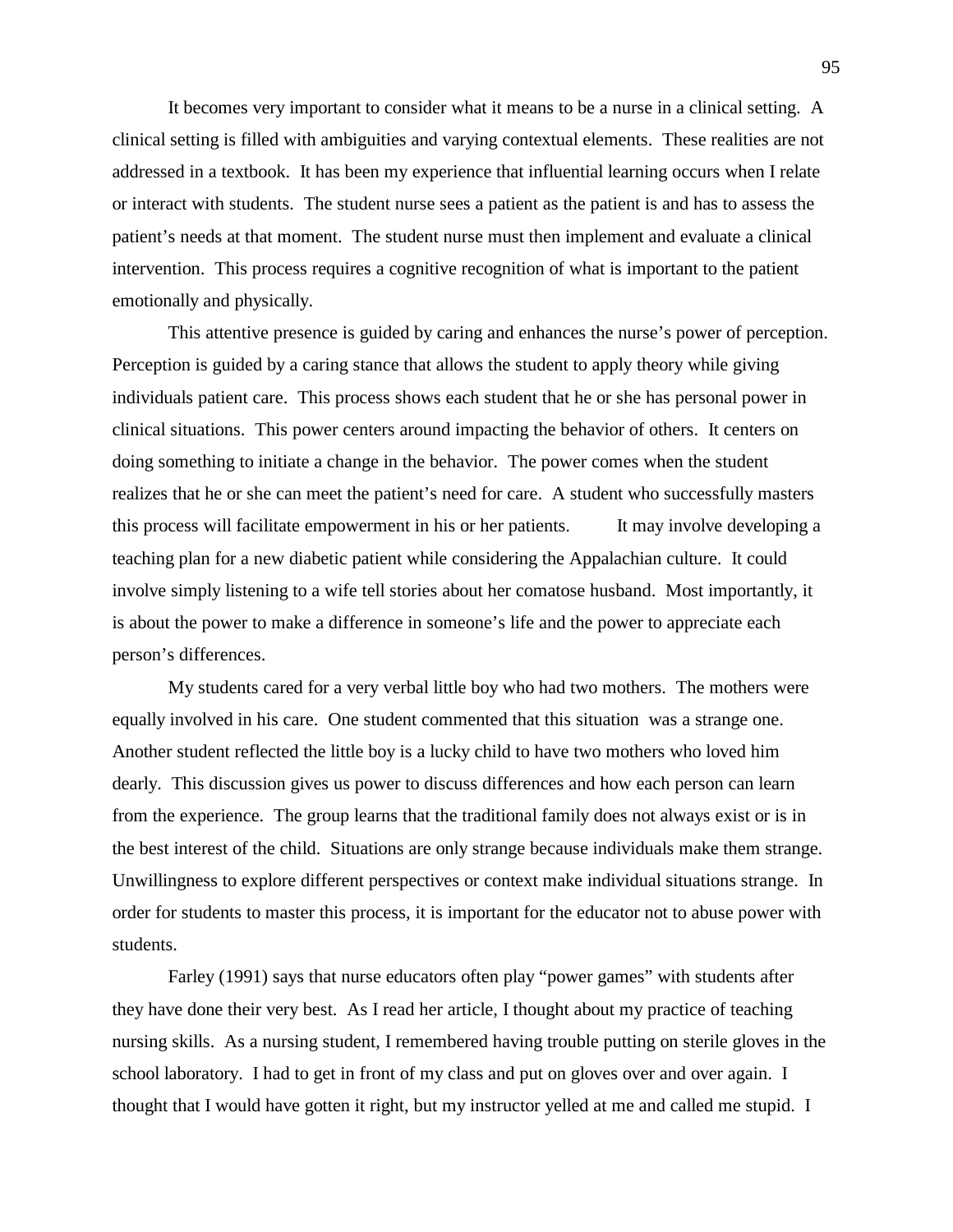It becomes very important to consider what it means to be a nurse in a clinical setting. A clinical setting is filled with ambiguities and varying contextual elements. These realities are not addressed in a textbook. It has been my experience that influential learning occurs when I relate or interact with students. The student nurse sees a patient as the patient is and has to assess the patient's needs at that moment. The student nurse must then implement and evaluate a clinical intervention. This process requires a cognitive recognition of what is important to the patient emotionally and physically.

This attentive presence is guided by caring and enhances the nurse's power of perception. Perception is guided by a caring stance that allows the student to apply theory while giving individuals patient care. This process shows each student that he or she has personal power in clinical situations. This power centers around impacting the behavior of others. It centers on doing something to initiate a change in the behavior. The power comes when the student realizes that he or she can meet the patient's need for care. A student who successfully masters this process will facilitate empowerment in his or her patients. It may involve developing a teaching plan for a new diabetic patient while considering the Appalachian culture. It could involve simply listening to a wife tell stories about her comatose husband. Most importantly, it is about the power to make a difference in someone's life and the power to appreciate each person's differences.

My students cared for a very verbal little boy who had two mothers. The mothers were equally involved in his care. One student commented that this situation was a strange one. Another student reflected the little boy is a lucky child to have two mothers who loved him dearly. This discussion gives us power to discuss differences and how each person can learn from the experience. The group learns that the traditional family does not always exist or is in the best interest of the child. Situations are only strange because individuals make them strange. Unwillingness to explore different perspectives or context make individual situations strange. In order for students to master this process, it is important for the educator not to abuse power with students.

Farley (1991) says that nurse educators often play "power games" with students after they have done their very best. As I read her article, I thought about my practice of teaching nursing skills. As a nursing student, I remembered having trouble putting on sterile gloves in the school laboratory. I had to get in front of my class and put on gloves over and over again. I thought that I would have gotten it right, but my instructor yelled at me and called me stupid. I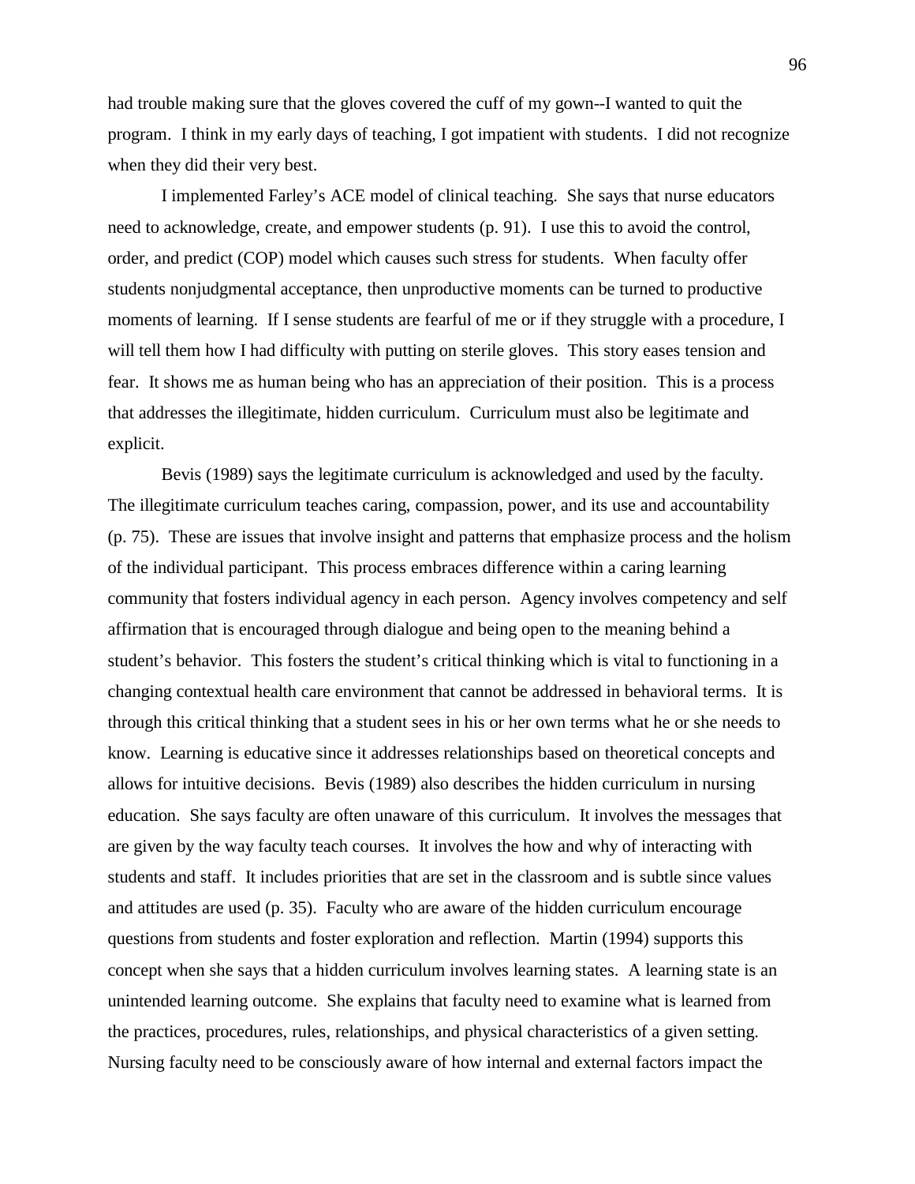had trouble making sure that the gloves covered the cuff of my gown--I wanted to quit the program. I think in my early days of teaching, I got impatient with students. I did not recognize when they did their very best.

I implemented Farley's ACE model of clinical teaching. She says that nurse educators need to acknowledge, create, and empower students (p. 91). I use this to avoid the control, order, and predict (COP) model which causes such stress for students. When faculty offer students nonjudgmental acceptance, then unproductive moments can be turned to productive moments of learning. If I sense students are fearful of me or if they struggle with a procedure, I will tell them how I had difficulty with putting on sterile gloves. This story eases tension and fear. It shows me as human being who has an appreciation of their position. This is a process that addresses the illegitimate, hidden curriculum. Curriculum must also be legitimate and explicit.

Bevis (1989) says the legitimate curriculum is acknowledged and used by the faculty. The illegitimate curriculum teaches caring, compassion, power, and its use and accountability (p. 75). These are issues that involve insight and patterns that emphasize process and the holism of the individual participant. This process embraces difference within a caring learning community that fosters individual agency in each person. Agency involves competency and self affirmation that is encouraged through dialogue and being open to the meaning behind a student's behavior. This fosters the student's critical thinking which is vital to functioning in a changing contextual health care environment that cannot be addressed in behavioral terms. It is through this critical thinking that a student sees in his or her own terms what he or she needs to know. Learning is educative since it addresses relationships based on theoretical concepts and allows for intuitive decisions. Bevis (1989) also describes the hidden curriculum in nursing education. She says faculty are often unaware of this curriculum. It involves the messages that are given by the way faculty teach courses. It involves the how and why of interacting with students and staff. It includes priorities that are set in the classroom and is subtle since values and attitudes are used (p. 35). Faculty who are aware of the hidden curriculum encourage questions from students and foster exploration and reflection. Martin (1994) supports this concept when she says that a hidden curriculum involves learning states. A learning state is an unintended learning outcome. She explains that faculty need to examine what is learned from the practices, procedures, rules, relationships, and physical characteristics of a given setting. Nursing faculty need to be consciously aware of how internal and external factors impact the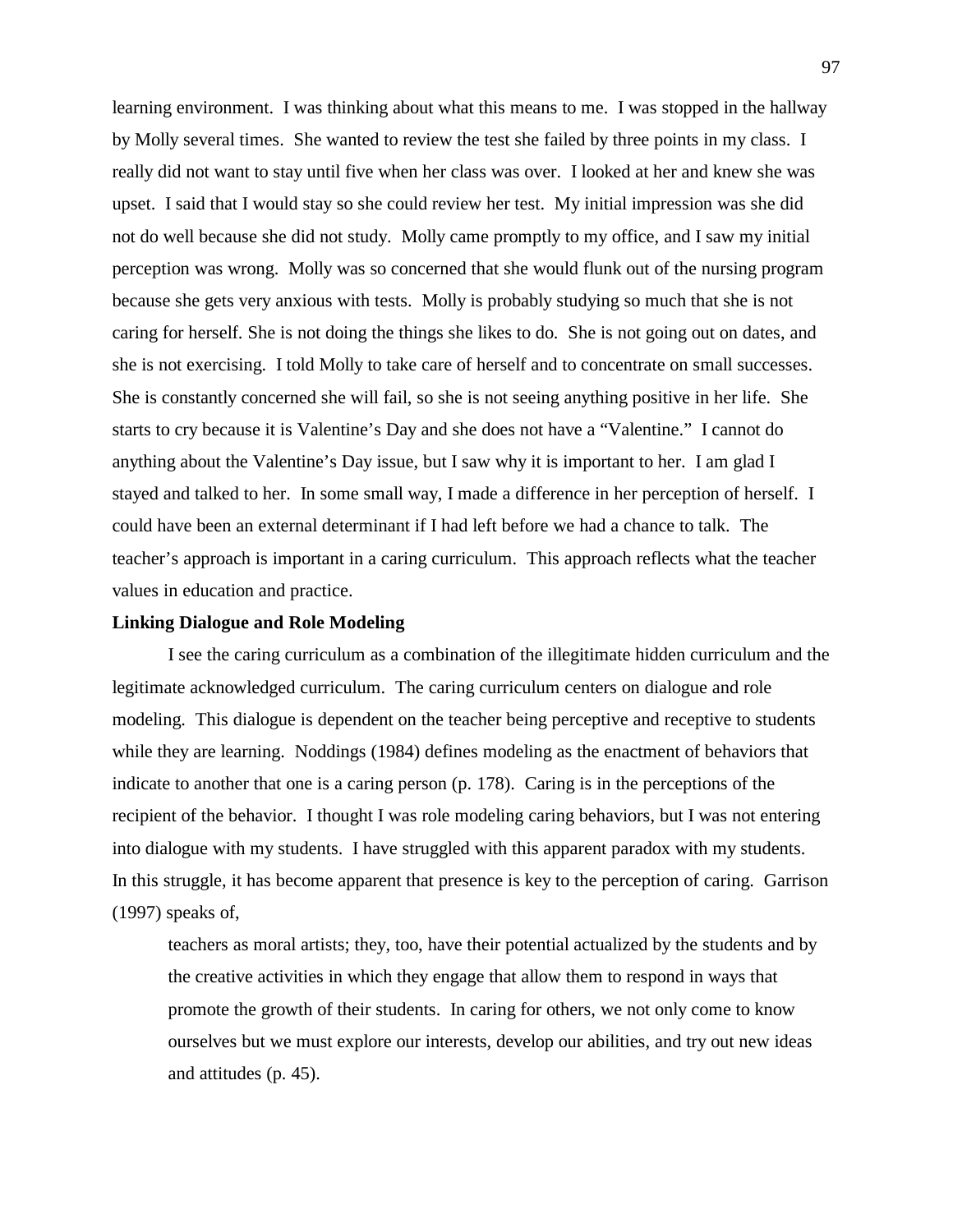learning environment. I was thinking about what this means to me. I was stopped in the hallway by Molly several times. She wanted to review the test she failed by three points in my class. I really did not want to stay until five when her class was over. I looked at her and knew she was upset. I said that I would stay so she could review her test. My initial impression was she did not do well because she did not study. Molly came promptly to my office, and I saw my initial perception was wrong. Molly was so concerned that she would flunk out of the nursing program because she gets very anxious with tests. Molly is probably studying so much that she is not caring for herself. She is not doing the things she likes to do. She is not going out on dates, and she is not exercising. I told Molly to take care of herself and to concentrate on small successes. She is constantly concerned she will fail, so she is not seeing anything positive in her life. She starts to cry because it is Valentine's Day and she does not have a "Valentine." I cannot do anything about the Valentine's Day issue, but I saw why it is important to her. I am glad I stayed and talked to her. In some small way, I made a difference in her perception of herself. I could have been an external determinant if I had left before we had a chance to talk. The teacher's approach is important in a caring curriculum. This approach reflects what the teacher values in education and practice.

**Linking Dialogue and Role Modeling**

I see the caring curriculum as a combination of the illegitimate hidden curriculum and the legitimate acknowledged curriculum. The caring curriculum centers on dialogue and role modeling. This dialogue is dependent on the teacher being perceptive and receptive to students while they are learning. Noddings (1984) defines modeling as the enactment of behaviors that indicate to another that one is a caring person (p. 178). Caring is in the perceptions of the recipient of the behavior. I thought I was role modeling caring behaviors, but I was not entering into dialogue with my students. I have struggled with this apparent paradox with my students. In this struggle, it has become apparent that presence is key to the perception of caring. Garrison (1997) speaks of,

> teachers as moral artists; they, too, have their potential actualized by the students and by the creative activities in which they engage that allow them to respond in ways that promote the growth of their students. In caring for others, we not only come to know ourselves but we must explore our interests, develop our abilities, and try out new ideas and attitudes (p. 45).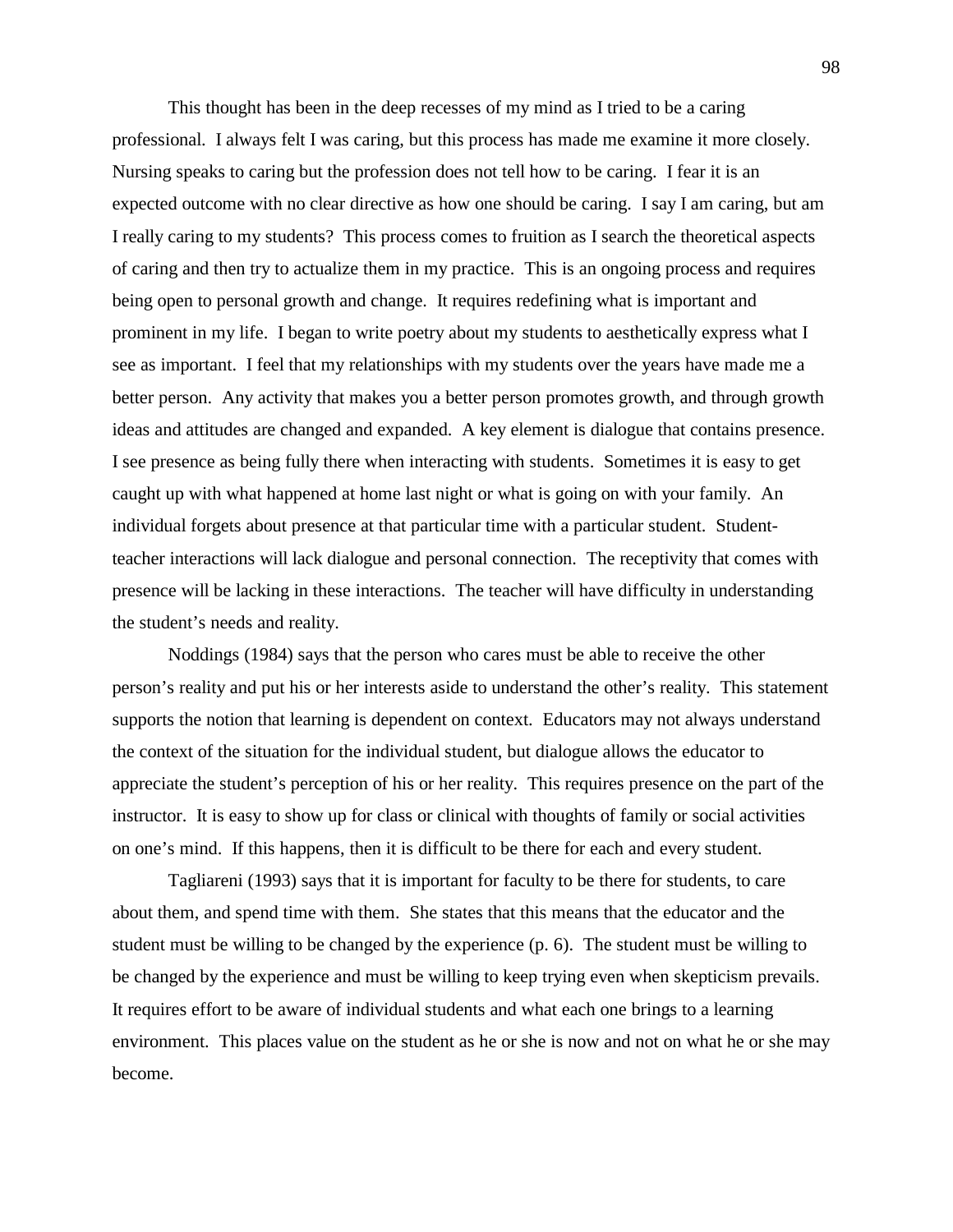This thought has been in the deep recesses of my mind as I tried to be a caring professional. I always felt I was caring, but this process has made me examine it more closely. Nursing speaks to caring but the profession does not tell how to be caring. I fear it is an expected outcome with no clear directive as how one should be caring. I say I am caring, but am I really caring to my students? This process comes to fruition as I search the theoretical aspects of caring and then try to actualize them in my practice. This is an ongoing process and requires being open to personal growth and change. It requires redefining what is important and prominent in my life. I began to write poetry about my students to aesthetically express what I see as important. I feel that my relationships with my students over the years have made me a better person. Any activity that makes you a better person promotes growth, and through growth ideas and attitudes are changed and expanded. A key element is dialogue that contains presence. I see presence as being fully there when interacting with students. Sometimes it is easy to get caught up with what happened at home last night or what is going on with your family. An individual forgets about presence at that particular time with a particular student. Student-teacher interactions will lack dialogue and personal connection. The receptivity that comes with presence will be lacking in these interactions. The teacher will have difficulty in understanding the student's needs and reality.

Noddings (1984) says that the person who cares must be able to receive the other person's reality and put his or her interests aside to understand the other's reality. This statement supports the notion that learning is dependent on context. Educators may not always understand the context of the situation for the individual student, but dialogue allows the educator to appreciate the student's perception of his or her reality. This requires presence on the part of the instructor. It is easy to show up for class or clinical with thoughts of family or social activities on one's mind. If this happens, then it is difficult to be there for each and every student.

Tagliareni (1993) says that it is important for faculty to be there for students, to care about them, and spend time with them. She states that this means that the educator and the student must be willing to be changed by the experience (p. 6). The student must be willing to be changed by the experience and must be willing to keep trying even when skepticism prevails. It requires effort to be aware of individual students and what each one brings to a learning environment. This places value on the student as he or she is now and not on what he or she may become.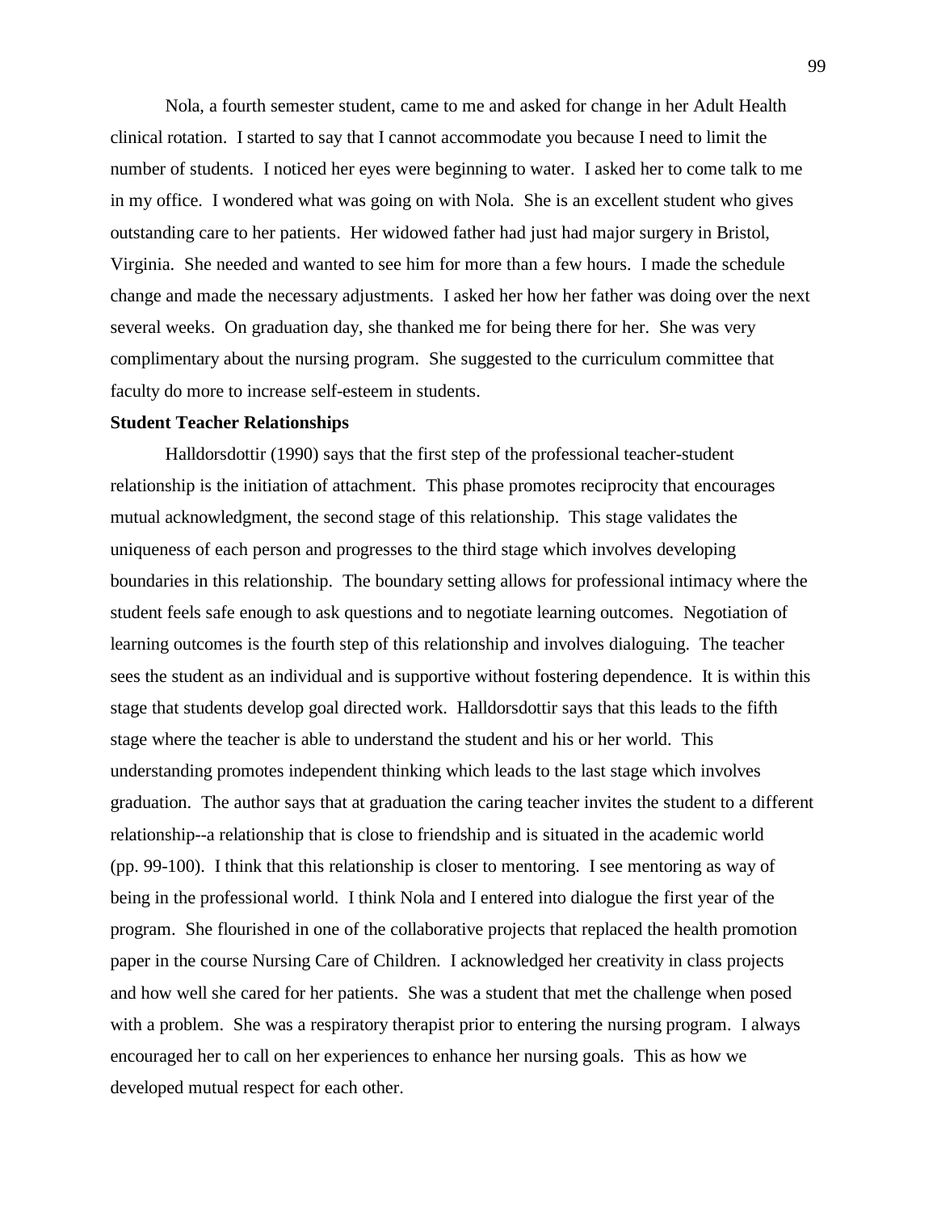Nola, a fourth semester student, came to me and asked for change in her Adult Health clinical rotation. I started to say that I cannot accommodate you because I need to limit the number of students. I noticed her eyes were beginning to water. I asked her to come talk to me in my office. I wondered what was going on with Nola. She is an excellent student who gives outstanding care to her patients. Her widowed father had just had major surgery in Bristol, Virginia. She needed and wanted to see him for more than a few hours. I made the schedule change and made the necessary adjustments. I asked her how her father was doing over the next several weeks. On graduation day, she thanked me for being there for her. She was very complimentary about the nursing program. She suggested to the curriculum committee that faculty do more to increase self-esteem in students.

**Student Teacher Relationships**

Halldorsdottir (1990) says that the first step of the professional teacher-student relationship is the initiation of attachment. This phase promotes reciprocity that encourages mutual acknowledgment, the second stage of this relationship. This stage validates the uniqueness of each person and progresses to the third stage which involves developing boundaries in this relationship. The boundary setting allows for professional intimacy where the student feels safe enough to ask questions and to negotiate learning outcomes. Negotiation of learning outcomes is the fourth step of this relationship and involves dialoguing. The teacher sees the student as an individual and is supportive without fostering dependence. It is within this stage that students develop goal directed work. Halldorsdottir says that this leads to the fifth stage where the teacher is able to understand the student and his or her world. This understanding promotes independent thinking which leads to the last stage which involves graduation. The author says that at graduation the caring teacher invites the student to a different relationship--a relationship that is close to friendship and is situated in the academic world (pp. 99-100). I think that this relationship is closer to mentoring. I see mentoring as way of being in the professional world. I think Nola and I entered into dialogue the first year of the program. She flourished in one of the collaborative projects that replaced the health promotion paper in the course Nursing Care of Children. I acknowledged her creativity in class projects and how well she cared for her patients. She was a student that met the challenge when posed with a problem. She was a respiratory therapist prior to entering the nursing program. I always encouraged her to call on her experiences to enhance her nursing goals. This as how we developed mutual respect for each other.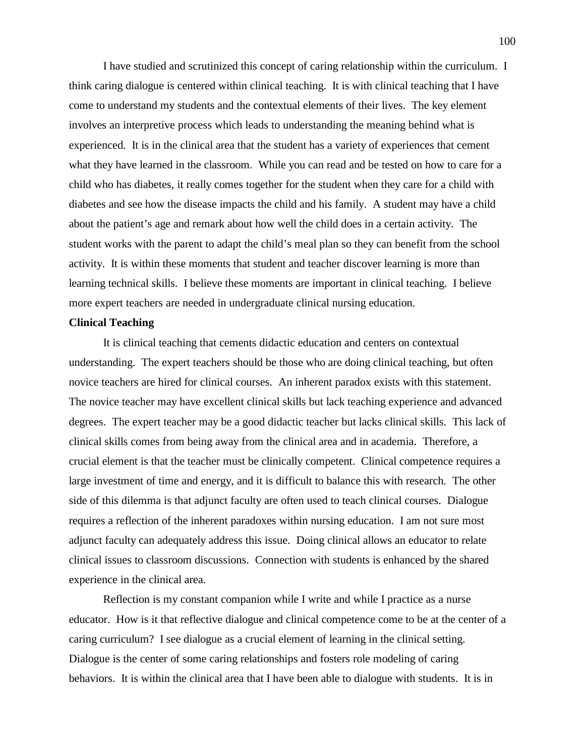I have studied and scrutinized this concept of caring relationship within the curriculum. I think caring dialogue is centered within clinical teaching. It is with clinical teaching that I have come to understand my students and the contextual elements of their lives. The key element involves an interpretive process which leads to understanding the meaning behind what is experienced. It is in the clinical area that the student has a variety of experiences that cement what they have learned in the classroom. While you can read and be tested on how to care for a child who has diabetes, it really comes together for the student when they care for a child with diabetes and see how the disease impacts the child and his family. A student may have a child about the patient's age and remark about how well the child does in a certain activity. The student works with the parent to adapt the child's meal plan so they can benefit from the school activity. It is within these moments that student and teacher discover learning is more than learning technical skills. I believe these moments are important in clinical teaching. I believe more expert teachers are needed in undergraduate clinical nursing education.

**Clinical Teaching**

It is clinical teaching that cements didactic education and centers on contextual understanding. The expert teachers should be those who are doing clinical teaching, but often novice teachers are hired for clinical courses. An inherent paradox exists with this statement. The novice teacher may have excellent clinical skills but lack teaching experience and advanced degrees. The expert teacher may be a good didactic teacher but lacks clinical skills. This lack of clinical skills comes from being away from the clinical area and in academia. Therefore, a crucial element is that the teacher must be clinically competent. Clinical competence requires a large investment of time and energy, and it is difficult to balance this with research. The other side of this dilemma is that adjunct faculty are often used to teach clinical courses. Dialogue requires a reflection of the inherent paradoxes within nursing education. I am not sure most adjunct faculty can adequately address this issue. Doing clinical allows an educator to relate clinical issues to classroom discussions. Connection with students is enhanced by the shared experience in the clinical area.

Reflection is my constant companion while I write and while I practice as a nurse educator. How is it that reflective dialogue and clinical competence come to be at the center of a caring curriculum? I see dialogue as a crucial element of learning in the clinical setting. Dialogue is the center of some caring relationships and fosters role modeling of caring behaviors. It is within the clinical area that I have been able to dialogue with students. It is in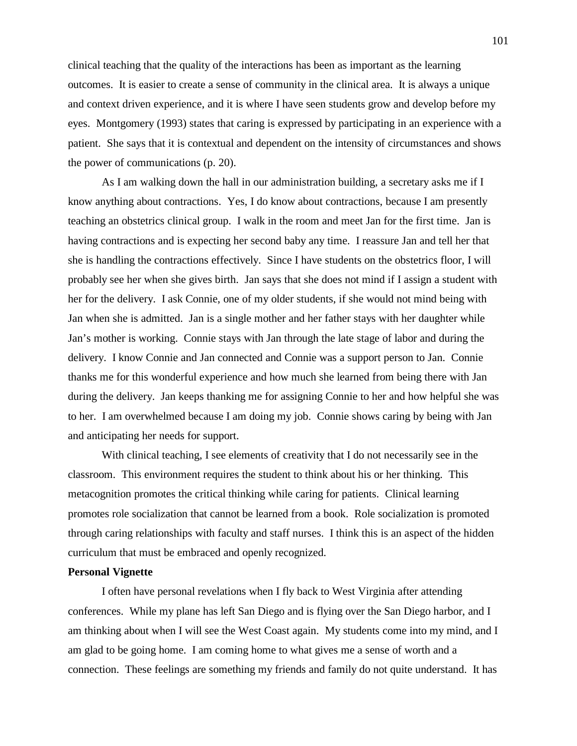clinical teaching that the quality of the interactions has been as important as the learning outcomes. It is easier to create a sense of community in the clinical area. It is always a unique and context driven experience, and it is where I have seen students grow and develop before my eyes. Montgomery (1993) states that caring is expressed by participating in an experience with a patient. She says that it is contextual and dependent on the intensity of circumstances and shows the power of communications (p. 20).

As I am walking down the hall in our administration building, a secretary asks me if I know anything about contractions. Yes, I do know about contractions, because I am presently teaching an obstetrics clinical group. I walk in the room and meet Jan for the first time. Jan is having contractions and is expecting her second baby any time. I reassure Jan and tell her that she is handling the contractions effectively. Since I have students on the obstetrics floor, I will probably see her when she gives birth. Jan says that she does not mind if I assign a student with her for the delivery. I ask Connie, one of my older students, if she would not mind being with Jan when she is admitted. Jan is a single mother and her father stays with her daughter while Jan's mother is working. Connie stays with Jan through the late stage of labor and during the delivery. I know Connie and Jan connected and Connie was a support person to Jan. Connie thanks me for this wonderful experience and how much she learned from being there with Jan during the delivery. Jan keeps thanking me for assigning Connie to her and how helpful she was to her. I am overwhelmed because I am doing my job. Connie shows caring by being with Jan and anticipating her needs for support.

With clinical teaching, I see elements of creativity that I do not necessarily see in the classroom. This environment requires the student to think about his or her thinking. This metacognition promotes the critical thinking while caring for patients. Clinical learning promotes role socialization that cannot be learned from a book. Role socialization is promoted through caring relationships with faculty and staff nurses. I think this is an aspect of the hidden curriculum that must be embraced and openly recognized.

**Personal Vignette**

I often have personal revelations when I fly back to West Virginia after attending conferences. While my plane has left San Diego and is flying over the San Diego harbor, and I am thinking about when I will see the West Coast again. My students come into my mind, and I am glad to be going home. I am coming home to what gives me a sense of worth and a connection. These feelings are something my friends and family do not quite understand. It has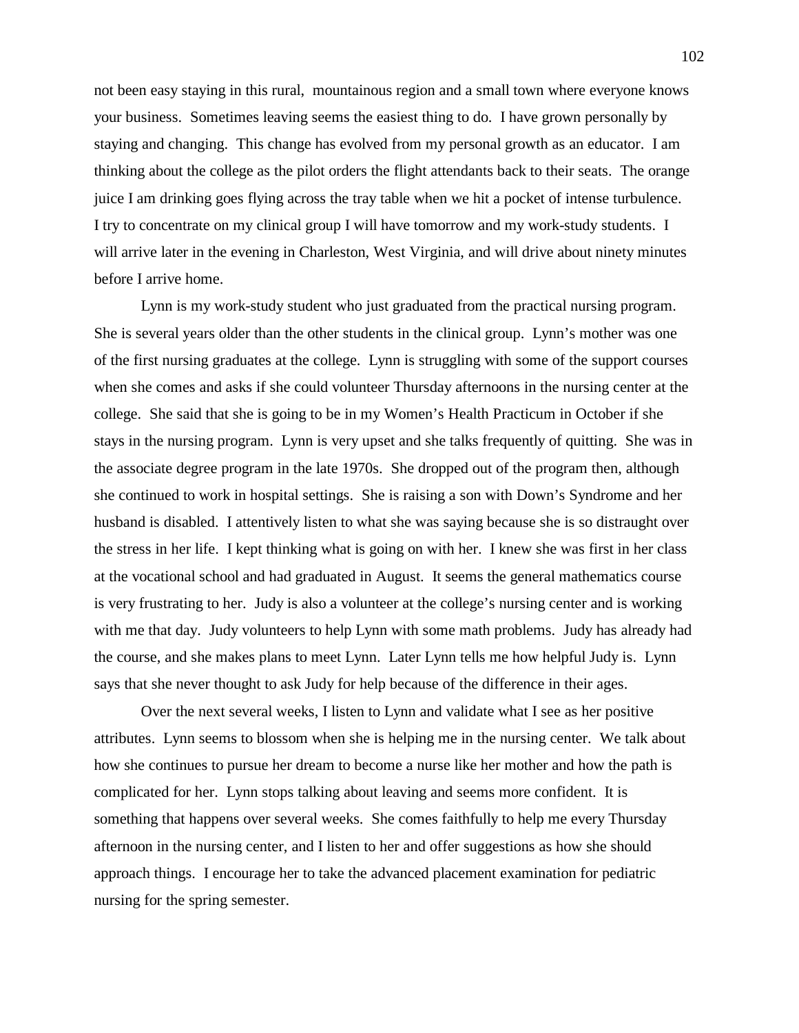not been easy staying in this rural,  mountainous region and a small town where everyone knows your business.  Sometimes leaving seems the easiest thing to do.  I have grown personally by staying and changing.  This change has evolved from my personal growth as an educator.  I am thinking about the college as the pilot orders the flight attendants back to their seats.  The orange juice I am drinking goes flying across the tray table when we hit a pocket of intense turbulence.  I try to concentrate on my clinical group I will have tomorrow and my work-study students.  I will arrive later in the evening in Charleston, West Virginia, and will drive about ninety minutes before I arrive home.

Lynn is my work-study student who just graduated from the practical nursing program.  She is several years older than the other students in the clinical group.  Lynn's mother was one of the first nursing graduates at the college.  Lynn is struggling with some of the support courses when she comes and asks if she could volunteer Thursday afternoons in the nursing center at the college.  She said that she is going to be in my Women's Health Practicum in October if she stays in the nursing program.  Lynn is very upset and she talks frequently of quitting.  She was in the associate degree program in the late 1970s.  She dropped out of the program then, although she continued to work in hospital settings.  She is raising a son with Down's Syndrome and her husband is disabled.  I attentively listen to what she was saying because she is so distraught over the stress in her life.  I kept thinking what is going on with her.  I knew she was first in her class at the vocational school and had graduated in August.  It seems the general mathematics course is very frustrating to her.  Judy is also a volunteer at the college's nursing center and is working with me that day.  Judy volunteers to help Lynn with some math problems.  Judy has already had the course, and she makes plans to meet Lynn.  Later Lynn tells me how helpful Judy is.  Lynn says that she never thought to ask Judy for help because of the difference in their ages.

Over the next several weeks, I listen to Lynn and validate what I see as her positive attributes.  Lynn seems to blossom when she is helping me in the nursing center.  We talk about how she continues to pursue her dream to become a nurse like her mother and how the path is complicated for her.  Lynn stops talking about leaving and seems more confident.  It is something that happens over several weeks.  She comes faithfully to help me every Thursday afternoon in the nursing center, and I listen to her and offer suggestions as how she should approach things.  I encourage her to take the advanced placement examination for pediatric nursing for the spring semester.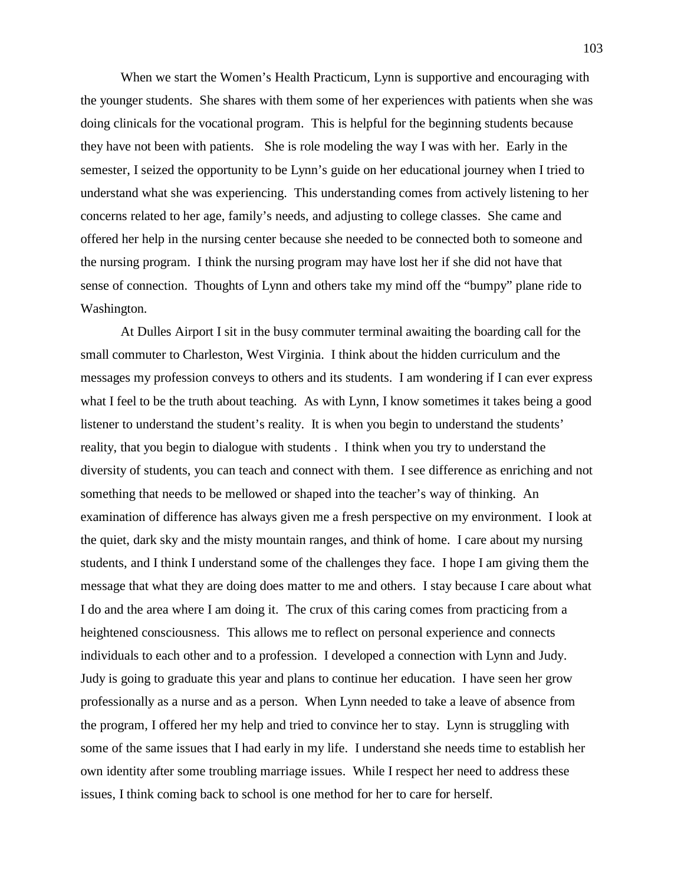When we start the Women's Health Practicum, Lynn is supportive and encouraging with the younger students. She shares with them some of her experiences with patients when she was doing clinicals for the vocational program. This is helpful for the beginning students because they have not been with patients. She is role modeling the way I was with her. Early in the semester, I seized the opportunity to be Lynn's guide on her educational journey when I tried to understand what she was experiencing. This understanding comes from actively listening to her concerns related to her age, family's needs, and adjusting to college classes. She came and offered her help in the nursing center because she needed to be connected both to someone and the nursing program. I think the nursing program may have lost her if she did not have that sense of connection. Thoughts of Lynn and others take my mind off the "bumpy" plane ride to Washington.

At Dulles Airport I sit in the busy commuter terminal awaiting the boarding call for the small commuter to Charleston, West Virginia. I think about the hidden curriculum and the messages my profession conveys to others and its students. I am wondering if I can ever express what I feel to be the truth about teaching. As with Lynn, I know sometimes it takes being a good listener to understand the student's reality. It is when you begin to understand the students' reality, that you begin to dialogue with students . I think when you try to understand the diversity of students, you can teach and connect with them. I see difference as enriching and not something that needs to be mellowed or shaped into the teacher's way of thinking. An examination of difference has always given me a fresh perspective on my environment. I look at the quiet, dark sky and the misty mountain ranges, and think of home. I care about my nursing students, and I think I understand some of the challenges they face. I hope I am giving them the message that what they are doing does matter to me and others. I stay because I care about what I do and the area where I am doing it. The crux of this caring comes from practicing from a heightened consciousness. This allows me to reflect on personal experience and connects individuals to each other and to a profession. I developed a connection with Lynn and Judy. Judy is going to graduate this year and plans to continue her education. I have seen her grow professionally as a nurse and as a person. When Lynn needed to take a leave of absence from the program, I offered her my help and tried to convince her to stay. Lynn is struggling with some of the same issues that I had early in my life. I understand she needs time to establish her own identity after some troubling marriage issues. While I respect her need to address these issues, I think coming back to school is one method for her to care for herself.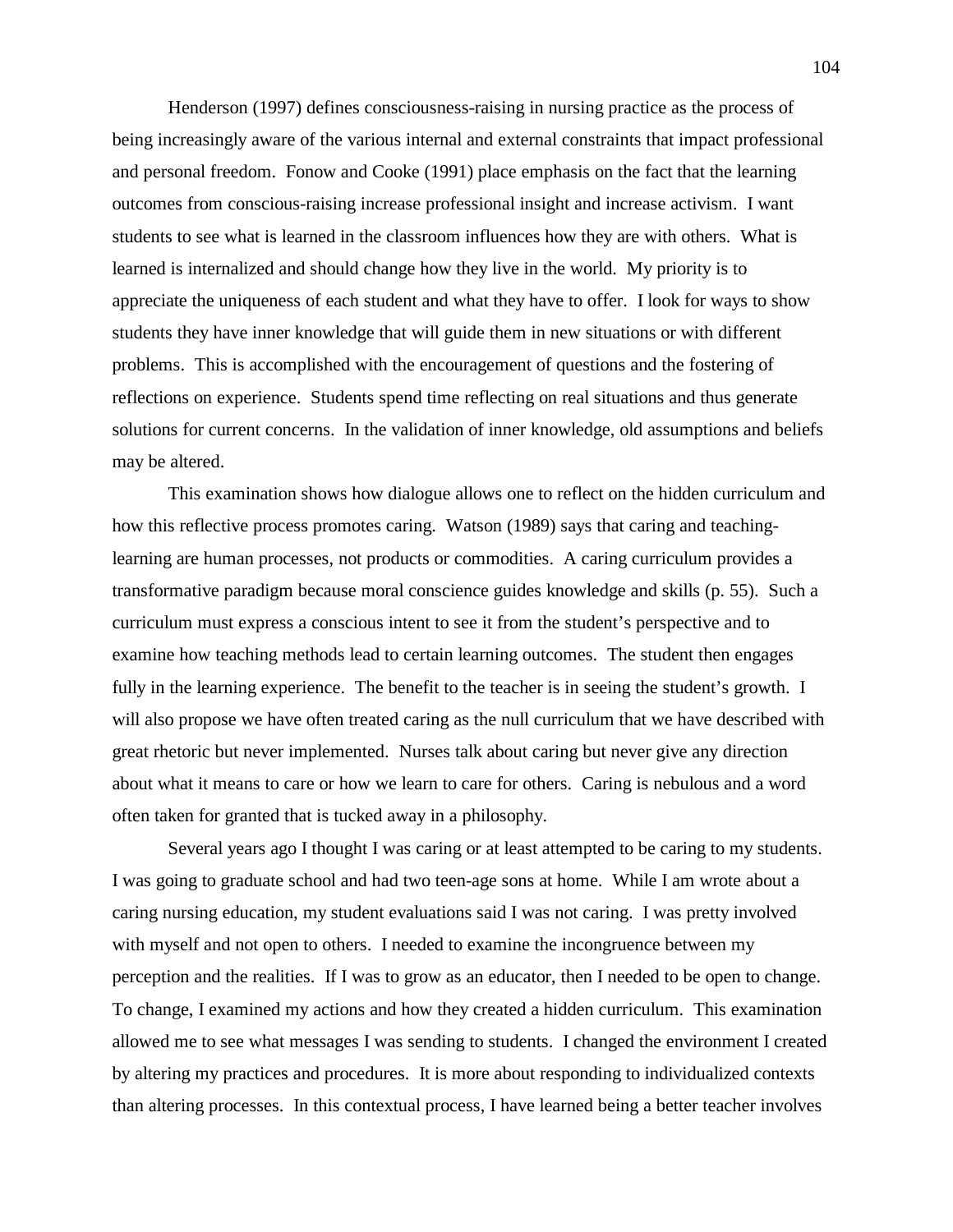Henderson (1997) defines consciousness-raising in nursing practice as the process of being increasingly aware of the various internal and external constraints that impact professional and personal freedom. Fonow and Cooke (1991) place emphasis on the fact that the learning outcomes from conscious-raising increase professional insight and increase activism. I want students to see what is learned in the classroom influences how they are with others. What is learned is internalized and should change how they live in the world. My priority is to appreciate the uniqueness of each student and what they have to offer. I look for ways to show students they have inner knowledge that will guide them in new situations or with different problems. This is accomplished with the encouragement of questions and the fostering of reflections on experience. Students spend time reflecting on real situations and thus generate solutions for current concerns. In the validation of inner knowledge, old assumptions and beliefs may be altered.

This examination shows how dialogue allows one to reflect on the hidden curriculum and how this reflective process promotes caring. Watson (1989) says that caring and teaching-learning are human processes, not products or commodities. A caring curriculum provides a transformative paradigm because moral conscience guides knowledge and skills (p. 55). Such a curriculum must express a conscious intent to see it from the student's perspective and to examine how teaching methods lead to certain learning outcomes. The student then engages fully in the learning experience. The benefit to the teacher is in seeing the student's growth. I will also propose we have often treated caring as the null curriculum that we have described with great rhetoric but never implemented. Nurses talk about caring but never give any direction about what it means to care or how we learn to care for others. Caring is nebulous and a word often taken for granted that is tucked away in a philosophy.

Several years ago I thought I was caring or at least attempted to be caring to my students. I was going to graduate school and had two teen-age sons at home. While I am wrote about a caring nursing education, my student evaluations said I was not caring. I was pretty involved with myself and not open to others. I needed to examine the incongruence between my perception and the realities. If I was to grow as an educator, then I needed to be open to change. To change, I examined my actions and how they created a hidden curriculum. This examination allowed me to see what messages I was sending to students. I changed the environment I created by altering my practices and procedures. It is more about responding to individualized contexts than altering processes. In this contextual process, I have learned being a better teacher involves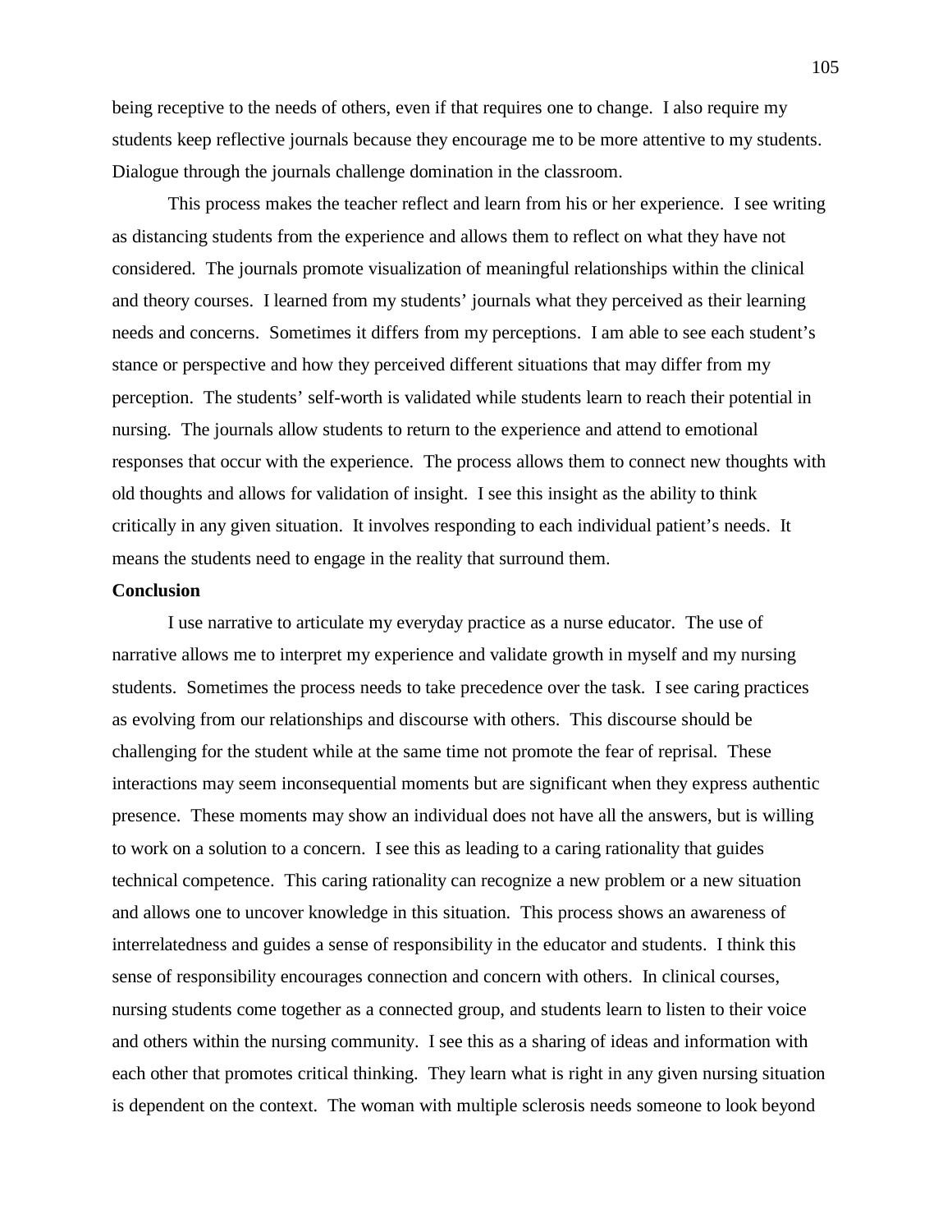being receptive to the needs of others, even if that requires one to change. I also require my students keep reflective journals because they encourage me to be more attentive to my students. Dialogue through the journals challenge domination in the classroom.

This process makes the teacher reflect and learn from his or her experience. I see writing as distancing students from the experience and allows them to reflect on what they have not considered. The journals promote visualization of meaningful relationships within the clinical and theory courses. I learned from my students' journals what they perceived as their learning needs and concerns. Sometimes it differs from my perceptions. I am able to see each student's stance or perspective and how they perceived different situations that may differ from my perception. The students' self-worth is validated while students learn to reach their potential in nursing. The journals allow students to return to the experience and attend to emotional responses that occur with the experience. The process allows them to connect new thoughts with old thoughts and allows for validation of insight. I see this insight as the ability to think critically in any given situation. It involves responding to each individual patient's needs. It means the students need to engage in the reality that surround them.

**Conclusion**

I use narrative to articulate my everyday practice as a nurse educator. The use of narrative allows me to interpret my experience and validate growth in myself and my nursing students. Sometimes the process needs to take precedence over the task. I see caring practices as evolving from our relationships and discourse with others. This discourse should be challenging for the student while at the same time not promote the fear of reprisal. These interactions may seem inconsequential moments but are significant when they express authentic presence. These moments may show an individual does not have all the answers, but is willing to work on a solution to a concern. I see this as leading to a caring rationality that guides technical competence. This caring rationality can recognize a new problem or a new situation and allows one to uncover knowledge in this situation. This process shows an awareness of interrelatedness and guides a sense of responsibility in the educator and students. I think this sense of responsibility encourages connection and concern with others. In clinical courses, nursing students come together as a connected group, and students learn to listen to their voice and others within the nursing community. I see this as a sharing of ideas and information with each other that promotes critical thinking. They learn what is right in any given nursing situation is dependent on the context. The woman with multiple sclerosis needs someone to look beyond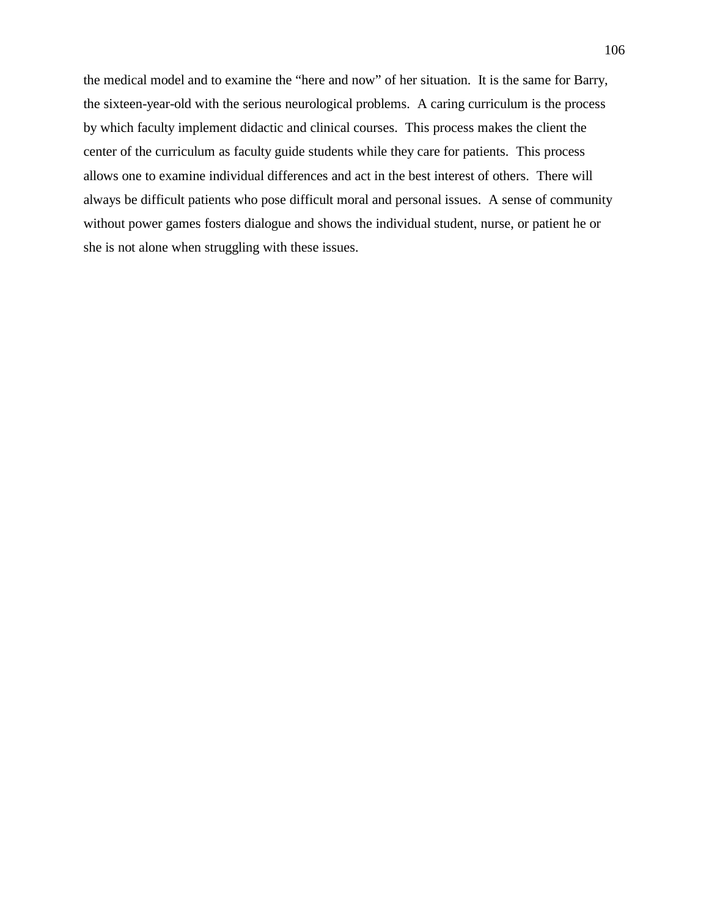the medical model and to examine the “here and now” of her situation. It is the same for Barry, the sixteen-year-old with the serious neurological problems. A caring curriculum is the process by which faculty implement didactic and clinical courses. This process makes the client the center of the curriculum as faculty guide students while they care for patients. This process allows one to examine individual differences and act in the best interest of others. There will always be difficult patients who pose difficult moral and personal issues. A sense of community without power games fosters dialogue and shows the individual student, nurse, or patient he or she is not alone when struggling with these issues.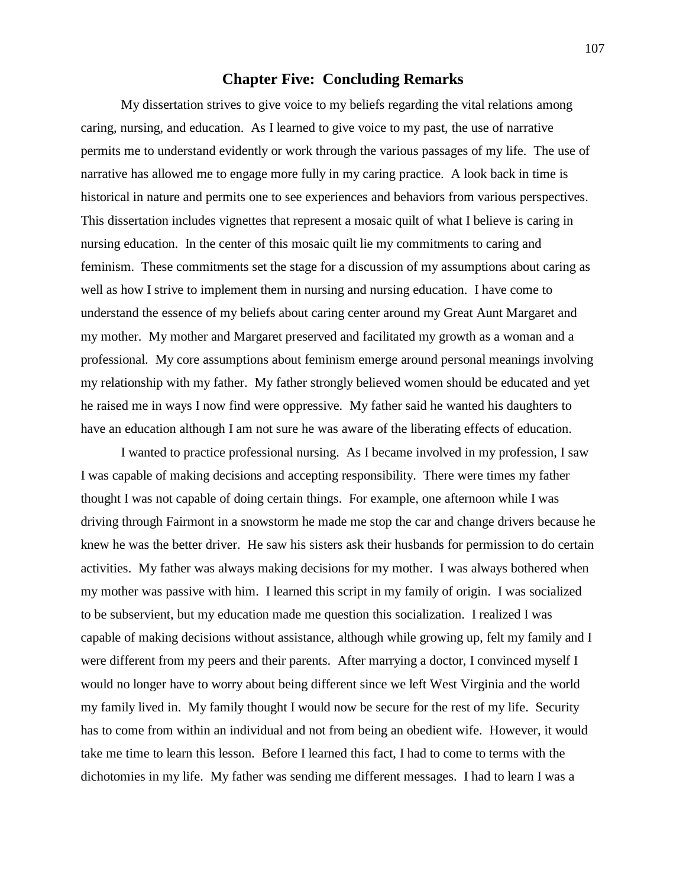# Chapter Five: Concluding Remarks

My dissertation strives to give voice to my beliefs regarding the vital relations among caring, nursing, and education. As I learned to give voice to my past, the use of narrative permits me to understand evidently or work through the various passages of my life. The use of narrative has allowed me to engage more fully in my caring practice. A look back in time is historical in nature and permits one to see experiences and behaviors from various perspectives. This dissertation includes vignettes that represent a mosaic quilt of what I believe is caring in nursing education. In the center of this mosaic quilt lie my commitments to caring and feminism. These commitments set the stage for a discussion of my assumptions about caring as well as how I strive to implement them in nursing and nursing education. I have come to understand the essence of my beliefs about caring center around my Great Aunt Margaret and my mother. My mother and Margaret preserved and facilitated my growth as a woman and a professional. My core assumptions about feminism emerge around personal meanings involving my relationship with my father. My father strongly believed women should be educated and yet he raised me in ways I now find were oppressive. My father said he wanted his daughters to have an education although I am not sure he was aware of the liberating effects of education.

I wanted to practice professional nursing. As I became involved in my profession, I saw I was capable of making decisions and accepting responsibility. There were times my father thought I was not capable of doing certain things. For example, one afternoon while I was driving through Fairmont in a snowstorm he made me stop the car and change drivers because he knew he was the better driver. He saw his sisters ask their husbands for permission to do certain activities. My father was always making decisions for my mother. I was always bothered when my mother was passive with him. I learned this script in my family of origin. I was socialized to be subservient, but my education made me question this socialization. I realized I was capable of making decisions without assistance, although while growing up, felt my family and I were different from my peers and their parents. After marrying a doctor, I convinced myself I would no longer have to worry about being different since we left West Virginia and the world my family lived in. My family thought I would now be secure for the rest of my life. Security has to come from within an individual and not from being an obedient wife. However, it would take me time to learn this lesson. Before I learned this fact, I had to come to terms with the dichotomies in my life. My father was sending me different messages. I had to learn I was a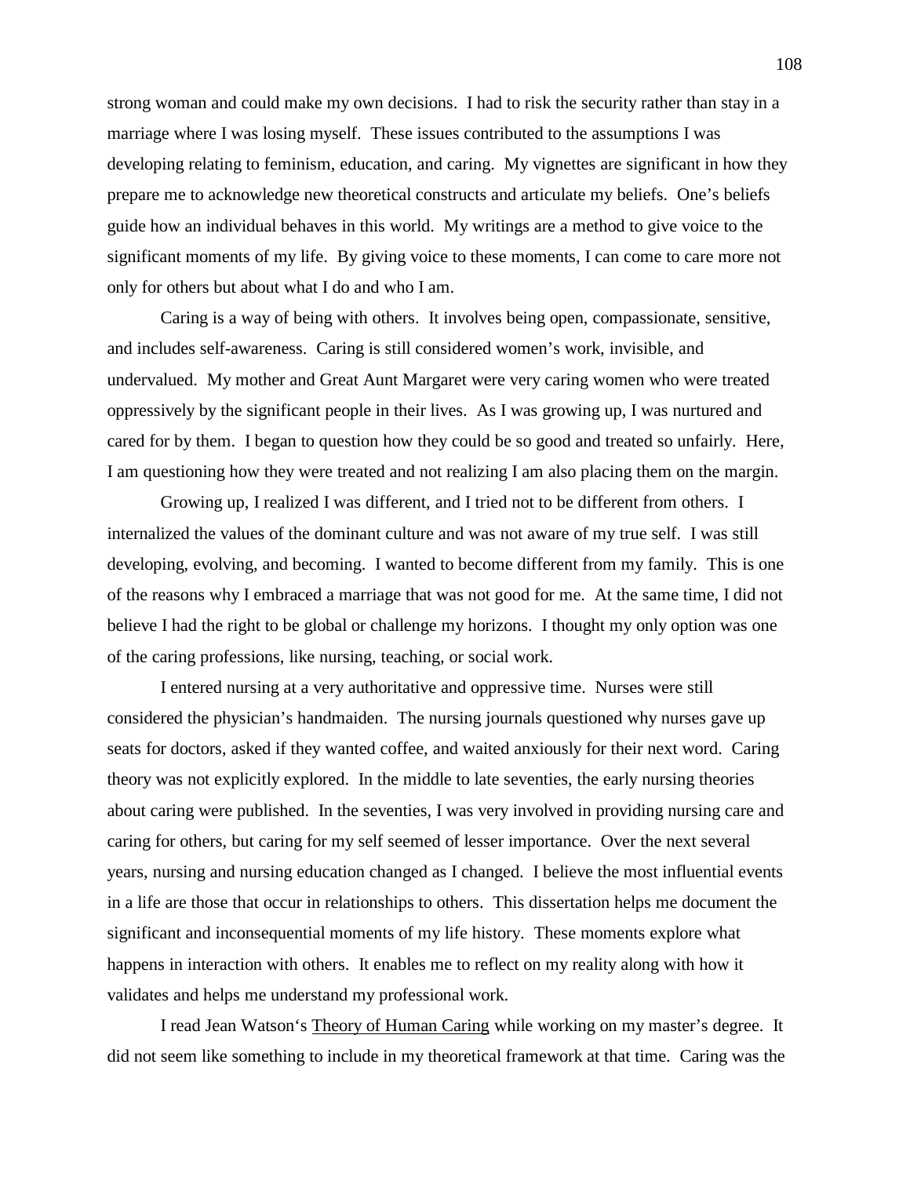strong woman and could make my own decisions. I had to risk the security rather than stay in a marriage where I was losing myself. These issues contributed to the assumptions I was developing relating to feminism, education, and caring. My vignettes are significant in how they prepare me to acknowledge new theoretical constructs and articulate my beliefs. One's beliefs guide how an individual behaves in this world. My writings are a method to give voice to the significant moments of my life. By giving voice to these moments, I can come to care more not only for others but about what I do and who I am.

Caring is a way of being with others. It involves being open, compassionate, sensitive, and includes self-awareness. Caring is still considered women's work, invisible, and undervalued. My mother and Great Aunt Margaret were very caring women who were treated oppressively by the significant people in their lives. As I was growing up, I was nurtured and cared for by them. I began to question how they could be so good and treated so unfairly. Here, I am questioning how they were treated and not realizing I am also placing them on the margin.

Growing up, I realized I was different, and I tried not to be different from others. I internalized the values of the dominant culture and was not aware of my true self. I was still developing, evolving, and becoming. I wanted to become different from my family. This is one of the reasons why I embraced a marriage that was not good for me. At the same time, I did not believe I had the right to be global or challenge my horizons. I thought my only option was one of the caring professions, like nursing, teaching, or social work.

I entered nursing at a very authoritative and oppressive time. Nurses were still considered the physician's handmaiden. The nursing journals questioned why nurses gave up seats for doctors, asked if they wanted coffee, and waited anxiously for their next word. Caring theory was not explicitly explored. In the middle to late seventies, the early nursing theories about caring were published. In the seventies, I was very involved in providing nursing care and caring for others, but caring for my self seemed of lesser importance. Over the next several years, nursing and nursing education changed as I changed. I believe the most influential events in a life are those that occur in relationships to others. This dissertation helps me document the significant and inconsequential moments of my life history. These moments explore what happens in interaction with others. It enables me to reflect on my reality along with how it validates and helps me understand my professional work.

I read Jean Watson's <u>Theory of Human Caring</u> while working on my master's degree. It did not seem like something to include in my theoretical framework at that time. Caring was the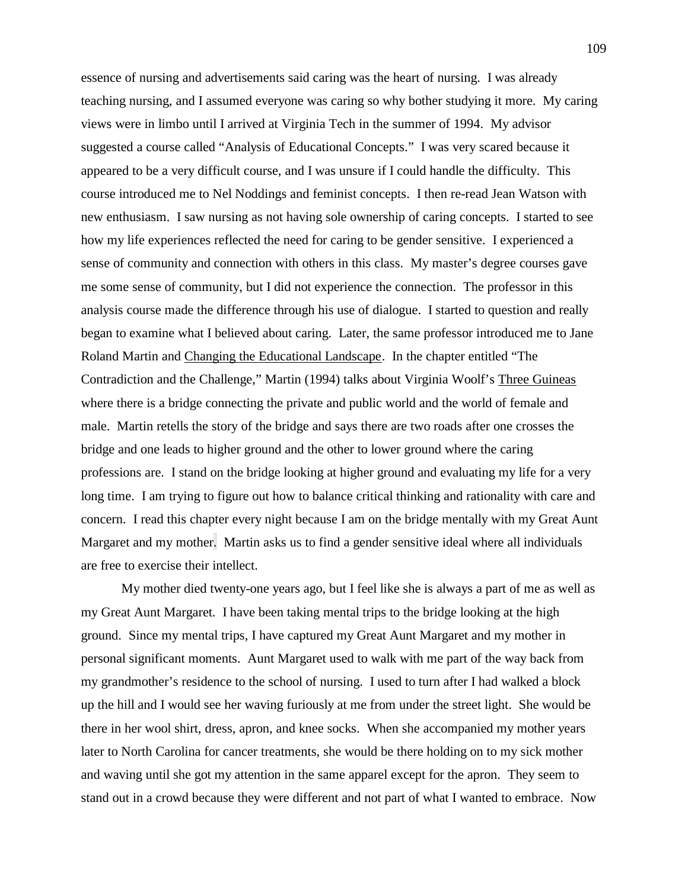essence of nursing and advertisements said caring was the heart of nursing. I was already teaching nursing, and I assumed everyone was caring so why bother studying it more. My caring views were in limbo until I arrived at Virginia Tech in the summer of 1994. My advisor suggested a course called "Analysis of Educational Concepts." I was very scared because it appeared to be a very difficult course, and I was unsure if I could handle the difficulty. This course introduced me to Nel Noddings and feminist concepts. I then re-read Jean Watson with new enthusiasm. I saw nursing as not having sole ownership of caring concepts. I started to see how my life experiences reflected the need for caring to be gender sensitive. I experienced a sense of community and connection with others in this class. My master's degree courses gave me some sense of community, but I did not experience the connection. The professor in this analysis course made the difference through his use of dialogue. I started to question and really began to examine what I believed about caring. Later, the same professor introduced me to Jane Roland Martin and Changing the Educational Landscape. In the chapter entitled "The Contradiction and the Challenge," Martin (1994) talks about Virginia Woolf's Three Guineas where there is a bridge connecting the private and public world and the world of female and male. Martin retells the story of the bridge and says there are two roads after one crosses the bridge and one leads to higher ground and the other to lower ground where the caring professions are. I stand on the bridge looking at higher ground and evaluating my life for a very long time. I am trying to figure out how to balance critical thinking and rationality with care and concern. I read this chapter every night because I am on the bridge mentally with my Great Aunt Margaret and my mother. Martin asks us to find a gender sensitive ideal where all individuals are free to exercise their intellect.

My mother died twenty-one years ago, but I feel like she is always a part of me as well as my Great Aunt Margaret. I have been taking mental trips to the bridge looking at the high ground. Since my mental trips, I have captured my Great Aunt Margaret and my mother in personal significant moments. Aunt Margaret used to walk with me part of the way back from my grandmother's residence to the school of nursing. I used to turn after I had walked a block up the hill and I would see her waving furiously at me from under the street light. She would be there in her wool shirt, dress, apron, and knee socks. When she accompanied my mother years later to North Carolina for cancer treatments, she would be there holding on to my sick mother and waving until she got my attention in the same apparel except for the apron. They seem to stand out in a crowd because they were different and not part of what I wanted to embrace. Now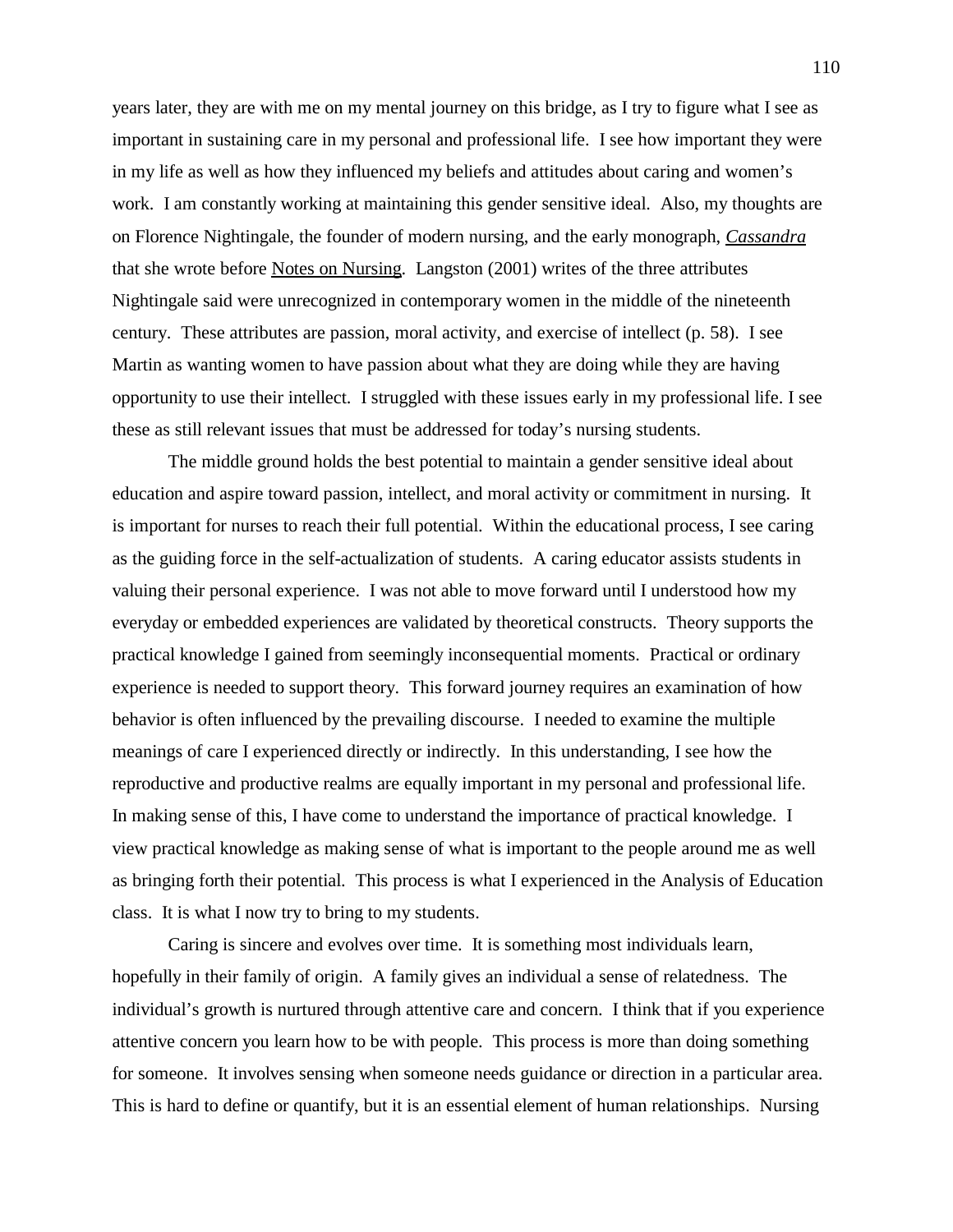years later, they are with me on my mental journey on this bridge, as I try to figure what I see as important in sustaining care in my personal and professional life. I see how important they were in my life as well as how they influenced my beliefs and attitudes about caring and women's work. I am constantly working at maintaining this gender sensitive ideal. Also, my thoughts are on Florence Nightingale, the founder of modern nursing, and the early monograph, *Cassandra* that she wrote before Notes on Nursing. Langston (2001) writes of the three attributes Nightingale said were unrecognized in contemporary women in the middle of the nineteenth century. These attributes are passion, moral activity, and exercise of intellect (p. 58). I see Martin as wanting women to have passion about what they are doing while they are having opportunity to use their intellect. I struggled with these issues early in my professional life. I see these as still relevant issues that must be addressed for today's nursing students.

The middle ground holds the best potential to maintain a gender sensitive ideal about education and aspire toward passion, intellect, and moral activity or commitment in nursing. It is important for nurses to reach their full potential. Within the educational process, I see caring as the guiding force in the self-actualization of students. A caring educator assists students in valuing their personal experience. I was not able to move forward until I understood how my everyday or embedded experiences are validated by theoretical constructs. Theory supports the practical knowledge I gained from seemingly inconsequential moments. Practical or ordinary experience is needed to support theory. This forward journey requires an examination of how behavior is often influenced by the prevailing discourse. I needed to examine the multiple meanings of care I experienced directly or indirectly. In this understanding, I see how the reproductive and productive realms are equally important in my personal and professional life. In making sense of this, I have come to understand the importance of practical knowledge. I view practical knowledge as making sense of what is important to the people around me as well as bringing forth their potential. This process is what I experienced in the Analysis of Education class. It is what I now try to bring to my students.

Caring is sincere and evolves over time. It is something most individuals learn, hopefully in their family of origin. A family gives an individual a sense of relatedness. The individual's growth is nurtured through attentive care and concern. I think that if you experience attentive concern you learn how to be with people. This process is more than doing something for someone. It involves sensing when someone needs guidance or direction in a particular area. This is hard to define or quantify, but it is an essential element of human relationships. Nursing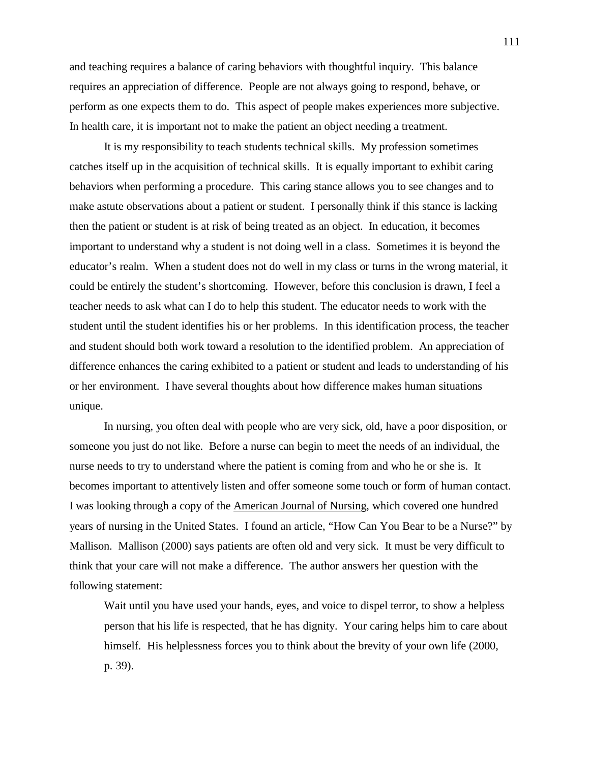and teaching requires a balance of caring behaviors with thoughtful inquiry. This balance requires an appreciation of difference. People are not always going to respond, behave, or perform as one expects them to do. This aspect of people makes experiences more subjective. In health care, it is important not to make the patient an object needing a treatment.

It is my responsibility to teach students technical skills. My profession sometimes catches itself up in the acquisition of technical skills. It is equally important to exhibit caring behaviors when performing a procedure. This caring stance allows you to see changes and to make astute observations about a patient or student. I personally think if this stance is lacking then the patient or student is at risk of being treated as an object. In education, it becomes important to understand why a student is not doing well in a class. Sometimes it is beyond the educator's realm. When a student does not do well in my class or turns in the wrong material, it could be entirely the student's shortcoming. However, before this conclusion is drawn, I feel a teacher needs to ask what can I do to help this student. The educator needs to work with the student until the student identifies his or her problems. In this identification process, the teacher and student should both work toward a resolution to the identified problem. An appreciation of difference enhances the caring exhibited to a patient or student and leads to understanding of his or her environment. I have several thoughts about how difference makes human situations unique.

In nursing, you often deal with people who are very sick, old, have a poor disposition, or someone you just do not like. Before a nurse can begin to meet the needs of an individual, the nurse needs to try to understand where the patient is coming from and who he or she is. It becomes important to attentively listen and offer someone some touch or form of human contact. I was looking through a copy of the American Journal of Nursing, which covered one hundred years of nursing in the United States. I found an article, "How Can You Bear to be a Nurse?" by Mallison. Mallison (2000) says patients are often old and very sick. It must be very difficult to think that your care will not make a difference. The author answers her question with the following statement:

> Wait until you have used your hands, eyes, and voice to dispel terror, to show a helpless person that his life is respected, that he has dignity. Your caring helps him to care about himself. His helplessness forces you to think about the brevity of your own life (2000, p. 39).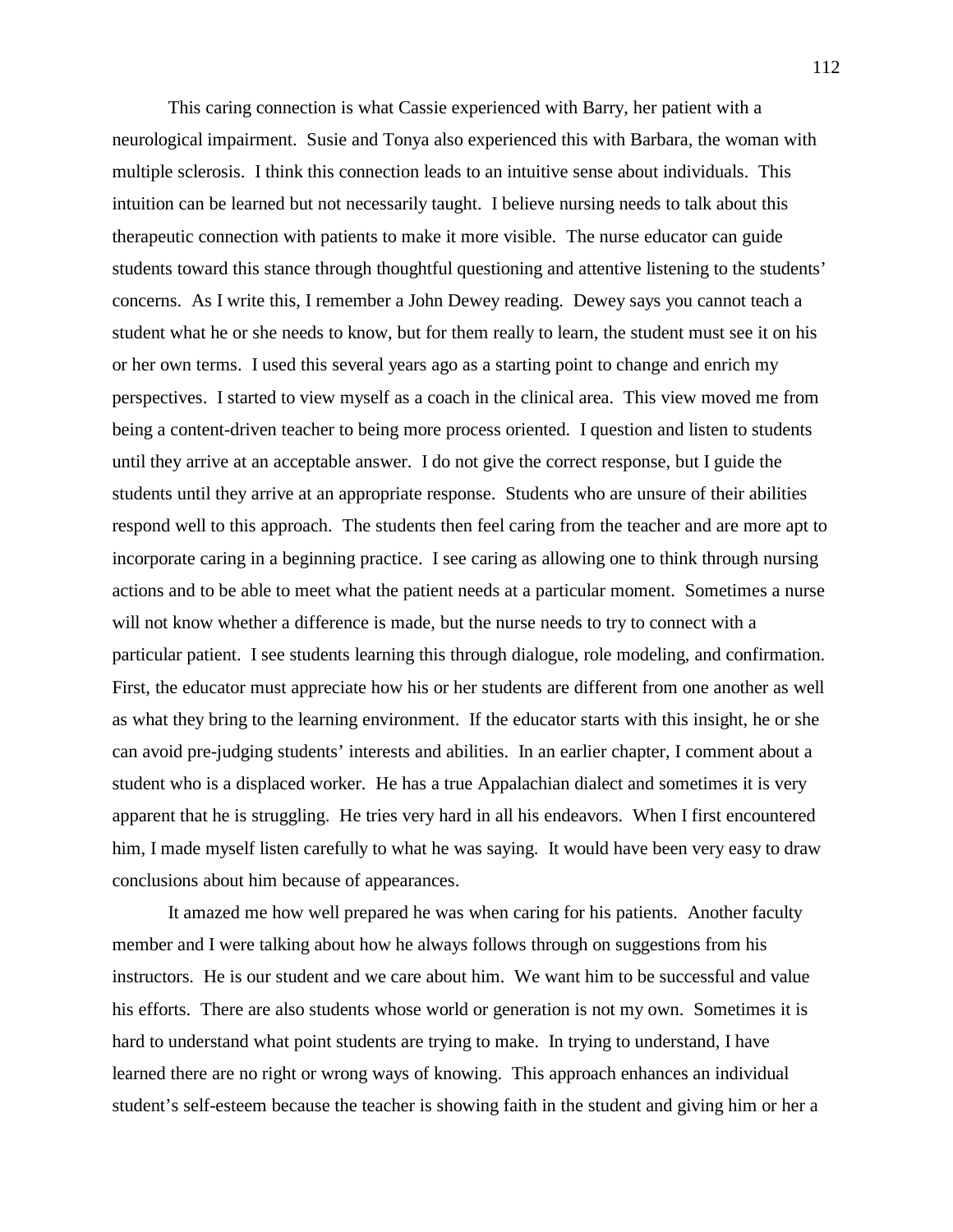This caring connection is what Cassie experienced with Barry, her patient with a neurological impairment. Susie and Tonya also experienced this with Barbara, the woman with multiple sclerosis. I think this connection leads to an intuitive sense about individuals. This intuition can be learned but not necessarily taught. I believe nursing needs to talk about this therapeutic connection with patients to make it more visible. The nurse educator can guide students toward this stance through thoughtful questioning and attentive listening to the students' concerns. As I write this, I remember a John Dewey reading. Dewey says you cannot teach a student what he or she needs to know, but for them really to learn, the student must see it on his or her own terms. I used this several years ago as a starting point to change and enrich my perspectives. I started to view myself as a coach in the clinical area. This view moved me from being a content-driven teacher to being more process oriented. I question and listen to students until they arrive at an acceptable answer. I do not give the correct response, but I guide the students until they arrive at an appropriate response. Students who are unsure of their abilities respond well to this approach. The students then feel caring from the teacher and are more apt to incorporate caring in a beginning practice. I see caring as allowing one to think through nursing actions and to be able to meet what the patient needs at a particular moment. Sometimes a nurse will not know whether a difference is made, but the nurse needs to try to connect with a particular patient. I see students learning this through dialogue, role modeling, and confirmation. First, the educator must appreciate how his or her students are different from one another as well as what they bring to the learning environment. If the educator starts with this insight, he or she can avoid pre-judging students' interests and abilities. In an earlier chapter, I comment about a student who is a displaced worker. He has a true Appalachian dialect and sometimes it is very apparent that he is struggling. He tries very hard in all his endeavors. When I first encountered him, I made myself listen carefully to what he was saying. It would have been very easy to draw conclusions about him because of appearances.

It amazed me how well prepared he was when caring for his patients. Another faculty member and I were talking about how he always follows through on suggestions from his instructors. He is our student and we care about him. We want him to be successful and value his efforts. There are also students whose world or generation is not my own. Sometimes it is hard to understand what point students are trying to make. In trying to understand, I have learned there are no right or wrong ways of knowing. This approach enhances an individual student's self-esteem because the teacher is showing faith in the student and giving him or her a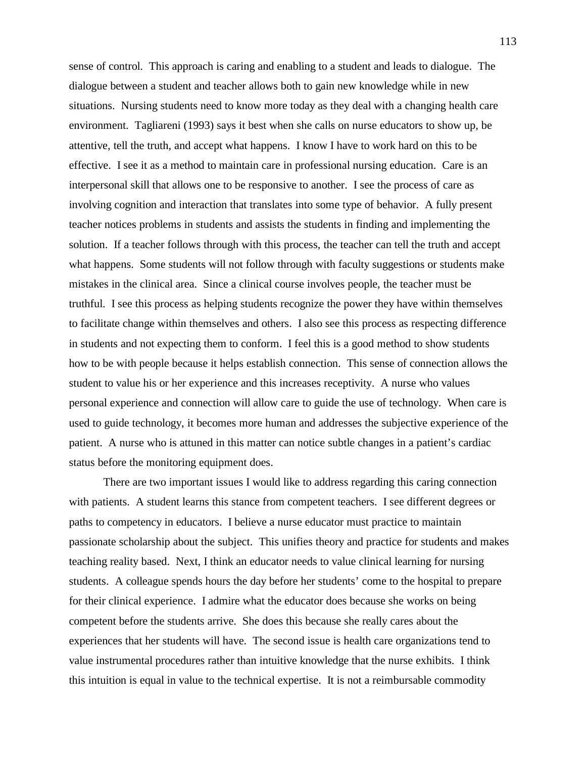sense of control. This approach is caring and enabling to a student and leads to dialogue. The dialogue between a student and teacher allows both to gain new knowledge while in new situations. Nursing students need to know more today as they deal with a changing health care environment. Tagliareni (1993) says it best when she calls on nurse educators to show up, be attentive, tell the truth, and accept what happens. I know I have to work hard on this to be effective. I see it as a method to maintain care in professional nursing education. Care is an interpersonal skill that allows one to be responsive to another. I see the process of care as involving cognition and interaction that translates into some type of behavior. A fully present teacher notices problems in students and assists the students in finding and implementing the solution. If a teacher follows through with this process, the teacher can tell the truth and accept what happens. Some students will not follow through with faculty suggestions or students make mistakes in the clinical area. Since a clinical course involves people, the teacher must be truthful. I see this process as helping students recognize the power they have within themselves to facilitate change within themselves and others. I also see this process as respecting difference in students and not expecting them to conform. I feel this is a good method to show students how to be with people because it helps establish connection. This sense of connection allows the student to value his or her experience and this increases receptivity. A nurse who values personal experience and connection will allow care to guide the use of technology. When care is used to guide technology, it becomes more human and addresses the subjective experience of the patient. A nurse who is attuned in this matter can notice subtle changes in a patient's cardiac status before the monitoring equipment does.

There are two important issues I would like to address regarding this caring connection with patients. A student learns this stance from competent teachers. I see different degrees or paths to competency in educators. I believe a nurse educator must practice to maintain passionate scholarship about the subject. This unifies theory and practice for students and makes teaching reality based. Next, I think an educator needs to value clinical learning for nursing students. A colleague spends hours the day before her students' come to the hospital to prepare for their clinical experience. I admire what the educator does because she works on being competent before the students arrive. She does this because she really cares about the experiences that her students will have. The second issue is health care organizations tend to value instrumental procedures rather than intuitive knowledge that the nurse exhibits. I think this intuition is equal in value to the technical expertise. It is not a reimbursable commodity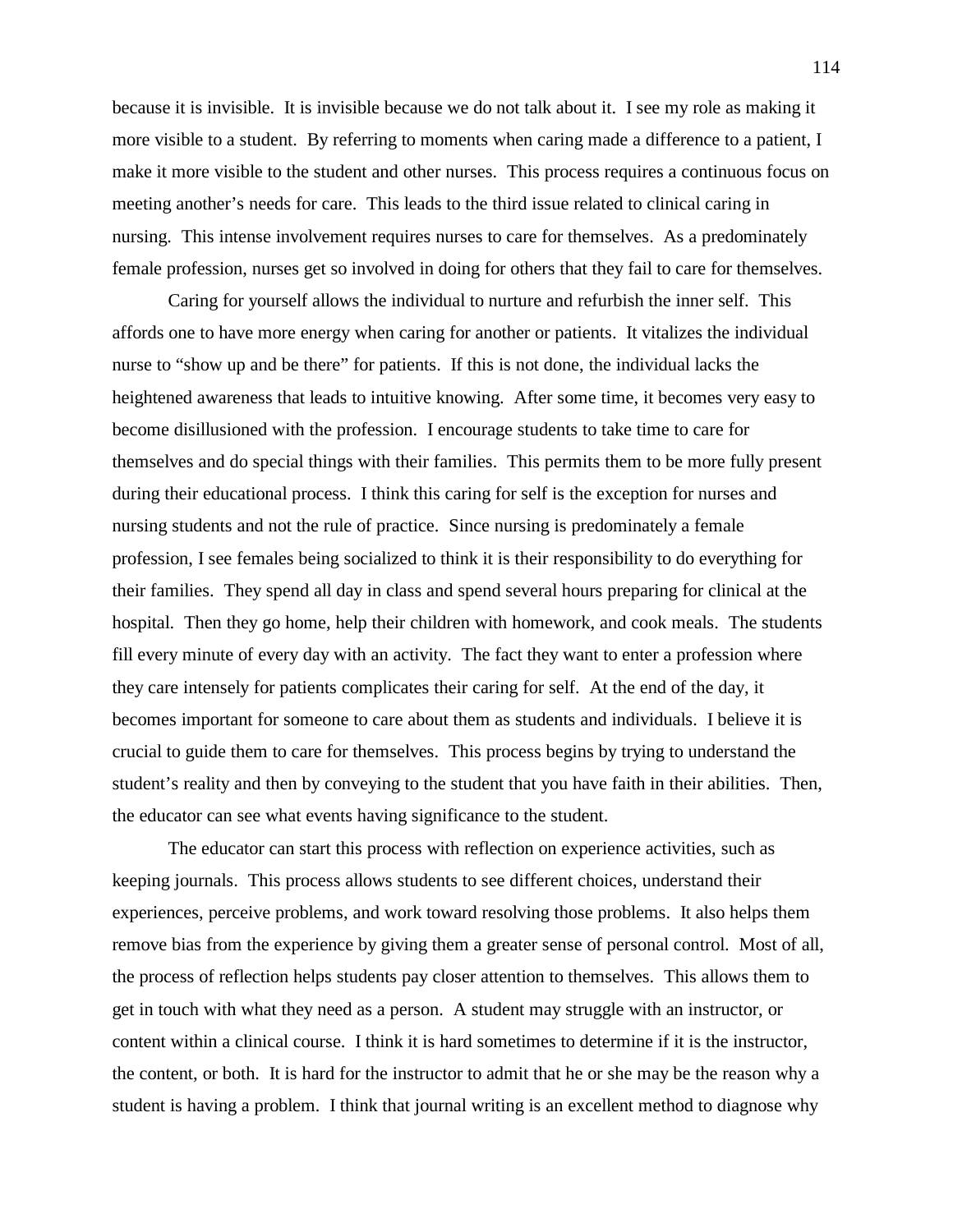because it is invisible. It is invisible because we do not talk about it. I see my role as making it more visible to a student. By referring to moments when caring made a difference to a patient, I make it more visible to the student and other nurses. This process requires a continuous focus on meeting another's needs for care. This leads to the third issue related to clinical caring in nursing. This intense involvement requires nurses to care for themselves. As a predominately female profession, nurses get so involved in doing for others that they fail to care for themselves.

Caring for yourself allows the individual to nurture and refurbish the inner self. This affords one to have more energy when caring for another or patients. It vitalizes the individual nurse to "show up and be there" for patients. If this is not done, the individual lacks the heightened awareness that leads to intuitive knowing. After some time, it becomes very easy to become disillusioned with the profession. I encourage students to take time to care for themselves and do special things with their families. This permits them to be more fully present during their educational process. I think this caring for self is the exception for nurses and nursing students and not the rule of practice. Since nursing is predominately a female profession, I see females being socialized to think it is their responsibility to do everything for their families. They spend all day in class and spend several hours preparing for clinical at the hospital. Then they go home, help their children with homework, and cook meals. The students fill every minute of every day with an activity. The fact they want to enter a profession where they care intensely for patients complicates their caring for self. At the end of the day, it becomes important for someone to care about them as students and individuals. I believe it is crucial to guide them to care for themselves. This process begins by trying to understand the student's reality and then by conveying to the student that you have faith in their abilities. Then, the educator can see what events having significance to the student.

The educator can start this process with reflection on experience activities, such as keeping journals. This process allows students to see different choices, understand their experiences, perceive problems, and work toward resolving those problems. It also helps them remove bias from the experience by giving them a greater sense of personal control. Most of all, the process of reflection helps students pay closer attention to themselves. This allows them to get in touch with what they need as a person. A student may struggle with an instructor, or content within a clinical course. I think it is hard sometimes to determine if it is the instructor, the content, or both. It is hard for the instructor to admit that he or she may be the reason why a student is having a problem. I think that journal writing is an excellent method to diagnose why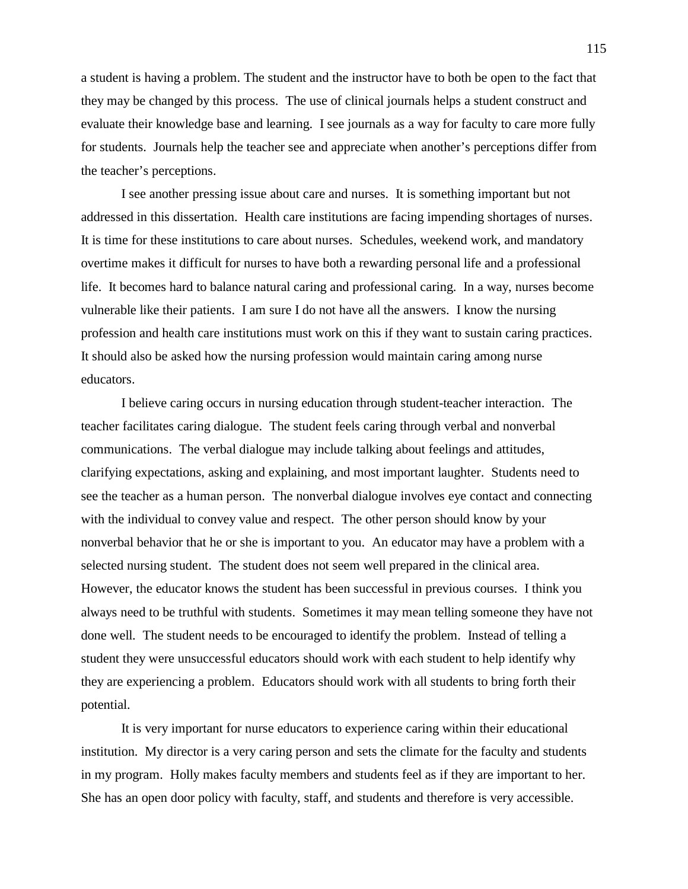a student is having a problem. The student and the instructor have to both be open to the fact that they may be changed by this process. The use of clinical journals helps a student construct and evaluate their knowledge base and learning. I see journals as a way for faculty to care more fully for students. Journals help the teacher see and appreciate when another's perceptions differ from the teacher's perceptions.

I see another pressing issue about care and nurses. It is something important but not addressed in this dissertation. Health care institutions are facing impending shortages of nurses. It is time for these institutions to care about nurses. Schedules, weekend work, and mandatory overtime makes it difficult for nurses to have both a rewarding personal life and a professional life. It becomes hard to balance natural caring and professional caring. In a way, nurses become vulnerable like their patients. I am sure I do not have all the answers. I know the nursing profession and health care institutions must work on this if they want to sustain caring practices. It should also be asked how the nursing profession would maintain caring among nurse educators.

I believe caring occurs in nursing education through student-teacher interaction. The teacher facilitates caring dialogue. The student feels caring through verbal and nonverbal communications. The verbal dialogue may include talking about feelings and attitudes, clarifying expectations, asking and explaining, and most important laughter. Students need to see the teacher as a human person. The nonverbal dialogue involves eye contact and connecting with the individual to convey value and respect. The other person should know by your nonverbal behavior that he or she is important to you. An educator may have a problem with a selected nursing student. The student does not seem well prepared in the clinical area. However, the educator knows the student has been successful in previous courses. I think you always need to be truthful with students. Sometimes it may mean telling someone they have not done well. The student needs to be encouraged to identify the problem. Instead of telling a student they were unsuccessful educators should work with each student to help identify why they are experiencing a problem. Educators should work with all students to bring forth their potential.

It is very important for nurse educators to experience caring within their educational institution. My director is a very caring person and sets the climate for the faculty and students in my program. Holly makes faculty members and students feel as if they are important to her. She has an open door policy with faculty, staff, and students and therefore is very accessible.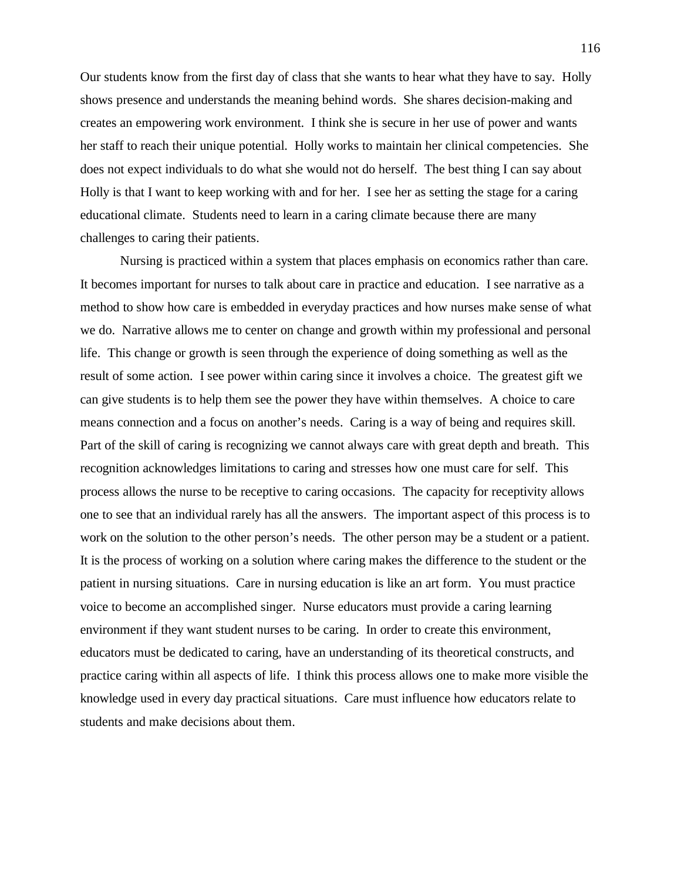Our students know from the first day of class that she wants to hear what they have to say. Holly shows presence and understands the meaning behind words. She shares decision-making and creates an empowering work environment. I think she is secure in her use of power and wants her staff to reach their unique potential. Holly works to maintain her clinical competencies. She does not expect individuals to do what she would not do herself. The best thing I can say about Holly is that I want to keep working with and for her. I see her as setting the stage for a caring educational climate. Students need to learn in a caring climate because there are many challenges to caring their patients.

Nursing is practiced within a system that places emphasis on economics rather than care. It becomes important for nurses to talk about care in practice and education. I see narrative as a method to show how care is embedded in everyday practices and how nurses make sense of what we do. Narrative allows me to center on change and growth within my professional and personal life. This change or growth is seen through the experience of doing something as well as the result of some action. I see power within caring since it involves a choice. The greatest gift we can give students is to help them see the power they have within themselves. A choice to care means connection and a focus on another's needs. Caring is a way of being and requires skill. Part of the skill of caring is recognizing we cannot always care with great depth and breath. This recognition acknowledges limitations to caring and stresses how one must care for self. This process allows the nurse to be receptive to caring occasions. The capacity for receptivity allows one to see that an individual rarely has all the answers. The important aspect of this process is to work on the solution to the other person's needs. The other person may be a student or a patient. It is the process of working on a solution where caring makes the difference to the student or the patient in nursing situations. Care in nursing education is like an art form. You must practice voice to become an accomplished singer. Nurse educators must provide a caring learning environment if they want student nurses to be caring. In order to create this environment, educators must be dedicated to caring, have an understanding of its theoretical constructs, and practice caring within all aspects of life. I think this process allows one to make more visible the knowledge used in every day practical situations. Care must influence how educators relate to students and make decisions about them.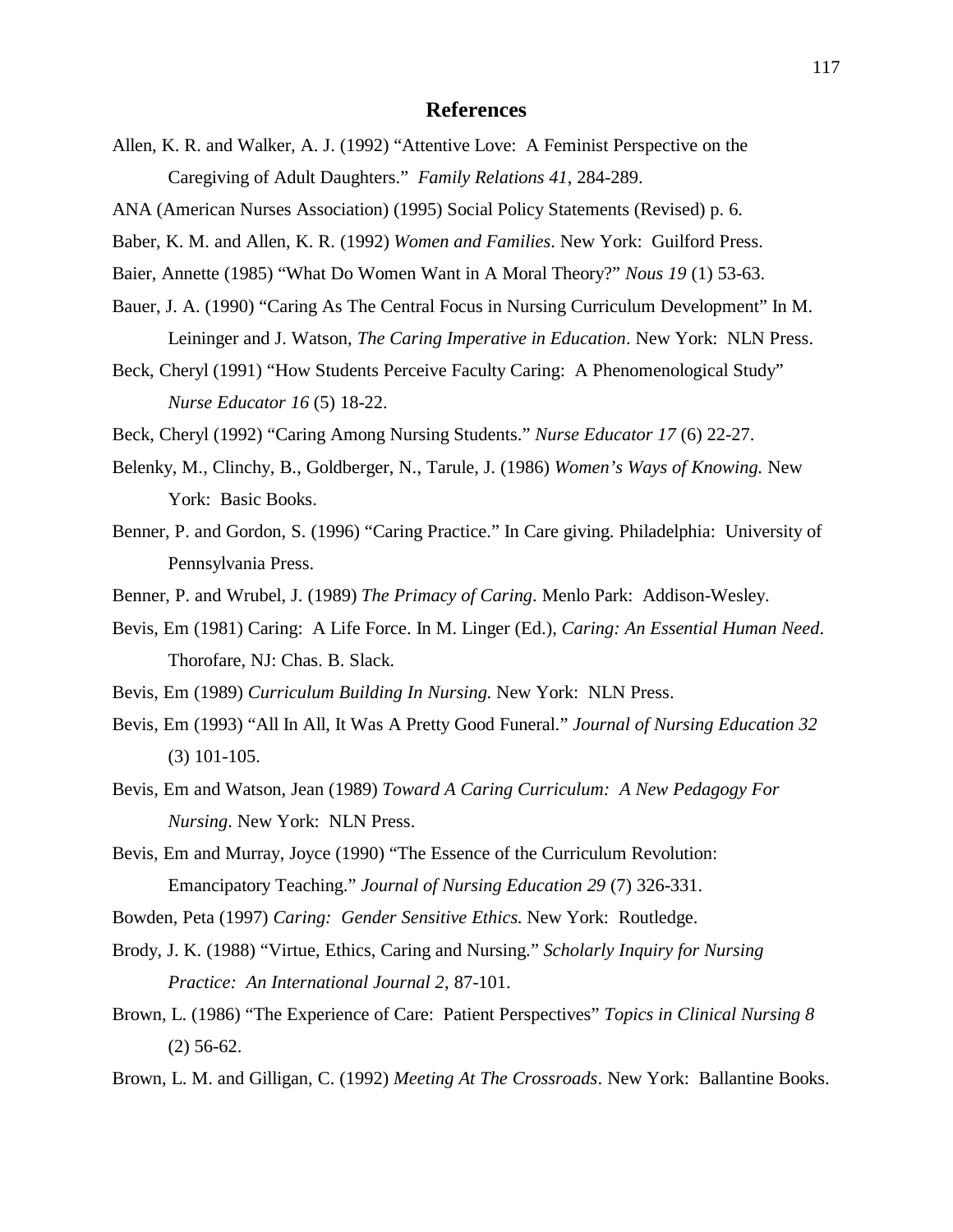# References

Allen, K. R. and Walker, A. J. (1992) "Attentive Love: A Feminist Perspective on the Caregiving of Adult Daughters." *Family Relations 41*, 284-289.

ANA (American Nurses Association) (1995) Social Policy Statements (Revised) p. 6.

Baber, K. M. and Allen, K. R. (1992) *Women and Families*. New York: Guilford Press.

Baier, Annette (1985) "What Do Women Want in A Moral Theory?" *Nous 19* (1) 53-63.

Bauer, J. A. (1990) "Caring As The Central Focus in Nursing Curriculum Development" In M. Leininger and J. Watson, *The Caring Imperative in Education*. New York: NLN Press.

Beck, Cheryl (1991) "How Students Perceive Faculty Caring: A Phenomenological Study" *Nurse Educator 16* (5) 18-22.

Beck, Cheryl (1992) "Caring Among Nursing Students." *Nurse Educator 17* (6) 22-27.

Belenky, M., Clinchy, B., Goldberger, N., Tarule, J. (1986) *Women's Ways of Knowing.* New York: Basic Books.

Benner, P. and Gordon, S. (1996) "Caring Practice." In Care giving. Philadelphia: University of Pennsylvania Press.

Benner, P. and Wrubel, J. (1989) *The Primacy of Caring*. Menlo Park: Addison-Wesley.

Bevis, Em (1981) Caring: A Life Force. In M. Linger (Ed.), *Caring: An Essential Human Need*. Thorofare, NJ: Chas. B. Slack.

Bevis, Em (1989) *Curriculum Building In Nursing.* New York: NLN Press.

Bevis, Em (1993) "All In All, It Was A Pretty Good Funeral." *Journal of Nursing Education 32* (3) 101-105.

Bevis, Em and Watson, Jean (1989) *Toward A Caring Curriculum: A New Pedagogy For Nursing*. New York: NLN Press.

Bevis, Em and Murray, Joyce (1990) "The Essence of the Curriculum Revolution: Emancipatory Teaching." *Journal of Nursing Education 29* (7) 326-331.

Bowden, Peta (1997) *Caring: Gender Sensitive Ethics.* New York: Routledge.

Brody, J. K. (1988) "Virtue, Ethics, Caring and Nursing." *Scholarly Inquiry for Nursing Practice: An International Journal 2*, 87-101.

Brown, L. (1986) "The Experience of Care: Patient Perspectives" *Topics in Clinical Nursing 8* (2) 56-62.

Brown, L. M. and Gilligan, C. (1992) *Meeting At The Crossroads*. New York: Ballantine Books.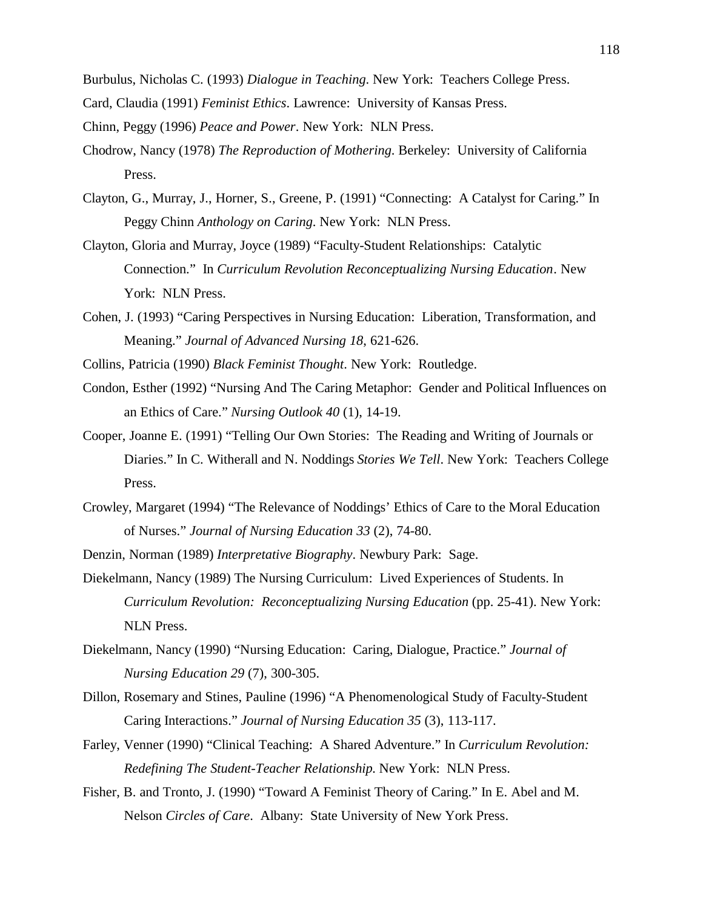Burbulus, Nicholas C. (1993) *Dialogue in Teaching*. New York: Teachers College Press.

Card, Claudia (1991) *Feminist Ethics*. Lawrence: University of Kansas Press.

Chinn, Peggy (1996) *Peace and Power*. New York: NLN Press.

Chodrow, Nancy (1978) *The Reproduction of Mothering*. Berkeley: University of California Press.

Clayton, G., Murray, J., Horner, S., Greene, P. (1991) "Connecting: A Catalyst for Caring." In Peggy Chinn *Anthology on Caring*. New York: NLN Press.

Clayton, Gloria and Murray, Joyce (1989) "Faculty-Student Relationships: Catalytic Connection." In *Curriculum Revolution Reconceptualizing Nursing Education*. New York: NLN Press.

Cohen, J. (1993) "Caring Perspectives in Nursing Education: Liberation, Transformation, and Meaning." *Journal of Advanced Nursing 18*, 621-626.

Collins, Patricia (1990) *Black Feminist Thought*. New York: Routledge.

Condon, Esther (1992) "Nursing And The Caring Metaphor: Gender and Political Influences on an Ethics of Care." *Nursing Outlook 40* (1), 14-19.

Cooper, Joanne E. (1991) "Telling Our Own Stories: The Reading and Writing of Journals or Diaries." In C. Witherall and N. Noddings *Stories We Tell*. New York: Teachers College Press.

Crowley, Margaret (1994) "The Relevance of Noddings' Ethics of Care to the Moral Education of Nurses." *Journal of Nursing Education 33* (2), 74-80.

Denzin, Norman (1989) *Interpretative Biography*. Newbury Park: Sage.

Diekelmann, Nancy (1989) The Nursing Curriculum: Lived Experiences of Students. In *Curriculum Revolution: Reconceptualizing Nursing Education* (pp. 25-41). New York: NLN Press.

Diekelmann, Nancy (1990) "Nursing Education: Caring, Dialogue, Practice." *Journal of Nursing Education 29* (7), 300-305.

Dillon, Rosemary and Stines, Pauline (1996) "A Phenomenological Study of Faculty-Student Caring Interactions." *Journal of Nursing Education 35* (3), 113-117.

Farley, Venner (1990) "Clinical Teaching: A Shared Adventure." In *Curriculum Revolution: Redefining The Student-Teacher Relationship*. New York: NLN Press.

Fisher, B. and Tronto, J. (1990) "Toward A Feminist Theory of Caring." In E. Abel and M. Nelson *Circles of Care*. Albany: State University of New York Press.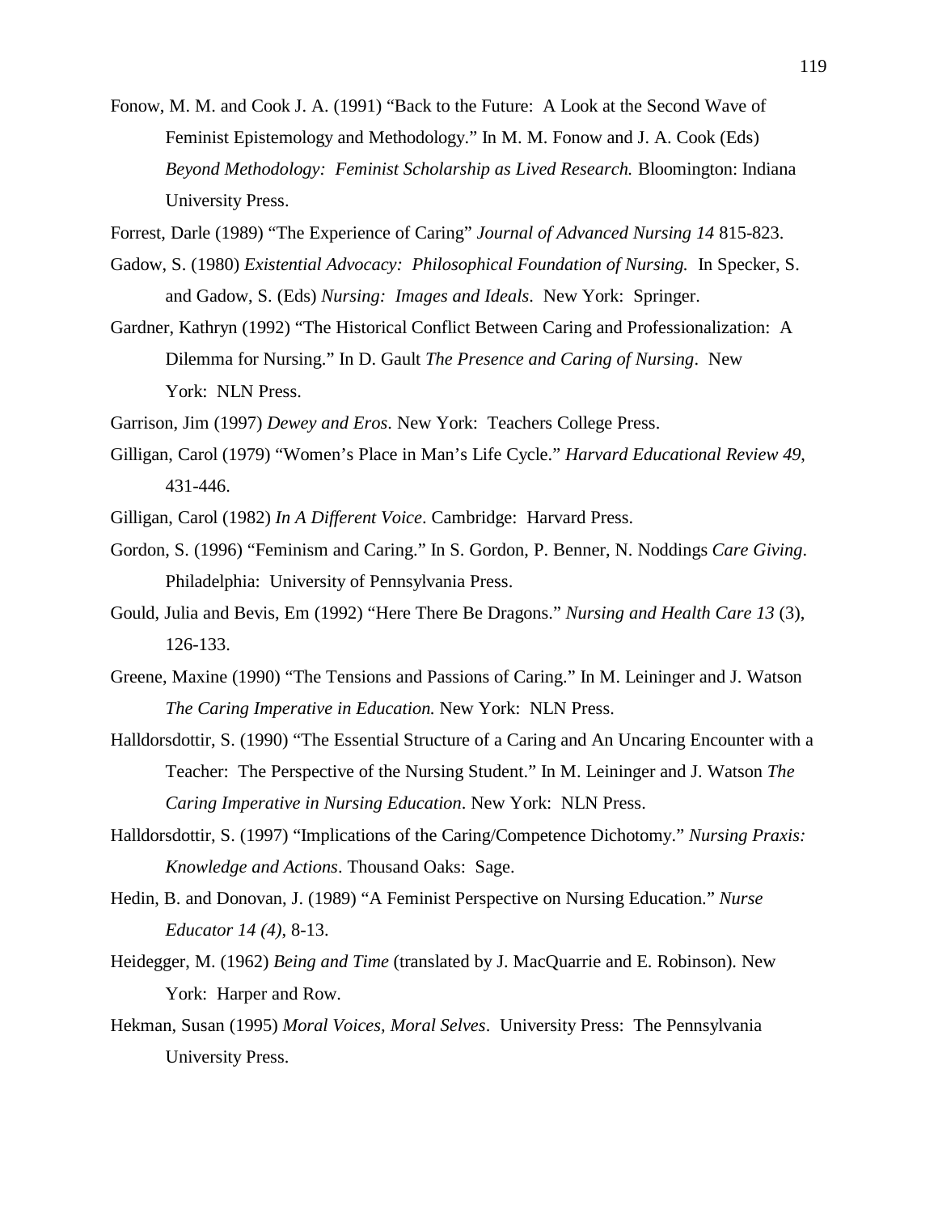Fonow, M. M. and Cook J. A. (1991) "Back to the Future: A Look at the Second Wave of Feminist Epistemology and Methodology." In M. M. Fonow and J. A. Cook (Eds) *Beyond Methodology: Feminist Scholarship as Lived Research.* Bloomington: Indiana University Press.

Forrest, Darle (1989) "The Experience of Caring" *Journal of Advanced Nursing 14* 815-823.

Gadow, S. (1980) *Existential Advocacy: Philosophical Foundation of Nursing.* In Specker, S. and Gadow, S. (Eds) *Nursing: Images and Ideals*. New York: Springer.

Gardner, Kathryn (1992) "The Historical Conflict Between Caring and Professionalization: A Dilemma for Nursing." In D. Gault *The Presence and Caring of Nursing*. New York: NLN Press.

Garrison, Jim (1997) *Dewey and Eros*. New York: Teachers College Press.

Gilligan, Carol (1979) "Women's Place in Man's Life Cycle." *Harvard Educational Review 49*, 431-446.

Gilligan, Carol (1982) *In A Different Voice*. Cambridge: Harvard Press.

Gordon, S. (1996) "Feminism and Caring." In S. Gordon, P. Benner, N. Noddings *Care Giving*. Philadelphia: University of Pennsylvania Press.

Gould, Julia and Bevis, Em (1992) "Here There Be Dragons." *Nursing and Health Care 13* (3), 126-133.

Greene, Maxine (1990) "The Tensions and Passions of Caring." In M. Leininger and J. Watson *The Caring Imperative in Education.* New York: NLN Press.

Halldorsdottir, S. (1990) "The Essential Structure of a Caring and An Uncaring Encounter with a Teacher: The Perspective of the Nursing Student." In M. Leininger and J. Watson *The Caring Imperative in Nursing Education*. New York: NLN Press.

Halldorsdottir, S. (1997) "Implications of the Caring/Competence Dichotomy." *Nursing Praxis: Knowledge and Actions*. Thousand Oaks: Sage.

Hedin, B. and Donovan, J. (1989) "A Feminist Perspective on Nursing Education." *Nurse Educator 14 (4)*, 8-13.

Heidegger, M. (1962) *Being and Time* (translated by J. MacQuarrie and E. Robinson). New York: Harper and Row.

Hekman, Susan (1995) *Moral Voices, Moral Selves*. University Press: The Pennsylvania University Press.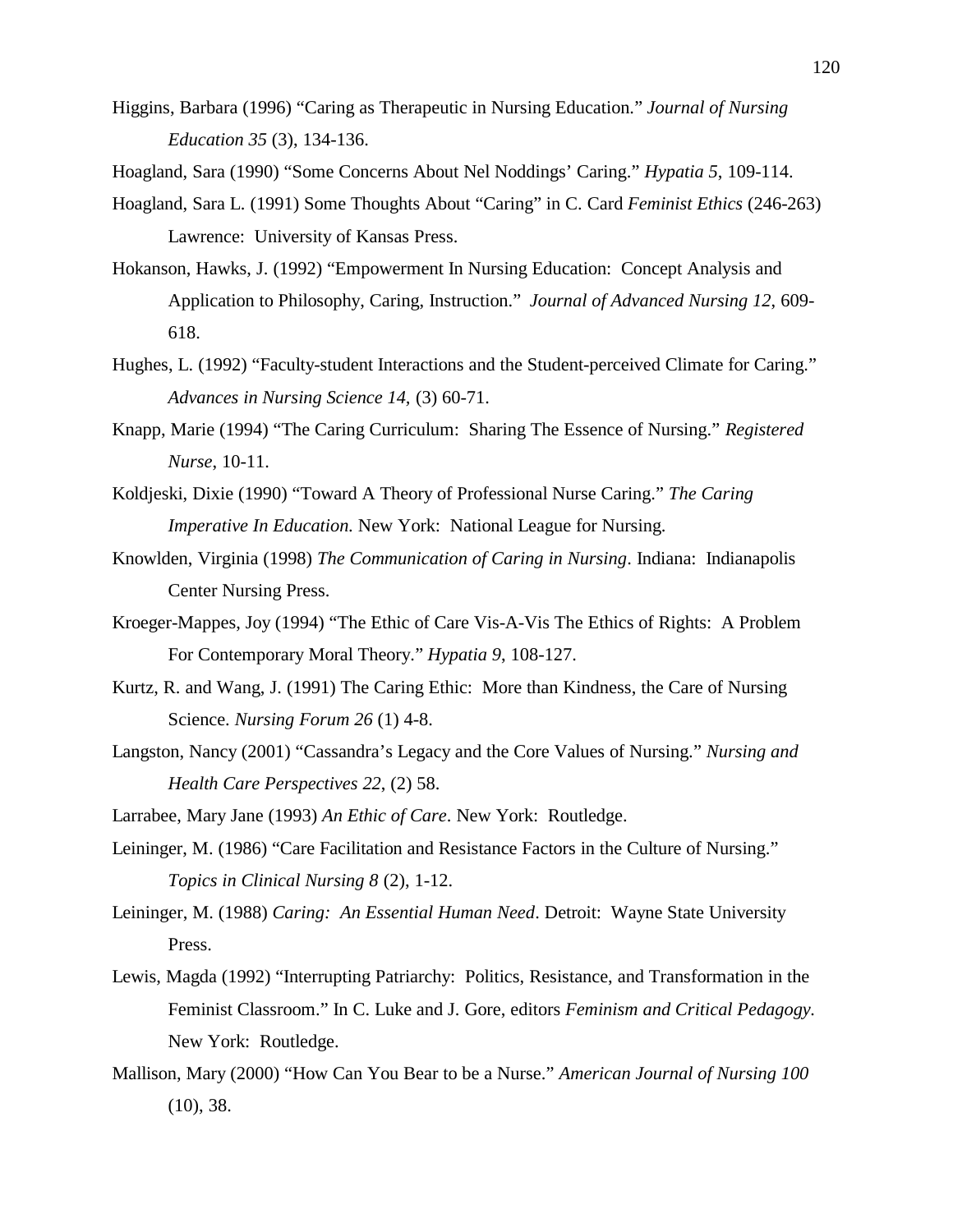Higgins, Barbara (1996) “Caring as Therapeutic in Nursing Education.” *Journal of Nursing Education 35* (3), 134-136.

Hoagland, Sara (1990) “Some Concerns About Nel Noddings’ Caring.” *Hypatia 5*, 109-114.

Hoagland, Sara L. (1991) Some Thoughts About “Caring” in C. Card *Feminist Ethics* (246-263) Lawrence: University of Kansas Press.

Hokanson, Hawks, J. (1992) “Empowerment In Nursing Education: Concept Analysis and Application to Philosophy, Caring, Instruction.” *Journal of Advanced Nursing 12*, 609-618.

Hughes, L. (1992) “Faculty-student Interactions and the Student-perceived Climate for Caring.” *Advances in Nursing Science 14*, (3) 60-71.

Knapp, Marie (1994) “The Caring Curriculum: Sharing The Essence of Nursing.” *Registered Nurse*, 10-11.

Koldjeski, Dixie (1990) “Toward A Theory of Professional Nurse Caring.” *The Caring Imperative In Education.* New York: National League for Nursing.

Knowlden, Virginia (1998) *The Communication of Caring in Nursing*. Indiana: Indianapolis Center Nursing Press.

Kroeger-Mappes, Joy (1994) “The Ethic of Care Vis-A-Vis The Ethics of Rights: A Problem For Contemporary Moral Theory.” *Hypatia 9*, 108-127.

Kurtz, R. and Wang, J. (1991) The Caring Ethic: More than Kindness, the Care of Nursing Science. *Nursing Forum 26* (1) 4-8.

Langston, Nancy (2001) “Cassandra’s Legacy and the Core Values of Nursing.” *Nursing and Health Care Perspectives 22*, (2) 58.

Larrabee, Mary Jane (1993) *An Ethic of Care*. New York: Routledge.

Leininger, M. (1986) “Care Facilitation and Resistance Factors in the Culture of Nursing.” *Topics in Clinical Nursing 8* (2), 1-12.

Leininger, M. (1988) *Caring: An Essential Human Need*. Detroit: Wayne State University Press.

Lewis, Magda (1992) “Interrupting Patriarchy: Politics, Resistance, and Transformation in the Feminist Classroom.” In C. Luke and J. Gore, editors *Feminism and Critical Pedagogy*. New York: Routledge.

Mallison, Mary (2000) “How Can You Bear to be a Nurse.” *American Journal of Nursing 100* (10), 38.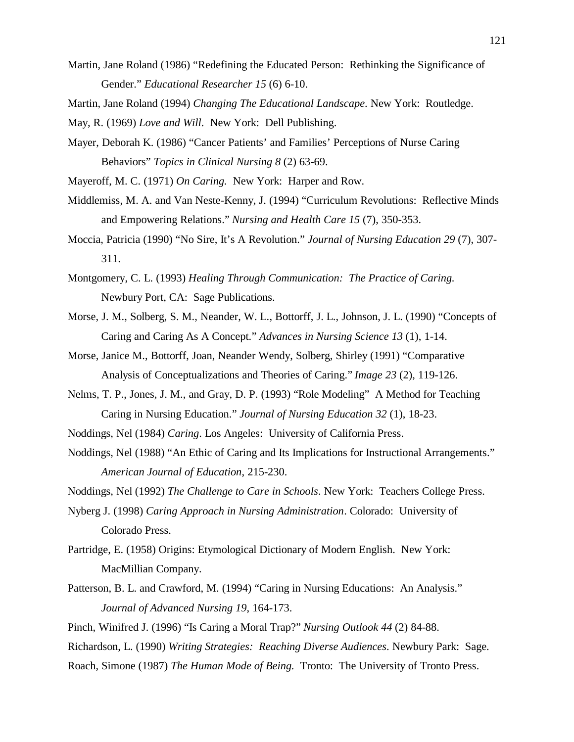Martin, Jane Roland (1986) “Redefining the Educated Person: Rethinking the Significance of Gender.” *Educational Researcher 15* (6) 6-10.

Martin, Jane Roland (1994) *Changing The Educational Landscape*. New York: Routledge.

May, R. (1969) *Love and Will*. New York: Dell Publishing.

Mayer, Deborah K. (1986) “Cancer Patients’ and Families’ Perceptions of Nurse Caring Behaviors” *Topics in Clinical Nursing 8* (2) 63-69.

Mayeroff, M. C. (1971) *On Caring.* New York: Harper and Row.

Middlemiss, M. A. and Van Neste-Kenny, J. (1994) “Curriculum Revolutions: Reflective Minds and Empowering Relations.” *Nursing and Health Care 15* (7), 350-353.

Moccia, Patricia (1990) “No Sire, It’s A Revolution.” *Journal of Nursing Education 29* (7), 307-311.

Montgomery, C. L. (1993) *Healing Through Communication: The Practice of Caring.* Newbury Port, CA: Sage Publications.

Morse, J. M., Solberg, S. M., Neander, W. L., Bottorff, J. L., Johnson, J. L. (1990) “Concepts of Caring and Caring As A Concept.” *Advances in Nursing Science 13* (1), 1-14.

Morse, Janice M., Bottorff, Joan, Neander Wendy, Solberg, Shirley (1991) “Comparative Analysis of Conceptualizations and Theories of Caring.” *Image 23* (2), 119-126.

Nelms, T. P., Jones, J. M., and Gray, D. P. (1993) “Role Modeling” A Method for Teaching Caring in Nursing Education.” *Journal of Nursing Education 32* (1), 18-23.

Noddings, Nel (1984) *Caring*. Los Angeles: University of California Press.

Noddings, Nel (1988) “An Ethic of Caring and Its Implications for Instructional Arrangements.” *American Journal of Education*, 215-230.

Noddings, Nel (1992) *The Challenge to Care in Schools*. New York: Teachers College Press.

Nyberg J. (1998) *Caring Approach in Nursing Administration*. Colorado: University of Colorado Press.

Partridge, E. (1958) Origins: Etymological Dictionary of Modern English. New York: MacMillian Company.

Patterson, B. L. and Crawford, M. (1994) “Caring in Nursing Educations: An Analysis.” *Journal of Advanced Nursing 19*, 164-173.

Pinch, Winifred J. (1996) “Is Caring a Moral Trap?” *Nursing Outlook 44* (2) 84-88.

Richardson, L. (1990) *Writing Strategies: Reaching Diverse Audiences*. Newbury Park: Sage.

Roach, Simone (1987) *The Human Mode of Being.* Tronto: The University of Tronto Press.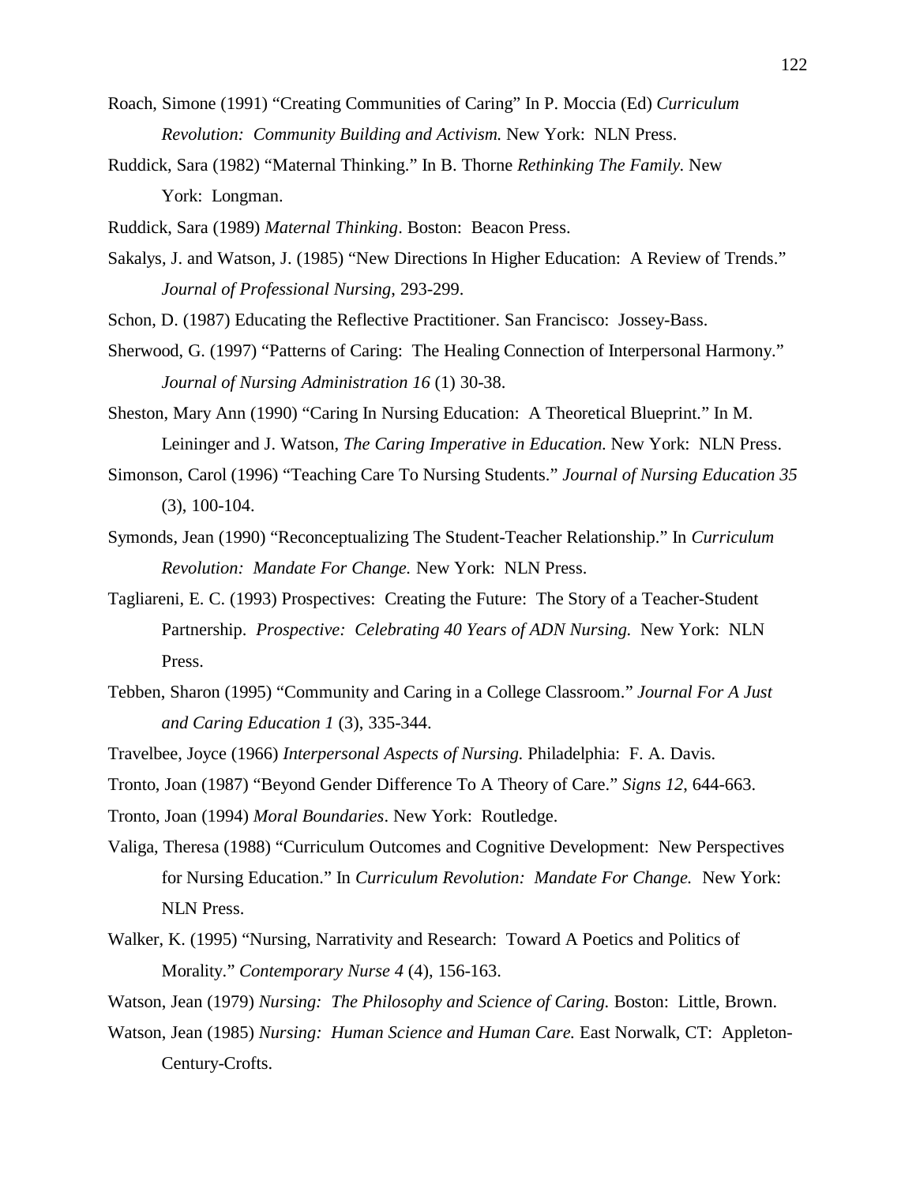Roach, Simone (1991) "Creating Communities of Caring" In P. Moccia (Ed) *Curriculum Revolution: Community Building and Activism.* New York: NLN Press.

Ruddick, Sara (1982) "Maternal Thinking." In B. Thorne *Rethinking The Family.* New York: Longman.

Ruddick, Sara (1989) *Maternal Thinking*. Boston: Beacon Press.

Sakalys, J. and Watson, J. (1985) "New Directions In Higher Education: A Review of Trends." *Journal of Professional Nursing*, 293-299.

Schon, D. (1987) Educating the Reflective Practitioner. San Francisco: Jossey-Bass.

Sherwood, G. (1997) "Patterns of Caring: The Healing Connection of Interpersonal Harmony." *Journal of Nursing Administration 16* (1) 30-38.

Sheston, Mary Ann (1990) "Caring In Nursing Education: A Theoretical Blueprint." In M. Leininger and J. Watson, *The Caring Imperative in Education.* New York: NLN Press.

Simonson, Carol (1996) "Teaching Care To Nursing Students." *Journal of Nursing Education 35* (3), 100-104.

Symonds, Jean (1990) "Reconceptualizing The Student-Teacher Relationship." In *Curriculum Revolution: Mandate For Change.* New York: NLN Press.

Tagliareni, E. C. (1993) Prospectives: Creating the Future: The Story of a Teacher-Student Partnership. *Prospective: Celebrating 40 Years of ADN Nursing.* New York: NLN Press.

Tebben, Sharon (1995) "Community and Caring in a College Classroom." *Journal For A Just and Caring Education 1* (3), 335-344.

Travelbee, Joyce (1966) *Interpersonal Aspects of Nursing.* Philadelphia: F. A. Davis.

Tronto, Joan (1987) "Beyond Gender Difference To A Theory of Care." *Signs 12,* 644-663.

Tronto, Joan (1994) *Moral Boundaries*. New York: Routledge.

Valiga, Theresa (1988) "Curriculum Outcomes and Cognitive Development: New Perspectives for Nursing Education." In *Curriculum Revolution: Mandate For Change.* New York: NLN Press.

Walker, K. (1995) "Nursing, Narrativity and Research: Toward A Poetics and Politics of Morality." *Contemporary Nurse 4* (4), 156-163.

Watson, Jean (1979) *Nursing: The Philosophy and Science of Caring.* Boston: Little, Brown.

Watson, Jean (1985) *Nursing: Human Science and Human Care.* East Norwalk, CT: Appleton-Century-Crofts.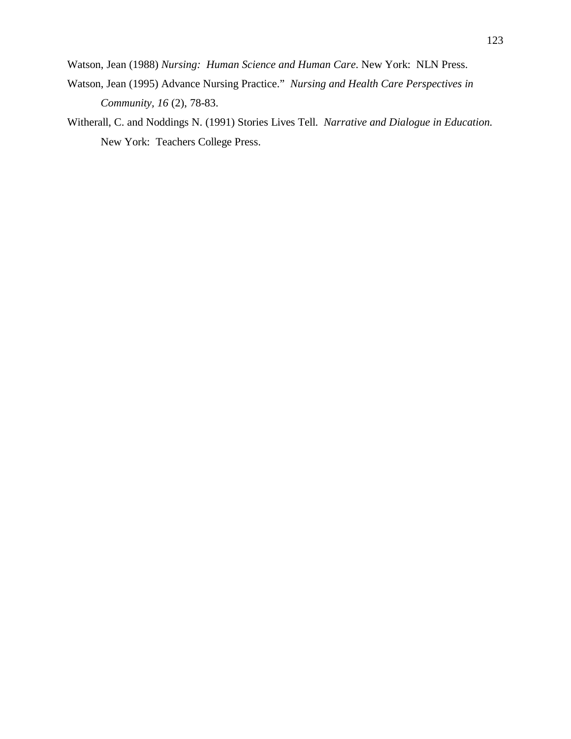Watson, Jean (1988) *Nursing: Human Science and Human Care*. New York: NLN Press.

Watson, Jean (1995) Advance Nursing Practice." *Nursing and Health Care Perspectives in Community, 16* (2), 78-83.

Witherall, C. and Noddings N. (1991) Stories Lives Tell. *Narrative and Dialogue in Education.* New York: Teachers College Press.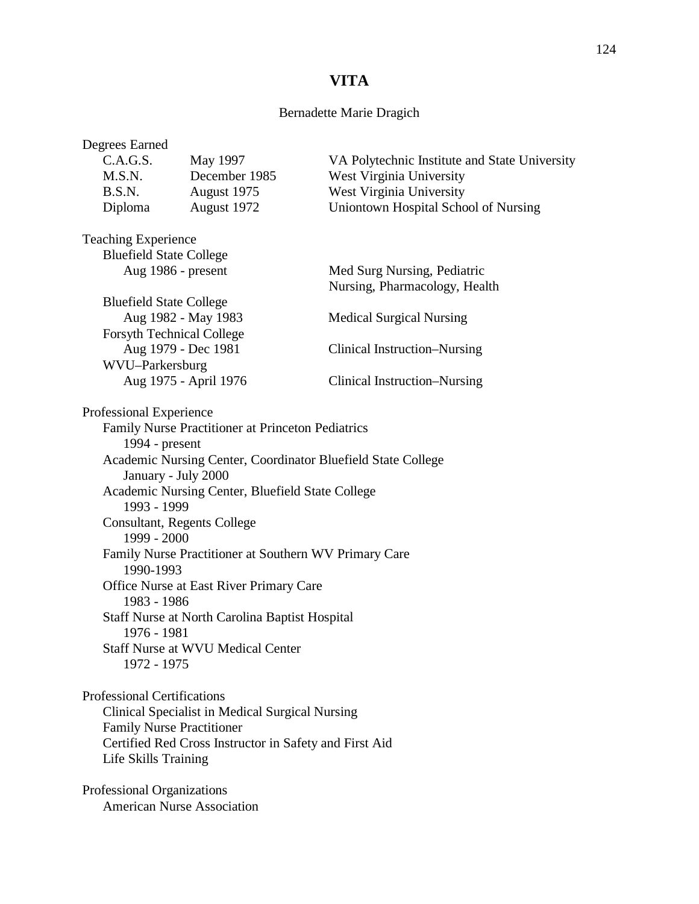# VITA

Bernadette Marie Dragich

Degrees Earned

| | | |
|---|---|---|
| C.A.G.S. | May 1997 | VA Polytechnic Institute and State University |
| M.S.N. | December 1985 | West Virginia University |
| B.S.N. | August 1975 | West Virginia University |
| Diploma | August 1972 | Uniontown Hospital School of Nursing |

Teaching Experience

Bluefield State College
Aug 1986 - present — Med Surg Nursing, Pediatric Nursing, Pharmacology, Health

Bluefield State College
Aug 1982 - May 1983 — Medical Surgical Nursing

Forsyth Technical College
Aug 1979 - Dec 1981 — Clinical Instruction–Nursing

WVU–Parkersburg
Aug 1975 - April 1976 — Clinical Instruction–Nursing

Professional Experience

Family Nurse Practitioner at Princeton Pediatrics
1994 - present

Academic Nursing Center, Coordinator Bluefield State College
January - July 2000

Academic Nursing Center, Bluefield State College
1993 - 1999

Consultant, Regents College
1999 - 2000

Family Nurse Practitioner at Southern WV Primary Care
1990-1993

Office Nurse at East River Primary Care
1983 - 1986

Staff Nurse at North Carolina Baptist Hospital
1976 - 1981

Staff Nurse at WVU Medical Center
1972 - 1975

Professional Certifications

Clinical Specialist in Medical Surgical Nursing
Family Nurse Practitioner
Certified Red Cross Instructor in Safety and First Aid
Life Skills Training

Professional Organizations

American Nurse Association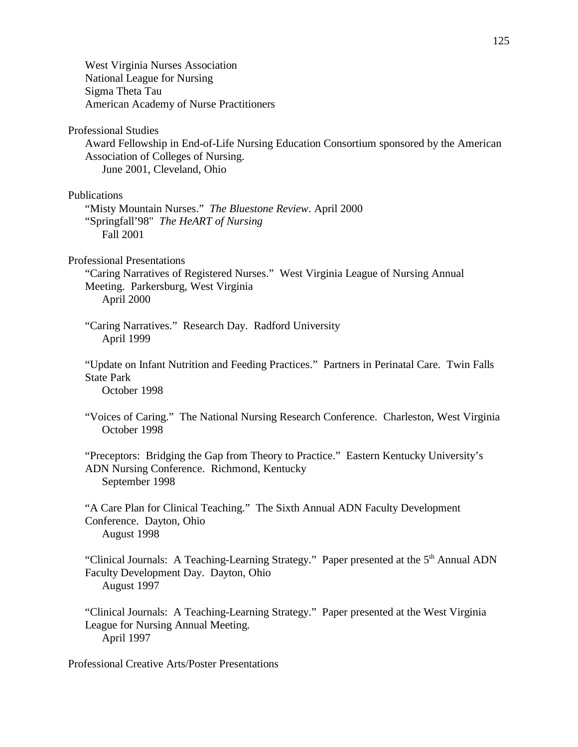West Virginia Nurses Association
National League for Nursing
Sigma Theta Tau
American Academy of Nurse Practitioners

Professional Studies

Award Fellowship in End-of-Life Nursing Education Consortium sponsored by the American Association of Colleges of Nursing.
June 2001, Cleveland, Ohio

Publications

"Misty Mountain Nurses." *The Bluestone Review*. April 2000
"Springfall'98" *The HeART of Nursing*
Fall 2001

Professional Presentations

"Caring Narratives of Registered Nurses." West Virginia League of Nursing Annual Meeting. Parkersburg, West Virginia
April 2000

"Caring Narratives." Research Day. Radford University
April 1999

"Update on Infant Nutrition and Feeding Practices." Partners in Perinatal Care. Twin Falls State Park
October 1998

"Voices of Caring." The National Nursing Research Conference. Charleston, West Virginia
October 1998

"Preceptors: Bridging the Gap from Theory to Practice." Eastern Kentucky University's ADN Nursing Conference. Richmond, Kentucky
September 1998

"A Care Plan for Clinical Teaching." The Sixth Annual ADN Faculty Development Conference. Dayton, Ohio
August 1998

"Clinical Journals: A Teaching-Learning Strategy." Paper presented at the 5th Annual ADN Faculty Development Day. Dayton, Ohio
August 1997

"Clinical Journals: A Teaching-Learning Strategy." Paper presented at the West Virginia League for Nursing Annual Meeting.
April 1997

Professional Creative Arts/Poster Presentations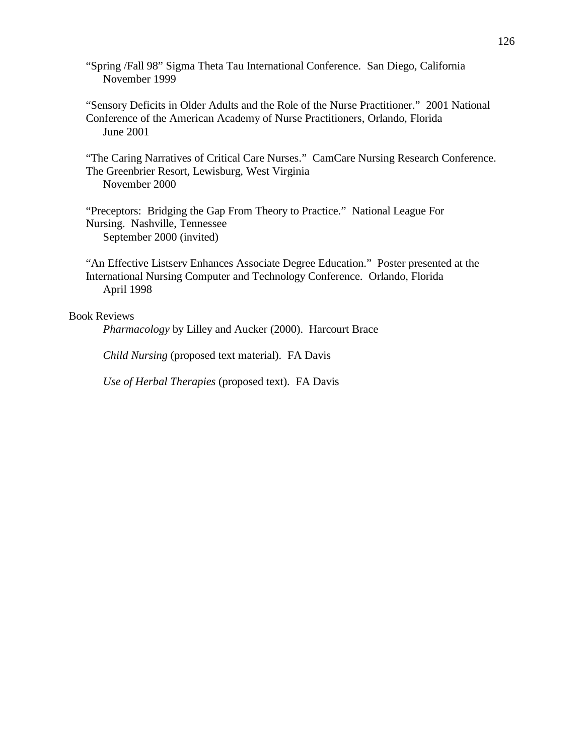"Spring /Fall 98" Sigma Theta Tau International Conference. San Diego, California
November 1999

"Sensory Deficits in Older Adults and the Role of the Nurse Practitioner." 2001 National Conference of the American Academy of Nurse Practitioners, Orlando, Florida
June 2001

"The Caring Narratives of Critical Care Nurses." CamCare Nursing Research Conference. The Greenbrier Resort, Lewisburg, West Virginia
November 2000

"Preceptors: Bridging the Gap From Theory to Practice." National League For Nursing. Nashville, Tennessee
September 2000 (invited)

"An Effective Listserv Enhances Associate Degree Education." Poster presented at the International Nursing Computer and Technology Conference. Orlando, Florida
April 1998

Book Reviews

*Pharmacology* by Lilley and Aucker (2000). Harcourt Brace

*Child Nursing* (proposed text material). FA Davis

*Use of Herbal Therapies* (proposed text). FA Davis